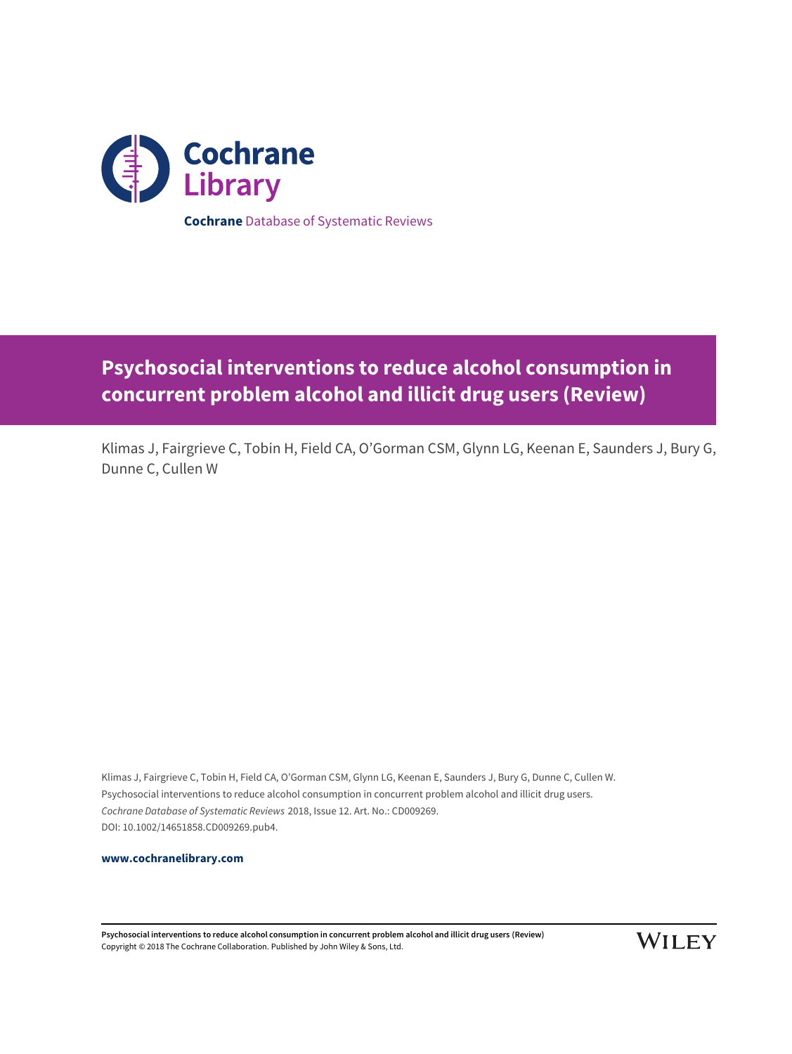Cochrane Library

**Cochrane** Database of Systematic Reviews

# Psychosocial interventions to reduce alcohol consumption in concurrent problem alcohol and illicit drug users (Review)

Klimas J, Fairgrieve C, Tobin H, Field CA, O'Gorman CSM, Glynn LG, Keenan E, Saunders J, Bury G, Dunne C, Cullen W

Klimas J, Fairgrieve C, Tobin H, Field CA, O'Gorman CSM, Glynn LG, Keenan E, Saunders J, Bury G, Dunne C, Cullen W.
Psychosocial interventions to reduce alcohol consumption in concurrent problem alcohol and illicit drug users.
*Cochrane Database of Systematic Reviews* 2018, Issue 12. Art. No.: CD009269.
DOI: 10.1002/14651858.CD009269.pub4.

**www.cochranelibrary.com**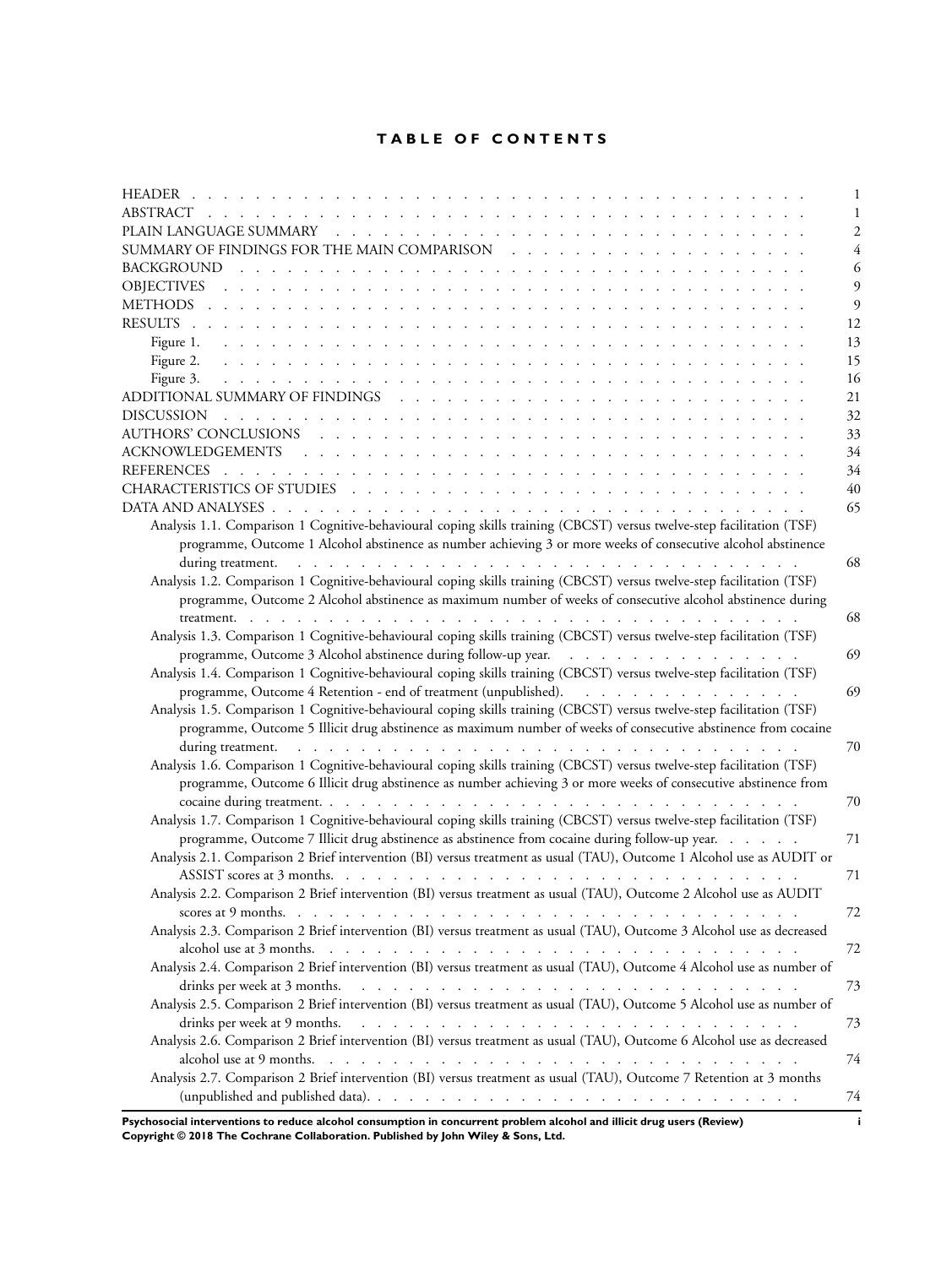# TABLE OF CONTENTS

| | |
|---|---|
| HEADER | 1 |
| ABSTRACT | 1 |
| PLAIN LANGUAGE SUMMARY | 2 |
| SUMMARY OF FINDINGS FOR THE MAIN COMPARISON | 4 |
| BACKGROUND | 6 |
| OBJECTIVES | 9 |
| METHODS | 9 |
| RESULTS | 12 |
| Figure 1. | 13 |
| Figure 2. | 15 |
| Figure 3. | 16 |
| ADDITIONAL SUMMARY OF FINDINGS | 21 |
| DISCUSSION | 32 |
| AUTHORS' CONCLUSIONS | 33 |
| ACKNOWLEDGEMENTS | 34 |
| REFERENCES | 34 |
| CHARACTERISTICS OF STUDIES | 40 |
| DATA AND ANALYSES | 65 |
| Analysis 1.1. Comparison 1 Cognitive-behavioural coping skills training (CBCST) versus twelve-step facilitation (TSF) programme, Outcome 1 Alcohol abstinence as number achieving 3 or more weeks of consecutive alcohol abstinence during treatment. | 68 |
| Analysis 1.2. Comparison 1 Cognitive-behavioural coping skills training (CBCST) versus twelve-step facilitation (TSF) programme, Outcome 2 Alcohol abstinence as maximum number of weeks of consecutive alcohol abstinence during treatment. | 68 |
| Analysis 1.3. Comparison 1 Cognitive-behavioural coping skills training (CBCST) versus twelve-step facilitation (TSF) programme, Outcome 3 Alcohol abstinence during follow-up year. | 69 |
| Analysis 1.4. Comparison 1 Cognitive-behavioural coping skills training (CBCST) versus twelve-step facilitation (TSF) programme, Outcome 4 Retention - end of treatment (unpublished). | 69 |
| Analysis 1.5. Comparison 1 Cognitive-behavioural coping skills training (CBCST) versus twelve-step facilitation (TSF) programme, Outcome 5 Illicit drug abstinence as maximum number of weeks of consecutive abstinence from cocaine during treatment. | 70 |
| Analysis 1.6. Comparison 1 Cognitive-behavioural coping skills training (CBCST) versus twelve-step facilitation (TSF) programme, Outcome 6 Illicit drug abstinence as number achieving 3 or more weeks of consecutive abstinence from cocaine during treatment. | 70 |
| Analysis 1.7. Comparison 1 Cognitive-behavioural coping skills training (CBCST) versus twelve-step facilitation (TSF) programme, Outcome 7 Illicit drug abstinence as abstinence from cocaine during follow-up year. | 71 |
| Analysis 2.1. Comparison 2 Brief intervention (BI) versus treatment as usual (TAU), Outcome 1 Alcohol use as AUDIT or ASSIST scores at 3 months. | 71 |
| Analysis 2.2. Comparison 2 Brief intervention (BI) versus treatment as usual (TAU), Outcome 2 Alcohol use as AUDIT scores at 9 months. | 72 |
| Analysis 2.3. Comparison 2 Brief intervention (BI) versus treatment as usual (TAU), Outcome 3 Alcohol use as decreased alcohol use at 3 months. | 72 |
| Analysis 2.4. Comparison 2 Brief intervention (BI) versus treatment as usual (TAU), Outcome 4 Alcohol use as number of drinks per week at 3 months. | 73 |
| Analysis 2.5. Comparison 2 Brief intervention (BI) versus treatment as usual (TAU), Outcome 5 Alcohol use as number of drinks per week at 9 months. | 73 |
| Analysis 2.6. Comparison 2 Brief intervention (BI) versus treatment as usual (TAU), Outcome 6 Alcohol use as decreased alcohol use at 9 months. | 74 |
| Analysis 2.7. Comparison 2 Brief intervention (BI) versus treatment as usual (TAU), Outcome 7 Retention at 3 months (unpublished and published data). | 74 |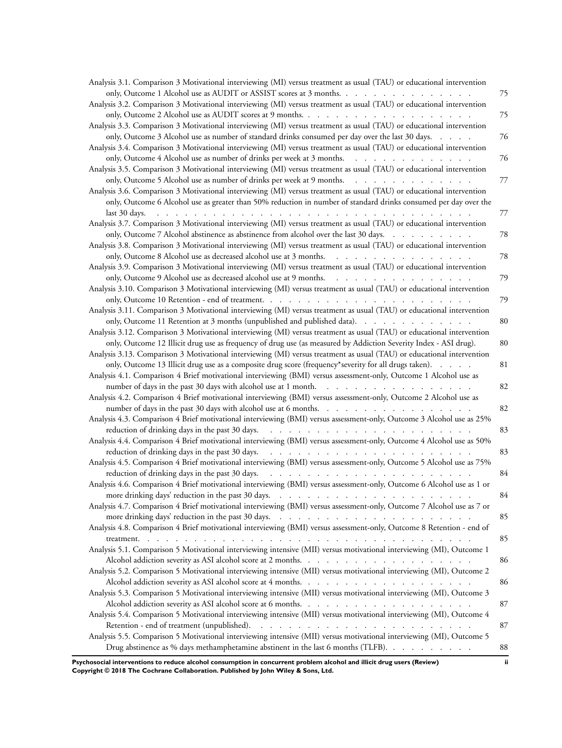Analysis 3.1. Comparison 3 Motivational interviewing (MI) versus treatment as usual (TAU) or educational intervention only, Outcome 1 Alcohol use as AUDIT or ASSIST scores at 3 months. . . . . . . . . . . . . . . . 75

Analysis 3.2. Comparison 3 Motivational interviewing (MI) versus treatment as usual (TAU) or educational intervention only, Outcome 2 Alcohol use as AUDIT scores at 9 months. . . . . . . . . . . . . . . . . . . . 75

Analysis 3.3. Comparison 3 Motivational interviewing (MI) versus treatment as usual (TAU) or educational intervention only, Outcome 3 Alcohol use as number of standard drinks consumed per day over the last 30 days. . . . . 76

Analysis 3.4. Comparison 3 Motivational interviewing (MI) versus treatment as usual (TAU) or educational intervention only, Outcome 4 Alcohol use as number of drinks per week at 3 months. . . . . . . . . . . . . . 76

Analysis 3.5. Comparison 3 Motivational interviewing (MI) versus treatment as usual (TAU) or educational intervention only, Outcome 5 Alcohol use as number of drinks per week at 9 months. . . . . . . . . . . . . . 77

Analysis 3.6. Comparison 3 Motivational interviewing (MI) versus treatment as usual (TAU) or educational intervention only, Outcome 6 Alcohol use as greater than 50% reduction in number of standard drinks consumed per day over the last 30 days. . . . . . . . . . . . . . . . . . . . . . . . . . . . . . . . . . . 77

Analysis 3.7. Comparison 3 Motivational interviewing (MI) versus treatment as usual (TAU) or educational intervention only, Outcome 7 Alcohol abstinence as abstinence from alcohol over the last 30 days. . . . . . . . . . 78

Analysis 3.8. Comparison 3 Motivational interviewing (MI) versus treatment as usual (TAU) or educational intervention only, Outcome 8 Alcohol use as decreased alcohol use at 3 months. . . . . . . . . . . . . . . . 78

Analysis 3.9. Comparison 3 Motivational interviewing (MI) versus treatment as usual (TAU) or educational intervention only, Outcome 9 Alcohol use as decreased alcohol use at 9 months. . . . . . . . . . . . . . . . 79

Analysis 3.10. Comparison 3 Motivational interviewing (MI) versus treatment as usual (TAU) or educational intervention only, Outcome 10 Retention - end of treatment. . . . . . . . . . . . . . . . . . . . . . . . 79

Analysis 3.11. Comparison 3 Motivational interviewing (MI) versus treatment as usual (TAU) or educational intervention only, Outcome 11 Retention at 3 months (unpublished and published data). . . . . . . . . . . . . 80

Analysis 3.12. Comparison 3 Motivational interviewing (MI) versus treatment as usual (TAU) or educational intervention only, Outcome 12 Illicit drug use as frequency of drug use (as measured by Addiction Severity Index - ASI drug). 80

Analysis 3.13. Comparison 3 Motivational interviewing (MI) versus treatment as usual (TAU) or educational intervention only, Outcome 13 Illicit drug use as a composite drug score (frequency*severity for all drugs taken). . . . . 81

Analysis 4.1. Comparison 4 Brief motivational interviewing (BMI) versus assessment-only, Outcome 1 Alcohol use as number of days in the past 30 days with alcohol use at 1 month. . . . . . . . . . . . . . . . . 82

Analysis 4.2. Comparison 4 Brief motivational interviewing (BMI) versus assessment-only, Outcome 2 Alcohol use as number of days in the past 30 days with alcohol use at 6 months. . . . . . . . . . . . . . . . . 82

Analysis 4.3. Comparison 4 Brief motivational interviewing (BMI) versus assessment-only, Outcome 3 Alcohol use as 25% reduction of drinking days in the past 30 days. . . . . . . . . . . . . . . . . . . . . . . 83

Analysis 4.4. Comparison 4 Brief motivational interviewing (BMI) versus assessment-only, Outcome 4 Alcohol use as 50% reduction of drinking days in the past 30 days. . . . . . . . . . . . . . . . . . . . . . . 83

Analysis 4.5. Comparison 4 Brief motivational interviewing (BMI) versus assessment-only, Outcome 5 Alcohol use as 75% reduction of drinking days in the past 30 days. . . . . . . . . . . . . . . . . . . . . . . 84

Analysis 4.6. Comparison 4 Brief motivational interviewing (BMI) versus assessment-only, Outcome 6 Alcohol use as 1 or more drinking days' reduction in the past 30 days. . . . . . . . . . . . . . . . . . . . . 84

Analysis 4.7. Comparison 4 Brief motivational interviewing (BMI) versus assessment-only, Outcome 7 Alcohol use as 7 or more drinking days' reduction in the past 30 days. . . . . . . . . . . . . . . . . . . . . 85

Analysis 4.8. Comparison 4 Brief motivational interviewing (BMI) versus assessment-only, Outcome 8 Retention - end of treatment. . . . . . . . . . . . . . . . . . . . . . . . . . . . . . . . . . . . 85

Analysis 5.1. Comparison 5 Motivational interviewing intensive (MII) versus motivational interviewing (MI), Outcome 1 Alcohol addiction severity as ASI alcohol score at 2 months. . . . . . . . . . . . . . . . . . . 86

Analysis 5.2. Comparison 5 Motivational interviewing intensive (MII) versus motivational interviewing (MI), Outcome 2 Alcohol addiction severity as ASI alcohol score at 4 months. . . . . . . . . . . . . . . . . . . 86

Analysis 5.3. Comparison 5 Motivational interviewing intensive (MII) versus motivational interviewing (MI), Outcome 3 Alcohol addiction severity as ASI alcohol score at 6 months. . . . . . . . . . . . . . . . . . . 87

Analysis 5.4. Comparison 5 Motivational interviewing intensive (MII) versus motivational interviewing (MI), Outcome 4 Retention - end of treatment (unpublished). . . . . . . . . . . . . . . . . . . . . . . 87

Analysis 5.5. Comparison 5 Motivational interviewing intensive (MII) versus motivational interviewing (MI), Outcome 5 Drug abstinence as % days methamphetamine abstinent in the last 6 months (TLFB). . . . . . . . . 88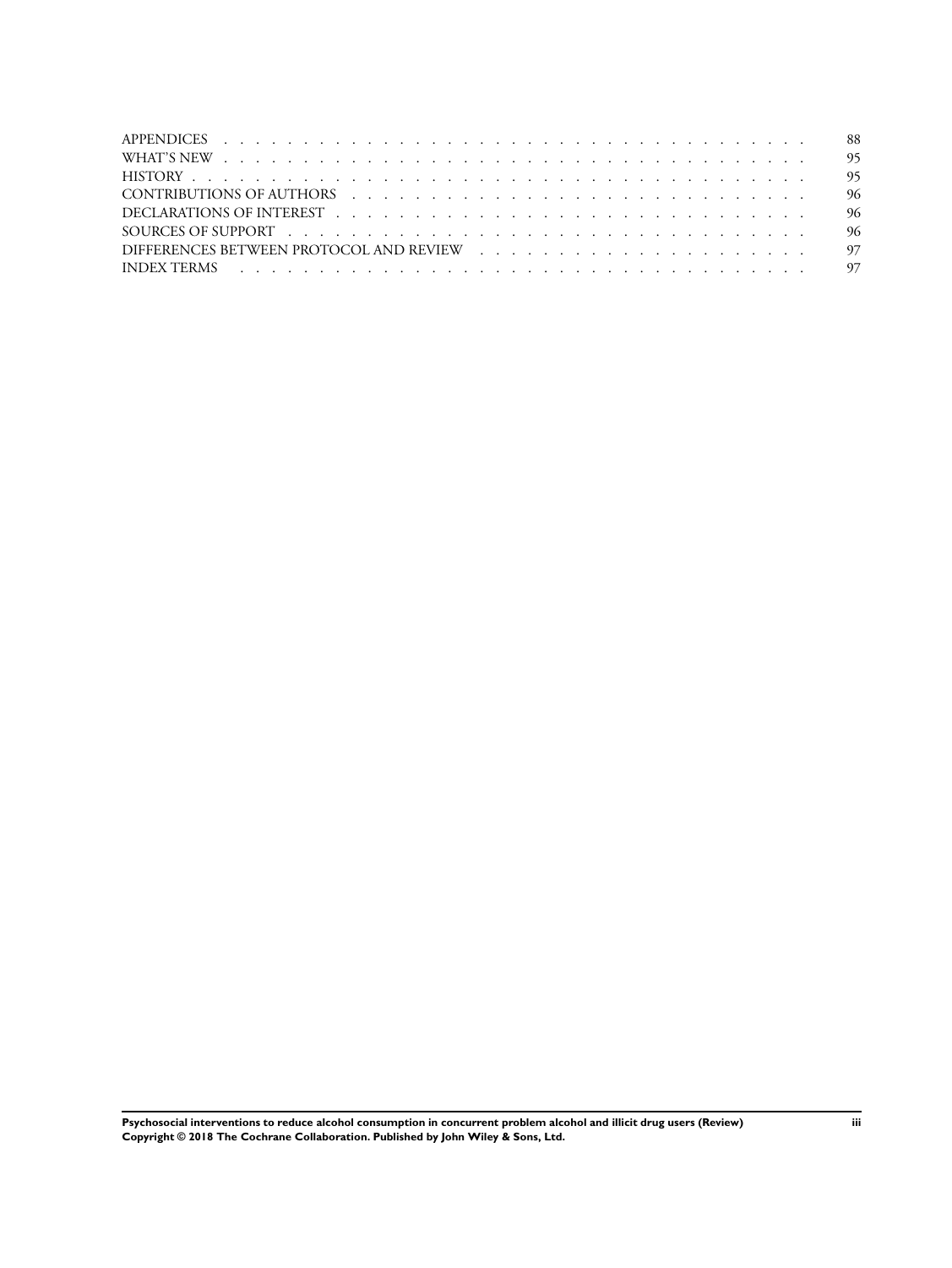| | |
|---|---|
| APPENDICES | 88 |
| WHAT'S NEW | 95 |
| HISTORY | 95 |
| CONTRIBUTIONS OF AUTHORS | 96 |
| DECLARATIONS OF INTEREST | 96 |
| SOURCES OF SUPPORT | 96 |
| DIFFERENCES BETWEEN PROTOCOL AND REVIEW | 97 |
| INDEX TERMS | 97 |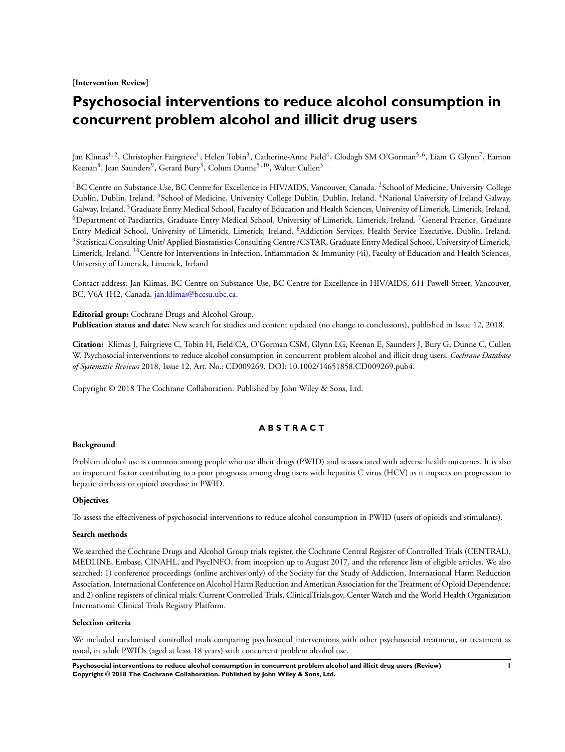**[Intervention Review]**

# Psychosocial interventions to reduce alcohol consumption in concurrent problem alcohol and illicit drug users

Jan Klimas[1,2], Christopher Fairgrieve[1], Helen Tobin[3], Catherine-Anne Field[4], Clodagh SM O'Gorman[5,6], Liam G Glynn[7], Eamon Keenan[8], Jean Saunders[9], Gerard Bury[3], Colum Dunne[5,10], Walter Cullen[3]

[1]BC Centre on Substance Use, BC Centre for Excellence in HIV/AIDS, Vancouver, Canada. [2]School of Medicine, University College Dublin, Dublin, Ireland. [3]School of Medicine, University College Dublin, Dublin, Ireland. [4]National University of Ireland Galway, Galway, Ireland. [5]Graduate Entry Medical School, Faculty of Education and Health Sciences, University of Limerick, Limerick, Ireland. [6]Department of Paediatrics, Graduate Entry Medical School, University of Limerick, Limerick, Ireland. [7]General Practice, Graduate Entry Medical School, University of Limerick, Limerick, Ireland. [8]Addiction Services, Health Service Executive, Dublin, Ireland. [9]Statistical Consulting Unit/ Applied Biostatistics Consulting Centre /CSTAR, Graduate Entry Medical School, University of Limerick, Limerick, Ireland. [10]Centre for Interventions in Infection, Inflammation & Immunity (4i), Faculty of Education and Health Sciences, University of Limerick, Limerick, Ireland

Contact address: Jan Klimas, BC Centre on Substance Use, BC Centre for Excellence in HIV/AIDS, 611 Powell Street, Vancouver, BC, V6A 1H2, Canada. jan.klimas@bccsu.ubc.ca.

**Editorial group:** Cochrane Drugs and Alcohol Group.
**Publication status and date:** New search for studies and content updated (no change to conclusions), published in Issue 12, 2018.

**Citation:** Klimas J, Fairgrieve C, Tobin H, Field CA, O'Gorman CSM, Glynn LG, Keenan E, Saunders J, Bury G, Dunne C, Cullen W. Psychosocial interventions to reduce alcohol consumption in concurrent problem alcohol and illicit drug users. *Cochrane Database of Systematic Reviews* 2018, Issue 12. Art. No.: CD009269. DOI: 10.1002/14651858.CD009269.pub4.

Copyright © 2018 The Cochrane Collaboration. Published by John Wiley & Sons, Ltd.

## ABSTRACT

### Background

Problem alcohol use is common among people who use illicit drugs (PWID) and is associated with adverse health outcomes. It is also an important factor contributing to a poor prognosis among drug users with hepatitis C virus (HCV) as it impacts on progression to hepatic cirrhosis or opioid overdose in PWID.

### Objectives

To assess the effectiveness of psychosocial interventions to reduce alcohol consumption in PWID (users of opioids and stimulants).

### Search methods

We searched the Cochrane Drugs and Alcohol Group trials register, the Cochrane Central Register of Controlled Trials (CENTRAL), MEDLINE, Embase, CINAHL, and PsycINFO, from inception up to August 2017, and the reference lists of eligible articles. We also searched: 1) conference proceedings (online archives only) of the Society for the Study of Addiction, International Harm Reduction Association, International Conference on Alcohol Harm Reduction and American Association for the Treatment of Opioid Dependence; and 2) online registers of clinical trials: Current Controlled Trials, ClinicalTrials.gov, Center Watch and the World Health Organization International Clinical Trials Registry Platform.

### Selection criteria

We included randomised controlled trials comparing psychosocial interventions with other psychosocial treatment, or treatment as usual, in adult PWIDs (aged at least 18 years) with concurrent problem alcohol use.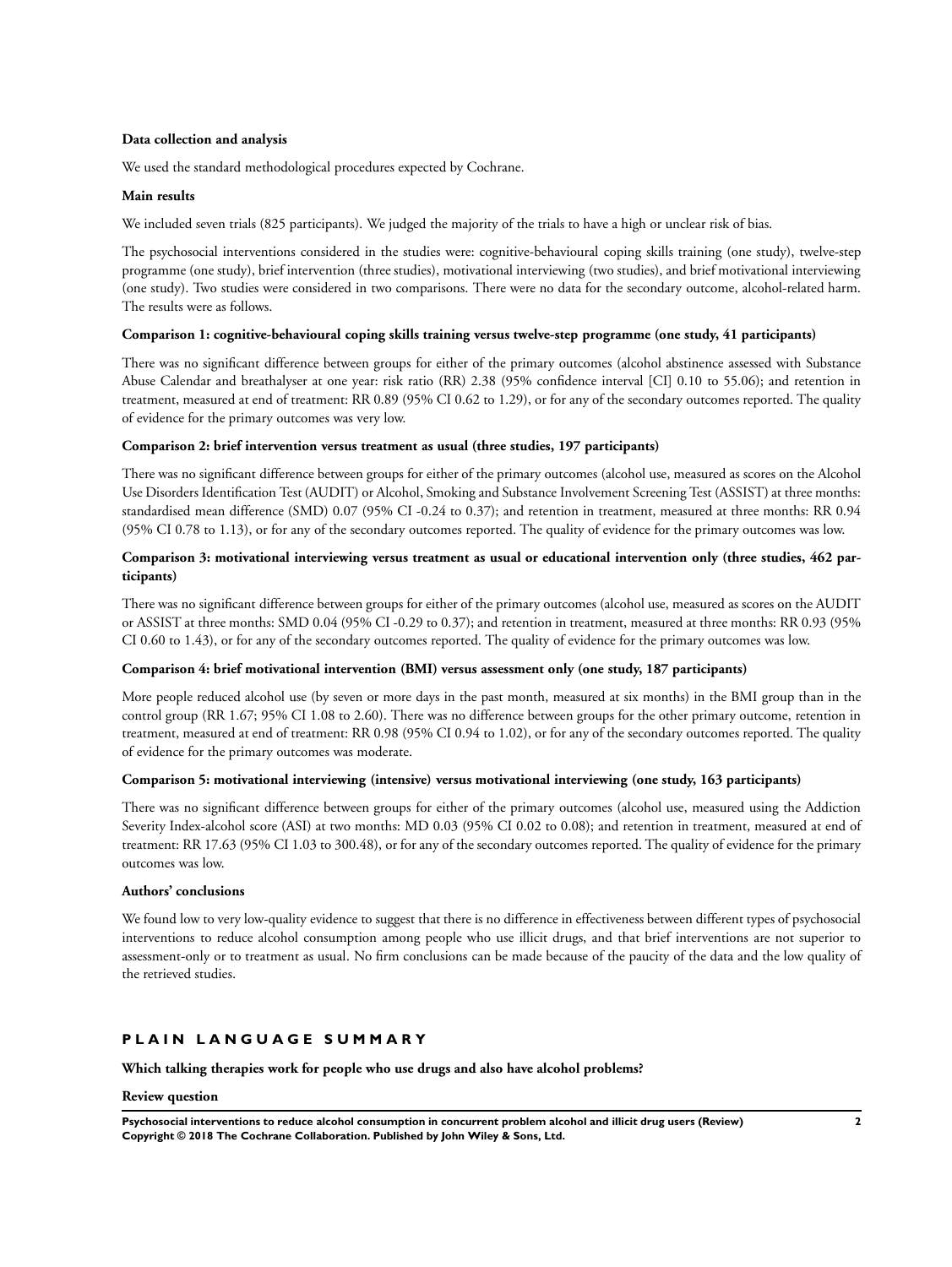**Data collection and analysis**

We used the standard methodological procedures expected by Cochrane.

**Main results**

We included seven trials (825 participants). We judged the majority of the trials to have a high or unclear risk of bias.

The psychosocial interventions considered in the studies were: cognitive-behavioural coping skills training (one study), twelve-step programme (one study), brief intervention (three studies), motivational interviewing (two studies), and brief motivational interviewing (one study). Two studies were considered in two comparisons. There were no data for the secondary outcome, alcohol-related harm. The results were as follows.

**Comparison 1: cognitive-behavioural coping skills training versus twelve-step programme (one study, 41 participants)**

There was no significant difference between groups for either of the primary outcomes (alcohol abstinence assessed with Substance Abuse Calendar and breathalyser at one year: risk ratio (RR) 2.38 (95% confidence interval [CI] 0.10 to 55.06); and retention in treatment, measured at end of treatment: RR 0.89 (95% CI 0.62 to 1.29), or for any of the secondary outcomes reported. The quality of evidence for the primary outcomes was very low.

**Comparison 2: brief intervention versus treatment as usual (three studies, 197 participants)**

There was no significant difference between groups for either of the primary outcomes (alcohol use, measured as scores on the Alcohol Use Disorders Identification Test (AUDIT) or Alcohol, Smoking and Substance Involvement Screening Test (ASSIST) at three months: standardised mean difference (SMD) 0.07 (95% CI -0.24 to 0.37); and retention in treatment, measured at three months: RR 0.94 (95% CI 0.78 to 1.13), or for any of the secondary outcomes reported. The quality of evidence for the primary outcomes was low.

**Comparison 3: motivational interviewing versus treatment as usual or educational intervention only (three studies, 462 participants)**

There was no significant difference between groups for either of the primary outcomes (alcohol use, measured as scores on the AUDIT or ASSIST at three months: SMD 0.04 (95% CI -0.29 to 0.37); and retention in treatment, measured at three months: RR 0.93 (95% CI 0.60 to 1.43), or for any of the secondary outcomes reported. The quality of evidence for the primary outcomes was low.

**Comparison 4: brief motivational intervention (BMI) versus assessment only (one study, 187 participants)**

More people reduced alcohol use (by seven or more days in the past month, measured at six months) in the BMI group than in the control group (RR 1.67; 95% CI 1.08 to 2.60). There was no difference between groups for the other primary outcome, retention in treatment, measured at end of treatment: RR 0.98 (95% CI 0.94 to 1.02), or for any of the secondary outcomes reported. The quality of evidence for the primary outcomes was moderate.

**Comparison 5: motivational interviewing (intensive) versus motivational interviewing (one study, 163 participants)**

There was no significant difference between groups for either of the primary outcomes (alcohol use, measured using the Addiction Severity Index-alcohol score (ASI) at two months: MD 0.03 (95% CI 0.02 to 0.08); and retention in treatment, measured at end of treatment: RR 17.63 (95% CI 1.03 to 300.48), or for any of the secondary outcomes reported. The quality of evidence for the primary outcomes was low.

**Authors' conclusions**

We found low to very low-quality evidence to suggest that there is no difference in effectiveness between different types of psychosocial interventions to reduce alcohol consumption among people who use illicit drugs, and that brief interventions are not superior to assessment-only or to treatment as usual. No firm conclusions can be made because of the paucity of the data and the low quality of the retrieved studies.

## PLAIN LANGUAGE SUMMARY

**Which talking therapies work for people who use drugs and also have alcohol problems?**

**Review question**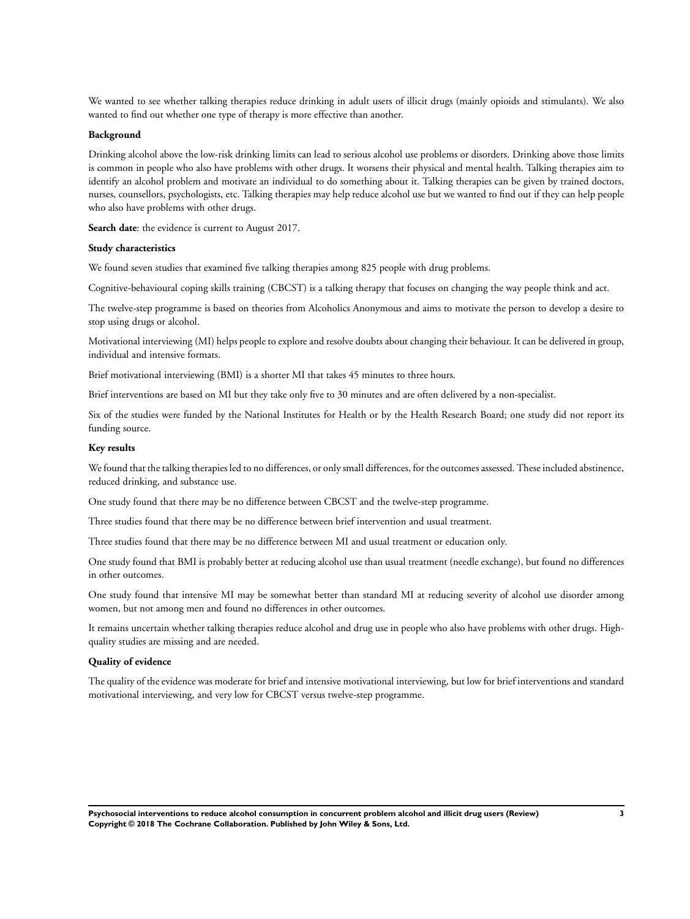We wanted to see whether talking therapies reduce drinking in adult users of illicit drugs (mainly opioids and stimulants). We also wanted to find out whether one type of therapy is more effective than another.

**Background**

Drinking alcohol above the low-risk drinking limits can lead to serious alcohol use problems or disorders. Drinking above those limits is common in people who also have problems with other drugs. It worsens their physical and mental health. Talking therapies aim to identify an alcohol problem and motivate an individual to do something about it. Talking therapies can be given by trained doctors, nurses, counsellors, psychologists, etc. Talking therapies may help reduce alcohol use but we wanted to find out if they can help people who also have problems with other drugs.

**Search date**: the evidence is current to August 2017.

**Study characteristics**

We found seven studies that examined five talking therapies among 825 people with drug problems.

Cognitive-behavioural coping skills training (CBCST) is a talking therapy that focuses on changing the way people think and act.

The twelve-step programme is based on theories from Alcoholics Anonymous and aims to motivate the person to develop a desire to stop using drugs or alcohol.

Motivational interviewing (MI) helps people to explore and resolve doubts about changing their behaviour. It can be delivered in group, individual and intensive formats.

Brief motivational interviewing (BMI) is a shorter MI that takes 45 minutes to three hours.

Brief interventions are based on MI but they take only five to 30 minutes and are often delivered by a non-specialist.

Six of the studies were funded by the National Institutes for Health or by the Health Research Board; one study did not report its funding source.

**Key results**

We found that the talking therapies led to no differences, or only small differences, for the outcomes assessed. These included abstinence, reduced drinking, and substance use.

One study found that there may be no difference between CBCST and the twelve-step programme.

Three studies found that there may be no difference between brief intervention and usual treatment.

Three studies found that there may be no difference between MI and usual treatment or education only.

One study found that BMI is probably better at reducing alcohol use than usual treatment (needle exchange), but found no differences in other outcomes.

One study found that intensive MI may be somewhat better than standard MI at reducing severity of alcohol use disorder among women, but not among men and found no differences in other outcomes.

It remains uncertain whether talking therapies reduce alcohol and drug use in people who also have problems with other drugs. High-quality studies are missing and are needed.

**Quality of evidence**

The quality of the evidence was moderate for brief and intensive motivational interviewing, but low for brief interventions and standard motivational interviewing, and very low for CBCST versus twelve-step programme.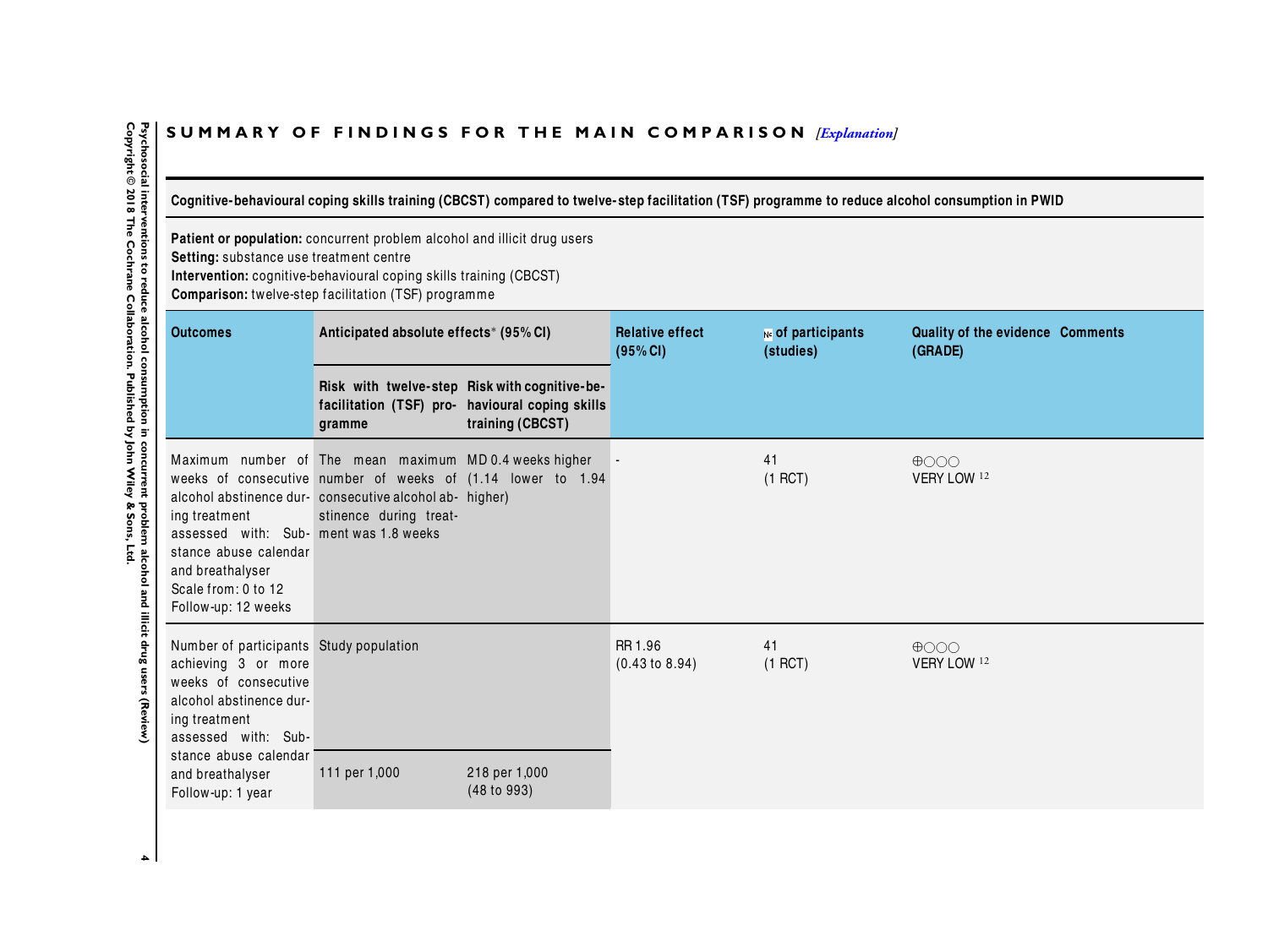## SUMMARY OF FINDINGS FOR THE MAIN COMPARISON *[Explanation]*

**Cognitive-behavioural coping skills training (CBCST) compared to twelve-step facilitation (TSF) programme to reduce alcohol consumption in PWID**

**Patient or population:** concurrent problem alcohol and illicit drug users
**Setting:** substance use treatment centre
**Intervention:** cognitive-behavioural coping skills training (CBCST)
**Comparison:** twelve-step facilitation (TSF) programme

| Outcomes | Anticipated absolute effects* (95% CI) | | Relative effect (95% CI) | № of participants (studies) | Quality of the evidence (GRADE) | Comments |
|---|---|---|---|---|---|---|
| | Risk with twelve-step facilitation (TSF) programme | Risk with cognitive-behavioural coping skills training (CBCST) | | | | |
| Maximum number of weeks of consecutive alcohol abstinence during treatment assessed with: Substance abuse calendar and breathalyser Scale from: 0 to 12 Follow-up: 12 weeks | The mean maximum number of weeks of consecutive alcohol abstinence during treatment was 1.8 weeks | MD 0.4 weeks higher (1.14 lower to 1.94 higher) | - | 41 (1 RCT) | ⊕○○○ VERY LOW [1 2] | |
| Number of participants achieving 3 or more weeks of consecutive alcohol abstinence during treatment assessed with: Substance abuse calendar and breathalyser Follow-up: 1 year | Study population | | RR 1.96 (0.43 to 8.94) | 41 (1 RCT) | ⊕○○○ VERY LOW [1 2] | |
| | 111 per 1,000 | 218 per 1,000 (48 to 993) | | | | |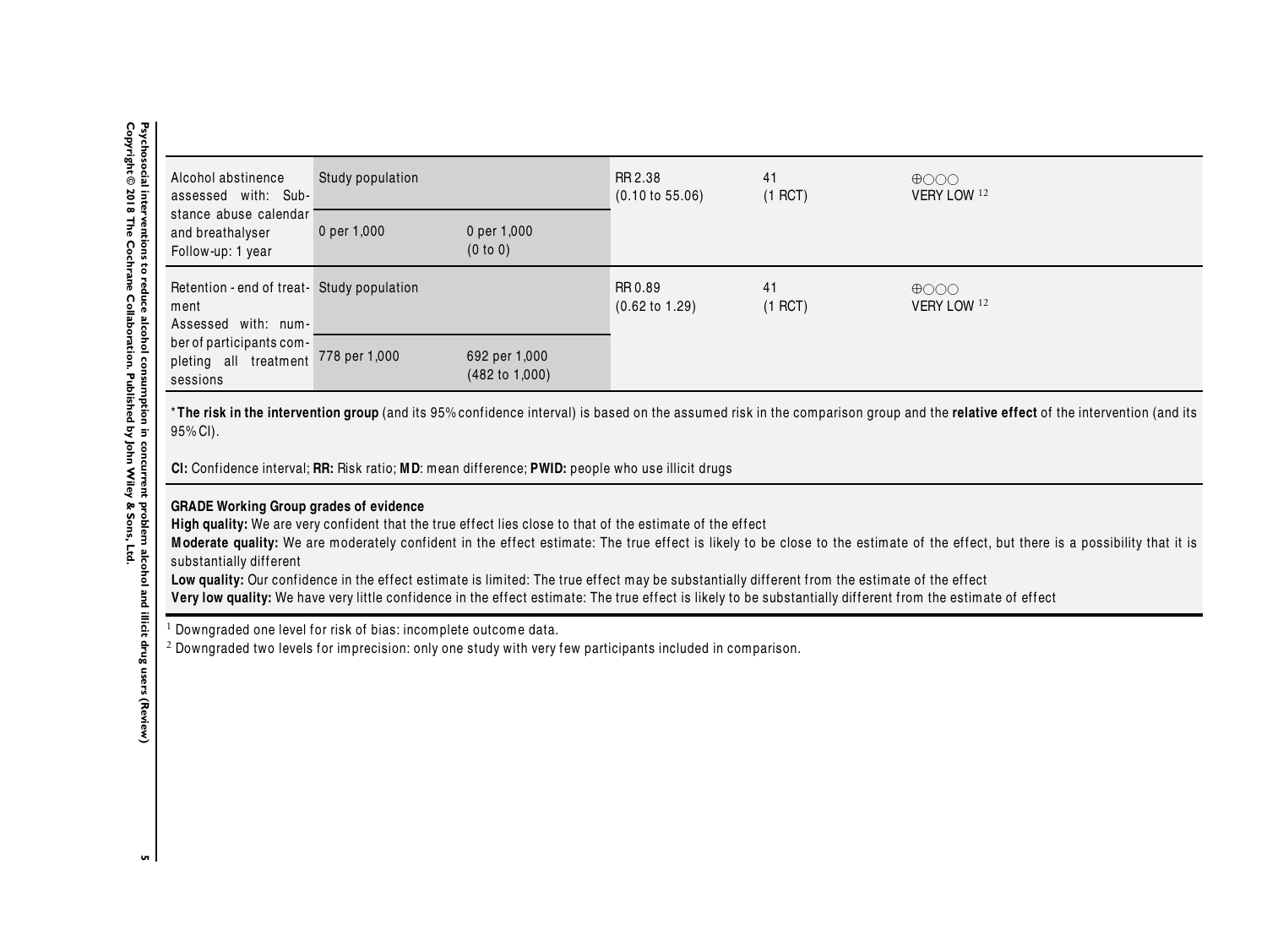| | | | | | |
|---|---|---|---|---|---|
| Alcohol abstinence assessed with: Substance abuse calendar and breathalyser Follow-up: 1 year | Study population | | RR 2.38 (0.10 to 55.06) | 41 (1 RCT) | ⊕○○○ VERY LOW [1,2] |
| | 0 per 1,000 | 0 per 1,000 (0 to 0) | | | |
| Retention - end of treatment Assessed with: number of participants completing all treatment sessions | Study population | | RR 0.89 (0.62 to 1.29) | 41 (1 RCT) | ⊕○○○ VERY LOW [1,2] |
| | 778 per 1,000 | 692 per 1,000 (482 to 1,000) | | | |

***The risk in the intervention group** (and its 95% confidence interval) is based on the assumed risk in the comparison group and the **relative effect** of the intervention (and its 95% CI).

**CI:** Confidence interval; **RR:** Risk ratio; **MD**: mean difference; **PWID:** people who use illicit drugs

**GRADE Working Group grades of evidence**
**High quality:** We are very confident that the true effect lies close to that of the estimate of the effect
**Moderate quality:** We are moderately confident in the effect estimate: The true effect is likely to be close to the estimate of the effect, but there is a possibility that it is substantially different
**Low quality:** Our confidence in the effect estimate is limited: The true effect may be substantially different from the estimate of the effect
**Very low quality:** We have very little confidence in the effect estimate: The true effect is likely to be substantially different from the estimate of effect

[1] Downgraded one level for risk of bias: incomplete outcome data.
[2] Downgraded two levels for imprecision: only one study with very few participants included in comparison.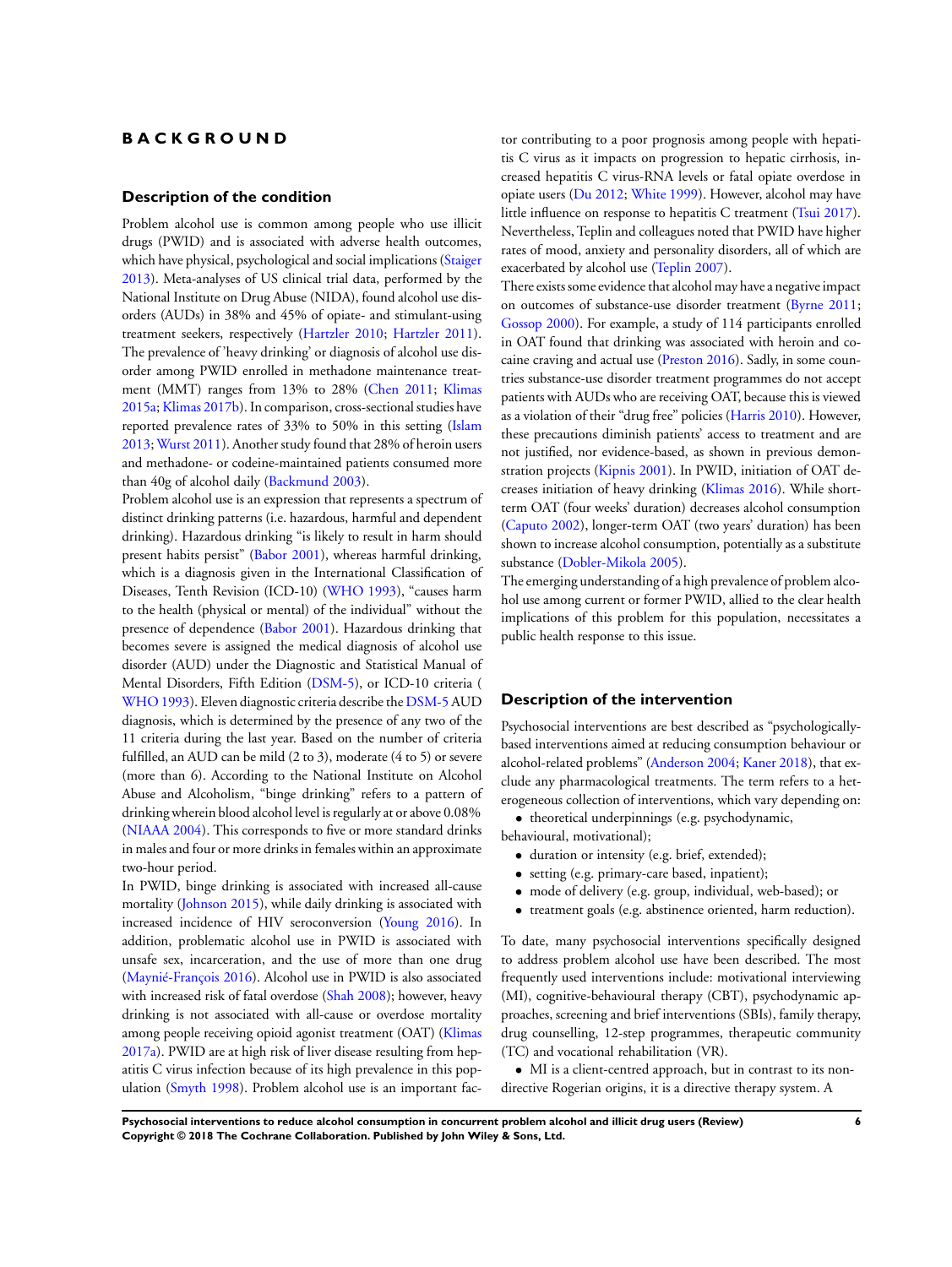# BACKGROUND

## Description of the condition

Problem alcohol use is common among people who use illicit drugs (PWID) and is associated with adverse health outcomes, which have physical, psychological and social implications (Staiger 2013). Meta-analyses of US clinical trial data, performed by the National Institute on Drug Abuse (NIDA), found alcohol use disorders (AUDs) in 38% and 45% of opiate- and stimulant-using treatment seekers, respectively (Hartzler 2010; Hartzler 2011). The prevalence of 'heavy drinking' or diagnosis of alcohol use disorder among PWID enrolled in methadone maintenance treatment (MMT) ranges from 13% to 28% (Chen 2011; Klimas 2015a; Klimas 2017b). In comparison, cross-sectional studies have reported prevalence rates of 33% to 50% in this setting (Islam 2013; Wurst 2011). Another study found that 28% of heroin users and methadone- or codeine-maintained patients consumed more than 40g of alcohol daily (Backmund 2003).

Problem alcohol use is an expression that represents a spectrum of distinct drinking patterns (i.e. hazardous, harmful and dependent drinking). Hazardous drinking "is likely to result in harm should present habits persist" (Babor 2001), whereas harmful drinking, which is a diagnosis given in the International Classification of Diseases, Tenth Revision (ICD-10) (WHO 1993), "causes harm to the health (physical or mental) of the individual" without the presence of dependence (Babor 2001). Hazardous drinking that becomes severe is assigned the medical diagnosis of alcohol use disorder (AUD) under the Diagnostic and Statistical Manual of Mental Disorders, Fifth Edition (DSM-5), or ICD-10 criteria ( WHO 1993). Eleven diagnostic criteria describe the DSM-5 AUD diagnosis, which is determined by the presence of any two of the 11 criteria during the last year. Based on the number of criteria fulfilled, an AUD can be mild (2 to 3), moderate (4 to 5) or severe (more than 6). According to the National Institute on Alcohol Abuse and Alcoholism, "binge drinking" refers to a pattern of drinking wherein blood alcohol level is regularly at or above 0.08% (NIAAA 2004). This corresponds to five or more standard drinks in males and four or more drinks in females within an approximate two-hour period.

In PWID, binge drinking is associated with increased all-cause mortality (Johnson 2015), while daily drinking is associated with increased incidence of HIV seroconversion (Young 2016). In addition, problematic alcohol use in PWID is associated with unsafe sex, incarceration, and the use of more than one drug (Maynié-François 2016). Alcohol use in PWID is also associated with increased risk of fatal overdose (Shah 2008); however, heavy drinking is not associated with all-cause or overdose mortality among people receiving opioid agonist treatment (OAT) (Klimas 2017a). PWID are at high risk of liver disease resulting from hepatitis C virus infection because of its high prevalence in this population (Smyth 1998). Problem alcohol use is an important factor contributing to a poor prognosis among people with hepatitis C virus as it impacts on progression to hepatic cirrhosis, increased hepatitis C virus-RNA levels or fatal opiate overdose in opiate users (Du 2012; White 1999). However, alcohol may have little influence on response to hepatitis C treatment (Tsui 2017). Nevertheless, Teplin and colleagues noted that PWID have higher rates of mood, anxiety and personality disorders, all of which are exacerbated by alcohol use (Teplin 2007).

There exists some evidence that alcohol may have a negative impact on outcomes of substance-use disorder treatment (Byrne 2011; Gossop 2000). For example, a study of 114 participants enrolled in OAT found that drinking was associated with heroin and cocaine craving and actual use (Preston 2016). Sadly, in some countries substance-use disorder treatment programmes do not accept patients with AUDs who are receiving OAT, because this is viewed as a violation of their "drug free" policies (Harris 2010). However, these precautions diminish patients' access to treatment and are not justified, nor evidence-based, as shown in previous demonstration projects (Kipnis 2001). In PWID, initiation of OAT decreases initiation of heavy drinking (Klimas 2016). While short-term OAT (four weeks' duration) decreases alcohol consumption (Caputo 2002), longer-term OAT (two years' duration) has been shown to increase alcohol consumption, potentially as a substitute substance (Dobler-Mikola 2005).

The emerging understanding of a high prevalence of problem alcohol use among current or former PWID, allied to the clear health implications of this problem for this population, necessitates a public health response to this issue.

## Description of the intervention

Psychosocial interventions are best described as "psychologically-based interventions aimed at reducing consumption behaviour or alcohol-related problems" (Anderson 2004; Kaner 2018), that exclude any pharmacological treatments. The term refers to a heterogeneous collection of interventions, which vary depending on:

- theoretical underpinnings (e.g. psychodynamic, behavioural, motivational);
- duration or intensity (e.g. brief, extended);
- setting (e.g. primary-care based, inpatient);
- mode of delivery (e.g. group, individual, web-based); or
- treatment goals (e.g. abstinence oriented, harm reduction).

To date, many psychosocial interventions specifically designed to address problem alcohol use have been described. The most frequently used interventions include: motivational interviewing (MI), cognitive-behavioural therapy (CBT), psychodynamic approaches, screening and brief interventions (SBIs), family therapy, drug counselling, 12-step programmes, therapeutic community (TC) and vocational rehabilitation (VR).

- MI is a client-centred approach, but in contrast to its non-directive Rogerian origins, it is a directive therapy system. A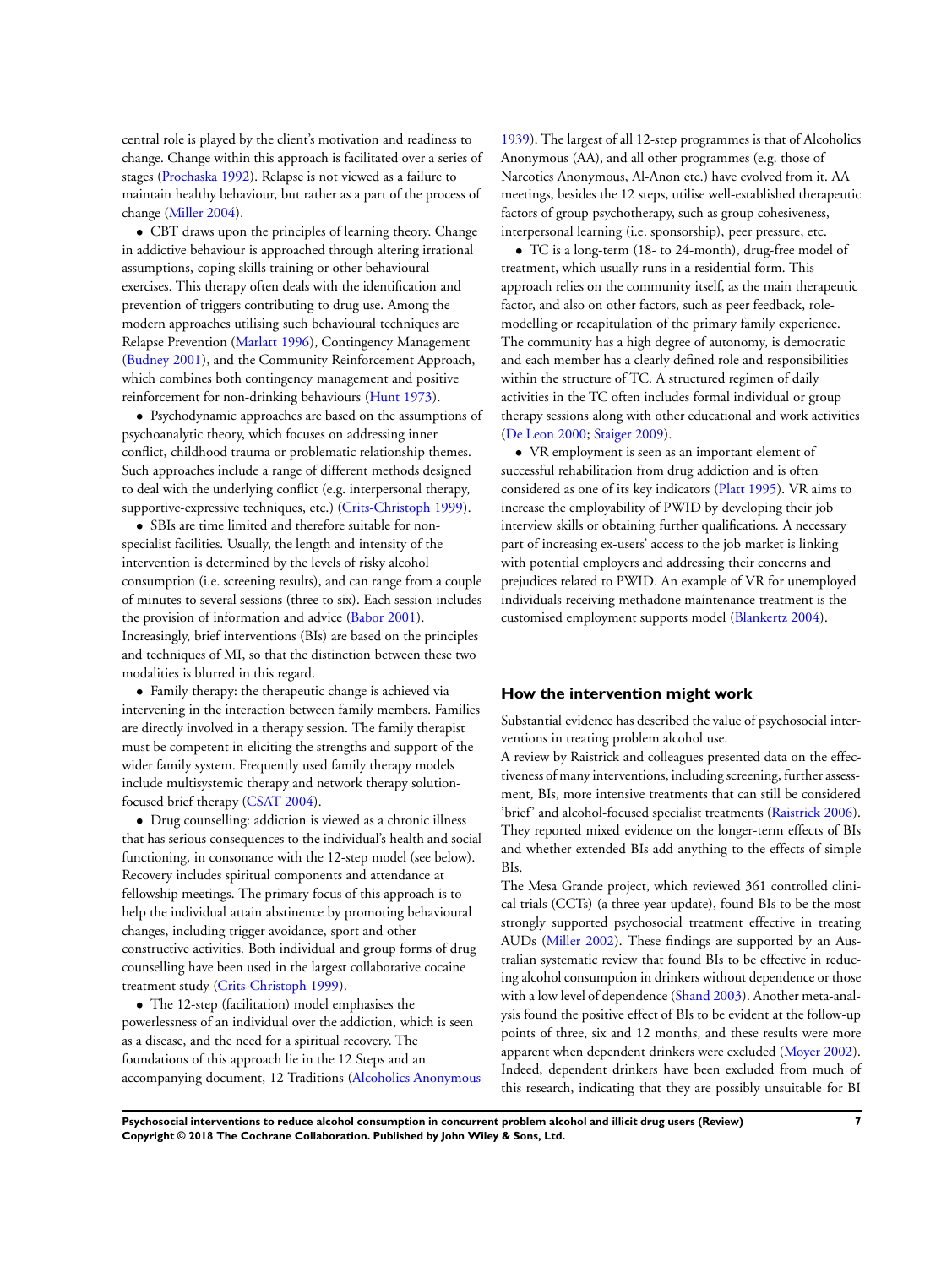central role is played by the client's motivation and readiness to change. Change within this approach is facilitated over a series of stages (Prochaska 1992). Relapse is not viewed as a failure to maintain healthy behaviour, but rather as a part of the process of change (Miller 2004).

- CBT draws upon the principles of learning theory. Change in addictive behaviour is approached through altering irrational assumptions, coping skills training or other behavioural exercises. This therapy often deals with the identification and prevention of triggers contributing to drug use. Among the modern approaches utilising such behavioural techniques are Relapse Prevention (Marlatt 1996), Contingency Management (Budney 2001), and the Community Reinforcement Approach, which combines both contingency management and positive reinforcement for non-drinking behaviours (Hunt 1973).
- Psychodynamic approaches are based on the assumptions of psychoanalytic theory, which focuses on addressing inner conflict, childhood trauma or problematic relationship themes. Such approaches include a range of different methods designed to deal with the underlying conflict (e.g. interpersonal therapy, supportive-expressive techniques, etc.) (Crits-Christoph 1999).
- SBIs are time limited and therefore suitable for non-specialist facilities. Usually, the length and intensity of the intervention is determined by the levels of risky alcohol consumption (i.e. screening results), and can range from a couple of minutes to several sessions (three to six). Each session includes the provision of information and advice (Babor 2001). Increasingly, brief interventions (BIs) are based on the principles and techniques of MI, so that the distinction between these two modalities is blurred in this regard.
- Family therapy: the therapeutic change is achieved via intervening in the interaction between family members. Families are directly involved in a therapy session. The family therapist must be competent in eliciting the strengths and support of the wider family system. Frequently used family therapy models include multisystemic therapy and network therapy solution-focused brief therapy (CSAT 2004).
- Drug counselling: addiction is viewed as a chronic illness that has serious consequences to the individual's health and social functioning, in consonance with the 12-step model (see below). Recovery includes spiritual components and attendance at fellowship meetings. The primary focus of this approach is to help the individual attain abstinence by promoting behavioural changes, including trigger avoidance, sport and other constructive activities. Both individual and group forms of drug counselling have been used in the largest collaborative cocaine treatment study (Crits-Christoph 1999).
- The 12-step (facilitation) model emphasises the powerlessness of an individual over the addiction, which is seen as a disease, and the need for a spiritual recovery. The foundations of this approach lie in the 12 Steps and an accompanying document, 12 Traditions (Alcoholics Anonymous 1939). The largest of all 12-step programmes is that of Alcoholics Anonymous (AA), and all other programmes (e.g. those of Narcotics Anonymous, Al-Anon etc.) have evolved from it. AA meetings, besides the 12 steps, utilise well-established therapeutic factors of group psychotherapy, such as group cohesiveness, interpersonal learning (i.e. sponsorship), peer pressure, etc.
- TC is a long-term (18- to 24-month), drug-free model of treatment, which usually runs in a residential form. This approach relies on the community itself, as the main therapeutic factor, and also on other factors, such as peer feedback, role-modelling or recapitulation of the primary family experience. The community has a high degree of autonomy, is democratic and each member has a clearly defined role and responsibilities within the structure of TC. A structured regimen of daily activities in the TC often includes formal individual or group therapy sessions along with other educational and work activities (De Leon 2000; Staiger 2009).
- VR employment is seen as an important element of successful rehabilitation from drug addiction and is often considered as one of its key indicators (Platt 1995). VR aims to increase the employability of PWID by developing their job interview skills or obtaining further qualifications. A necessary part of increasing ex-users' access to the job market is linking with potential employers and addressing their concerns and prejudices related to PWID. An example of VR for unemployed individuals receiving methadone maintenance treatment is the customised employment supports model (Blankertz 2004).

## How the intervention might work

Substantial evidence has described the value of psychosocial interventions in treating problem alcohol use.

A review by Raistrick and colleagues presented data on the effectiveness of many interventions, including screening, further assessment, BIs, more intensive treatments that can still be considered 'brief' and alcohol-focused specialist treatments (Raistrick 2006). They reported mixed evidence on the longer-term effects of BIs and whether extended BIs add anything to the effects of simple BIs.

The Mesa Grande project, which reviewed 361 controlled clinical trials (CCTs) (a three-year update), found BIs to be the most strongly supported psychosocial treatment effective in treating AUDs (Miller 2002). These findings are supported by an Australian systematic review that found BIs to be effective in reducing alcohol consumption in drinkers without dependence or those with a low level of dependence (Shand 2003). Another meta-analysis found the positive effect of BIs to be evident at the follow-up points of three, six and 12 months, and these results were more apparent when dependent drinkers were excluded (Moyer 2002). Indeed, dependent drinkers have been excluded from much of this research, indicating that they are possibly unsuitable for BI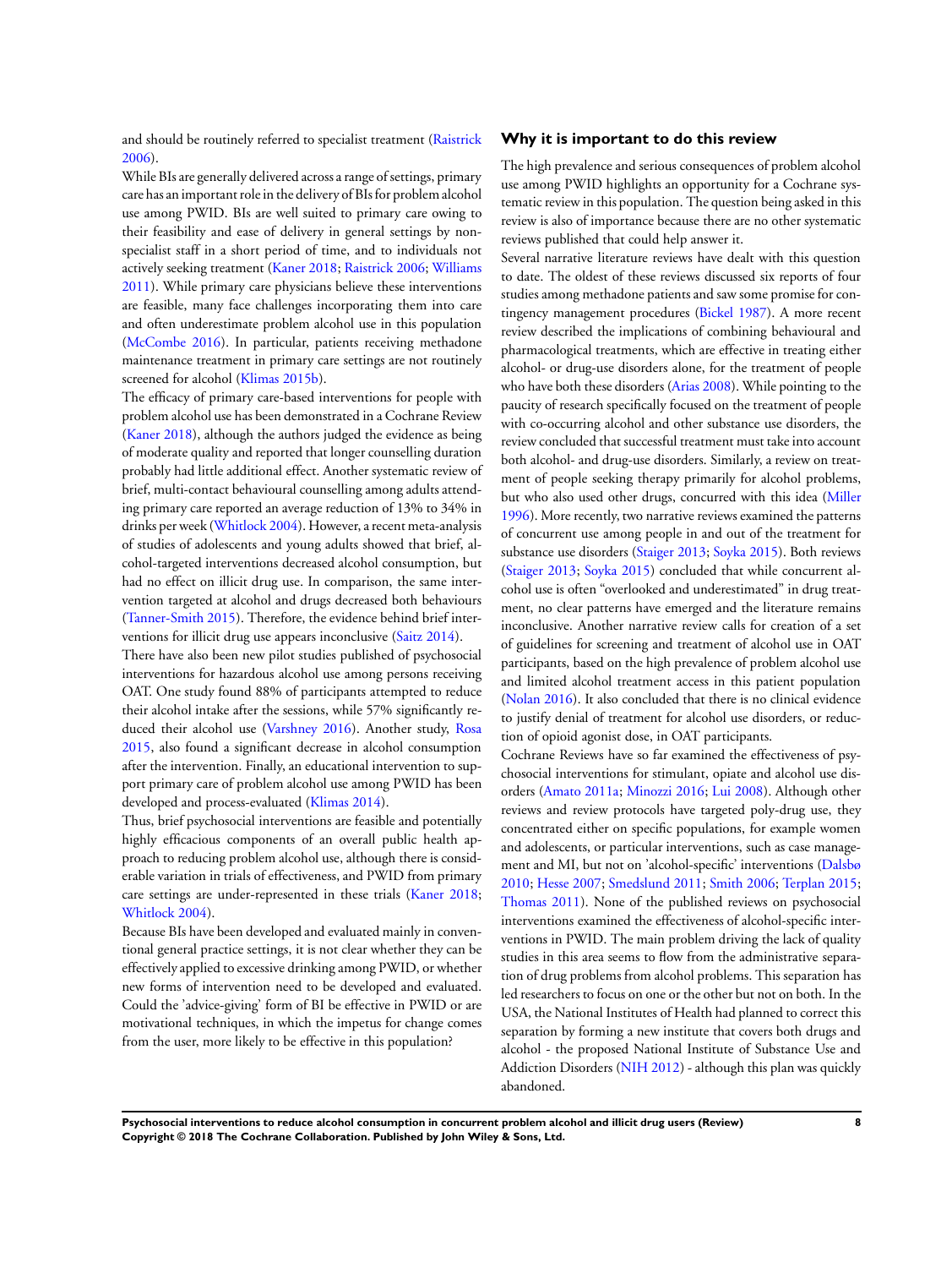and should be routinely referred to specialist treatment (Raistrick 2006).

While BIs are generally delivered across a range of settings, primary care has an important role in the delivery of BIs for problem alcohol use among PWID. BIs are well suited to primary care owing to their feasibility and ease of delivery in general settings by non-specialist staff in a short period of time, and to individuals not actively seeking treatment (Kaner 2018; Raistrick 2006; Williams 2011). While primary care physicians believe these interventions are feasible, many face challenges incorporating them into care and often underestimate problem alcohol use in this population (McCombe 2016). In particular, patients receiving methadone maintenance treatment in primary care settings are not routinely screened for alcohol (Klimas 2015b).

The efficacy of primary care-based interventions for people with problem alcohol use has been demonstrated in a Cochrane Review (Kaner 2018), although the authors judged the evidence as being of moderate quality and reported that longer counselling duration probably had little additional effect. Another systematic review of brief, multi-contact behavioural counselling among adults attending primary care reported an average reduction of 13% to 34% in drinks per week (Whitlock 2004). However, a recent meta-analysis of studies of adolescents and young adults showed that brief, alcohol-targeted interventions decreased alcohol consumption, but had no effect on illicit drug use. In comparison, the same intervention targeted at alcohol and drugs decreased both behaviours (Tanner-Smith 2015). Therefore, the evidence behind brief interventions for illicit drug use appears inconclusive (Saitz 2014).

There have also been new pilot studies published of psychosocial interventions for hazardous alcohol use among persons receiving OAT. One study found 88% of participants attempted to reduce their alcohol intake after the sessions, while 57% significantly reduced their alcohol use (Varshney 2016). Another study, Rosa 2015, also found a significant decrease in alcohol consumption after the intervention. Finally, an educational intervention to support primary care of problem alcohol use among PWID has been developed and process-evaluated (Klimas 2014).

Thus, brief psychosocial interventions are feasible and potentially highly efficacious components of an overall public health approach to reducing problem alcohol use, although there is considerable variation in trials of effectiveness, and PWID from primary care settings are under-represented in these trials (Kaner 2018; Whitlock 2004).

Because BIs have been developed and evaluated mainly in conventional general practice settings, it is not clear whether they can be effectively applied to excessive drinking among PWID, or whether new forms of intervention need to be developed and evaluated. Could the 'advice-giving' form of BI be effective in PWID or are motivational techniques, in which the impetus for change comes from the user, more likely to be effective in this population?

## Why it is important to do this review

The high prevalence and serious consequences of problem alcohol use among PWID highlights an opportunity for a Cochrane systematic review in this population. The question being asked in this review is also of importance because there are no other systematic reviews published that could help answer it.

Several narrative literature reviews have dealt with this question to date. The oldest of these reviews discussed six reports of four studies among methadone patients and saw some promise for contingency management procedures (Bickel 1987). A more recent review described the implications of combining behavioural and pharmacological treatments, which are effective in treating either alcohol- or drug-use disorders alone, for the treatment of people who have both these disorders (Arias 2008). While pointing to the paucity of research specifically focused on the treatment of people with co-occurring alcohol and other substance use disorders, the review concluded that successful treatment must take into account both alcohol- and drug-use disorders. Similarly, a review on treatment of people seeking therapy primarily for alcohol problems, but who also used other drugs, concurred with this idea (Miller 1996). More recently, two narrative reviews examined the patterns of concurrent use among people in and out of the treatment for substance use disorders (Staiger 2013; Soyka 2015). Both reviews (Staiger 2013; Soyka 2015) concluded that while concurrent alcohol use is often "overlooked and underestimated" in drug treatment, no clear patterns have emerged and the literature remains inconclusive. Another narrative review calls for creation of a set of guidelines for screening and treatment of alcohol use in OAT participants, based on the high prevalence of problem alcohol use and limited alcohol treatment access in this patient population (Nolan 2016). It also concluded that there is no clinical evidence to justify denial of treatment for alcohol use disorders, or reduction of opioid agonist dose, in OAT participants.

Cochrane Reviews have so far examined the effectiveness of psychosocial interventions for stimulant, opiate and alcohol use disorders (Amato 2011a; Minozzi 2016; Lui 2008). Although other reviews and review protocols have targeted poly-drug use, they concentrated either on specific populations, for example women and adolescents, or particular interventions, such as case management and MI, but not on 'alcohol-specific' interventions (Dalsbø 2010; Hesse 2007; Smedslund 2011; Smith 2006; Terplan 2015; Thomas 2011). None of the published reviews on psychosocial interventions examined the effectiveness of alcohol-specific interventions in PWID. The main problem driving the lack of quality studies in this area seems to flow from the administrative separation of drug problems from alcohol problems. This separation has led researchers to focus on one or the other but not on both. In the USA, the National Institutes of Health had planned to correct this separation by forming a new institute that covers both drugs and alcohol - the proposed National Institute of Substance Use and Addiction Disorders (NIH 2012) - although this plan was quickly abandoned.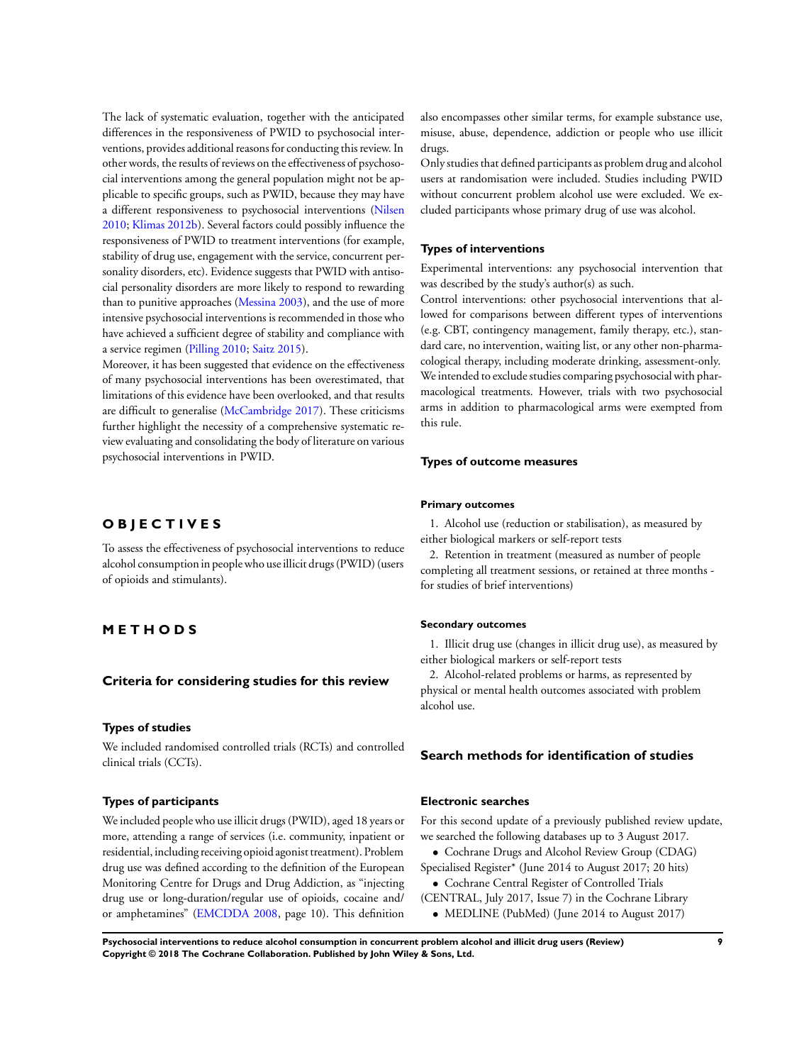The lack of systematic evaluation, together with the anticipated differences in the responsiveness of PWID to psychosocial interventions, provides additional reasons for conducting this review. In other words, the results of reviews on the effectiveness of psychosocial interventions among the general population might not be applicable to specific groups, such as PWID, because they may have a different responsiveness to psychosocial interventions (Nilsen 2010; Klimas 2012b). Several factors could possibly influence the responsiveness of PWID to treatment interventions (for example, stability of drug use, engagement with the service, concurrent personality disorders, etc). Evidence suggests that PWID with antisocial personality disorders are more likely to respond to rewarding than to punitive approaches (Messina 2003), and the use of more intensive psychosocial interventions is recommended in those who have achieved a sufficient degree of stability and compliance with a service regimen (Pilling 2010; Saitz 2015).

Moreover, it has been suggested that evidence on the effectiveness of many psychosocial interventions has been overestimated, that limitations of this evidence have been overlooked, and that results are difficult to generalise (McCambridge 2017). These criticisms further highlight the necessity of a comprehensive systematic review evaluating and consolidating the body of literature on various psychosocial interventions in PWID.

# OBJECTIVES

To assess the effectiveness of psychosocial interventions to reduce alcohol consumption in people who use illicit drugs (PWID) (users of opioids and stimulants).

# METHODS

## Criteria for considering studies for this review

### Types of studies

We included randomised controlled trials (RCTs) and controlled clinical trials (CCTs).

### Types of participants

We included people who use illicit drugs (PWID), aged 18 years or more, attending a range of services (i.e. community, inpatient or residential, including receiving opioid agonist treatment). Problem drug use was defined according to the definition of the European Monitoring Centre for Drugs and Drug Addiction, as "injecting drug use or long-duration/regular use of opioids, cocaine and/or amphetamines" (EMCDDA 2008, page 10). This definition also encompasses other similar terms, for example substance use, misuse, abuse, dependence, addiction or people who use illicit drugs.

Only studies that defined participants as problem drug and alcohol users at randomisation were included. Studies including PWID without concurrent problem alcohol use were excluded. We excluded participants whose primary drug of use was alcohol.

### Types of interventions

Experimental interventions: any psychosocial intervention that was described by the study's author(s) as such.

Control interventions: other psychosocial interventions that allowed for comparisons between different types of interventions (e.g. CBT, contingency management, family therapy, etc.), standard care, no intervention, waiting list, or any other non-pharmacological therapy, including moderate drinking, assessment-only. We intended to exclude studies comparing psychosocial with pharmacological treatments. However, trials with two psychosocial arms in addition to pharmacological arms were exempted from this rule.

### Types of outcome measures

#### Primary outcomes

1. Alcohol use (reduction or stabilisation), as measured by either biological markers or self-report tests
2. Retention in treatment (measured as number of people completing all treatment sessions, or retained at three months - for studies of brief interventions)

#### Secondary outcomes

1. Illicit drug use (changes in illicit drug use), as measured by either biological markers or self-report tests
2. Alcohol-related problems or harms, as represented by physical or mental health outcomes associated with problem alcohol use.

## Search methods for identification of studies

### Electronic searches

For this second update of a previously published review update, we searched the following databases up to 3 August 2017.

- Cochrane Drugs and Alcohol Review Group (CDAG) Specialised Register* (June 2014 to August 2017; 20 hits)
- Cochrane Central Register of Controlled Trials (CENTRAL, July 2017, Issue 7) in the Cochrane Library
- MEDLINE (PubMed) (June 2014 to August 2017)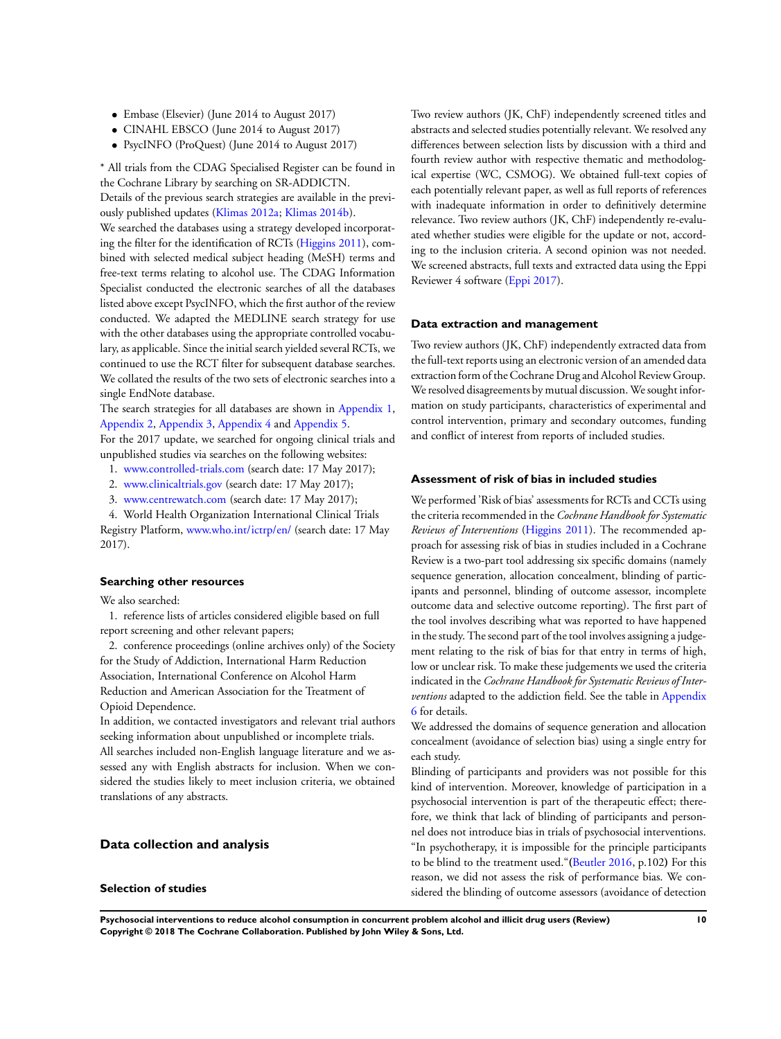- Embase (Elsevier) (June 2014 to August 2017)
- CINAHL EBSCO (June 2014 to August 2017)
- PsycINFO (ProQuest) (June 2014 to August 2017)

* All trials from the CDAG Specialised Register can be found in the Cochrane Library by searching on SR-ADDICTN.

Details of the previous search strategies are available in the previously published updates (Klimas 2012a; Klimas 2014b).

We searched the databases using a strategy developed incorporating the filter for the identification of RCTs (Higgins 2011), combined with selected medical subject heading (MeSH) terms and free-text terms relating to alcohol use. The CDAG Information Specialist conducted the electronic searches of all the databases listed above except PsycINFO, which the first author of the review conducted. We adapted the MEDLINE search strategy for use with the other databases using the appropriate controlled vocabulary, as applicable. Since the initial search yielded several RCTs, we continued to use the RCT filter for subsequent database searches. We collated the results of the two sets of electronic searches into a single EndNote database.

The search strategies for all databases are shown in Appendix 1, Appendix 2, Appendix 3, Appendix 4 and Appendix 5.

For the 2017 update, we searched for ongoing clinical trials and unpublished studies via searches on the following websites:

1. www.controlled-trials.com (search date: 17 May 2017);
2. www.clinicaltrials.gov (search date: 17 May 2017);
3. www.centrewatch.com (search date: 17 May 2017);
4. World Health Organization International Clinical Trials Registry Platform, www.who.int/ictrp/en/ (search date: 17 May 2017).

### Searching other resources

We also searched:

1. reference lists of articles considered eligible based on full report screening and other relevant papers;
2. conference proceedings (online archives only) of the Society for the Study of Addiction, International Harm Reduction Association, International Conference on Alcohol Harm Reduction and American Association for the Treatment of Opioid Dependence.

In addition, we contacted investigators and relevant trial authors seeking information about unpublished or incomplete trials.

All searches included non-English language literature and we assessed any with English abstracts for inclusion. When we considered the studies likely to meet inclusion criteria, we obtained translations of any abstracts.

## Data collection and analysis

### Selection of studies

Two review authors (JK, ChF) independently screened titles and abstracts and selected studies potentially relevant. We resolved any differences between selection lists by discussion with a third and fourth review author with respective thematic and methodological expertise (WC, CSMOG). We obtained full-text copies of each potentially relevant paper, as well as full reports of references with inadequate information in order to definitively determine relevance. Two review authors (JK, ChF) independently re-evaluated whether studies were eligible for the update or not, according to the inclusion criteria. A second opinion was not needed. We screened abstracts, full texts and extracted data using the Eppi Reviewer 4 software (Eppi 2017).

### Data extraction and management

Two review authors (JK, ChF) independently extracted data from the full-text reports using an electronic version of an amended data extraction form of the Cochrane Drug and Alcohol Review Group. We resolved disagreements by mutual discussion. We sought information on study participants, characteristics of experimental and control intervention, primary and secondary outcomes, funding and conflict of interest from reports of included studies.

### Assessment of risk of bias in included studies

We performed 'Risk of bias' assessments for RCTs and CCTs using the criteria recommended in the *Cochrane Handbook for Systematic Reviews of Interventions* (Higgins 2011). The recommended approach for assessing risk of bias in studies included in a Cochrane Review is a two-part tool addressing six specific domains (namely sequence generation, allocation concealment, blinding of participants and personnel, blinding of outcome assessor, incomplete outcome data and selective outcome reporting). The first part of the tool involves describing what was reported to have happened in the study. The second part of the tool involves assigning a judgement relating to the risk of bias for that entry in terms of high, low or unclear risk. To make these judgements we used the criteria indicated in the *Cochrane Handbook for Systematic Reviews of Interventions* adapted to the addiction field. See the table in Appendix 6 for details.

We addressed the domains of sequence generation and allocation concealment (avoidance of selection bias) using a single entry for each study.

Blinding of participants and providers was not possible for this kind of intervention. Moreover, knowledge of participation in a psychosocial intervention is part of the therapeutic effect; therefore, we think that lack of blinding of participants and personnel does not introduce bias in trials of psychosocial interventions. "In psychotherapy, it is impossible for the principle participants to be blind to the treatment used."(Beutler 2016, p.102) For this reason, we did not assess the risk of performance bias. We considered the blinding of outcome assessors (avoidance of detection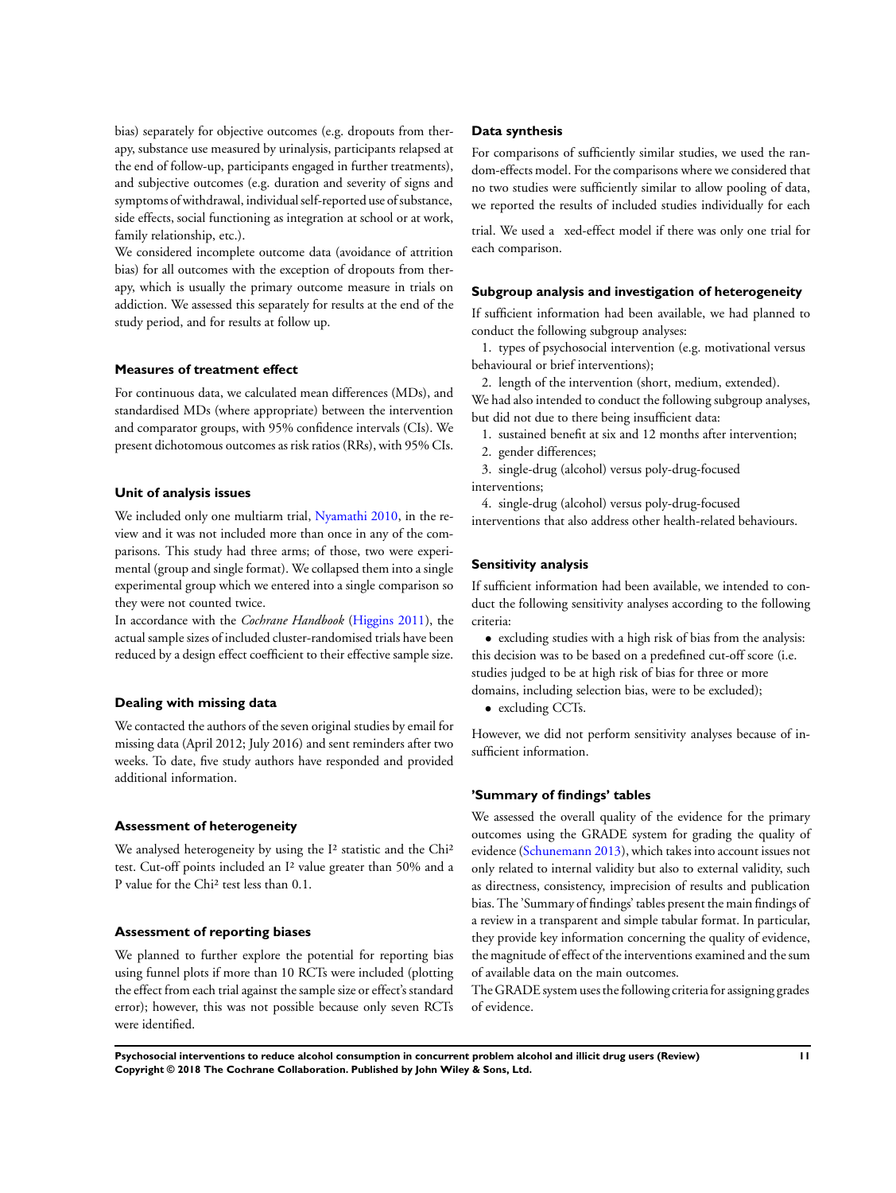bias) separately for objective outcomes (e.g. dropouts from therapy, substance use measured by urinalysis, participants relapsed at the end of follow-up, participants engaged in further treatments), and subjective outcomes (e.g. duration and severity of signs and symptoms of withdrawal, individual self-reported use of substance, side effects, social functioning as integration at school or at work, family relationship, etc.).

We considered incomplete outcome data (avoidance of attrition bias) for all outcomes with the exception of dropouts from therapy, which is usually the primary outcome measure in trials on addiction. We assessed this separately for results at the end of the study period, and for results at follow up.

### Measures of treatment effect

For continuous data, we calculated mean differences (MDs), and standardised MDs (where appropriate) between the intervention and comparator groups, with 95% confidence intervals (CIs). We present dichotomous outcomes as risk ratios (RRs), with 95% CIs.

### Unit of analysis issues

We included only one multiarm trial, Nyamathi 2010, in the review and it was not included more than once in any of the comparisons. This study had three arms; of those, two were experimental (group and single format). We collapsed them into a single experimental group which we entered into a single comparison so they were not counted twice.

In accordance with the *Cochrane Handbook* (Higgins 2011), the actual sample sizes of included cluster-randomised trials have been reduced by a design effect coefficient to their effective sample size.

### Dealing with missing data

We contacted the authors of the seven original studies by email for missing data (April 2012; July 2016) and sent reminders after two weeks. To date, five study authors have responded and provided additional information.

### Assessment of heterogeneity

We analysed heterogeneity by using the $I^2$ statistic and the $Chi^2$ test. Cut-off points included an $I^2$ value greater than 50% and a P value for the $Chi^2$ test less than 0.1.

### Assessment of reporting biases

We planned to further explore the potential for reporting bias using funnel plots if more than 10 RCTs were included (plotting the effect from each trial against the sample size or effect's standard error); however, this was not possible because only seven RCTs were identified.

### Data synthesis

For comparisons of sufficiently similar studies, we used the random-effects model. For the comparisons where we considered that no two studies were sufficiently similar to allow pooling of data, we reported the results of included studies individually for each trial. We used a xed-effect model if there was only one trial for each comparison.

### Subgroup analysis and investigation of heterogeneity

If sufficient information had been available, we had planned to conduct the following subgroup analyses:

1. types of psychosocial intervention (e.g. motivational versus behavioural or brief interventions);
2. length of the intervention (short, medium, extended).

We had also intended to conduct the following subgroup analyses, but did not due to there being insufficient data:

1. sustained benefit at six and 12 months after intervention;
2. gender differences;
3. single-drug (alcohol) versus poly-drug-focused interventions;
4. single-drug (alcohol) versus poly-drug-focused interventions that also address other health-related behaviours.

### Sensitivity analysis

If sufficient information had been available, we intended to conduct the following sensitivity analyses according to the following criteria:

- excluding studies with a high risk of bias from the analysis: this decision was to be based on a predefined cut-off score (i.e. studies judged to be at high risk of bias for three or more domains, including selection bias, were to be excluded);
- excluding CCTs.

However, we did not perform sensitivity analyses because of insufficient information.

### 'Summary of findings' tables

We assessed the overall quality of the evidence for the primary outcomes using the GRADE system for grading the quality of evidence (Schunemann 2013), which takes into account issues not only related to internal validity but also to external validity, such as directness, consistency, imprecision of results and publication bias. The 'Summary of findings' tables present the main findings of a review in a transparent and simple tabular format. In particular, they provide key information concerning the quality of evidence, the magnitude of effect of the interventions examined and the sum of available data on the main outcomes.

The GRADE system uses the following criteria for assigning grades of evidence.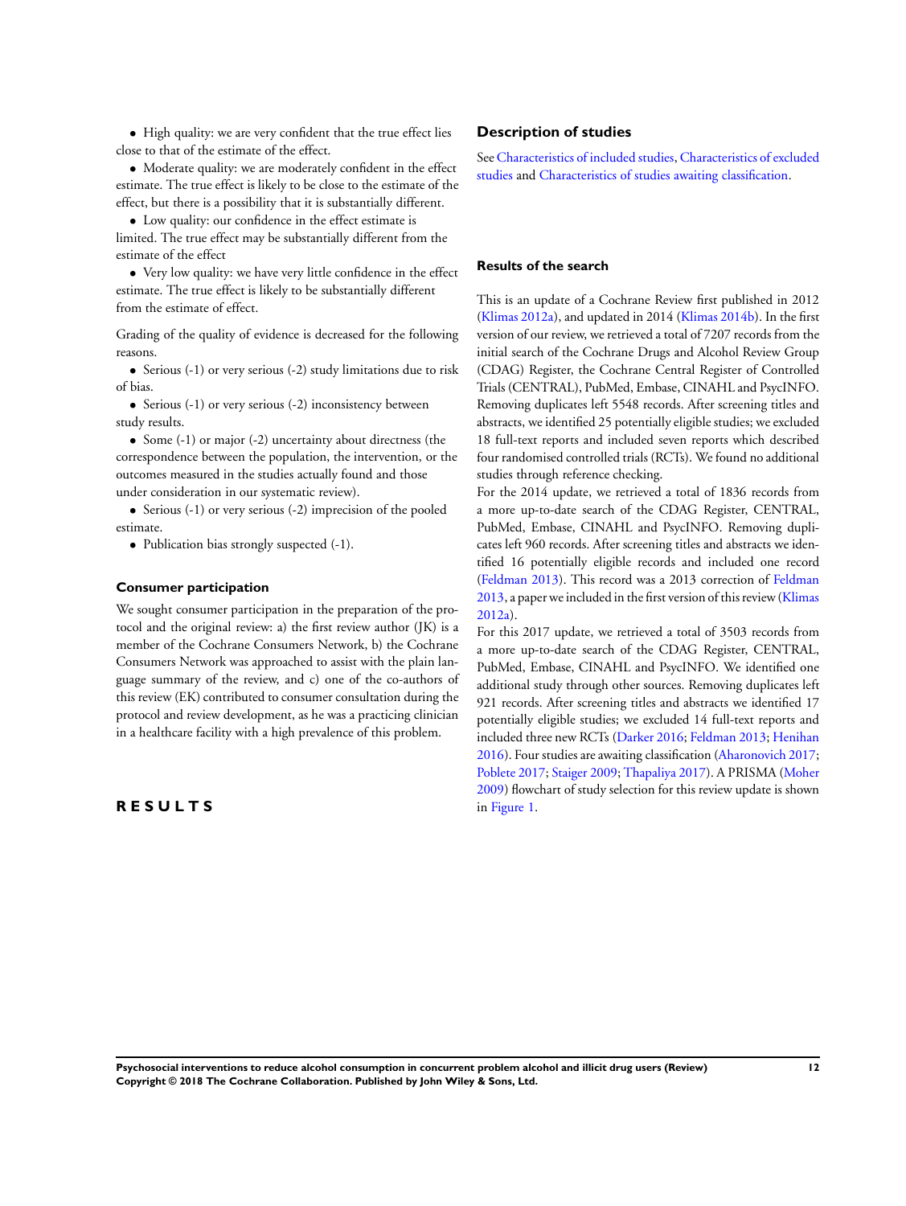- High quality: we are very confident that the true effect lies close to that of the estimate of the effect.
- Moderate quality: we are moderately confident in the effect estimate. The true effect is likely to be close to the estimate of the effect, but there is a possibility that it is substantially different.
- Low quality: our confidence in the effect estimate is limited. The true effect may be substantially different from the estimate of the effect
- Very low quality: we have very little confidence in the effect estimate. The true effect is likely to be substantially different from the estimate of effect.

Grading of the quality of evidence is decreased for the following reasons.

- Serious (-1) or very serious (-2) study limitations due to risk of bias.
- Serious (-1) or very serious (-2) inconsistency between study results.
- Some (-1) or major (-2) uncertainty about directness (the correspondence between the population, the intervention, or the outcomes measured in the studies actually found and those under consideration in our systematic review).
- Serious (-1) or very serious (-2) imprecision of the pooled estimate.
- Publication bias strongly suspected (-1).

### Consumer participation

We sought consumer participation in the preparation of the protocol and the original review: a) the first review author (JK) is a member of the Cochrane Consumers Network, b) the Cochrane Consumers Network was approached to assist with the plain language summary of the review, and c) one of the co-authors of this review (EK) contributed to consumer consultation during the protocol and review development, as he was a practicing clinician in a healthcare facility with a high prevalence of this problem.

# RESULTS

### Description of studies

See Characteristics of included studies, Characteristics of excluded studies and Characteristics of studies awaiting classification.

### Results of the search

This is an update of a Cochrane Review first published in 2012 (Klimas 2012a), and updated in 2014 (Klimas 2014b). In the first version of our review, we retrieved a total of 7207 records from the initial search of the Cochrane Drugs and Alcohol Review Group (CDAG) Register, the Cochrane Central Register of Controlled Trials (CENTRAL), PubMed, Embase, CINAHL and PsycINFO. Removing duplicates left 5548 records. After screening titles and abstracts, we identified 25 potentially eligible studies; we excluded 18 full-text reports and included seven reports which described four randomised controlled trials (RCTs). We found no additional studies through reference checking.

For the 2014 update, we retrieved a total of 1836 records from a more up-to-date search of the CDAG Register, CENTRAL, PubMed, Embase, CINAHL and PsycINFO. Removing duplicates left 960 records. After screening titles and abstracts we identified 16 potentially eligible records and included one record (Feldman 2013). This record was a 2013 correction of Feldman 2013, a paper we included in the first version of this review (Klimas 2012a).

For this 2017 update, we retrieved a total of 3503 records from a more up-to-date search of the CDAG Register, CENTRAL, PubMed, Embase, CINAHL and PsycINFO. We identified one additional study through other sources. Removing duplicates left 921 records. After screening titles and abstracts we identified 17 potentially eligible studies; we excluded 14 full-text reports and included three new RCTs (Darker 2016; Feldman 2013; Henihan 2016). Four studies are awaiting classification (Aharonovich 2017; Poblete 2017; Staiger 2009; Thapaliya 2017). A PRISMA (Moher 2009) flowchart of study selection for this review update is shown in Figure 1.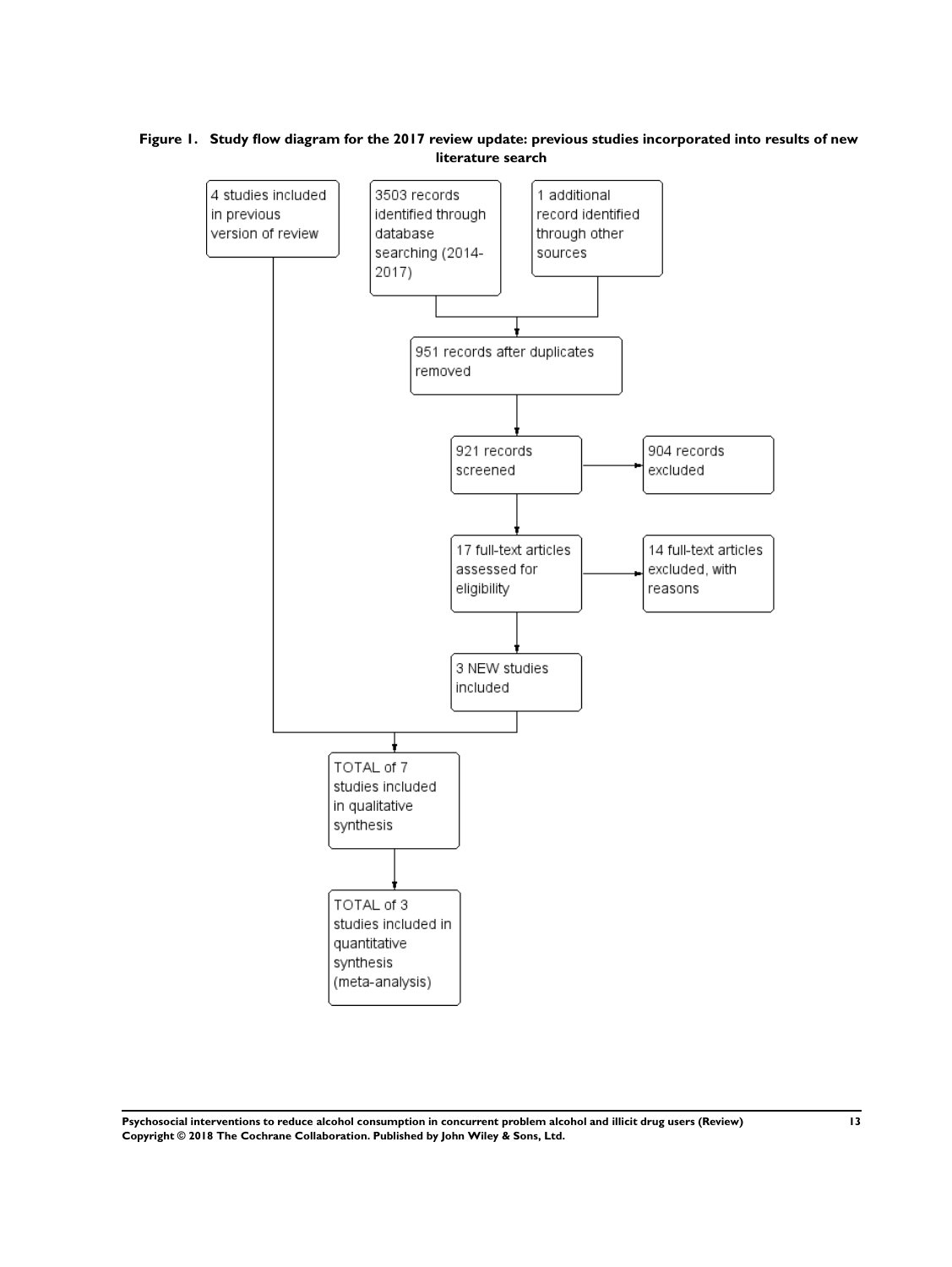**Figure 1. Study flow diagram for the 2017 review update: previous studies incorporated into results of new literature search**

- 4 studies included in previous version of review
- 3503 records identified through database searching (2014-2017)
- 1 additional record identified through other sources
- 951 records after duplicates removed
- 921 records screened → 904 records excluded
- 17 full-text articles assessed for eligibility → 14 full-text articles excluded, with reasons
- 3 NEW studies included
- TOTAL of 7 studies included in qualitative synthesis
- TOTAL of 3 studies included in quantitative synthesis (meta-analysis)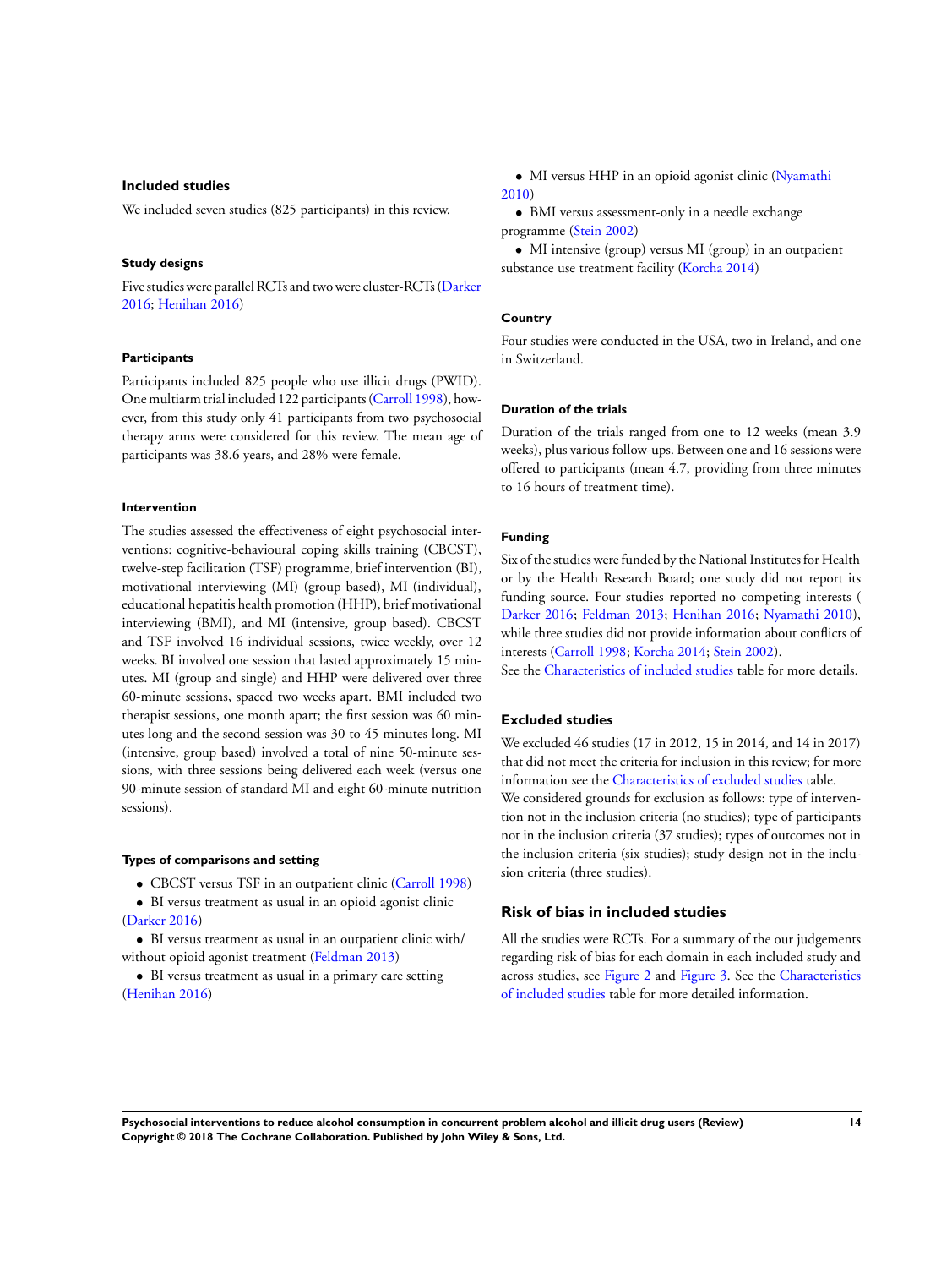### Included studies

We included seven studies (825 participants) in this review.

#### Study designs

Five studies were parallel RCTs and two were cluster-RCTs (Darker 2016; Henihan 2016)

#### Participants

Participants included 825 people who use illicit drugs (PWID). One multiarm trial included 122 participants (Carroll 1998), however, from this study only 41 participants from two psychosocial therapy arms were considered for this review. The mean age of participants was 38.6 years, and 28% were female.

#### Intervention

The studies assessed the effectiveness of eight psychosocial interventions: cognitive-behavioural coping skills training (CBCST), twelve-step facilitation (TSF) programme, brief intervention (BI), motivational interviewing (MI) (group based), MI (individual), educational hepatitis health promotion (HHP), brief motivational interviewing (BMI), and MI (intensive, group based). CBCST and TSF involved 16 individual sessions, twice weekly, over 12 weeks. BI involved one session that lasted approximately 15 minutes. MI (group and single) and HHP were delivered over three 60-minute sessions, spaced two weeks apart. BMI included two therapist sessions, one month apart; the first session was 60 minutes long and the second session was 30 to 45 minutes long. MI (intensive, group based) involved a total of nine 50-minute sessions, with three sessions being delivered each week (versus one 90-minute session of standard MI and eight 60-minute nutrition sessions).

#### Types of comparisons and setting

- CBCST versus TSF in an outpatient clinic (Carroll 1998)
- BI versus treatment as usual in an opioid agonist clinic (Darker 2016)
- BI versus treatment as usual in an outpatient clinic with/without opioid agonist treatment (Feldman 2013)
- BI versus treatment as usual in a primary care setting (Henihan 2016)
- MI versus HHP in an opioid agonist clinic (Nyamathi 2010)
- BMI versus assessment-only in a needle exchange programme (Stein 2002)
- MI intensive (group) versus MI (group) in an outpatient substance use treatment facility (Korcha 2014)

#### Country

Four studies were conducted in the USA, two in Ireland, and one in Switzerland.

#### Duration of the trials

Duration of the trials ranged from one to 12 weeks (mean 3.9 weeks), plus various follow-ups. Between one and 16 sessions were offered to participants (mean 4.7, providing from three minutes to 16 hours of treatment time).

#### Funding

Six of the studies were funded by the National Institutes for Health or by the Health Research Board; one study did not report its funding source. Four studies reported no competing interests ( Darker 2016; Feldman 2013; Henihan 2016; Nyamathi 2010), while three studies did not provide information about conflicts of interests (Carroll 1998; Korcha 2014; Stein 2002).
See the Characteristics of included studies table for more details.

### Excluded studies

We excluded 46 studies (17 in 2012, 15 in 2014, and 14 in 2017) that did not meet the criteria for inclusion in this review; for more information see the Characteristics of excluded studies table.
We considered grounds for exclusion as follows: type of intervention not in the inclusion criteria (no studies); type of participants not in the inclusion criteria (37 studies); types of outcomes not in the inclusion criteria (six studies); study design not in the inclusion criteria (three studies).

## Risk of bias in included studies

All the studies were RCTs. For a summary of the our judgements regarding risk of bias for each domain in each included study and across studies, see Figure 2 and Figure 3. See the Characteristics of included studies table for more detailed information.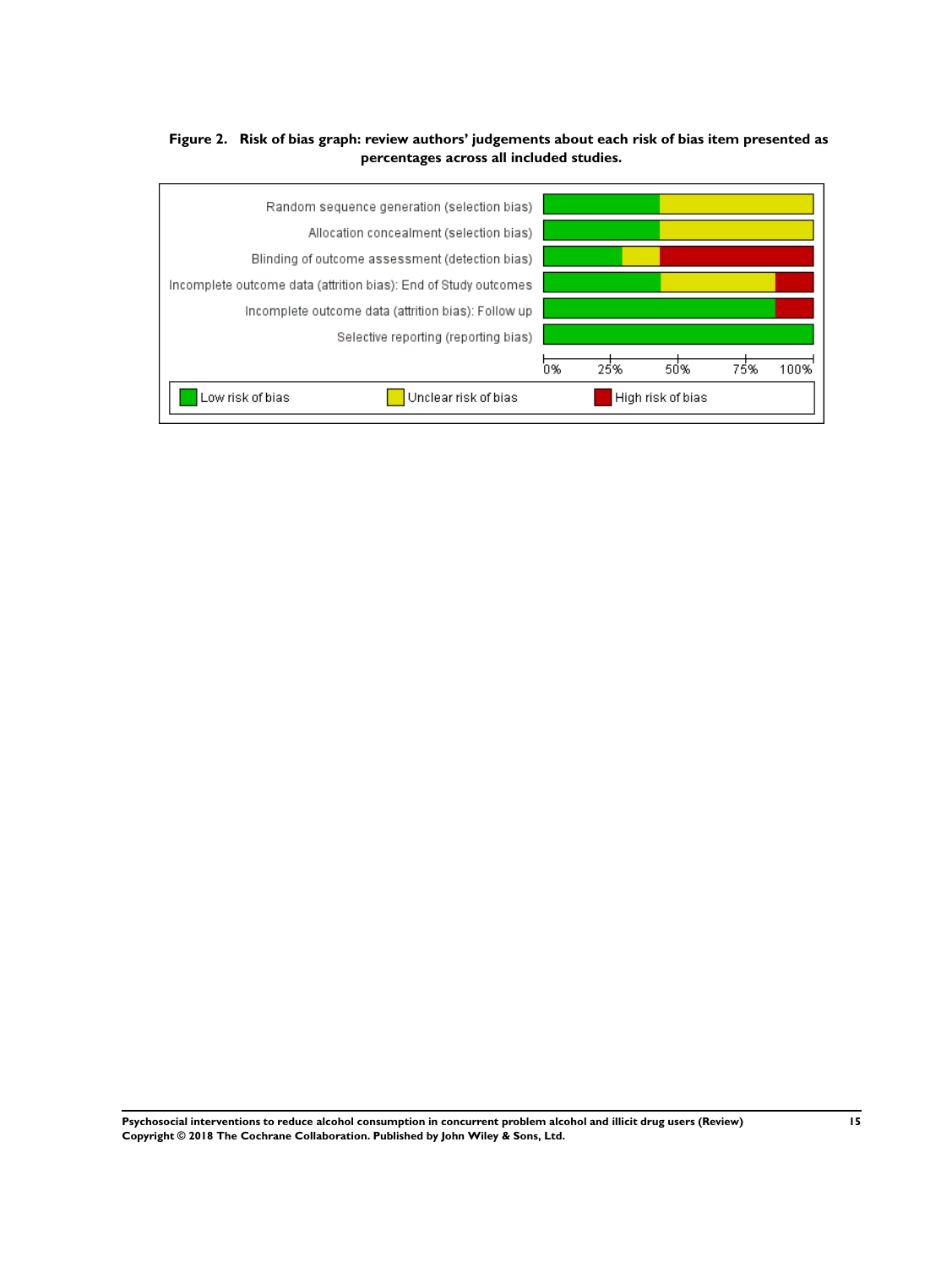**Figure 2. Risk of bias graph: review authors' judgements about each risk of bias item presented as percentages across all included studies.**

Random sequence generation (selection bias)

Allocation concealment (selection bias)

Blinding of outcome assessment (detection bias)

Incomplete outcome data (attrition bias): End of Study outcomes

Incomplete outcome data (attrition bias): Follow up

Selective reporting (reporting bias)

0% 25% 50% 75% 100%

Low risk of bias | Unclear risk of bias | High risk of bias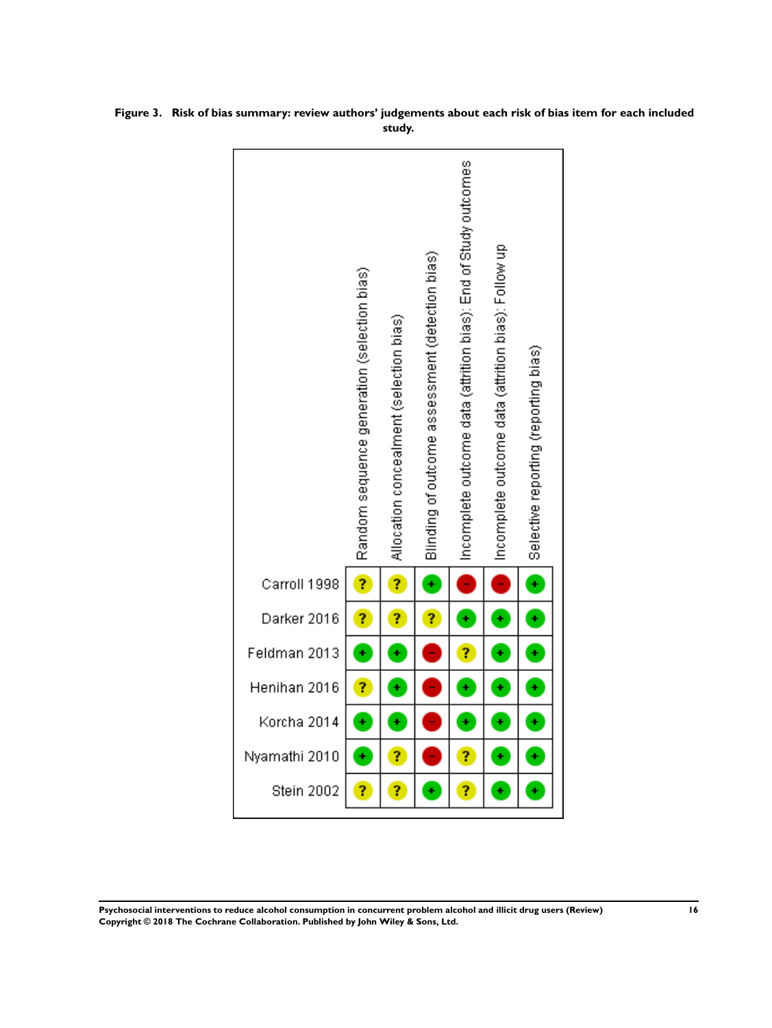**Figure 3. Risk of bias summary: review authors' judgements about each risk of bias item for each included study.**

| | Random sequence generation (selection bias) | Allocation concealment (selection bias) | Blinding of outcome assessment (detection bias) | Incomplete outcome data (attrition bias): End of Study outcomes | Incomplete outcome data (attrition bias): Follow up | Selective reporting (reporting bias) |
|---|---|---|---|---|---|---|
| Carroll 1998 | ? | ? | + | − | − | + |
| Darker 2016 | ? | ? | ? | + | + | + |
| Feldman 2013 | + | + | − | ? | + | + |
| Henihan 2016 | ? | + | − | + | + | + |
| Korcha 2014 | + | + | − | + | + | + |
| Nyamathi 2010 | + | ? | − | ? | + | + |
| Stein 2002 | ? | ? | + | ? | + | + |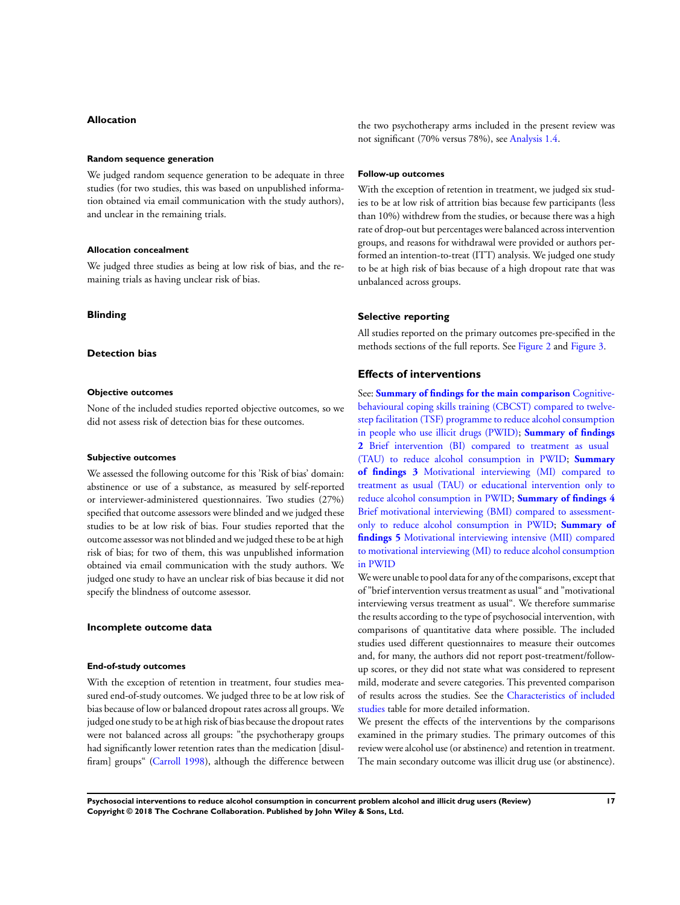### Allocation

#### Random sequence generation

We judged random sequence generation to be adequate in three studies (for two studies, this was based on unpublished information obtained via email communication with the study authors), and unclear in the remaining trials.

#### Allocation concealment

We judged three studies as being at low risk of bias, and the remaining trials as having unclear risk of bias.

### Blinding

### Detection bias

#### Objective outcomes

None of the included studies reported objective outcomes, so we did not assess risk of detection bias for these outcomes.

#### Subjective outcomes

We assessed the following outcome for this 'Risk of bias' domain: abstinence or use of a substance, as measured by self-reported or interviewer-administered questionnaires. Two studies (27%) specified that outcome assessors were blinded and we judged these studies to be at low risk of bias. Four studies reported that the outcome assessor was not blinded and we judged these to be at high risk of bias; for two of them, this was unpublished information obtained via email communication with the study authors. We judged one study to have an unclear risk of bias because it did not specify the blindness of outcome assessor.

### Incomplete outcome data

#### End-of-study outcomes

With the exception of retention in treatment, four studies measured end-of-study outcomes. We judged three to be at low risk of bias because of low or balanced dropout rates across all groups. We judged one study to be at high risk of bias because the dropout rates were not balanced across all groups: "the psychotherapy groups had significantly lower retention rates than the medication [disulfiram] groups" (Carroll 1998), although the difference between the two psychotherapy arms included in the present review was not significant (70% versus 78%), see Analysis 1.4.

#### Follow-up outcomes

With the exception of retention in treatment, we judged six studies to be at low risk of attrition bias because few participants (less than 10%) withdrew from the studies, or because there was a high rate of drop-out but percentages were balanced across intervention groups, and reasons for withdrawal were provided or authors performed an intention-to-treat (ITT) analysis. We judged one study to be at high risk of bias because of a high dropout rate that was unbalanced across groups.

### Selective reporting

All studies reported on the primary outcomes pre-specified in the methods sections of the full reports. See Figure 2 and Figure 3.

## Effects of interventions

See: **Summary of findings for the main comparison** Cognitive-behavioural coping skills training (CBCST) compared to twelve-step facilitation (TSF) programme to reduce alcohol consumption in people who use illicit drugs (PWID); **Summary of findings 2** Brief intervention (BI) compared to treatment as usual (TAU) to reduce alcohol consumption in PWID; **Summary of findings 3** Motivational interviewing (MI) compared to treatment as usual (TAU) or educational intervention only to reduce alcohol consumption in PWID; **Summary of findings 4** Brief motivational interviewing (BMI) compared to assessment-only to reduce alcohol consumption in PWID; **Summary of findings 5** Motivational interviewing intensive (MII) compared to motivational interviewing (MI) to reduce alcohol consumption in PWID

We were unable to pool data for any of the comparisons, except that of "brief intervention versus treatment as usual" and "motivational interviewing versus treatment as usual". We therefore summarise the results according to the type of psychosocial intervention, with comparisons of quantitative data where possible. The included studies used different questionnaires to measure their outcomes and, for many, the authors did not report post-treatment/follow-up scores, or they did not state what was considered to represent mild, moderate and severe categories. This prevented comparison of results across the studies. See the Characteristics of included studies table for more detailed information.

We present the effects of the interventions by the comparisons examined in the primary studies. The primary outcomes of this review were alcohol use (or abstinence) and retention in treatment. The main secondary outcome was illicit drug use (or abstinence).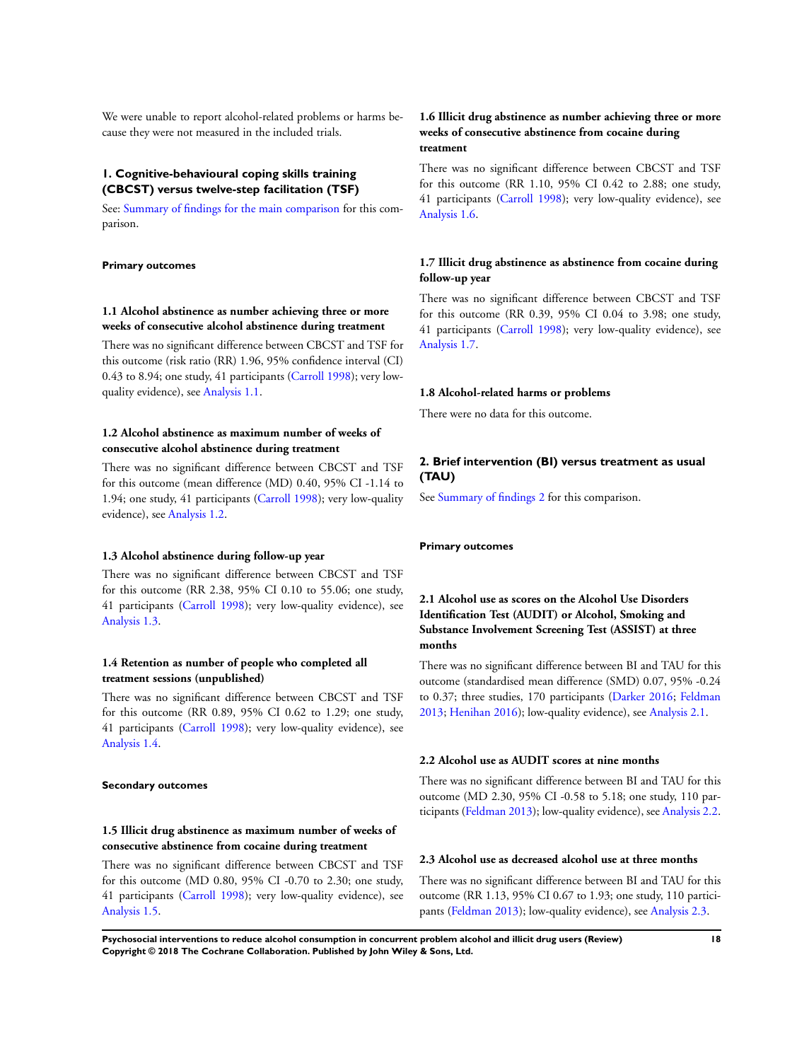We were unable to report alcohol-related problems or harms because they were not measured in the included trials.

## 1. Cognitive-behavioural coping skills training (CBCST) versus twelve-step facilitation (TSF)

See: Summary of findings for the main comparison for this comparison.

#### Primary outcomes

### 1.1 Alcohol abstinence as number achieving three or more weeks of consecutive alcohol abstinence during treatment

There was no significant difference between CBCST and TSF for this outcome (risk ratio (RR) 1.96, 95% confidence interval (CI) 0.43 to 8.94; one study, 41 participants (Carroll 1998); very low-quality evidence), see Analysis 1.1.

### 1.2 Alcohol abstinence as maximum number of weeks of consecutive alcohol abstinence during treatment

There was no significant difference between CBCST and TSF for this outcome (mean difference (MD) 0.40, 95% CI -1.14 to 1.94; one study, 41 participants (Carroll 1998); very low-quality evidence), see Analysis 1.2.

### 1.3 Alcohol abstinence during follow-up year

There was no significant difference between CBCST and TSF for this outcome (RR 2.38, 95% CI 0.10 to 55.06; one study, 41 participants (Carroll 1998); very low-quality evidence), see Analysis 1.3.

### 1.4 Retention as number of people who completed all treatment sessions (unpublished)

There was no significant difference between CBCST and TSF for this outcome (RR 0.89, 95% CI 0.62 to 1.29; one study, 41 participants (Carroll 1998); very low-quality evidence), see Analysis 1.4.

#### Secondary outcomes

### 1.5 Illicit drug abstinence as maximum number of weeks of consecutive abstinence from cocaine during treatment

There was no significant difference between CBCST and TSF for this outcome (MD 0.80, 95% CI -0.70 to 2.30; one study, 41 participants (Carroll 1998); very low-quality evidence), see Analysis 1.5.

### 1.6 Illicit drug abstinence as number achieving three or more weeks of consecutive abstinence from cocaine during treatment

There was no significant difference between CBCST and TSF for this outcome (RR 1.10, 95% CI 0.42 to 2.88; one study, 41 participants (Carroll 1998); very low-quality evidence), see Analysis 1.6.

### 1.7 Illicit drug abstinence as abstinence from cocaine during follow-up year

There was no significant difference between CBCST and TSF for this outcome (RR 0.39, 95% CI 0.04 to 3.98; one study, 41 participants (Carroll 1998); very low-quality evidence), see Analysis 1.7.

### 1.8 Alcohol-related harms or problems

There were no data for this outcome.

## 2. Brief intervention (BI) versus treatment as usual (TAU)

See Summary of findings 2 for this comparison.

#### Primary outcomes

### 2.1 Alcohol use as scores on the Alcohol Use Disorders Identification Test (AUDIT) or Alcohol, Smoking and Substance Involvement Screening Test (ASSIST) at three months

There was no significant difference between BI and TAU for this outcome (standardised mean difference (SMD) 0.07, 95% -0.24 to 0.37; three studies, 170 participants (Darker 2016; Feldman 2013; Henihan 2016); low-quality evidence), see Analysis 2.1.

### 2.2 Alcohol use as AUDIT scores at nine months

There was no significant difference between BI and TAU for this outcome (MD 2.30, 95% CI -0.58 to 5.18; one study, 110 participants (Feldman 2013); low-quality evidence), see Analysis 2.2.

### 2.3 Alcohol use as decreased alcohol use at three months

There was no significant difference between BI and TAU for this outcome (RR 1.13, 95% CI 0.67 to 1.93; one study, 110 participants (Feldman 2013); low-quality evidence), see Analysis 2.3.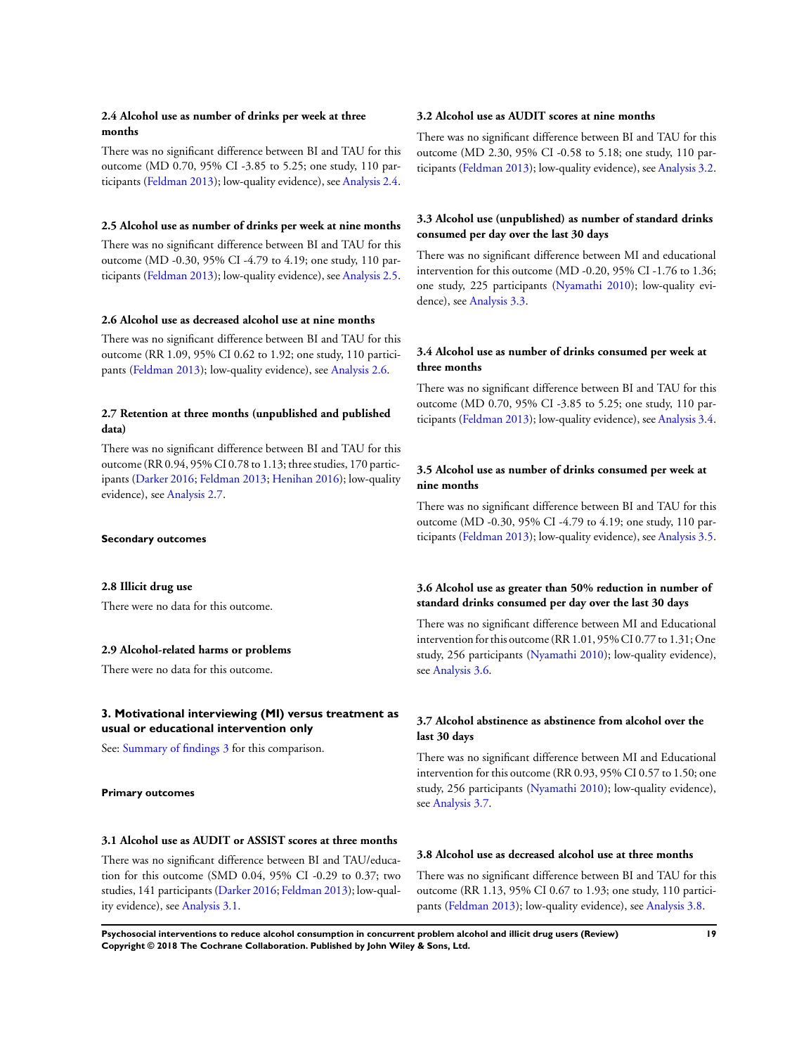#### 2.4 Alcohol use as number of drinks per week at three months

There was no significant difference between BI and TAU for this outcome (MD 0.70, 95% CI -3.85 to 5.25; one study, 110 participants (Feldman 2013); low-quality evidence), see Analysis 2.4.

#### 2.5 Alcohol use as number of drinks per week at nine months

There was no significant difference between BI and TAU for this outcome (MD -0.30, 95% CI -4.79 to 4.19; one study, 110 participants (Feldman 2013); low-quality evidence), see Analysis 2.5.

#### 2.6 Alcohol use as decreased alcohol use at nine months

There was no significant difference between BI and TAU for this outcome (RR 1.09, 95% CI 0.62 to 1.92; one study, 110 participants (Feldman 2013); low-quality evidence), see Analysis 2.6.

#### 2.7 Retention at three months (unpublished and published data)

There was no significant difference between BI and TAU for this outcome (RR 0.94, 95% CI 0.78 to 1.13; three studies, 170 participants (Darker 2016; Feldman 2013; Henihan 2016); low-quality evidence), see Analysis 2.7.

**Secondary outcomes**

#### 2.8 Illicit drug use

There were no data for this outcome.

#### 2.9 Alcohol-related harms or problems

There were no data for this outcome.

### 3. Motivational interviewing (MI) versus treatment as usual or educational intervention only

See: Summary of findings 3 for this comparison.

**Primary outcomes**

#### 3.1 Alcohol use as AUDIT or ASSIST scores at three months

There was no significant difference between BI and TAU/education for this outcome (SMD 0.04, 95% CI -0.29 to 0.37; two studies, 141 participants (Darker 2016; Feldman 2013); low-quality evidence), see Analysis 3.1.

#### 3.2 Alcohol use as AUDIT scores at nine months

There was no significant difference between BI and TAU for this outcome (MD 2.30, 95% CI -0.58 to 5.18; one study, 110 participants (Feldman 2013); low-quality evidence), see Analysis 3.2.

#### 3.3 Alcohol use (unpublished) as number of standard drinks consumed per day over the last 30 days

There was no significant difference between MI and educational intervention for this outcome (MD -0.20, 95% CI -1.76 to 1.36; one study, 225 participants (Nyamathi 2010); low-quality evidence), see Analysis 3.3.

#### 3.4 Alcohol use as number of drinks consumed per week at three months

There was no significant difference between BI and TAU for this outcome (MD 0.70, 95% CI -3.85 to 5.25; one study, 110 participants (Feldman 2013); low-quality evidence), see Analysis 3.4.

#### 3.5 Alcohol use as number of drinks consumed per week at nine months

There was no significant difference between BI and TAU for this outcome (MD -0.30, 95% CI -4.79 to 4.19; one study, 110 participants (Feldman 2013); low-quality evidence), see Analysis 3.5.

#### 3.6 Alcohol use as greater than 50% reduction in number of standard drinks consumed per day over the last 30 days

There was no significant difference between MI and Educational intervention for this outcome (RR 1.01, 95% CI 0.77 to 1.31; One study, 256 participants (Nyamathi 2010); low-quality evidence), see Analysis 3.6.

#### 3.7 Alcohol abstinence as abstinence from alcohol over the last 30 days

There was no significant difference between MI and Educational intervention for this outcome (RR 0.93, 95% CI 0.57 to 1.50; one study, 256 participants (Nyamathi 2010); low-quality evidence), see Analysis 3.7.

#### 3.8 Alcohol use as decreased alcohol use at three months

There was no significant difference between BI and TAU for this outcome (RR 1.13, 95% CI 0.67 to 1.93; one study, 110 participants (Feldman 2013); low-quality evidence), see Analysis 3.8.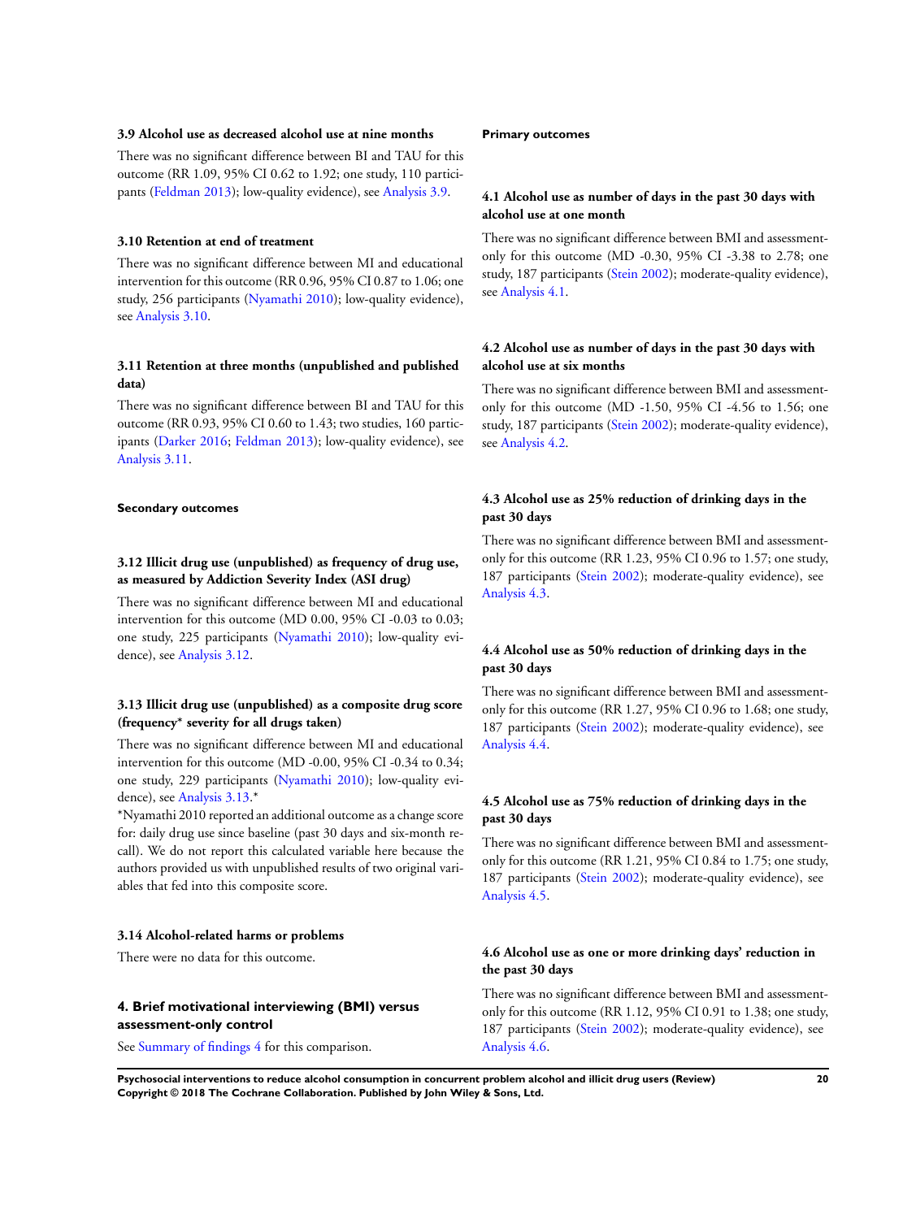### 3.9 Alcohol use as decreased alcohol use at nine months

There was no significant difference between BI and TAU for this outcome (RR 1.09, 95% CI 0.62 to 1.92; one study, 110 participants (Feldman 2013); low-quality evidence), see Analysis 3.9.

### 3.10 Retention at end of treatment

There was no significant difference between MI and educational intervention for this outcome (RR 0.96, 95% CI 0.87 to 1.06; one study, 256 participants (Nyamathi 2010); low-quality evidence), see Analysis 3.10.

### 3.11 Retention at three months (unpublished and published data)

There was no significant difference between BI and TAU for this outcome (RR 0.93, 95% CI 0.60 to 1.43; two studies, 160 participants (Darker 2016; Feldman 2013); low-quality evidence), see Analysis 3.11.

#### Secondary outcomes

### 3.12 Illicit drug use (unpublished) as frequency of drug use, as measured by Addiction Severity Index (ASI drug)

There was no significant difference between MI and educational intervention for this outcome (MD 0.00, 95% CI -0.03 to 0.03; one study, 225 participants (Nyamathi 2010); low-quality evidence), see Analysis 3.12.

### 3.13 Illicit drug use (unpublished) as a composite drug score (frequency* severity for all drugs taken)

There was no significant difference between MI and educational intervention for this outcome (MD -0.00, 95% CI -0.34 to 0.34; one study, 229 participants (Nyamathi 2010); low-quality evidence), see Analysis 3.13.*

*Nyamathi 2010 reported an additional outcome as a change score for: daily drug use since baseline (past 30 days and six-month recall). We do not report this calculated variable here because the authors provided us with unpublished results of two original variables that fed into this composite score.

### 3.14 Alcohol-related harms or problems

There were no data for this outcome.

## 4. Brief motivational interviewing (BMI) versus assessment-only control

See Summary of findings 4 for this comparison.

#### Primary outcomes

### 4.1 Alcohol use as number of days in the past 30 days with alcohol use at one month

There was no significant difference between BMI and assessment-only for this outcome (MD -0.30, 95% CI -3.38 to 2.78; one study, 187 participants (Stein 2002); moderate-quality evidence), see Analysis 4.1.

### 4.2 Alcohol use as number of days in the past 30 days with alcohol use at six months

There was no significant difference between BMI and assessment-only for this outcome (MD -1.50, 95% CI -4.56 to 1.56; one study, 187 participants (Stein 2002); moderate-quality evidence), see Analysis 4.2.

### 4.3 Alcohol use as 25% reduction of drinking days in the past 30 days

There was no significant difference between BMI and assessment-only for this outcome (RR 1.23, 95% CI 0.96 to 1.57; one study, 187 participants (Stein 2002); moderate-quality evidence), see Analysis 4.3.

### 4.4 Alcohol use as 50% reduction of drinking days in the past 30 days

There was no significant difference between BMI and assessment-only for this outcome (RR 1.27, 95% CI 0.96 to 1.68; one study, 187 participants (Stein 2002); moderate-quality evidence), see Analysis 4.4.

### 4.5 Alcohol use as 75% reduction of drinking days in the past 30 days

There was no significant difference between BMI and assessment-only for this outcome (RR 1.21, 95% CI 0.84 to 1.75; one study, 187 participants (Stein 2002); moderate-quality evidence), see Analysis 4.5.

### 4.6 Alcohol use as one or more drinking days' reduction in the past 30 days

There was no significant difference between BMI and assessment-only for this outcome (RR 1.12, 95% CI 0.91 to 1.38; one study, 187 participants (Stein 2002); moderate-quality evidence), see Analysis 4.6.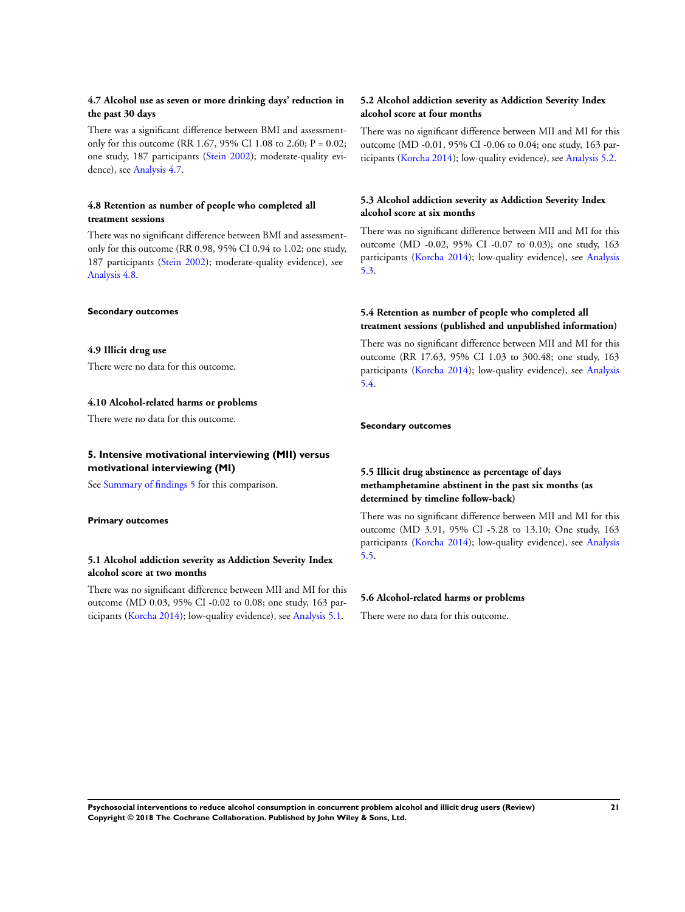#### 4.7 Alcohol use as seven or more drinking days' reduction in the past 30 days

There was a significant difference between BMI and assessment-only for this outcome (RR 1.67, 95% CI 1.08 to 2.60; P = 0.02; one study, 187 participants (Stein 2002); moderate-quality evidence), see Analysis 4.7.

#### 4.8 Retention as number of people who completed all treatment sessions

There was no significant difference between BMI and assessment-only for this outcome (RR 0.98, 95% CI 0.94 to 1.02; one study, 187 participants (Stein 2002); moderate-quality evidence), see Analysis 4.8.

**Secondary outcomes**

#### 4.9 Illicit drug use

There were no data for this outcome.

#### 4.10 Alcohol-related harms or problems

There were no data for this outcome.

### 5. Intensive motivational interviewing (MII) versus motivational interviewing (MI)

See Summary of findings 5 for this comparison.

**Primary outcomes**

#### 5.1 Alcohol addiction severity as Addiction Severity Index alcohol score at two months

There was no significant difference between MII and MI for this outcome (MD 0.03, 95% CI -0.02 to 0.08; one study, 163 participants (Korcha 2014); low-quality evidence), see Analysis 5.1.

#### 5.2 Alcohol addiction severity as Addiction Severity Index alcohol score at four months

There was no significant difference between MII and MI for this outcome (MD -0.01, 95% CI -0.06 to 0.04; one study, 163 participants (Korcha 2014); low-quality evidence), see Analysis 5.2.

#### 5.3 Alcohol addiction severity as Addiction Severity Index alcohol score at six months

There was no significant difference between MII and MI for this outcome (MD -0.02, 95% CI -0.07 to 0.03); one study, 163 participants (Korcha 2014); low-quality evidence), see Analysis 5.3.

#### 5.4 Retention as number of people who completed all treatment sessions (published and unpublished information)

There was no significant difference between MII and MI for this outcome (RR 17.63, 95% CI 1.03 to 300.48; one study, 163 participants (Korcha 2014); low-quality evidence), see Analysis 5.4.

**Secondary outcomes**

#### 5.5 Illicit drug abstinence as percentage of days methamphetamine abstinent in the past six months (as determined by timeline follow-back)

There was no significant difference between MII and MI for this outcome (MD 3.91, 95% CI -5.28 to 13.10; One study, 163 participants (Korcha 2014); low-quality evidence), see Analysis 5.5.

#### 5.6 Alcohol-related harms or problems

There were no data for this outcome.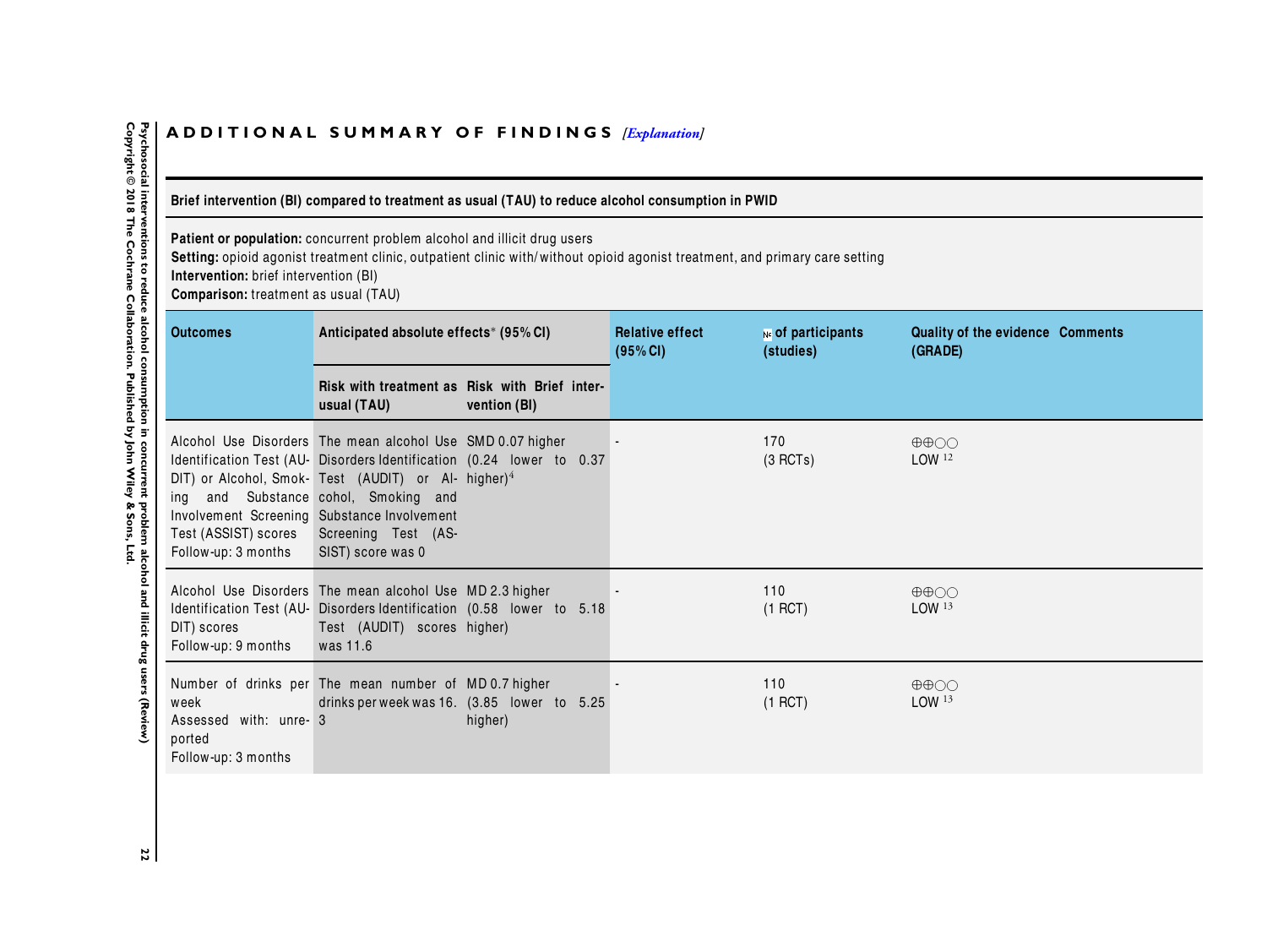# ADDITIONAL SUMMARY OF FINDINGS [*Explanation*]

| **Brief intervention (BI) compared to treatment as usual (TAU) to reduce alcohol consumption in PWID** | | | | | | |
|---|---|---|---|---|---|---|
| **Patient or population:** concurrent problem alcohol and illicit drug users<br>**Setting:** opioid agonist treatment clinic, outpatient clinic with/without opioid agonist treatment, and primary care setting<br>**Intervention:** brief intervention (BI)<br>**Comparison:** treatment as usual (TAU) | | | | | | |
| **Outcomes** | **Anticipated absolute effects*** **(95% CI)** | | **Relative effect (95% CI)** | **№ of participants (studies)** | **Quality of the evidence (GRADE)** | **Comments** |
| | **Risk with treatment as usual (TAU)** | **Risk with Brief intervention (BI)** | | | | |
| Alcohol Use Disorders Identification Test (AUDIT) or Alcohol, Smoking and Substance Involvement Screening Test (ASSIST) scores<br>Follow-up: 3 months | The mean alcohol Use Disorders Identification Test (AUDIT) or Alcohol, Smoking and Substance Involvement Screening Test (ASSIST) score was 0 | SMD 0.07 higher (0.24 lower to 0.37 higher)[4] | - | 170<br>(3 RCTs) | ⊕⊕◯◯<br>LOW [12] | |
| Alcohol Use Disorders Identification Test (AUDIT) scores<br>Follow-up: 9 months | The mean alcohol Use Disorders Identification Test (AUDIT) scores was 11.6 | MD 2.3 higher (0.58 lower to 5.18 higher) | - | 110<br>(1 RCT) | ⊕⊕◯◯<br>LOW [13] | |
| Number of drinks per week<br>Assessed with: unreported<br>Follow-up: 3 months | The mean number of drinks per week was 16.3 | MD 0.7 higher (3.85 lower to 5.25 higher) | - | 110<br>(1 RCT) | ⊕⊕◯◯<br>LOW [13] | |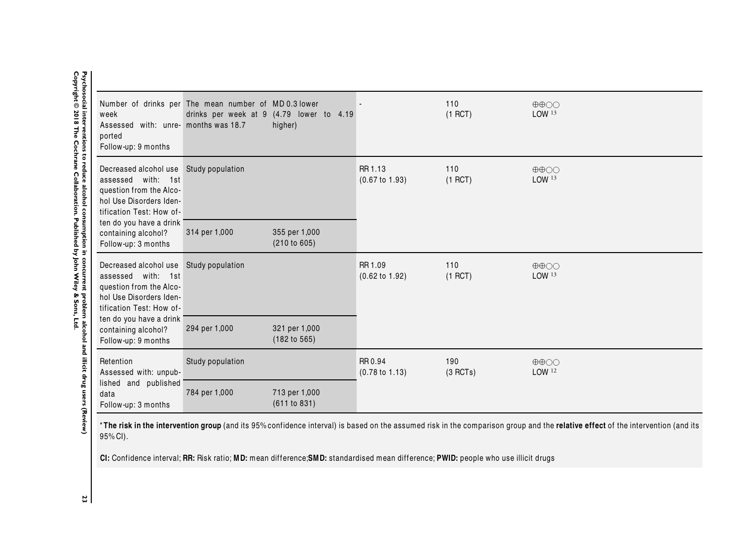| | | | | | |
|---|---|---|---|---|---|
| Number of drinks per week<br>Assessed with: unreported<br>Follow-up: 9 months | The mean number of drinks per week at 9 months was 18.7 | MD 0.3 lower<br>(4.79 lower to 4.19 higher) | - | 110<br>(1 RCT) | ⊕⊕○○<br>LOW [13] |
| Decreased alcohol use assessed with: 1st question from the Alcohol Use Disorders Identification Test: How often do you have a drink containing alcohol?<br>Follow-up: 3 months | Study population | | RR 1.13<br>(0.67 to 1.93) | 110<br>(1 RCT) | ⊕⊕○○<br>LOW [13] |
| | 314 per 1,000 | 355 per 1,000<br>(210 to 605) | | | |
| Decreased alcohol use assessed with: 1st question from the Alcohol Use Disorders Identification Test: How often do you have a drink containing alcohol?<br>Follow-up: 9 months | Study population | | RR 1.09<br>(0.62 to 1.92) | 110<br>(1 RCT) | ⊕⊕○○<br>LOW [13] |
| | 294 per 1,000 | 321 per 1,000<br>(182 to 565) | | | |
| Retention<br>Assessed with: unpublished and published data<br>Follow-up: 3 months | Study population | | RR 0.94<br>(0.78 to 1.13) | 190<br>(3 RCTs) | ⊕⊕○○<br>LOW [12] |
| | 784 per 1,000 | 713 per 1,000<br>(611 to 831) | | | |

***The risk in the intervention group** (and its 95% confidence interval) is based on the assumed risk in the comparison group and the **relative effect** of the intervention (and its 95% CI).

**CI:** Confidence interval; **RR:** Risk ratio; **MD:** mean difference;**SMD:** standardised mean difference; **PWID:** people who use illicit drugs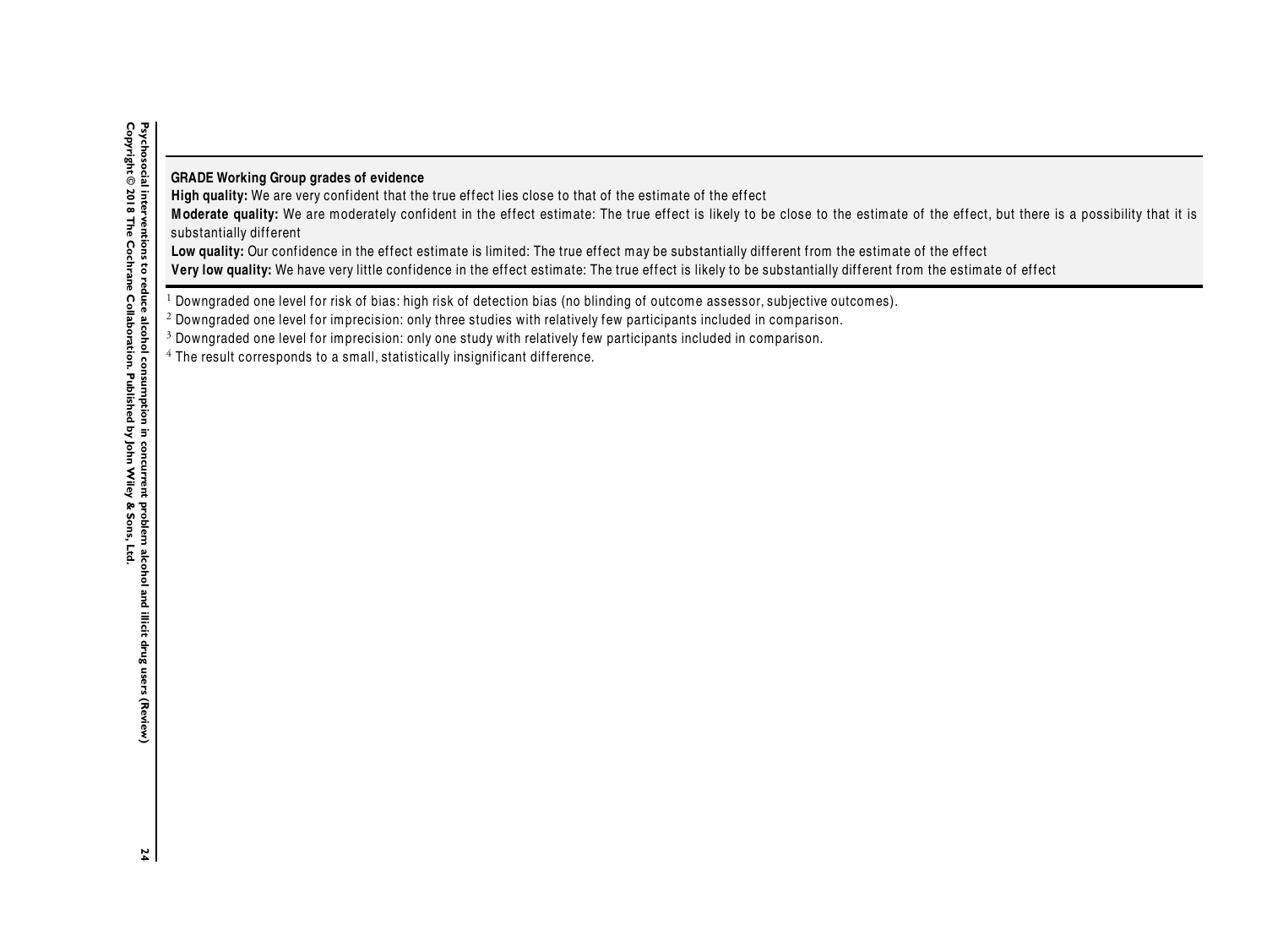**GRADE Working Group grades of evidence**
**High quality:** We are very confident that the true effect lies close to that of the estimate of the effect
**Moderate quality:** We are moderately confident in the effect estimate: The true effect is likely to be close to the estimate of the effect, but there is a possibility that it is substantially different
**Low quality:** Our confidence in the effect estimate is limited: The true effect may be substantially different from the estimate of the effect
**Very low quality:** We have very little confidence in the effect estimate: The true effect is likely to be substantially different from the estimate of effect

[1] Downgraded one level for risk of bias: high risk of detection bias (no blinding of outcome assessor, subjective outcomes).
[2] Downgraded one level for imprecision: only three studies with relatively few participants included in comparison.
[3] Downgraded one level for imprecision: only one study with relatively few participants included in comparison.
[4] The result corresponds to a small, statistically insignificant difference.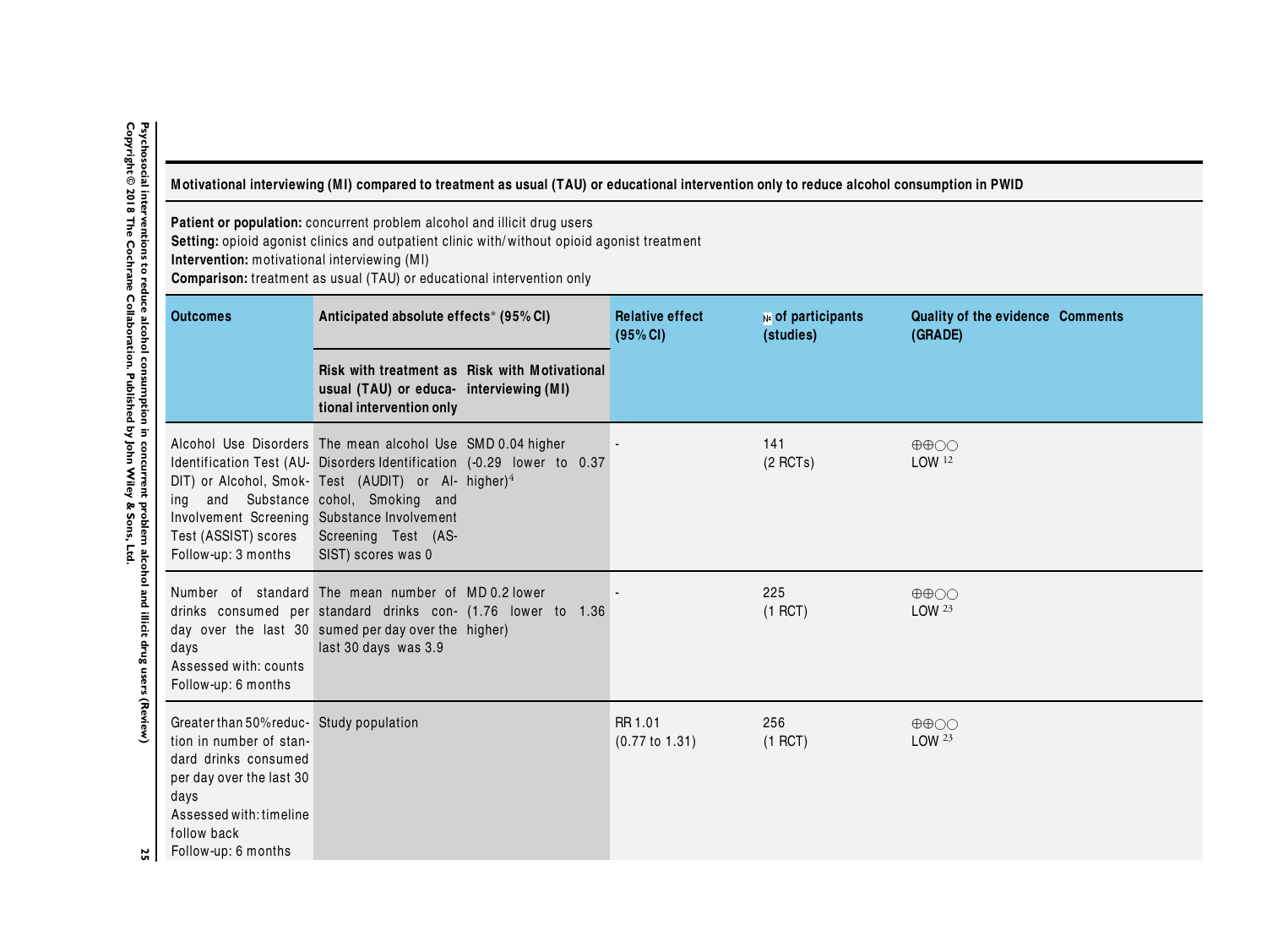**Motivational interviewing (MI) compared to treatment as usual (TAU) or educational intervention only to reduce alcohol consumption in PWID**

**Patient or population:** concurrent problem alcohol and illicit drug users
**Setting:** opioid agonist clinics and outpatient clinic with/without opioid agonist treatment
**Intervention:** motivational interviewing (MI)
**Comparison:** treatment as usual (TAU) or educational intervention only

| Outcomes | Anticipated absolute effects* (95% CI) | | Relative effect (95% CI) | № of participants (studies) | Quality of the evidence (GRADE) | Comments |
|---|---|---|---|---|---|---|
| | Risk with treatment as usual (TAU) or educational intervention only | Risk with Motivational interviewing (MI) | | | | |
| Alcohol Use Disorders Identification Test (AUDIT) or Alcohol, Smoking and Substance Involvement Screening Test (ASSIST) scores Follow-up: 3 months | The mean alcohol Use Disorders Identification Test (AUDIT) or Alcohol, Smoking and Substance Involvement Screening Test (ASSIST) scores was 0 | SMD 0.04 higher (-0.29 lower to 0.37 higher)[4] | - | 141 (2 RCTs) | ⊕⊕○○ LOW [1,2] | |
| Number of standard drinks consumed per day over the last 30 days Assessed with: counts Follow-up: 6 months | The mean number of standard drinks consumed per day over the last 30 days was 3.9 | MD 0.2 lower (1.76 lower to 1.36 higher) | - | 225 (1 RCT) | ⊕⊕○○ LOW [2,3] | |
| Greater than 50% reduction in number of standard drinks consumed per day over the last 30 days Assessed with: timeline follow back Follow-up: 6 months | Study population | | RR 1.01 (0.77 to 1.31) | 256 (1 RCT) | ⊕⊕○○ LOW [2,3] | |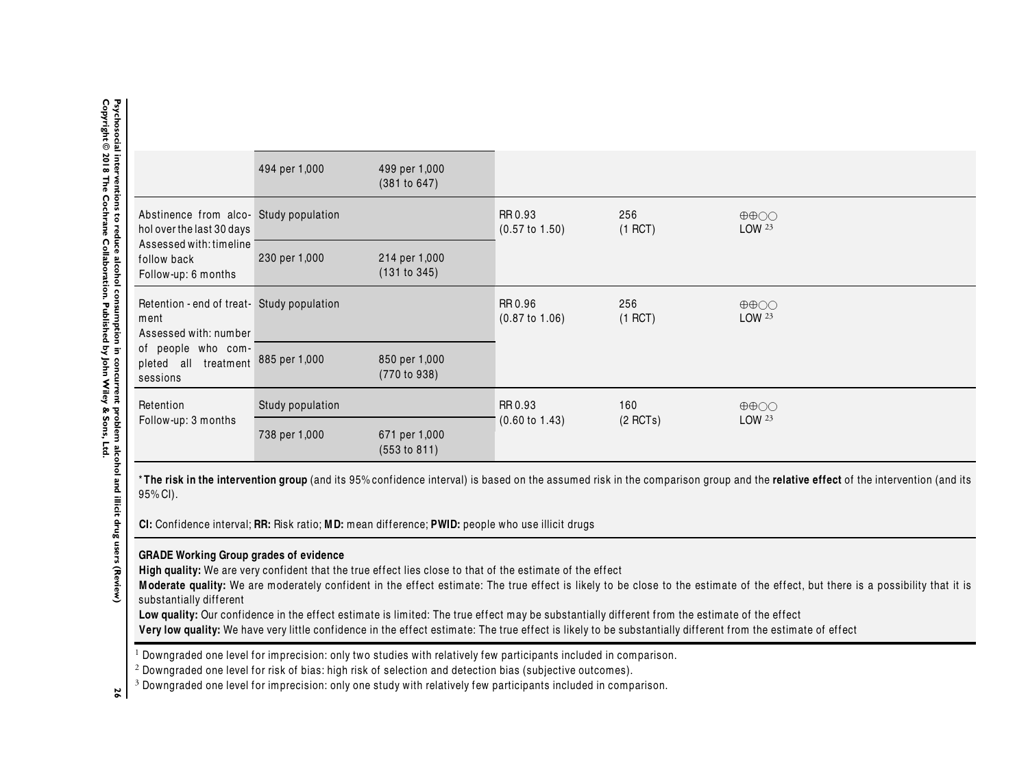| | | | | | |
|---|---|---|---|---|---|
| | 494 per 1,000 | 499 per 1,000 (381 to 647) | | | |
| Abstinence from alcohol over the last 30 days Assessed with: timeline follow back Follow-up: 6 months | Study population | | RR 0.93 (0.57 to 1.50) | 256 (1 RCT) | ⊕⊕◯◯ LOW [2,3] |
| | 230 per 1,000 | 214 per 1,000 (131 to 345) | | | |
| Retention - end of treatment Assessed with: number of people who completed all treatment sessions | Study population | | RR 0.96 (0.87 to 1.06) | 256 (1 RCT) | ⊕⊕◯◯ LOW [2,3] |
| | 885 per 1,000 | 850 per 1,000 (770 to 938) | | | |
| Retention Follow-up: 3 months | Study population | | RR 0.93 (0.60 to 1.43) | 160 (2 RCTs) | ⊕⊕◯◯ LOW [2,3] |
| | 738 per 1,000 | 671 per 1,000 (553 to 811) | | | |

***The risk in the intervention group** (and its 95% confidence interval) is based on the assumed risk in the comparison group and the **relative effect** of the intervention (and its 95% CI).

**CI:** Confidence interval; **RR:** Risk ratio; **MD:** mean difference; **PWID:** people who use illicit drugs

**GRADE Working Group grades of evidence**
**High quality:** We are very confident that the true effect lies close to that of the estimate of the effect
**Moderate quality:** We are moderately confident in the effect estimate: The true effect is likely to be close to the estimate of the effect, but there is a possibility that it is substantially different
**Low quality:** Our confidence in the effect estimate is limited: The true effect may be substantially different from the estimate of the effect
**Very low quality:** We have very little confidence in the effect estimate: The true effect is likely to be substantially different from the estimate of effect

[1] Downgraded one level for imprecision: only two studies with relatively few participants included in comparison.
[2] Downgraded one level for risk of bias: high risk of selection and detection bias (subjective outcomes).
[3] Downgraded one level for imprecision: only one study with relatively few participants included in comparison.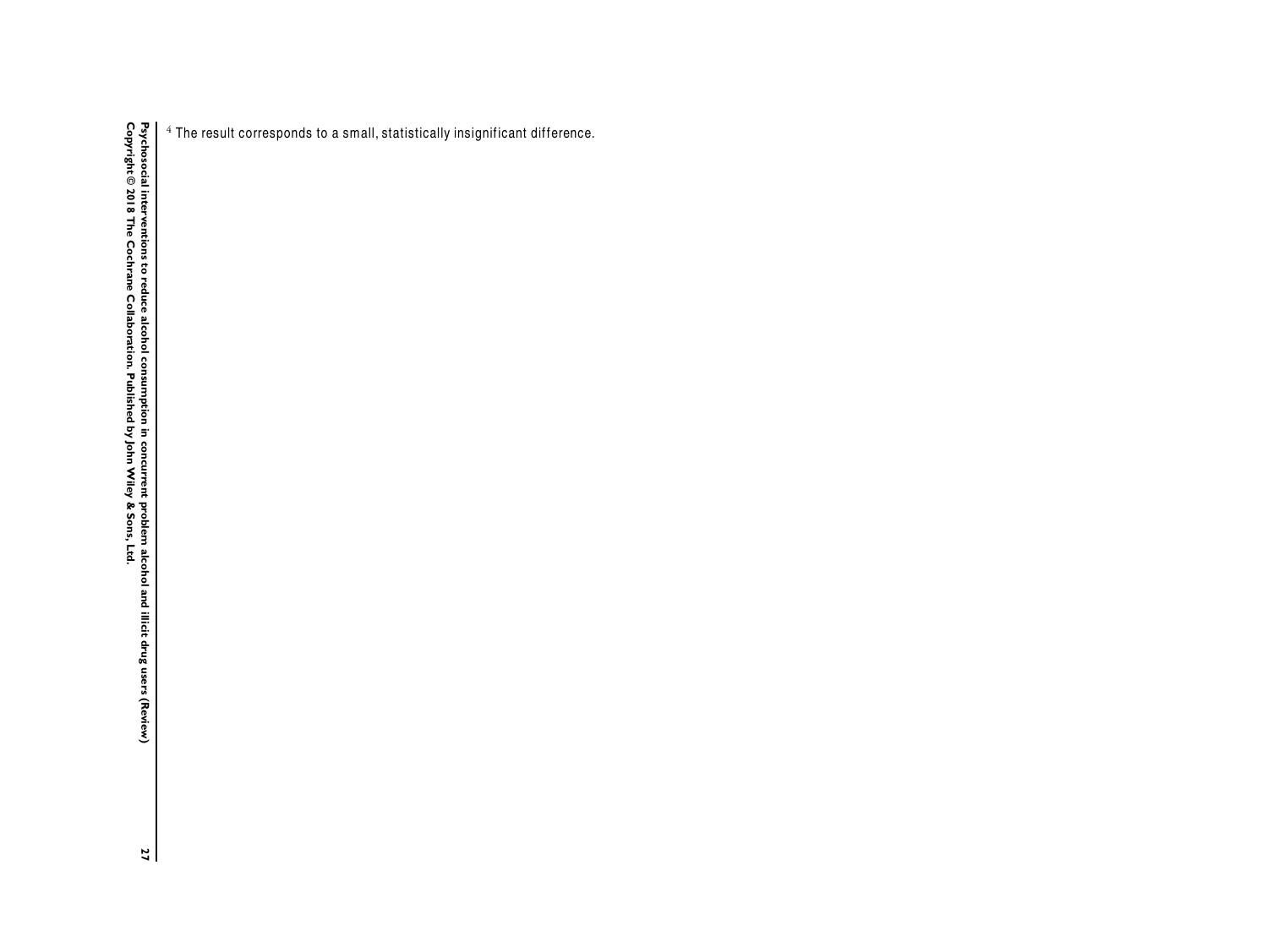[4] The result corresponds to a small, statistically insignificant difference.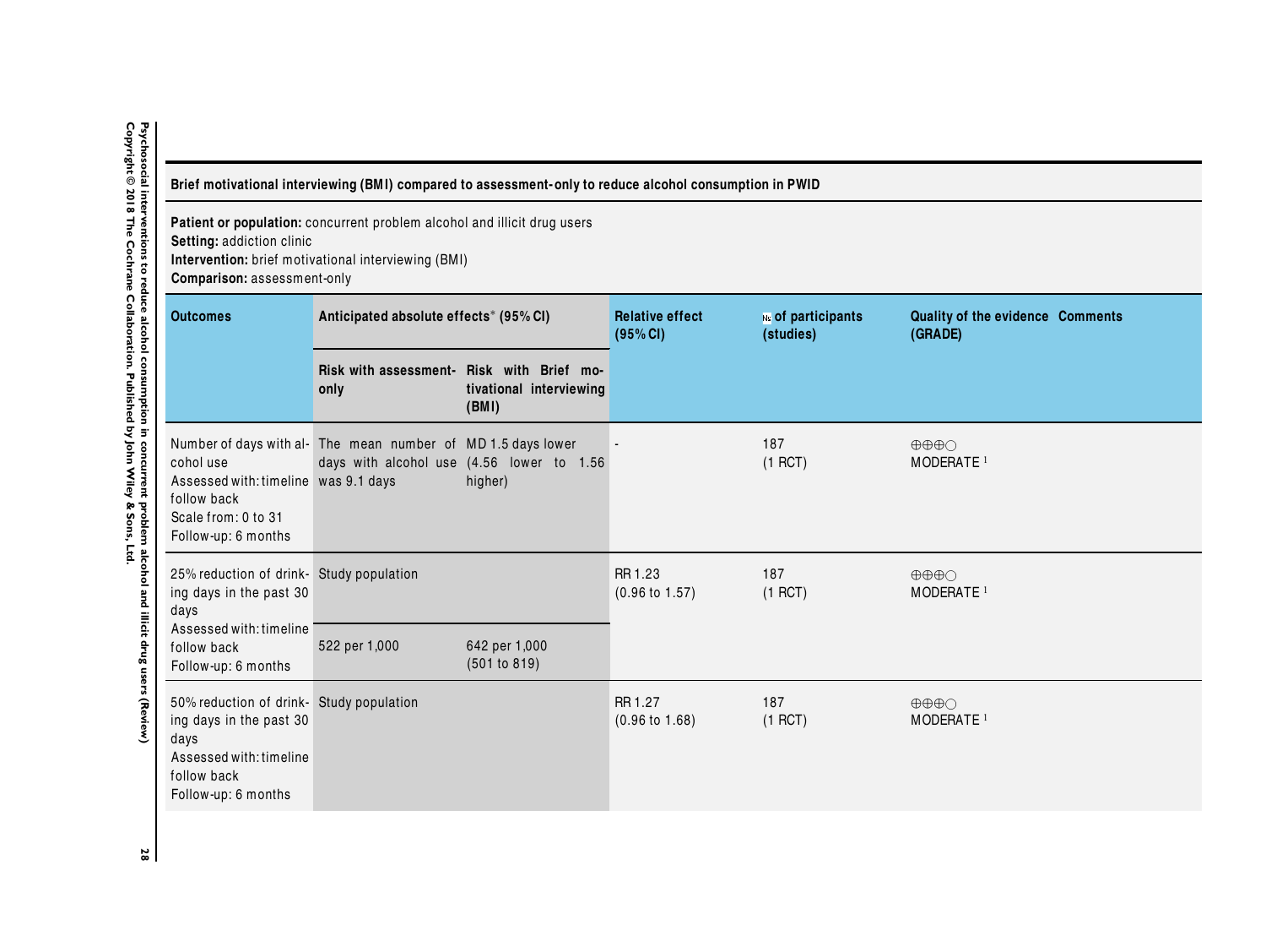**Brief motivational interviewing (BMI) compared to assessment-only to reduce alcohol consumption in PWID**

**Patient or population:** concurrent problem alcohol and illicit drug users
**Setting:** addiction clinic
**Intervention:** brief motivational interviewing (BMI)
**Comparison:** assessment-only

| Outcomes | Anticipated absolute effects* (95% CI) | | Relative effect (95% CI) | № of participants (studies) | Quality of the evidence (GRADE) | Comments |
|---|---|---|---|---|---|---|
| | Risk with assessment-only | Risk with Brief motivational interviewing (BMI) | | | | |
| Number of days with alcohol use<br>Assessed with: timeline follow back<br>Scale from: 0 to 31<br>Follow-up: 6 months | The mean number of days with alcohol use was 9.1 days | MD 1.5 days lower (4.56 lower to 1.56 higher) | - | 187 (1 RCT) | ⊕⊕⊕◯ MODERATE [1] | |
| 25% reduction of drinking days in the past 30 days<br>Assessed with: timeline follow back<br>Follow-up: 6 months | Study population | | RR 1.23 (0.96 to 1.57) | 187 (1 RCT) | ⊕⊕⊕◯ MODERATE [1] | |
| | 522 per 1,000 | 642 per 1,000 (501 to 819) | | | | |
| 50% reduction of drinking days in the past 30 days<br>Assessed with: timeline follow back<br>Follow-up: 6 months | Study population | | RR 1.27 (0.96 to 1.68) | 187 (1 RCT) | ⊕⊕⊕◯ MODERATE [1] | |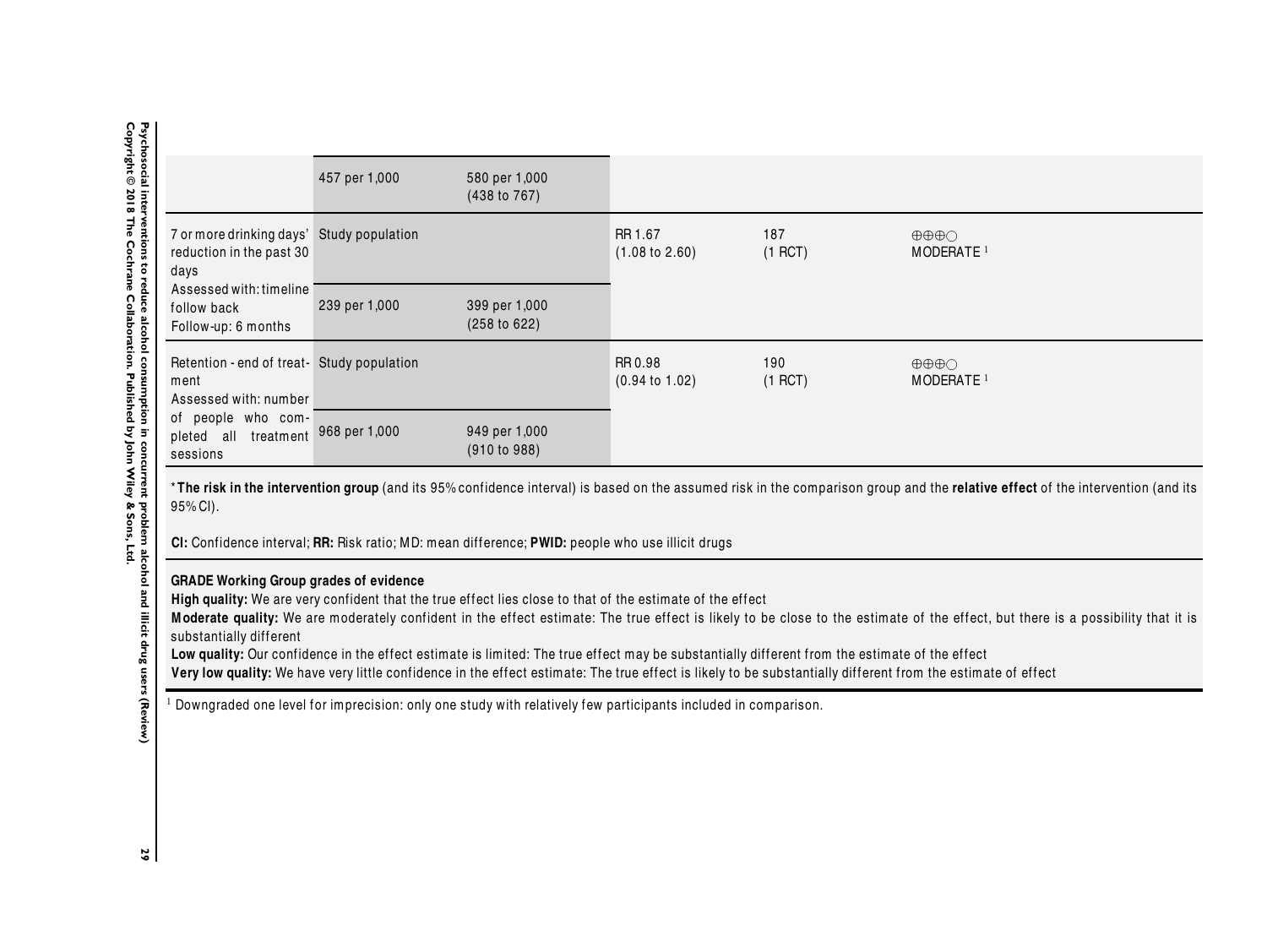| | | | | | |
|---|---|---|---|---|---|
| | 457 per 1,000 | 580 per 1,000 (438 to 767) | | | |
| 7 or more drinking days' reduction in the past 30 days Assessed with: timeline follow back Follow-up: 6 months | Study population | | RR 1.67 (1.08 to 2.60) | 187 (1 RCT) | ⊕⊕⊕◯ MODERATE [1] |
| | 239 per 1,000 | 399 per 1,000 (258 to 622) | | | |
| Retention - end of treatment Assessed with: number of people who completed all treatment sessions | Study population | | RR 0.98 (0.94 to 1.02) | 190 (1 RCT) | ⊕⊕⊕◯ MODERATE [1] |
| | 968 per 1,000 | 949 per 1,000 (910 to 988) | | | |

***The risk in the intervention group** (and its 95% confidence interval) is based on the assumed risk in the comparison group and the **relative effect** of the intervention (and its 95% CI).

**CI:** Confidence interval; **RR:** Risk ratio; MD: mean difference; **PWID:** people who use illicit drugs

**GRADE Working Group grades of evidence**
**High quality:** We are very confident that the true effect lies close to that of the estimate of the effect
**Moderate quality:** We are moderately confident in the effect estimate: The true effect is likely to be close to the estimate of the effect, but there is a possibility that it is substantially different
**Low quality:** Our confidence in the effect estimate is limited: The true effect may be substantially different from the estimate of the effect
**Very low quality:** We have very little confidence in the effect estimate: The true effect is likely to be substantially different from the estimate of effect

[1] Downgraded one level for imprecision: only one study with relatively few participants included in comparison.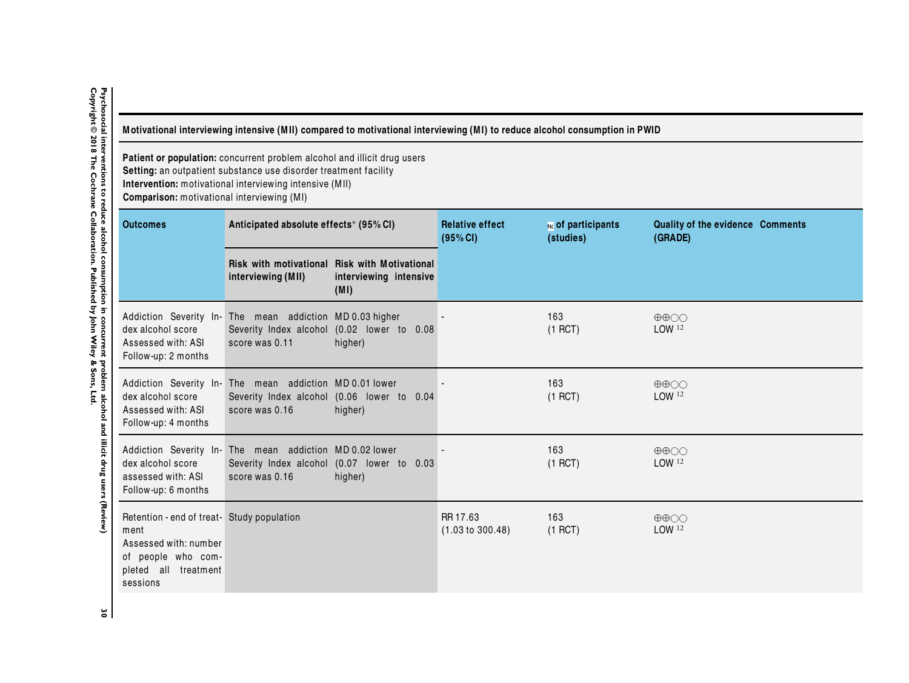**Motivational interviewing intensive (MII) compared to motivational interviewing (MI) to reduce alcohol consumption in PWID**

**Patient or population:** concurrent problem alcohol and illicit drug users
**Setting:** an outpatient substance use disorder treatment facility
**Intervention:** motivational interviewing intensive (MII)
**Comparison:** motivational interviewing (MI)

| Outcomes | Anticipated absolute effects* (95% CI) | | Relative effect (95% CI) | № of participants (studies) | Quality of the evidence (GRADE) | Comments |
|---|---|---|---|---|---|---|
| | Risk with motivational interviewing (MII) | Risk with Motivational interviewing intensive (MI) | | | | |
| Addiction Severity Index alcohol score Assessed with: ASI Follow-up: 2 months | The mean addiction Severity Index alcohol score was 0.11 | MD 0.03 higher (0.02 lower to 0.08 higher) | - | 163 (1 RCT) | ⊕⊕◯◯ LOW [1,2] | |
| Addiction Severity Index alcohol score Assessed with: ASI Follow-up: 4 months | The mean addiction Severity Index alcohol score was 0.16 | MD 0.01 lower (0.06 lower to 0.04 higher) | - | 163 (1 RCT) | ⊕⊕◯◯ LOW [1,2] | |
| Addiction Severity Index alcohol score assessed with: ASI Follow-up: 6 months | The mean addiction Severity Index alcohol score was 0.16 | MD 0.02 lower (0.07 lower to 0.03 higher) | - | 163 (1 RCT) | ⊕⊕◯◯ LOW [1,2] | |
| Retention - end of treatment Assessed with: number of people who completed all treatment sessions | Study population | | RR 17.63 (1.03 to 300.48) | 163 (1 RCT) | ⊕⊕◯◯ LOW [1,2] | |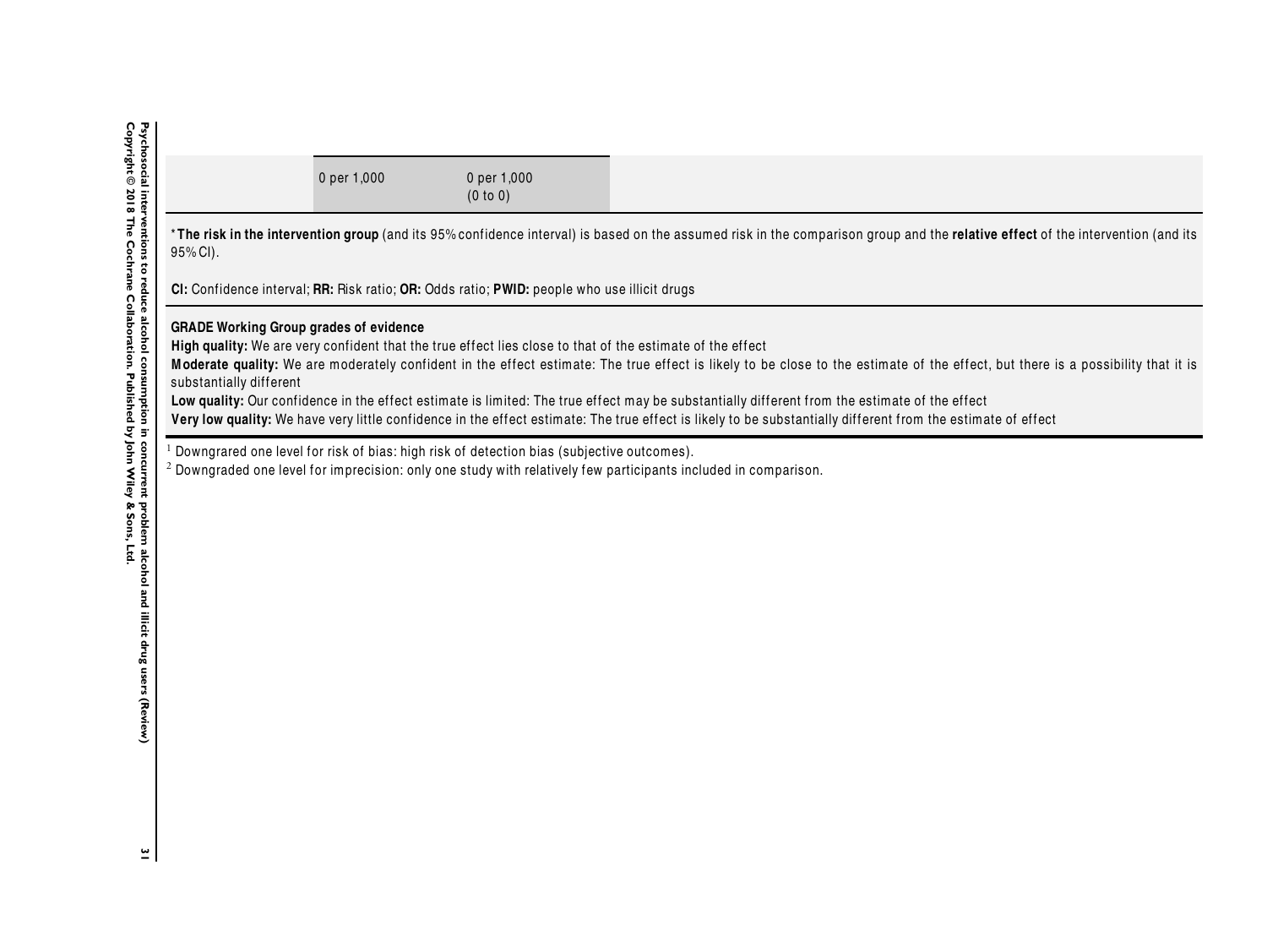| | | | |
|---|---|---|---|
| | 0 per 1,000 | 0 per 1,000 (0 to 0) | |

*__The risk in the intervention group__ (and its 95% confidence interval) is based on the assumed risk in the comparison group and the **relative effect** of the intervention (and its 95% CI).

**CI:** Confidence interval; **RR:** Risk ratio; **OR:** Odds ratio; **PWID:** people who use illicit drugs

**GRADE Working Group grades of evidence**
**High quality:** We are very confident that the true effect lies close to that of the estimate of the effect
**Moderate quality:** We are moderately confident in the effect estimate: The true effect is likely to be close to the estimate of the effect, but there is a possibility that it is substantially different
**Low quality:** Our confidence in the effect estimate is limited: The true effect may be substantially different from the estimate of the effect
**Very low quality:** We have very little confidence in the effect estimate: The true effect is likely to be substantially different from the estimate of effect

[1] Downgrared one level for risk of bias: high risk of detection bias (subjective outcomes).
[2] Downgraded one level for imprecision: only one study with relatively few participants included in comparison.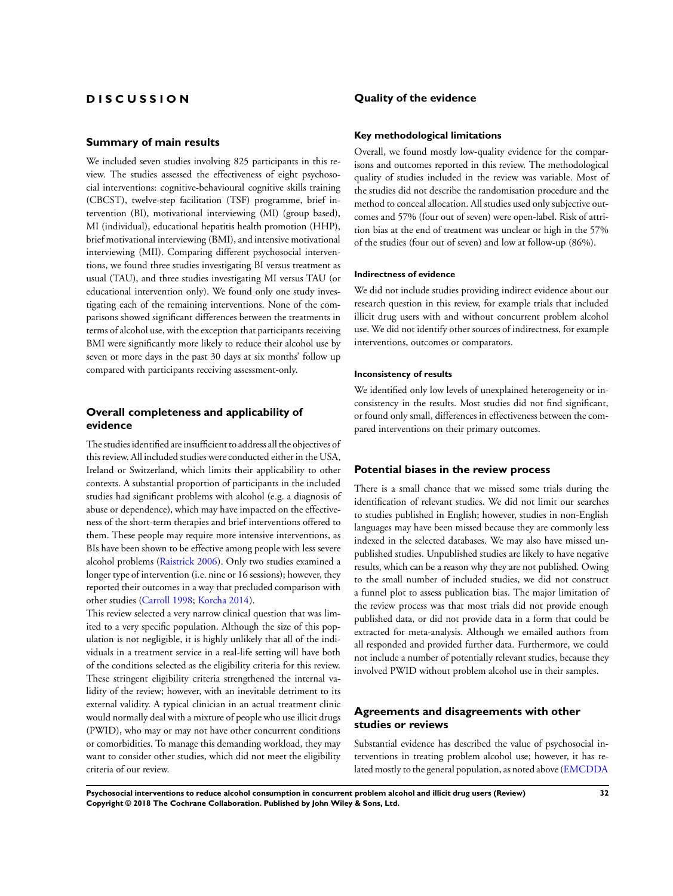# DISCUSSION

## Summary of main results

We included seven studies involving 825 participants in this review. The studies assessed the effectiveness of eight psychosocial interventions: cognitive-behavioural cognitive skills training (CBCST), twelve-step facilitation (TSF) programme, brief intervention (BI), motivational interviewing (MI) (group based), MI (individual), educational hepatitis health promotion (HHP), brief motivational interviewing (BMI), and intensive motivational interviewing (MII). Comparing different psychosocial interventions, we found three studies investigating BI versus treatment as usual (TAU), and three studies investigating MI versus TAU (or educational intervention only). We found only one study investigating each of the remaining interventions. None of the comparisons showed significant differences between the treatments in terms of alcohol use, with the exception that participants receiving BMI were significantly more likely to reduce their alcohol use by seven or more days in the past 30 days at six months' follow up compared with participants receiving assessment-only.

## Overall completeness and applicability of evidence

The studies identified are insufficient to address all the objectives of this review. All included studies were conducted either in the USA, Ireland or Switzerland, which limits their applicability to other contexts. A substantial proportion of participants in the included studies had significant problems with alcohol (e.g. a diagnosis of abuse or dependence), which may have impacted on the effectiveness of the short-term therapies and brief interventions offered to them. These people may require more intensive interventions, as BIs have been shown to be effective among people with less severe alcohol problems (Raistrick 2006). Only two studies examined a longer type of intervention (i.e. nine or 16 sessions); however, they reported their outcomes in a way that precluded comparison with other studies (Carroll 1998; Korcha 2014).

This review selected a very narrow clinical question that was limited to a very specific population. Although the size of this population is not negligible, it is highly unlikely that all of the individuals in a treatment service in a real-life setting will have both of the conditions selected as the eligibility criteria for this review. These stringent eligibility criteria strengthened the internal validity of the review; however, with an inevitable detriment to its external validity. A typical clinician in an actual treatment clinic would normally deal with a mixture of people who use illicit drugs (PWID), who may or may not have other concurrent conditions or comorbidities. To manage this demanding workload, they may want to consider other studies, which did not meet the eligibility criteria of our review.

## Quality of the evidence

### Key methodological limitations

Overall, we found mostly low-quality evidence for the comparisons and outcomes reported in this review. The methodological quality of studies included in the review was variable. Most of the studies did not describe the randomisation procedure and the method to conceal allocation. All studies used only subjective outcomes and 57% (four out of seven) were open-label. Risk of attrition bias at the end of treatment was unclear or high in the 57% of the studies (four out of seven) and low at follow-up (86%).

#### Indirectness of evidence

We did not include studies providing indirect evidence about our research question in this review, for example trials that included illicit drug users with and without concurrent problem alcohol use. We did not identify other sources of indirectness, for example interventions, outcomes or comparators.

#### Inconsistency of results

We identified only low levels of unexplained heterogeneity or inconsistency in the results. Most studies did not find significant, or found only small, differences in effectiveness between the compared interventions on their primary outcomes.

## Potential biases in the review process

There is a small chance that we missed some trials during the identification of relevant studies. We did not limit our searches to studies published in English; however, studies in non-English languages may have been missed because they are commonly less indexed in the selected databases. We may also have missed unpublished studies. Unpublished studies are likely to have negative results, which can be a reason why they are not published. Owing to the small number of included studies, we did not construct a funnel plot to assess publication bias. The major limitation of the review process was that most trials did not provide enough published data, or did not provide data in a form that could be extracted for meta-analysis. Although we emailed authors from all responded and provided further data. Furthermore, we could not include a number of potentially relevant studies, because they involved PWID without problem alcohol use in their samples.

## Agreements and disagreements with other studies or reviews

Substantial evidence has described the value of psychosocial interventions in treating problem alcohol use; however, it has related mostly to the general population, as noted above (EMCDDA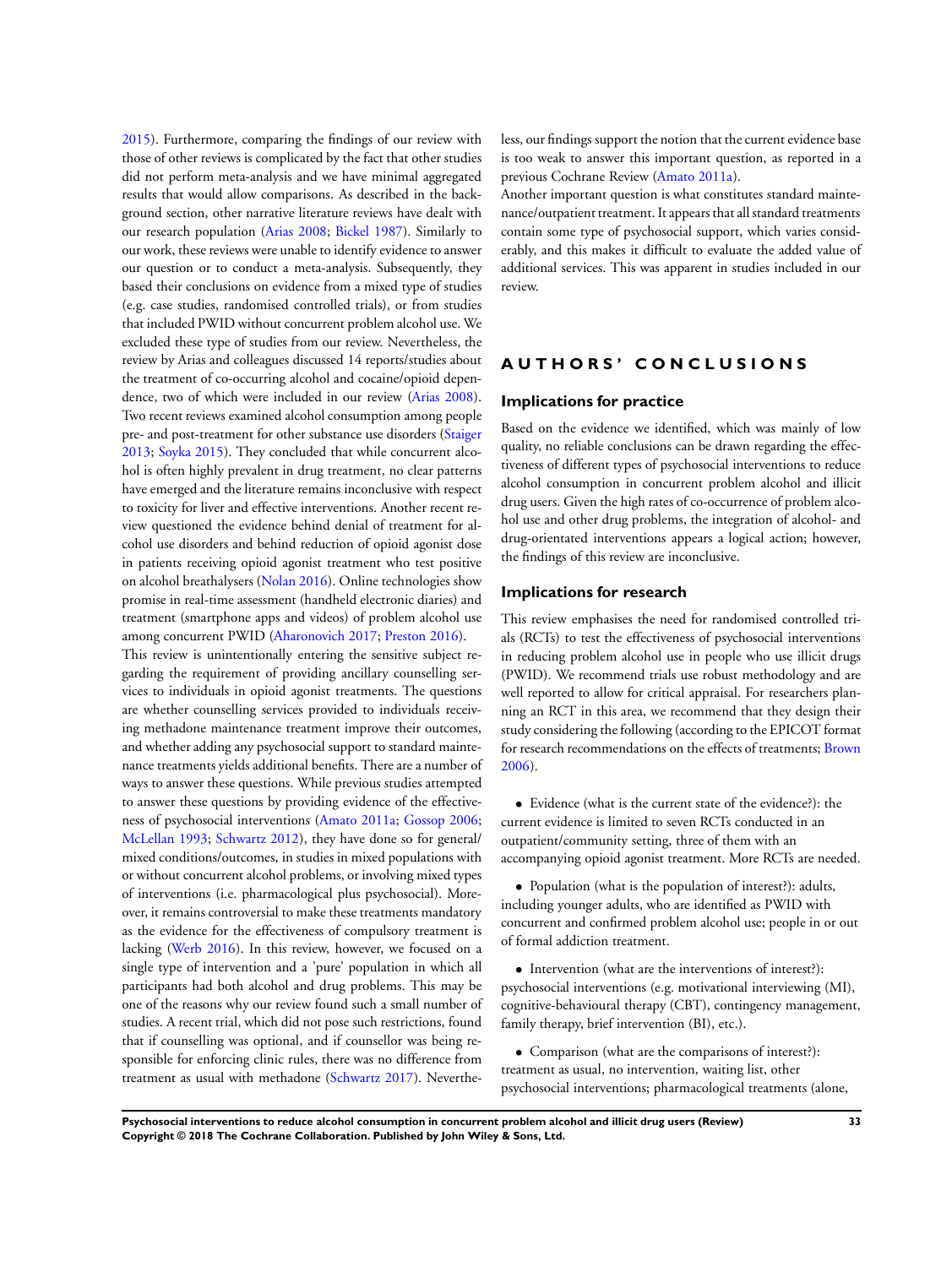2015). Furthermore, comparing the findings of our review with those of other reviews is complicated by the fact that other studies did not perform meta-analysis and we have minimal aggregated results that would allow comparisons. As described in the background section, other narrative literature reviews have dealt with our research population (Arias 2008; Bickel 1987). Similarly to our work, these reviews were unable to identify evidence to answer our question or to conduct a meta-analysis. Subsequently, they based their conclusions on evidence from a mixed type of studies (e.g. case studies, randomised controlled trials), or from studies that included PWID without concurrent problem alcohol use. We excluded these type of studies from our review. Nevertheless, the review by Arias and colleagues discussed 14 reports/studies about the treatment of co-occurring alcohol and cocaine/opioid dependence, two of which were included in our review (Arias 2008). Two recent reviews examined alcohol consumption among people pre- and post-treatment for other substance use disorders (Staiger 2013; Soyka 2015). They concluded that while concurrent alcohol is often highly prevalent in drug treatment, no clear patterns have emerged and the literature remains inconclusive with respect to toxicity for liver and effective interventions. Another recent review questioned the evidence behind denial of treatment for alcohol use disorders and behind reduction of opioid agonist dose in patients receiving opioid agonist treatment who test positive on alcohol breathalysers (Nolan 2016). Online technologies show promise in real-time assessment (handheld electronic diaries) and treatment (smartphone apps and videos) of problem alcohol use among concurrent PWID (Aharonovich 2017; Preston 2016).

This review is unintentionally entering the sensitive subject regarding the requirement of providing ancillary counselling services to individuals in opioid agonist treatments. The questions are whether counselling services provided to individuals receiving methadone maintenance treatment improve their outcomes, and whether adding any psychosocial support to standard maintenance treatments yields additional benefits. There are a number of ways to answer these questions. While previous studies attempted to answer these questions by providing evidence of the effectiveness of psychosocial interventions (Amato 2011a; Gossop 2006; McLellan 1993; Schwartz 2012), they have done so for general/mixed conditions/outcomes, in studies in mixed populations with or without concurrent alcohol problems, or involving mixed types of interventions (i.e. pharmacological plus psychosocial). Moreover, it remains controversial to make these treatments mandatory as the evidence for the effectiveness of compulsory treatment is lacking (Werb 2016). In this review, however, we focused on a single type of intervention and a 'pure' population in which all participants had both alcohol and drug problems. This may be one of the reasons why our review found such a small number of studies. A recent trial, which did not pose such restrictions, found that if counselling was optional, and if counsellor was being responsible for enforcing clinic rules, there was no difference from treatment as usual with methadone (Schwartz 2017). Nevertheless, our findings support the notion that the current evidence base is too weak to answer this important question, as reported in a previous Cochrane Review (Amato 2011a).

Another important question is what constitutes standard maintenance/outpatient treatment. It appears that all standard treatments contain some type of psychosocial support, which varies considerably, and this makes it difficult to evaluate the added value of additional services. This was apparent in studies included in our review.

# AUTHORS' CONCLUSIONS

## Implications for practice

Based on the evidence we identified, which was mainly of low quality, no reliable conclusions can be drawn regarding the effectiveness of different types of psychosocial interventions to reduce alcohol consumption in concurrent problem alcohol and illicit drug users. Given the high rates of co-occurrence of problem alcohol use and other drug problems, the integration of alcohol- and drug-orientated interventions appears a logical action; however, the findings of this review are inconclusive.

## Implications for research

This review emphasises the need for randomised controlled trials (RCTs) to test the effectiveness of psychosocial interventions in reducing problem alcohol use in people who use illicit drugs (PWID). We recommend trials use robust methodology and are well reported to allow for critical appraisal. For researchers planning an RCT in this area, we recommend that they design their study considering the following (according to the EPICOT format for research recommendations on the effects of treatments; Brown 2006).

- Evidence (what is the current state of the evidence?): the current evidence is limited to seven RCTs conducted in an outpatient/community setting, three of them with an accompanying opioid agonist treatment. More RCTs are needed.

- Population (what is the population of interest?): adults, including younger adults, who are identified as PWID with concurrent and confirmed problem alcohol use; people in or out of formal addiction treatment.

- Intervention (what are the interventions of interest?): psychosocial interventions (e.g. motivational interviewing (MI), cognitive-behavioural therapy (CBT), contingency management, family therapy, brief intervention (BI), etc.).

- Comparison (what are the comparisons of interest?): treatment as usual, no intervention, waiting list, other psychosocial interventions; pharmacological treatments (alone,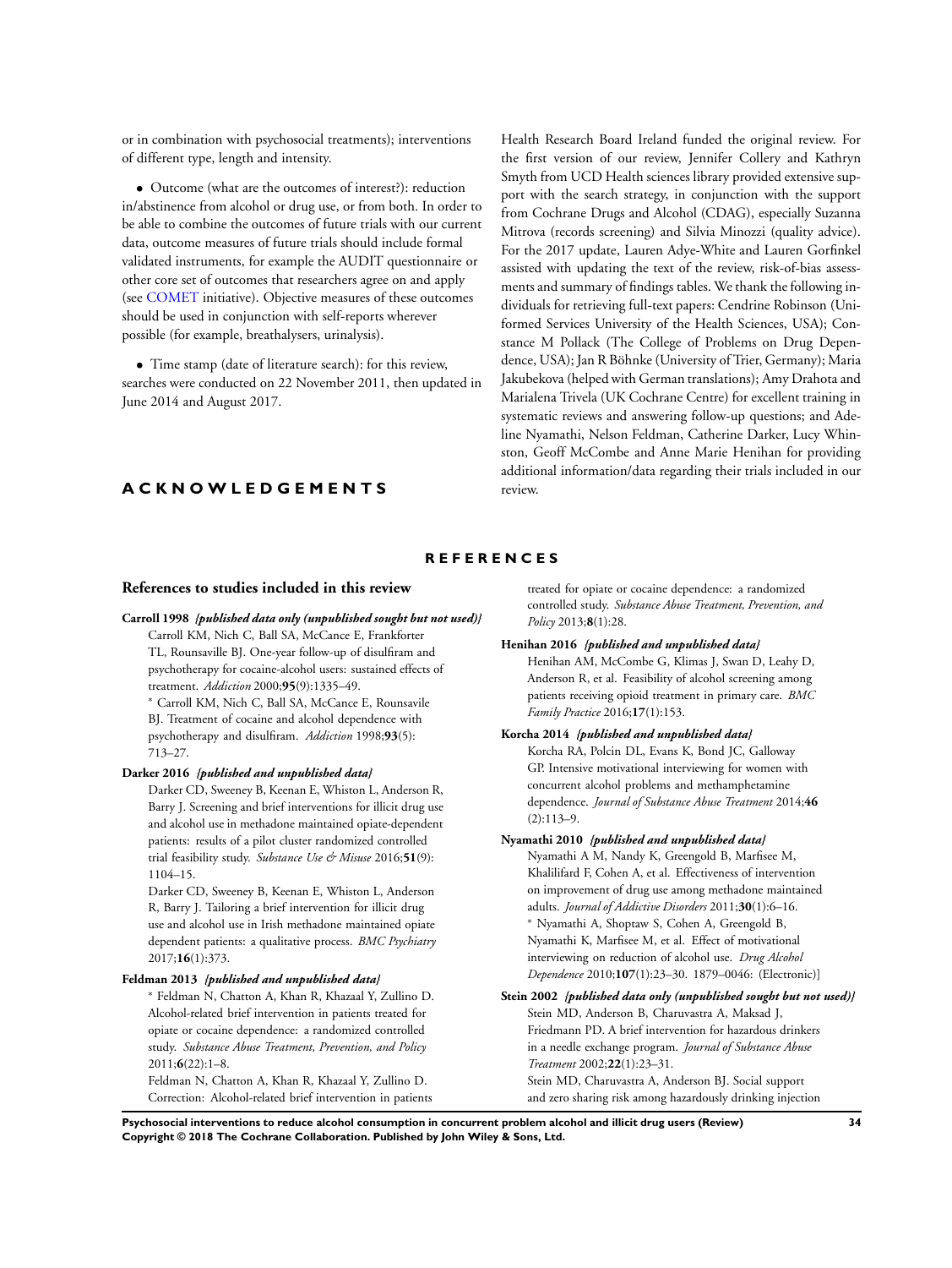or in combination with psychosocial treatments); interventions of different type, length and intensity.

- Outcome (what are the outcomes of interest?): reduction in/abstinence from alcohol or drug use, or from both. In order to be able to combine the outcomes of future trials with our current data, outcome measures of future trials should include formal validated instruments, for example the AUDIT questionnaire or other core set of outcomes that researchers agree on and apply (see COMET initiative). Objective measures of these outcomes should be used in conjunction with self-reports wherever possible (for example, breathalysers, urinalysis).

- Time stamp (date of literature search): for this review, searches were conducted on 22 November 2011, then updated in June 2014 and August 2017.

# ACKNOWLEDGEMENTS

Health Research Board Ireland funded the original review. For the first version of our review, Jennifer Collery and Kathryn Smyth from UCD Health sciences library provided extensive support with the search strategy, in conjunction with the support from Cochrane Drugs and Alcohol (CDAG), especially Suzanna Mitrova (records screening) and Silvia Minozzi (quality advice). For the 2017 update, Lauren Adye-White and Lauren Gorfinkel assisted with updating the text of the review, risk-of-bias assessments and summary of findings tables. We thank the following individuals for retrieving full-text papers: Cendrine Robinson (Uniformed Services University of the Health Sciences, USA); Constance M Pollack (The College of Problems on Drug Dependence, USA); Jan R Böhnke (University of Trier, Germany); Maria Jakubekova (helped with German translations); Amy Drahota and Marialena Trivela (UK Cochrane Centre) for excellent training in systematic reviews and answering follow-up questions; and Adeline Nyamathi, Nelson Feldman, Catherine Darker, Lucy Whinston, Geoff McCombe and Anne Marie Henihan for providing additional information/data regarding their trials included in our review.

# REFERENCES

## References to studies included in this review

**Carroll 1998** ***{published data only (unpublished sought but not used)}***

Carroll KM, Nich C, Ball SA, McCance E, Frankforter TL, Rounsaville BJ. One-year follow-up of disulfiram and psychotherapy for cocaine-alcohol users: sustained effects of treatment. *Addiction* 2000;**95**(9):1335–49.

* Carroll KM, Nich C, Ball SA, McCance E, Rounsavile BJ. Treatment of cocaine and alcohol dependence with psychotherapy and disulfiram. *Addiction* 1998;**93**(5): 713–27.

**Darker 2016** ***{published and unpublished data}***

Darker CD, Sweeney B, Keenan E, Whiston L, Anderson R, Barry J. Screening and brief interventions for illicit drug use and alcohol use in methadone maintained opiate-dependent patients: results of a pilot cluster randomized controlled trial feasibility study. *Substance Use & Misuse* 2016;**51**(9): 1104–15.

Darker CD, Sweeney B, Keenan E, Whiston L, Anderson R, Barry J. Tailoring a brief intervention for illicit drug use and alcohol use in Irish methadone maintained opiate dependent patients: a qualitative process. *BMC Psychiatry* 2017;**16**(1):373.

**Feldman 2013** ***{published and unpublished data}***

* Feldman N, Chatton A, Khan R, Khazaal Y, Zullino D. Alcohol-related brief intervention in patients treated for opiate or cocaine dependence: a randomized controlled study. *Substance Abuse Treatment, Prevention, and Policy* 2011;**6**(22):1–8.

Feldman N, Chatton A, Khan R, Khazaal Y, Zullino D. Correction: Alcohol-related brief intervention in patients treated for opiate or cocaine dependence: a randomized controlled study. *Substance Abuse Treatment, Prevention, and Policy* 2013;**8**(1):28.

**Henihan 2016** ***{published and unpublished data}***

Henihan AM, McCombe G, Klimas J, Swan D, Leahy D, Anderson R, et al. Feasibility of alcohol screening among patients receiving opioid treatment in primary care. *BMC Family Practice* 2016;**17**(1):153.

**Korcha 2014** ***{published and unpublished data}***

Korcha RA, Polcin DL, Evans K, Bond JC, Galloway GP. Intensive motivational interviewing for women with concurrent alcohol problems and methamphetamine dependence. *Journal of Substance Abuse Treatment* 2014;**46** (2):113–9.

**Nyamathi 2010** ***{published and unpublished data}***

Nyamathi A M, Nandy K, Greengold B, Marfisee M, Khalilifard F, Cohen A, et al. Effectiveness of intervention on improvement of drug use among methadone maintained adults. *Journal of Addictive Disorders* 2011;**30**(1):6–16.

* Nyamathi A, Shoptaw S, Cohen A, Greengold B, Nyamathi K, Marfisee M, et al. Effect of motivational interviewing on reduction of alcohol use. *Drug Alcohol Dependence* 2010;**107**(1):23–30. 1879–0046: (Electronic)]

**Stein 2002** ***{published data only (unpublished sought but not used)}***

Stein MD, Anderson B, Charuvastra A, Maksad J, Friedmann PD. A brief intervention for hazardous drinkers in a needle exchange program. *Journal of Substance Abuse Treatment* 2002;**22**(1):23–31.

Stein MD, Charuvastra A, Anderson BJ. Social support and zero sharing risk among hazardously drinking injection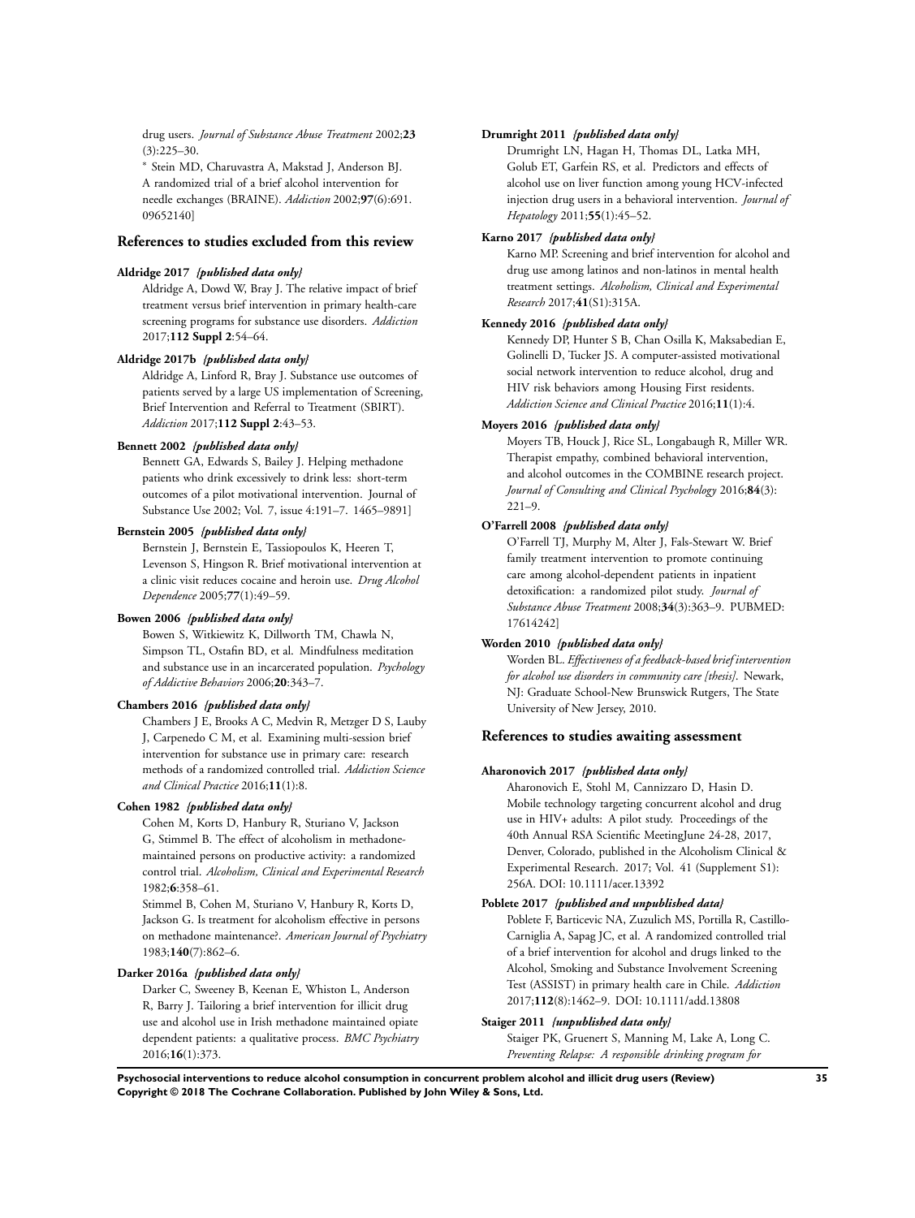drug users. *Journal of Substance Abuse Treatment* 2002;**23**(3):225–30.

* Stein MD, Charuvastra A, Makstad J, Anderson BJ. A randomized trial of a brief alcohol intervention for needle exchanges (BRAINE). *Addiction* 2002;**97**(6):691. 09652140]

### References to studies excluded from this review

**Aldridge 2017** *{published data only}*

Aldridge A, Dowd W, Bray J. The relative impact of brief treatment versus brief intervention in primary health-care screening programs for substance use disorders. *Addiction* 2017;**112 Suppl 2**:54–64.

**Aldridge 2017b** *{published data only}*

Aldridge A, Linford R, Bray J. Substance use outcomes of patients served by a large US implementation of Screening, Brief Intervention and Referral to Treatment (SBIRT). *Addiction* 2017;**112 Suppl 2**:43–53.

**Bennett 2002** *{published data only}*

Bennett GA, Edwards S, Bailey J. Helping methadone patients who drink excessively to drink less: short-term outcomes of a pilot motivational intervention. Journal of Substance Use 2002; Vol. 7, issue 4:191–7. 1465–9891]

**Bernstein 2005** *{published data only}*

Bernstein J, Bernstein E, Tassiopoulos K, Heeren T, Levenson S, Hingson R. Brief motivational intervention at a clinic visit reduces cocaine and heroin use. *Drug Alcohol Dependence* 2005;**77**(1):49–59.

**Bowen 2006** *{published data only}*

Bowen S, Witkiewitz K, Dillworth TM, Chawla N, Simpson TL, Ostafin BD, et al. Mindfulness meditation and substance use in an incarcerated population. *Psychology of Addictive Behaviors* 2006;**20**:343–7.

**Chambers 2016** *{published data only}*

Chambers J E, Brooks A C, Medvin R, Metzger D S, Lauby J, Carpenedo C M, et al. Examining multi-session brief intervention for substance use in primary care: research methods of a randomized controlled trial. *Addiction Science and Clinical Practice* 2016;**11**(1):8.

**Cohen 1982** *{published data only}*

Cohen M, Korts D, Hanbury R, Sturiano V, Jackson G, Stimmel B. The effect of alcoholism in methadone-maintained persons on productive activity: a randomized control trial. *Alcoholism, Clinical and Experimental Research* 1982;**6**:358–61.

Stimmel B, Cohen M, Sturiano V, Hanbury R, Korts D, Jackson G. Is treatment for alcoholism effective in persons on methadone maintenance?. *American Journal of Psychiatry* 1983;**140**(7):862–6.

**Darker 2016a** *{published data only}*

Darker C, Sweeney B, Keenan E, Whiston L, Anderson R, Barry J. Tailoring a brief intervention for illicit drug use and alcohol use in Irish methadone maintained opiate dependent patients: a qualitative process. *BMC Psychiatry* 2016;**16**(1):373.

**Drumright 2011** *{published data only}*

Drumright LN, Hagan H, Thomas DL, Latka MH, Golub ET, Garfein RS, et al. Predictors and effects of alcohol use on liver function among young HCV-infected injection drug users in a behavioral intervention. *Journal of Hepatology* 2011;**55**(1):45–52.

**Karno 2017** *{published data only}*

Karno MP. Screening and brief intervention for alcohol and drug use among latinos and non-latinos in mental health treatment settings. *Alcoholism, Clinical and Experimental Research* 2017;**41**(S1):315A.

**Kennedy 2016** *{published data only}*

Kennedy DP, Hunter S B, Chan Osilla K, Maksabedian E, Golinelli D, Tucker JS. A computer-assisted motivational social network intervention to reduce alcohol, drug and HIV risk behaviors among Housing First residents. *Addiction Science and Clinical Practice* 2016;**11**(1):4.

**Moyers 2016** *{published data only}*

Moyers TB, Houck J, Rice SL, Longabaugh R, Miller WR. Therapist empathy, combined behavioral intervention, and alcohol outcomes in the COMBINE research project. *Journal of Consulting and Clinical Psychology* 2016;**84**(3):221–9.

**O'Farrell 2008** *{published data only}*

O'Farrell TJ, Murphy M, Alter J, Fals-Stewart W. Brief family treatment intervention to promote continuing care among alcohol-dependent patients in inpatient detoxification: a randomized pilot study. *Journal of Substance Abuse Treatment* 2008;**34**(3):363–9. PUBMED: 17614242]

**Worden 2010** *{published data only}*

Worden BL. *Effectiveness of a feedback-based brief intervention for alcohol use disorders in community care [thesis]*. Newark, NJ: Graduate School-New Brunswick Rutgers, The State University of New Jersey, 2010.

### References to studies awaiting assessment

**Aharonovich 2017** *{published data only}*

Aharonovich E, Stohl M, Cannizzaro D, Hasin D. Mobile technology targeting concurrent alcohol and drug use in HIV+ adults: A pilot study. Proceedings of the 40th Annual RSA Scientific MeetingJune 24-28, 2017, Denver, Colorado, published in the Alcoholism Clinical & Experimental Research. 2017; Vol. 41 (Supplement S1): 256A. DOI: 10.1111/acer.13392

**Poblete 2017** *{published and unpublished data}*

Poblete F, Barticevic NA, Zuzulich MS, Portilla R, Castillo-Carniglia A, Sapag JC, et al. A randomized controlled trial of a brief intervention for alcohol and drugs linked to the Alcohol, Smoking and Substance Involvement Screening Test (ASSIST) in primary health care in Chile. *Addiction* 2017;**112**(8):1462–9. DOI: 10.1111/add.13808

**Staiger 2011** *{unpublished data only}*

Staiger PK, Gruenert S, Manning M, Lake A, Long C. *Preventing Relapse: A responsible drinking program for*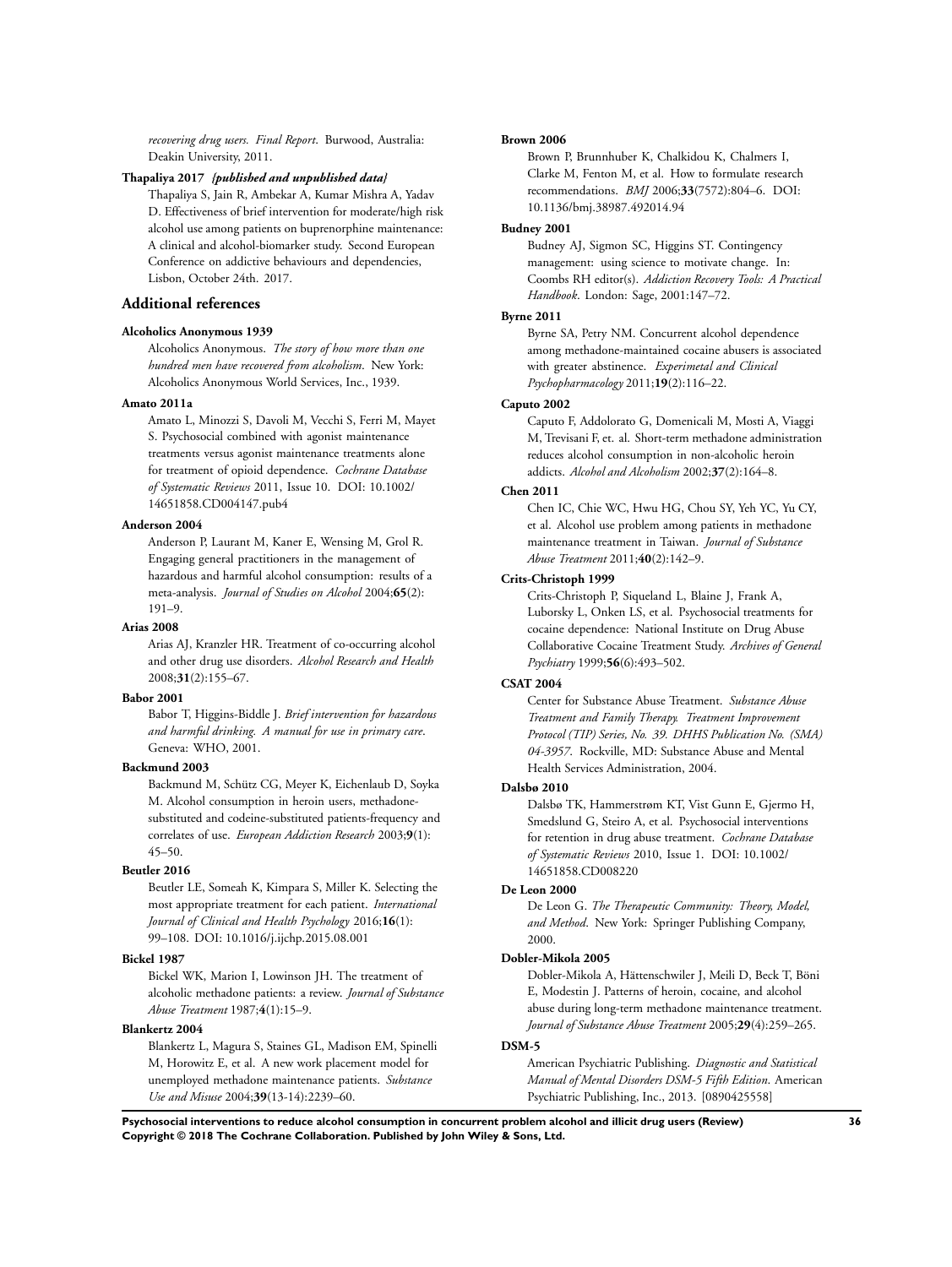*recovering drug users. Final Report*. Burwood, Australia: Deakin University, 2011.

**Thapaliya 2017** ***{published and unpublished data}***

Thapaliya S, Jain R, Ambekar A, Kumar Mishra A, Yadav D. Effectiveness of brief intervention for moderate/high risk alcohol use among patients on buprenorphine maintenance: A clinical and alcohol-biomarker study. Second European Conference on addictive behaviours and dependencies, Lisbon, October 24th. 2017.

## Additional references

**Alcoholics Anonymous 1939**

Alcoholics Anonymous. *The story of how more than one hundred men have recovered from alcoholism*. New York: Alcoholics Anonymous World Services, Inc., 1939.

**Amato 2011a**

Amato L, Minozzi S, Davoli M, Vecchi S, Ferri M, Mayet S. Psychosocial combined with agonist maintenance treatments versus agonist maintenance treatments alone for treatment of opioid dependence. *Cochrane Database of Systematic Reviews* 2011, Issue 10. DOI: 10.1002/14651858.CD004147.pub4

**Anderson 2004**

Anderson P, Laurant M, Kaner E, Wensing M, Grol R. Engaging general practitioners in the management of hazardous and harmful alcohol consumption: results of a meta-analysis. *Journal of Studies on Alcohol* 2004;**65**(2): 191–9.

**Arias 2008**

Arias AJ, Kranzler HR. Treatment of co-occurring alcohol and other drug use disorders. *Alcohol Research and Health* 2008;**31**(2):155–67.

**Babor 2001**

Babor T, Higgins-Biddle J. *Brief intervention for hazardous and harmful drinking. A manual for use in primary care*. Geneva: WHO, 2001.

**Backmund 2003**

Backmund M, Schütz CG, Meyer K, Eichenlaub D, Soyka M. Alcohol consumption in heroin users, methadone-substituted and codeine-substituted patients-frequency and correlates of use. *European Addiction Research* 2003;**9**(1): 45–50.

**Beutler 2016**

Beutler LE, Someah K, Kimpara S, Miller K. Selecting the most appropriate treatment for each patient. *International Journal of Clinical and Health Psychology* 2016;**16**(1): 99–108. DOI: 10.1016/j.ijchp.2015.08.001

**Bickel 1987**

Bickel WK, Marion I, Lowinson JH. The treatment of alcoholic methadone patients: a review. *Journal of Substance Abuse Treatment* 1987;**4**(1):15–9.

**Blankertz 2004**

Blankertz L, Magura S, Staines GL, Madison EM, Spinelli M, Horowitz E, et al. A new work placement model for unemployed methadone maintenance patients. *Substance Use and Misuse* 2004;**39**(13-14):2239–60.

**Brown 2006**

Brown P, Brunnhuber K, Chalkidou K, Chalmers I, Clarke M, Fenton M, et al. How to formulate research recommendations. *BMJ* 2006;**33**(7572):804–6. DOI: 10.1136/bmj.38987.492014.94

**Budney 2001**

Budney AJ, Sigmon SC, Higgins ST. Contingency management: using science to motivate change. In: Coombs RH editor(s). *Addiction Recovery Tools: A Practical Handbook*. London: Sage, 2001:147–72.

**Byrne 2011**

Byrne SA, Petry NM. Concurrent alcohol dependence among methadone-maintained cocaine abusers is associated with greater abstinence. *Experimetal and Clinical Psychopharmacology* 2011;**19**(2):116–22.

**Caputo 2002**

Caputo F, Addolorato G, Domenicali M, Mosti A, Viaggi M, Trevisani F, et. al. Short-term methadone administration reduces alcohol consumption in non-alcoholic heroin addicts. *Alcohol and Alcoholism* 2002;**37**(2):164–8.

**Chen 2011**

Chen IC, Chie WC, Hwu HG, Chou SY, Yeh YC, Yu CY, et al. Alcohol use problem among patients in methadone maintenance treatment in Taiwan. *Journal of Substance Abuse Treatment* 2011;**40**(2):142–9.

**Crits-Christoph 1999**

Crits-Christoph P, Siqueland L, Blaine J, Frank A, Luborsky L, Onken LS, et al. Psychosocial treatments for cocaine dependence: National Institute on Drug Abuse Collaborative Cocaine Treatment Study. *Archives of General Psychiatry* 1999;**56**(6):493–502.

**CSAT 2004**

Center for Substance Abuse Treatment. *Substance Abuse Treatment and Family Therapy. Treatment Improvement Protocol (TIP) Series, No. 39. DHHS Publication No. (SMA) 04-3957*. Rockville, MD: Substance Abuse and Mental Health Services Administration, 2004.

**Dalsbø 2010**

Dalsbø TK, Hammerstrøm KT, Vist Gunn E, Gjermo H, Smedslund G, Steiro A, et al. Psychosocial interventions for retention in drug abuse treatment. *Cochrane Database of Systematic Reviews* 2010, Issue 1. DOI: 10.1002/14651858.CD008220

**De Leon 2000**

De Leon G. *The Therapeutic Community: Theory, Model, and Method*. New York: Springer Publishing Company, 2000.

**Dobler-Mikola 2005**

Dobler-Mikola A, Hättenschwiler J, Meili D, Beck T, Böni E, Modestin J. Patterns of heroin, cocaine, and alcohol abuse during long-term methadone maintenance treatment. *Journal of Substance Abuse Treatment* 2005;**29**(4):259–265.

**DSM-5**

American Psychiatric Publishing. *Diagnostic and Statistical Manual of Mental Disorders DSM-5 Fifth Edition*. American Psychiatric Publishing, Inc., 2013. [0890425558]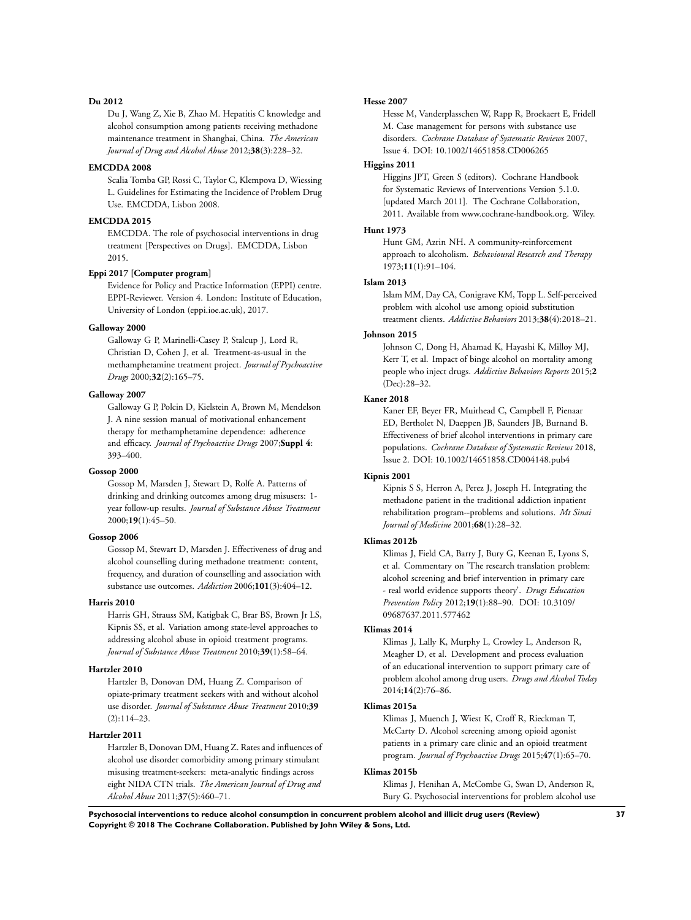**Du 2012**

Du J, Wang Z, Xie B, Zhao M. Hepatitis C knowledge and alcohol consumption among patients receiving methadone maintenance treatment in Shanghai, China. *The American Journal of Drug and Alcohol Abuse* 2012;**38**(3):228–32.

**EMCDDA 2008**

Scalia Tomba GP, Rossi C, Taylor C, Klempova D, Wiessing L. Guidelines for Estimating the Incidence of Problem Drug Use. EMCDDA, Lisbon 2008.

**EMCDDA 2015**

EMCDDA. The role of psychosocial interventions in drug treatment [Perspectives on Drugs]. EMCDDA, Lisbon 2015.

**Eppi 2017 [Computer program]**

Evidence for Policy and Practice Information (EPPI) centre. EPPI-Reviewer. Version 4. London: Institute of Education, University of London (eppi.ioe.ac.uk), 2017.

**Galloway 2000**

Galloway G P, Marinelli-Casey P, Stalcup J, Lord R, Christian D, Cohen J, et al. Treatment-as-usual in the methamphetamine treatment project. *Journal of Psychoactive Drugs* 2000;**32**(2):165–75.

**Galloway 2007**

Galloway G P, Polcin D, Kielstein A, Brown M, Mendelson J. A nine session manual of motivational enhancement therapy for methamphetamine dependence: adherence and efficacy. *Journal of Psychoactive Drugs* 2007;**Suppl 4**: 393–400.

**Gossop 2000**

Gossop M, Marsden J, Stewart D, Rolfe A. Patterns of drinking and drinking outcomes among drug misusers: 1-year follow-up results. *Journal of Substance Abuse Treatment* 2000;**19**(1):45–50.

**Gossop 2006**

Gossop M, Stewart D, Marsden J. Effectiveness of drug and alcohol counselling during methadone treatment: content, frequency, and duration of counselling and association with substance use outcomes. *Addiction* 2006;**101**(3):404–12.

**Harris 2010**

Harris GH, Strauss SM, Katigbak C, Brar BS, Brown Jr LS, Kipnis SS, et al. Variation among state-level approaches to addressing alcohol abuse in opioid treatment programs. *Journal of Substance Abuse Treatment* 2010;**39**(1):58–64.

**Hartzler 2010**

Hartzler B, Donovan DM, Huang Z. Comparison of opiate-primary treatment seekers with and without alcohol use disorder. *Journal of Substance Abuse Treatment* 2010;**39** (2):114–23.

**Hartzler 2011**

Hartzler B, Donovan DM, Huang Z. Rates and influences of alcohol use disorder comorbidity among primary stimulant misusing treatment-seekers: meta-analytic findings across eight NIDA CTN trials. *The American Journal of Drug and Alcohol Abuse* 2011;**37**(5):460–71.

**Hesse 2007**

Hesse M, Vanderplasschen W, Rapp R, Broekaert E, Fridell M. Case management for persons with substance use disorders. *Cochrane Database of Systematic Reviews* 2007, Issue 4. DOI: 10.1002/14651858.CD006265

**Higgins 2011**

Higgins JPT, Green S (editors). Cochrane Handbook for Systematic Reviews of Interventions Version 5.1.0. [updated March 2011]. The Cochrane Collaboration, 2011. Available from www.cochrane-handbook.org. Wiley.

**Hunt 1973**

Hunt GM, Azrin NH. A community-reinforcement approach to alcoholism. *Behavioural Research and Therapy* 1973;**11**(1):91–104.

**Islam 2013**

Islam MM, Day CA, Conigrave KM, Topp L. Self-perceived problem with alcohol use among opioid substitution treatment clients. *Addictive Behaviors* 2013;**38**(4):2018–21.

**Johnson 2015**

Johnson C, Dong H, Ahamad K, Hayashi K, Milloy MJ, Kerr T, et al. Impact of binge alcohol on mortality among people who inject drugs. *Addictive Behaviors Reports* 2015;**2** (Dec):28–32.

**Kaner 2018**

Kaner EF, Beyer FR, Muirhead C, Campbell F, Pienaar ED, Bertholet N, Daeppen JB, Saunders JB, Burnand B. Effectiveness of brief alcohol interventions in primary care populations. *Cochrane Database of Systematic Reviews* 2018, Issue 2. DOI: 10.1002/14651858.CD004148.pub4

**Kipnis 2001**

Kipnis S S, Herron A, Perez J, Joseph H. Integrating the methadone patient in the traditional addiction inpatient rehabilitation program--problems and solutions. *Mt Sinai Journal of Medicine* 2001;**68**(1):28–32.

**Klimas 2012b**

Klimas J, Field CA, Barry J, Bury G, Keenan E, Lyons S, et al. Commentary on 'The research translation problem: alcohol screening and brief intervention in primary care - real world evidence supports theory'. *Drugs Education Prevention Policy* 2012;**19**(1):88–90. DOI: 10.3109/09687637.2011.577462

**Klimas 2014**

Klimas J, Lally K, Murphy L, Crowley L, Anderson R, Meagher D, et al. Development and process evaluation of an educational intervention to support primary care of problem alcohol among drug users. *Drugs and Alcohol Today* 2014;**14**(2):76–86.

**Klimas 2015a**

Klimas J, Muench J, Wiest K, Croff R, Rieckman T, McCarty D. Alcohol screening among opioid agonist patients in a primary care clinic and an opioid treatment program. *Journal of Psychoactive Drugs* 2015;**47**(1):65–70.

**Klimas 2015b**

Klimas J, Henihan A, McCombe G, Swan D, Anderson R, Bury G. Psychosocial interventions for problem alcohol use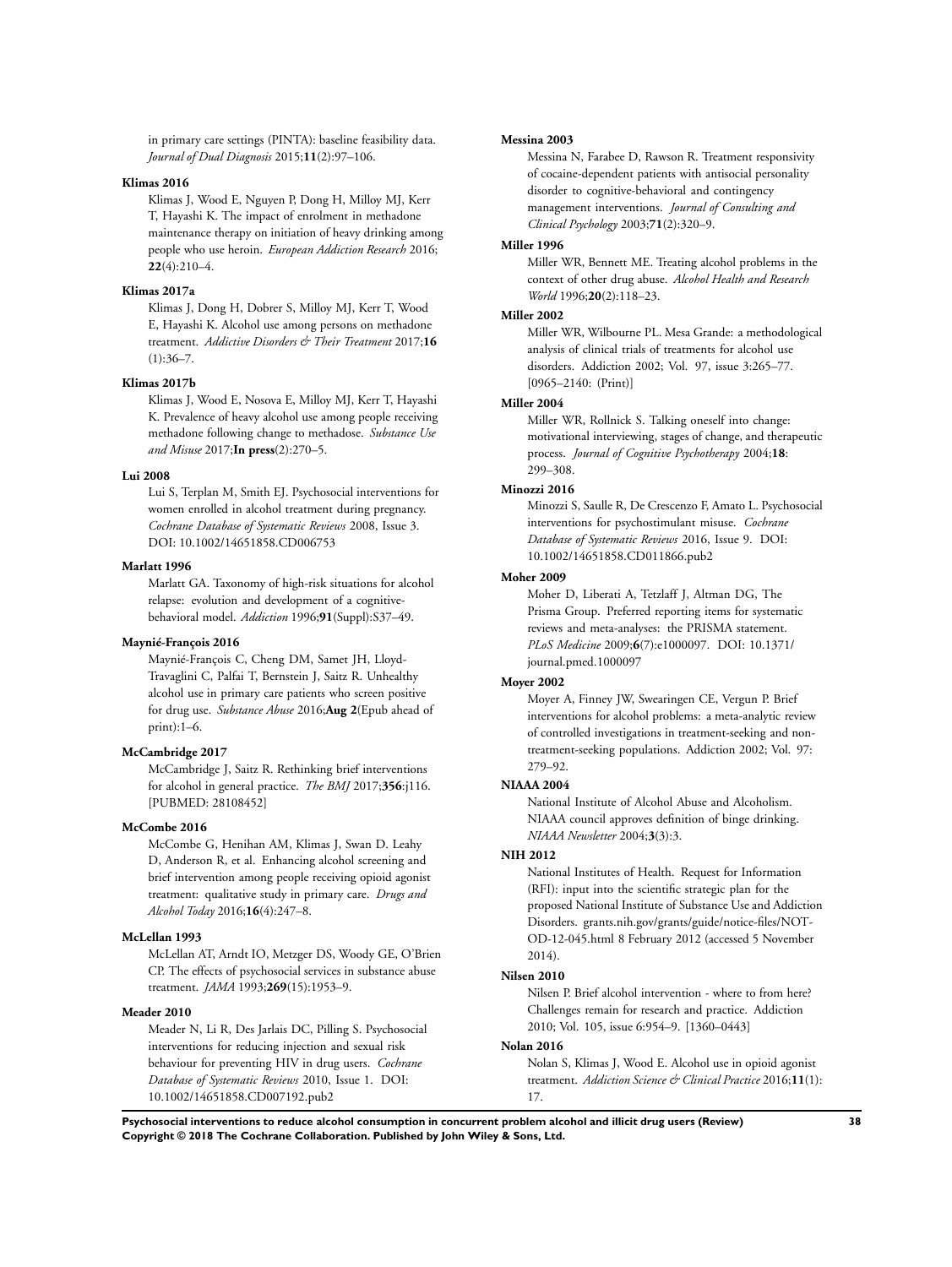in primary care settings (PINTA): baseline feasibility data. *Journal of Dual Diagnosis* 2015;**11**(2):97–106.

**Klimas 2016**

Klimas J, Wood E, Nguyen P, Dong H, Milloy MJ, Kerr T, Hayashi K. The impact of enrolment in methadone maintenance therapy on initiation of heavy drinking among people who use heroin. *European Addiction Research* 2016; **22**(4):210–4.

**Klimas 2017a**

Klimas J, Dong H, Dobrer S, Milloy MJ, Kerr T, Wood E, Hayashi K. Alcohol use among persons on methadone treatment. *Addictive Disorders & Their Treatment* 2017;**16** (1):36–7.

**Klimas 2017b**

Klimas J, Wood E, Nosova E, Milloy MJ, Kerr T, Hayashi K. Prevalence of heavy alcohol use among people receiving methadone following change to methadose. *Substance Use and Misuse* 2017;**In press**(2):270–5.

**Lui 2008**

Lui S, Terplan M, Smith EJ. Psychosocial interventions for women enrolled in alcohol treatment during pregnancy. *Cochrane Database of Systematic Reviews* 2008, Issue 3. DOI: 10.1002/14651858.CD006753

**Marlatt 1996**

Marlatt GA. Taxonomy of high-risk situations for alcohol relapse: evolution and development of a cognitive-behavioral model. *Addiction* 1996;**91**(Suppl):S37–49.

**Maynié-François 2016**

Maynié-François C, Cheng DM, Samet JH, Lloyd-Travaglini C, Palfai T, Bernstein J, Saitz R. Unhealthy alcohol use in primary care patients who screen positive for drug use. *Substance Abuse* 2016;**Aug 2**(Epub ahead of print):1–6.

**McCambridge 2017**

McCambridge J, Saitz R. Rethinking brief interventions for alcohol in general practice. *The BMJ* 2017;**356**:j116. [PUBMED: 28108452]

**McCombe 2016**

McCombe G, Henihan AM, Klimas J, Swan D. Leahy D, Anderson R, et al. Enhancing alcohol screening and brief intervention among people receiving opioid agonist treatment: qualitative study in primary care. *Drugs and Alcohol Today* 2016;**16**(4):247–8.

**McLellan 1993**

McLellan AT, Arndt IO, Metzger DS, Woody GE, O'Brien CP. The effects of psychosocial services in substance abuse treatment. *JAMA* 1993;**269**(15):1953–9.

**Meader 2010**

Meader N, Li R, Des Jarlais DC, Pilling S. Psychosocial interventions for reducing injection and sexual risk behaviour for preventing HIV in drug users. *Cochrane Database of Systematic Reviews* 2010, Issue 1. DOI: 10.1002/14651858.CD007192.pub2

**Messina 2003**

Messina N, Farabee D, Rawson R. Treatment responsivity of cocaine-dependent patients with antisocial personality disorder to cognitive-behavioral and contingency management interventions. *Journal of Consulting and Clinical Psychology* 2003;**71**(2):320–9.

**Miller 1996**

Miller WR, Bennett ME. Treating alcohol problems in the context of other drug abuse. *Alcohol Health and Research World* 1996;**20**(2):118–23.

**Miller 2002**

Miller WR, Wilbourne PL. Mesa Grande: a methodological analysis of clinical trials of treatments for alcohol use disorders. Addiction 2002; Vol. 97, issue 3:265–77. [0965–2140: (Print)]

**Miller 2004**

Miller WR, Rollnick S. Talking oneself into change: motivational interviewing, stages of change, and therapeutic process. *Journal of Cognitive Psychotherapy* 2004;**18**: 299–308.

**Minozzi 2016**

Minozzi S, Saulle R, De Crescenzo F, Amato L. Psychosocial interventions for psychostimulant misuse. *Cochrane Database of Systematic Reviews* 2016, Issue 9. DOI: 10.1002/14651858.CD011866.pub2

**Moher 2009**

Moher D, Liberati A, Tetzlaff J, Altman DG, The Prisma Group. Preferred reporting items for systematic reviews and meta-analyses: the PRISMA statement. *PLoS Medicine* 2009;**6**(7):e1000097. DOI: 10.1371/journal.pmed.1000097

**Moyer 2002**

Moyer A, Finney JW, Swearingen CE, Vergun P. Brief interventions for alcohol problems: a meta-analytic review of controlled investigations in treatment-seeking and non-treatment-seeking populations. Addiction 2002; Vol. 97: 279–92.

**NIAAA 2004**

National Institute of Alcohol Abuse and Alcoholism. NIAAA council approves definition of binge drinking. *NIAAA Newsletter* 2004;**3**(3):3.

**NIH 2012**

National Institutes of Health. Request for Information (RFI): input into the scientific strategic plan for the proposed National Institute of Substance Use and Addiction Disorders. grants.nih.gov/grants/guide/notice-files/NOT-OD-12-045.html 8 February 2012 (accessed 5 November 2014).

**Nilsen 2010**

Nilsen P. Brief alcohol intervention - where to from here? Challenges remain for research and practice. Addiction 2010; Vol. 105, issue 6:954–9. [1360–0443]

**Nolan 2016**

Nolan S, Klimas J, Wood E. Alcohol use in opioid agonist treatment. *Addiction Science & Clinical Practice* 2016;**11**(1): 17.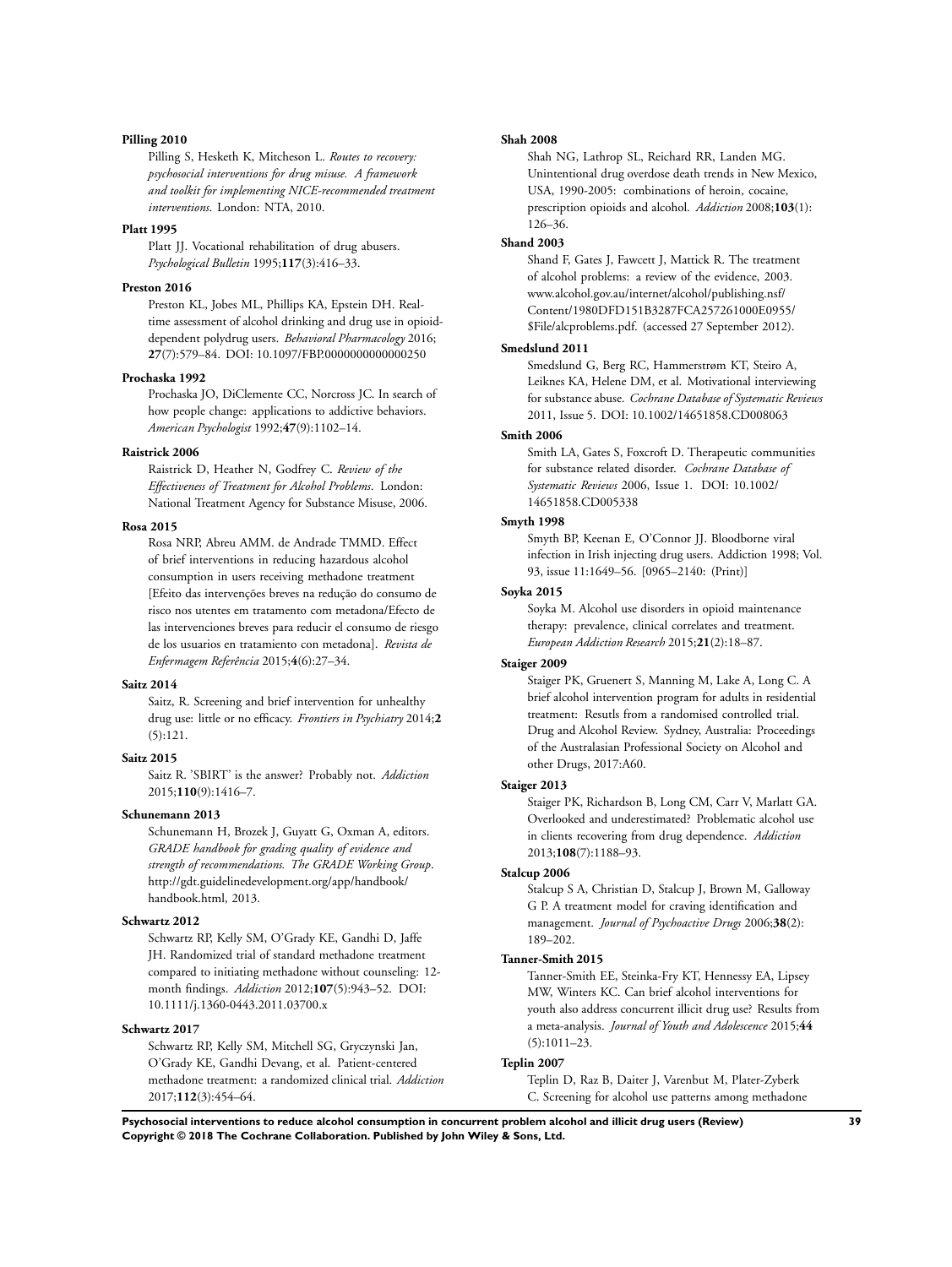**Pilling 2010**

Pilling S, Hesketh K, Mitcheson L. *Routes to recovery: psychosocial interventions for drug misuse. A framework and toolkit for implementing NICE-recommended treatment interventions*. London: NTA, 2010.

**Platt 1995**

Platt JJ. Vocational rehabilitation of drug abusers. *Psychological Bulletin* 1995;**117**(3):416–33.

**Preston 2016**

Preston KL, Jobes ML, Phillips KA, Epstein DH. Real-time assessment of alcohol drinking and drug use in opioid-dependent polydrug users. *Behavioral Pharmacology* 2016; **27**(7):579–84. DOI: 10.1097/FBP.0000000000000250

**Prochaska 1992**

Prochaska JO, DiClemente CC, Norcross JC. In search of how people change: applications to addictive behaviors. *American Psychologist* 1992;**47**(9):1102–14.

**Raistrick 2006**

Raistrick D, Heather N, Godfrey C. *Review of the Effectiveness of Treatment for Alcohol Problems*. London: National Treatment Agency for Substance Misuse, 2006.

**Rosa 2015**

Rosa NRP, Abreu AMM. de Andrade TMMD. Effect of brief interventions in reducing hazardous alcohol consumption in users receiving methadone treatment [Efeito das intervenções breves na redução do consumo de risco nos utentes em tratamento com metadona/Efecto de las intervenciones breves para reducir el consumo de riesgo de los usuarios en tratamiento con metadona]. *Revista de Enfermagem Referência* 2015;**4**(6):27–34.

**Saitz 2014**

Saitz, R. Screening and brief intervention for unhealthy drug use: little or no efficacy. *Frontiers in Psychiatry* 2014;**2**(5):121.

**Saitz 2015**

Saitz R. 'SBIRT' is the answer? Probably not. *Addiction* 2015;**110**(9):1416–7.

**Schunemann 2013**

Schunemann H, Brozek J, Guyatt G, Oxman A, editors. *GRADE handbook for grading quality of evidence and strength of recommendations. The GRADE Working Group*. http://gdt.guidelinedevelopment.org/app/handbook/handbook.html, 2013.

**Schwartz 2012**

Schwartz RP, Kelly SM, O'Grady KE, Gandhi D, Jaffe JH. Randomized trial of standard methadone treatment compared to initiating methadone without counseling: 12-month findings. *Addiction* 2012;**107**(5):943–52. DOI: 10.1111/j.1360-0443.2011.03700.x

**Schwartz 2017**

Schwartz RP, Kelly SM, Mitchell SG, Gryczynski Jan, O'Grady KE, Gandhi Devang, et al. Patient-centered methadone treatment: a randomized clinical trial. *Addiction* 2017;**112**(3):454–64.

**Shah 2008**

Shah NG, Lathrop SL, Reichard RR, Landen MG. Unintentional drug overdose death trends in New Mexico, USA, 1990-2005: combinations of heroin, cocaine, prescription opioids and alcohol. *Addiction* 2008;**103**(1): 126–36.

**Shand 2003**

Shand F, Gates J, Fawcett J, Mattick R. The treatment of alcohol problems: a review of the evidence, 2003. www.alcohol.gov.au/internet/alcohol/publishing.nsf/Content/1980DFD151B3287FCA257261000E0955/$File/alcproblems.pdf. (accessed 27 September 2012).

**Smedslund 2011**

Smedslund G, Berg RC, Hammerstrøm KT, Steiro A, Leiknes KA, Helene DM, et al. Motivational interviewing for substance abuse. *Cochrane Database of Systematic Reviews* 2011, Issue 5. DOI: 10.1002/14651858.CD008063

**Smith 2006**

Smith LA, Gates S, Foxcroft D. Therapeutic communities for substance related disorder. *Cochrane Database of Systematic Reviews* 2006, Issue 1. DOI: 10.1002/14651858.CD005338

**Smyth 1998**

Smyth BP, Keenan E, O'Connor JJ. Bloodborne viral infection in Irish injecting drug users. Addiction 1998; Vol. 93, issue 11:1649–56. [0965–2140: (Print)]

**Soyka 2015**

Soyka M. Alcohol use disorders in opioid maintenance therapy: prevalence, clinical correlates and treatment. *European Addiction Research* 2015;**21**(2):18–87.

**Staiger 2009**

Staiger PK, Gruenert S, Manning M, Lake A, Long C. A brief alcohol intervention program for adults in residential treatment: Resutls from a randomised controlled trial. Drug and Alcohol Review. Sydney, Australia: Proceedings of the Australasian Professional Society on Alcohol and other Drugs, 2017:A60.

**Staiger 2013**

Staiger PK, Richardson B, Long CM, Carr V, Marlatt GA. Overlooked and underestimated? Problematic alcohol use in clients recovering from drug dependence. *Addiction* 2013;**108**(7):1188–93.

**Stalcup 2006**

Stalcup S A, Christian D, Stalcup J, Brown M, Galloway G P. A treatment model for craving identification and management. *Journal of Psychoactive Drugs* 2006;**38**(2): 189–202.

**Tanner-Smith 2015**

Tanner-Smith EE, Steinka-Fry KT, Hennessy EA, Lipsey MW, Winters KC. Can brief alcohol interventions for youth also address concurrent illicit drug use? Results from a meta-analysis. *Journal of Youth and Adolescence* 2015;**44**(5):1011–23.

**Teplin 2007**

Teplin D, Raz B, Daiter J, Varenbut M, Plater-Zyberk C. Screening for alcohol use patterns among methadone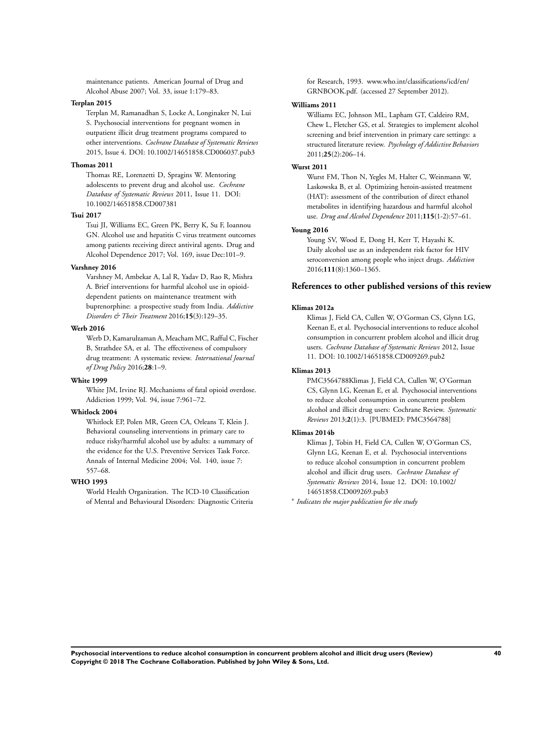maintenance patients. American Journal of Drug and Alcohol Abuse 2007; Vol. 33, issue 1:179–83.

**Terplan 2015**

Terplan M, Ramanadhan S, Locke A, Longinaker N, Lui S. Psychosocial interventions for pregnant women in outpatient illicit drug treatment programs compared to other interventions. *Cochrane Database of Systematic Reviews* 2015, Issue 4. DOI: 10.1002/14651858.CD006037.pub3

**Thomas 2011**

Thomas RE, Lorenzetti D, Spragins W. Mentoring adolescents to prevent drug and alcohol use. *Cochrane Database of Systematic Reviews* 2011, Issue 11. DOI: 10.1002/14651858.CD007381

**Tsui 2017**

Tsui JI, Williams EC, Green PK, Berry K, Su F, Ioannou GN. Alcohol use and hepatitis C virus treatment outcomes among patients receiving direct antiviral agents. Drug and Alcohol Dependence 2017; Vol. 169, issue Dec:101–9.

**Varshney 2016**

Varshney M, Ambekar A, Lal R, Yadav D, Rao R, Mishra A. Brief interventions for harmful alcohol use in opioid-dependent patients on maintenance treatment with buprenorphine: a prospective study from India. *Addictive Disorders & Their Treatment* 2016;**15**(3):129–35.

**Werb 2016**

Werb D, Kamarulzaman A, Meacham MC, Rafful C, Fischer B, Strathdee SA, et al. The effectiveness of compulsory drug treatment: A systematic review. *International Journal of Drug Policy* 2016;**28**:1–9.

**White 1999**

White JM, Irvine RJ. Mechanisms of fatal opioid overdose. Addiction 1999; Vol. 94, issue 7:961–72.

**Whitlock 2004**

Whitlock EP, Polen MR, Green CA, Orleans T, Klein J. Behavioral counseling interventions in primary care to reduce risky/harmful alcohol use by adults: a summary of the evidence for the U.S. Preventive Services Task Force. Annals of Internal Medicine 2004; Vol. 140, issue 7: 557–68.

**WHO 1993**

World Health Organization. The ICD-10 Classification of Mental and Behavioural Disorders: Diagnostic Criteria for Research, 1993. www.who.int/classifications/icd/en/GRNBOOK.pdf. (accessed 27 September 2012).

**Williams 2011**

Williams EC, Johnson ML, Lapham GT, Caldeiro RM, Chew L, Fletcher GS, et al. Strategies to implement alcohol screening and brief intervention in primary care settings: a structured literature review. *Psychology of Addictive Behaviors* 2011;**25**(2):206–14.

**Wurst 2011**

Wurst FM, Thon N, Yegles M, Halter C, Weinmann W, Laskowska B, et al. Optimizing heroin-assisted treatment (HAT): assessment of the contribution of direct ethanol metabolites in identifying hazardous and harmful alcohol use. *Drug and Alcohol Dependence* 2011;**115**(1-2):57–61.

**Young 2016**

Young SV, Wood E, Dong H, Kerr T, Hayashi K. Daily alcohol use as an independent risk factor for HIV seroconversion among people who inject drugs. *Addiction* 2016;**111**(8):1360–1365.

## References to other published versions of this review

**Klimas 2012a**

Klimas J, Field CA, Cullen W, O'Gorman CS, Glynn LG, Keenan E, et al. Psychosocial interventions to reduce alcohol consumption in concurrent problem alcohol and illicit drug users. *Cochrane Database of Systematic Reviews* 2012, Issue 11. DOI: 10.1002/14651858.CD009269.pub2

**Klimas 2013**

PMC3564788Klimas J, Field CA, Cullen W, O'Gorman CS, Glynn LG, Keenan E, et al. Psychosocial interventions to reduce alcohol consumption in concurrent problem alcohol and illicit drug users: Cochrane Review. *Systematic Reviews* 2013;**2**(1):3. [PUBMED: PMC3564788]

**Klimas 2014b**

Klimas J, Tobin H, Field CA, Cullen W, O'Gorman CS, Glynn LG, Keenan E, et al. Psychosocial interventions to reduce alcohol consumption in concurrent problem alcohol and illicit drug users. *Cochrane Database of Systematic Reviews* 2014, Issue 12. DOI: 10.1002/14651858.CD009269.pub3

* *Indicates the major publication for the study*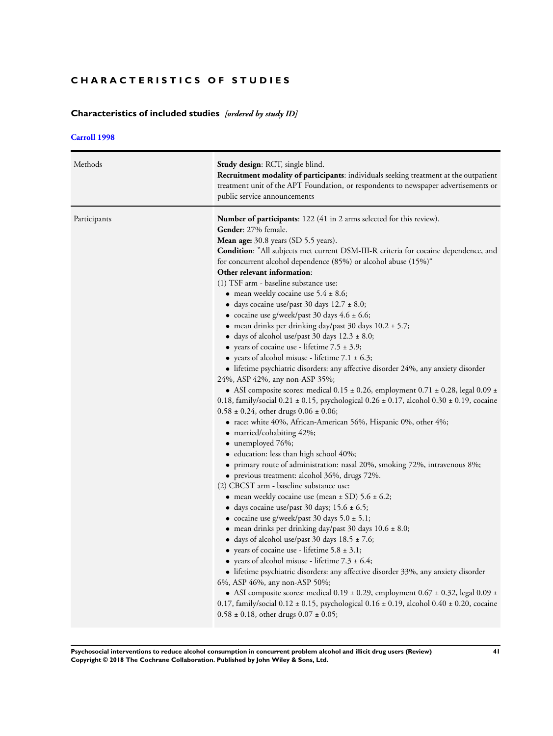# CHARACTERISTICS OF STUDIES

## Characteristics of included studies *[ordered by study ID]*

### Carroll 1998

| | |
|---|---|
| Methods | **Study design**: RCT, single blind.<br>**Recruitment modality of participants**: individuals seeking treatment at the outpatient treatment unit of the APT Foundation, or respondents to newspaper advertisements or public service announcements |
| Participants | **Number of participants**: 122 (41 in 2 arms selected for this review).<br>**Gender**: 27% female.<br>**Mean age:** 30.8 years (SD 5.5 years).<br>**Condition**: "All subjects met current DSM-III-R criteria for cocaine dependence, and for concurrent alcohol dependence (85%) or alcohol abuse (15%)"<br>**Other relevant information**:<br>(1) TSF arm - baseline substance use:<br>• mean weekly cocaine use 5.4 ± 8.6;<br>• days cocaine use/past 30 days 12.7 ± 8.0;<br>• cocaine use g/week/past 30 days 4.6 ± 6.6;<br>• mean drinks per drinking day/past 30 days 10.2 ± 5.7;<br>• days of alcohol use/past 30 days 12.3 ± 8.0;<br>• years of cocaine use - lifetime 7.5 ± 3.9;<br>• years of alcohol misuse - lifetime 7.1 ± 6.3;<br>• lifetime psychiatric disorders: any affective disorder 24%, any anxiety disorder 24%, ASP 42%, any non-ASP 35%;<br>• ASI composite scores: medical 0.15 ± 0.26, employment 0.71 ± 0.28, legal 0.09 ± 0.18, family/social 0.21 ± 0.15, psychological 0.26 ± 0.17, alcohol 0.30 ± 0.19, cocaine 0.58 ± 0.24, other drugs 0.06 ± 0.06;<br>• race: white 40%, African-American 56%, Hispanic 0%, other 4%;<br>• married/cohabiting 42%;<br>• unemployed 76%;<br>• education: less than high school 40%;<br>• primary route of administration: nasal 20%, smoking 72%, intravenous 8%;<br>• previous treatment: alcohol 36%, drugs 72%.<br>(2) CBCST arm - baseline substance use:<br>• mean weekly cocaine use (mean ± SD) 5.6 ± 6.2;<br>• days cocaine use/past 30 days; 15.6 ± 6.5;<br>• cocaine use g/week/past 30 days 5.0 ± 5.1;<br>• mean drinks per drinking day/past 30 days 10.6 ± 8.0;<br>• days of alcohol use/past 30 days 18.5 ± 7.6;<br>• years of cocaine use - lifetime 5.8 ± 3.1;<br>• years of alcohol misuse - lifetime 7.3 ± 6.4;<br>• lifetime psychiatric disorders: any affective disorder 33%, any anxiety disorder 6%, ASP 46%, any non-ASP 50%;<br>• ASI composite scores: medical 0.19 ± 0.29, employment 0.67 ± 0.32, legal 0.09 ± 0.17, family/social 0.12 ± 0.15, psychological 0.16 ± 0.19, alcohol 0.40 ± 0.20, cocaine 0.58 ± 0.18, other drugs 0.07 ± 0.05; |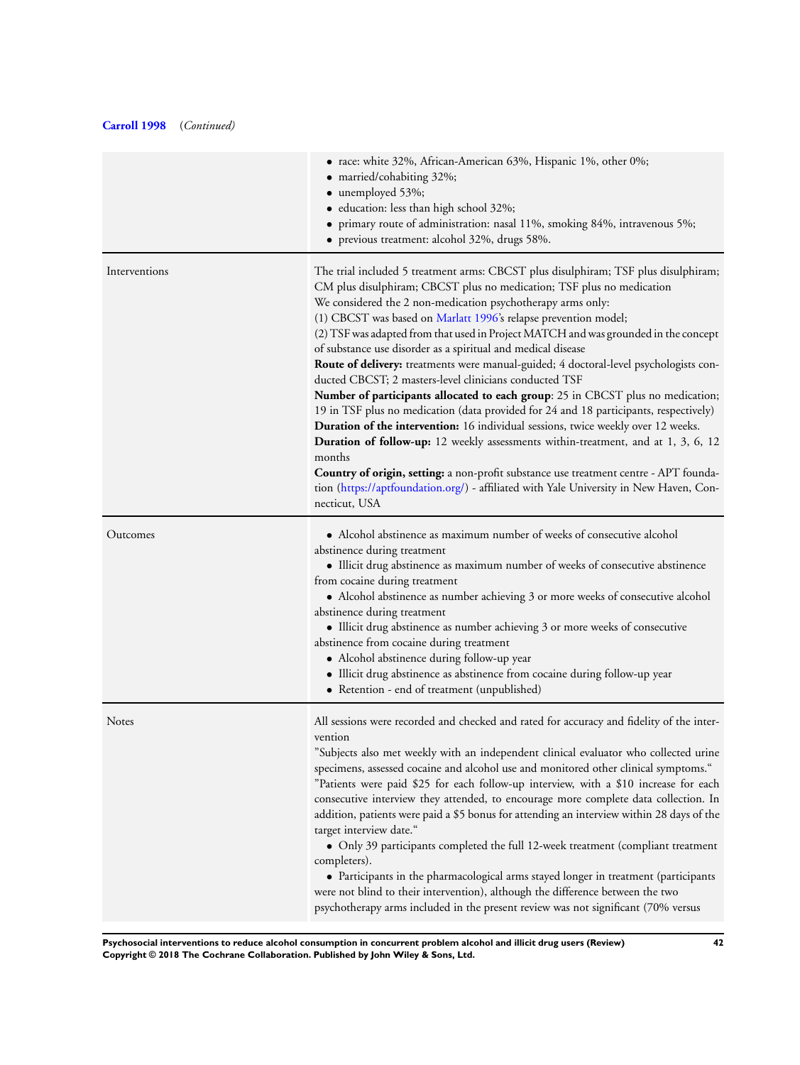**Carroll 1998** *(Continued)*

| | |
|---|---|
| | • race: white 32%, African-American 63%, Hispanic 1%, other 0%;<br>• married/cohabiting 32%;<br>• unemployed 53%;<br>• education: less than high school 32%;<br>• primary route of administration: nasal 11%, smoking 84%, intravenous 5%;<br>• previous treatment: alcohol 32%, drugs 58%. |
| Interventions | The trial included 5 treatment arms: CBCST plus disulphiram; TSF plus disulphiram; CM plus disulphiram; CBCST plus no medication; TSF plus no medication<br>We considered the 2 non-medication psychotherapy arms only:<br>(1) CBCST was based on Marlatt 1996's relapse prevention model;<br>(2) TSF was adapted from that used in Project MATCH and was grounded in the concept of substance use disorder as a spiritual and medical disease<br>**Route of delivery:** treatments were manual-guided; 4 doctoral-level psychologists conducted CBCST; 2 masters-level clinicians conducted TSF<br>**Number of participants allocated to each group**: 25 in CBCST plus no medication; 19 in TSF plus no medication (data provided for 24 and 18 participants, respectively)<br>**Duration of the intervention:** 16 individual sessions, twice weekly over 12 weeks.<br>**Duration of follow-up:** 12 weekly assessments within-treatment, and at 1, 3, 6, 12 months<br>**Country of origin, setting:** a non-profit substance use treatment centre - APT foundation (https://aptfoundation.org/) - affiliated with Yale University in New Haven, Connecticut, USA |
| Outcomes | • Alcohol abstinence as maximum number of weeks of consecutive alcohol abstinence during treatment<br>• Illicit drug abstinence as maximum number of weeks of consecutive abstinence from cocaine during treatment<br>• Alcohol abstinence as number achieving 3 or more weeks of consecutive alcohol abstinence during treatment<br>• Illicit drug abstinence as number achieving 3 or more weeks of consecutive abstinence from cocaine during treatment<br>• Alcohol abstinence during follow-up year<br>• Illicit drug abstinence as abstinence from cocaine during follow-up year<br>• Retention - end of treatment (unpublished) |
| Notes | All sessions were recorded and checked and rated for accuracy and fidelity of the intervention<br>"Subjects also met weekly with an independent clinical evaluator who collected urine specimens, assessed cocaine and alcohol use and monitored other clinical symptoms."<br>"Patients were paid $25 for each follow-up interview, with a $10 increase for each consecutive interview they attended, to encourage more complete data collection. In addition, patients were paid a $5 bonus for attending an interview within 28 days of the target interview date."<br>• Only 39 participants completed the full 12-week treatment (compliant treatment completers).<br>• Participants in the pharmacological arms stayed longer in treatment (participants were not blind to their intervention), although the difference between the two psychotherapy arms included in the present review was not significant (70% versus |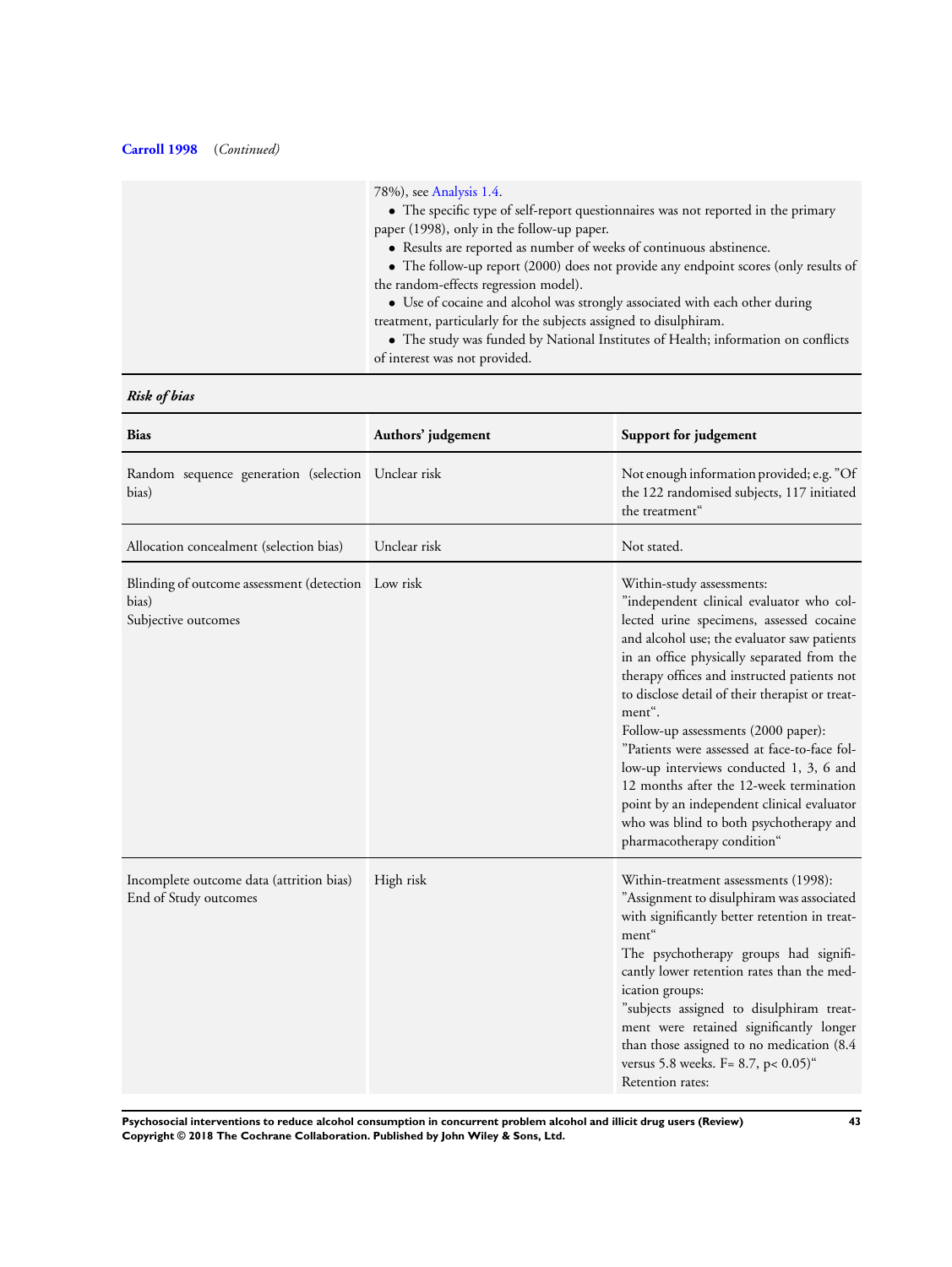**Carroll 1998** (*Continued*)

| | |
|---|---|
| | 78%), see Analysis 1.4.<br>• The specific type of self-report questionnaires was not reported in the primary paper (1998), only in the follow-up paper.<br>• Results are reported as number of weeks of continuous abstinence.<br>• The follow-up report (2000) does not provide any endpoint scores (only results of the random-effects regression model).<br>• Use of cocaine and alcohol was strongly associated with each other during treatment, particularly for the subjects assigned to disulphiram.<br>• The study was funded by National Institutes of Health; information on conflicts of interest was not provided. |

***Risk of bias***

| Bias | Authors' judgement | Support for judgement |
|---|---|---|
| Random sequence generation (selection bias) | Unclear risk | Not enough information provided; e.g. "Of the 122 randomised subjects, 117 initiated the treatment" |
| Allocation concealment (selection bias) | Unclear risk | Not stated. |
| Blinding of outcome assessment (detection bias)<br>Subjective outcomes | Low risk | Within-study assessments:<br>"independent clinical evaluator who collected urine specimens, assessed cocaine and alcohol use; the evaluator saw patients in an office physically separated from the therapy offices and instructed patients not to disclose detail of their therapist or treatment".<br>Follow-up assessments (2000 paper):<br>"Patients were assessed at face-to-face follow-up interviews conducted 1, 3, 6 and 12 months after the 12-week termination point by an independent clinical evaluator who was blind to both psychotherapy and pharmacotherapy condition" |
| Incomplete outcome data (attrition bias)<br>End of Study outcomes | High risk | Within-treatment assessments (1998):<br>"Assignment to disulphiram was associated with significantly better retention in treatment"<br>The psychotherapy groups had significantly lower retention rates than the medication groups:<br>"subjects assigned to disulphiram treatment were retained significantly longer than those assigned to no medication (8.4 versus 5.8 weeks. $F = 8.7$, $p < 0.05$)"<br>Retention rates: |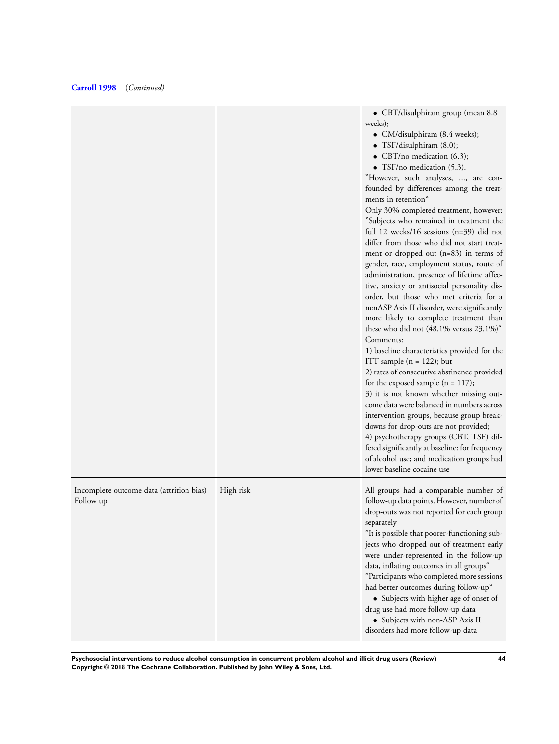**Carroll 1998** (*Continued*)

| | | |
|---|---|---|
| | | • CBT/disulphiram group (mean 8.8 weeks);<br>• CM/disulphiram (8.4 weeks);<br>• TSF/disulphiram (8.0);<br>• CBT/no medication (6.3);<br>• TSF/no medication (5.3).<br>"However, such analyses, ..., are confounded by differences among the treatments in retention"<br>Only 30% completed treatment, however: "Subjects who remained in treatment the full 12 weeks/16 sessions (n=39) did not differ from those who did not start treatment or dropped out (n=83) in terms of gender, race, employment status, route of administration, presence of lifetime affective, anxiety or antisocial personality disorder, but those who met criteria for a nonASP Axis II disorder, were significantly more likely to complete treatment than these who did not (48.1% versus 23.1%)"<br>Comments:<br>1) baseline characteristics provided for the ITT sample (n = 122); but<br>2) rates of consecutive abstinence provided for the exposed sample (n = 117);<br>3) it is not known whether missing outcome data were balanced in numbers across intervention groups, because group breakdowns for drop-outs are not provided;<br>4) psychotherapy groups (CBT, TSF) differed significantly at baseline: for frequency of alcohol use; and medication groups had lower baseline cocaine use |
| Incomplete outcome data (attrition bias)<br>Follow up | High risk | All groups had a comparable number of follow-up data points. However, number of drop-outs was not reported for each group separately<br>"It is possible that poorer-functioning subjects who dropped out of treatment early were under-represented in the follow-up data, inflating outcomes in all groups"<br>"Participants who completed more sessions had better outcomes during follow-up"<br>• Subjects with higher age of onset of drug use had more follow-up data<br>• Subjects with non-ASP Axis II disorders had more follow-up data |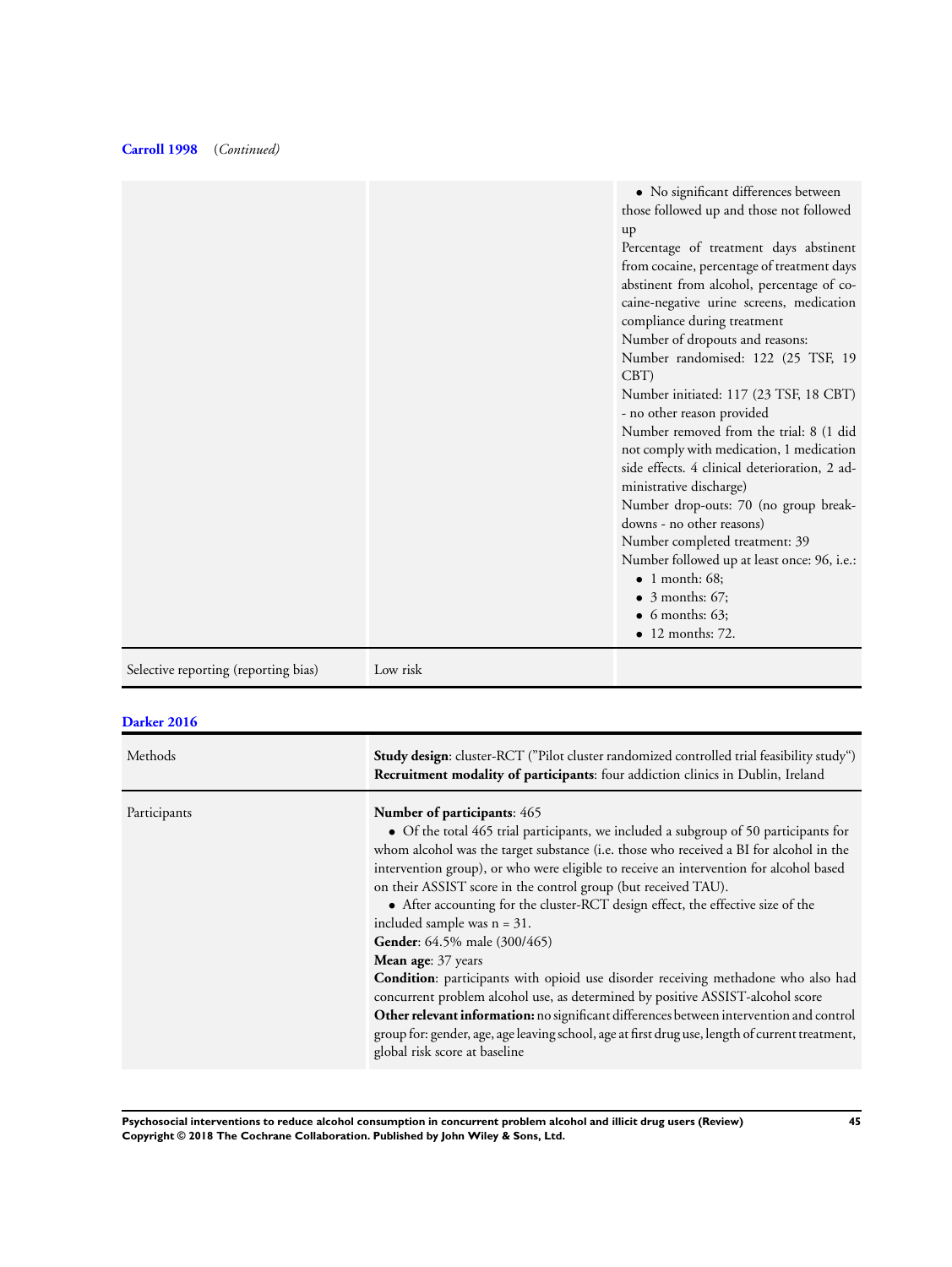**Carroll 1998** (*Continued*)

| | | |
|---|---|---|
| | | • No significant differences between those followed up and those not followed up<br>Percentage of treatment days abstinent from cocaine, percentage of treatment days abstinent from alcohol, percentage of cocaine-negative urine screens, medication compliance during treatment<br>Number of dropouts and reasons:<br>Number randomised: 122 (25 TSF, 19 CBT)<br>Number initiated: 117 (23 TSF, 18 CBT) - no other reason provided<br>Number removed from the trial: 8 (1 did not comply with medication, 1 medication side effects. 4 clinical deterioration, 2 administrative discharge)<br>Number drop-outs: 70 (no group breakdowns - no other reasons)<br>Number completed treatment: 39<br>Number followed up at least once: 96, i.e.:<br>• 1 month: 68;<br>• 3 months: 67;<br>• 6 months: 63;<br>• 12 months: 72. |
| Selective reporting (reporting bias) | Low risk | |

**Darker 2016**

| | |
|---|---|
| Methods | **Study design**: cluster-RCT ("Pilot cluster randomized controlled trial feasibility study")<br>**Recruitment modality of participants**: four addiction clinics in Dublin, Ireland |
| Participants | **Number of participants**: 465<br>• Of the total 465 trial participants, we included a subgroup of 50 participants for whom alcohol was the target substance (i.e. those who received a BI for alcohol in the intervention group), or who were eligible to receive an intervention for alcohol based on their ASSIST score in the control group (but received TAU).<br>• After accounting for the cluster-RCT design effect, the effective size of the included sample was n = 31.<br>**Gender**: 64.5% male (300/465)<br>**Mean age**: 37 years<br>**Condition**: participants with opioid use disorder receiving methadone who also had concurrent problem alcohol use, as determined by positive ASSIST-alcohol score<br>**Other relevant information:** no significant differences between intervention and control group for: gender, age, age leaving school, age at first drug use, length of current treatment, global risk score at baseline |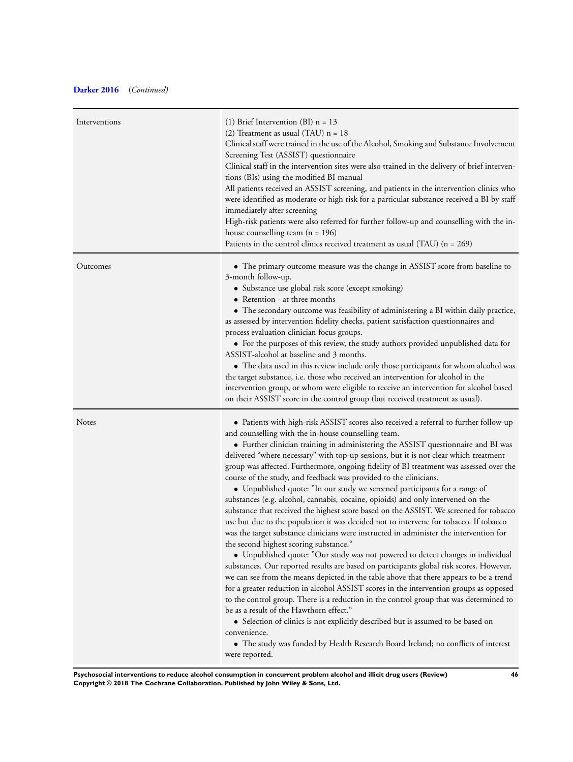**Darker 2016** (*Continued*)

| | |
|---|---|
| Interventions | (1) Brief Intervention (BI) n = 13<br>(2) Treatment as usual (TAU) n = 18<br>Clinical staff were trained in the use of the Alcohol, Smoking and Substance Involvement Screening Test (ASSIST) questionnaire<br>Clinical staff in the intervention sites were also trained in the delivery of brief interventions (BIs) using the modified BI manual<br>All patients received an ASSIST screening, and patients in the intervention clinics who were identified as moderate or high risk for a particular substance received a BI by staff immediately after screening<br>High-risk patients were also referred for further follow-up and counselling with the in-house counselling team (n = 196)<br>Patients in the control clinics received treatment as usual (TAU) (n = 269) |
| Outcomes | • The primary outcome measure was the change in ASSIST score from baseline to 3-month follow-up.<br>• Substance use global risk score (except smoking)<br>• Retention - at three months<br>• The secondary outcome was feasibility of administering a BI within daily practice, as assessed by intervention fidelity checks, patient satisfaction questionnaires and process evaluation clinician focus groups.<br>• For the purposes of this review, the study authors provided unpublished data for ASSIST-alcohol at baseline and 3 months.<br>• The data used in this review include only those participants for whom alcohol was the target substance, i.e. those who received an intervention for alcohol in the intervention group, or whom were eligible to receive an intervention for alcohol based on their ASSIST score in the control group (but received treatment as usual). |
| Notes | • Patients with high-risk ASSIST scores also received a referral to further follow-up and counselling with the in-house counselling team.<br>• Further clinician training in administering the ASSIST questionnaire and BI was delivered "where necessary" with top-up sessions, but it is not clear which treatment group was affected. Furthermore, ongoing fidelity of BI treatment was assessed over the course of the study, and feedback was provided to the clinicians.<br>• Unpublished quote: "In our study we screened participants for a range of substances (e.g. alcohol, cannabis, cocaine, opioids) and only intervened on the substance that received the highest score based on the ASSIST. We screened for tobacco use but due to the population it was decided not to intervene for tobacco. If tobacco was the target substance clinicians were instructed in administer the intervention for the second highest scoring substance."<br>• Unpublished quote: "Our study was not powered to detect changes in individual substances. Our reported results are based on participants global risk scores. However, we can see from the means depicted in the table above that there appears to be a trend for a greater reduction in alcohol ASSIST scores in the intervention groups as opposed to the control group. There is a reduction in the control group that was determined to be as a result of the Hawthorn effect."<br>• Selection of clinics is not explicitly described but is assumed to be based on convenience.<br>• The study was funded by Health Research Board Ireland; no conflicts of interest were reported. |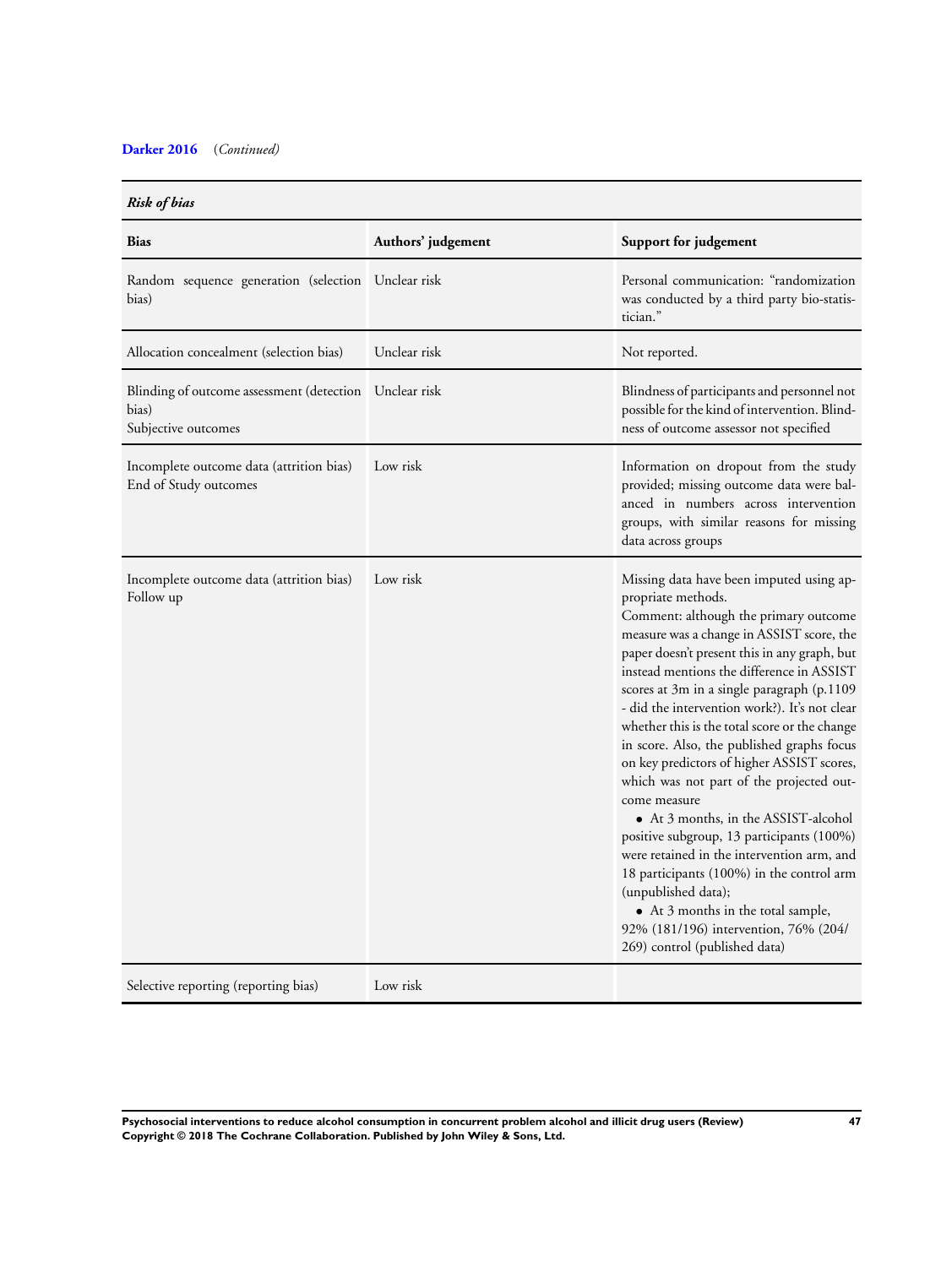**Darker 2016** *(Continued)*

| *Risk of bias* | | |
|---|---|---|
| **Bias** | **Authors' judgement** | **Support for judgement** |
| Random sequence generation (selection bias) | Unclear risk | Personal communication: "randomization was conducted by a third party bio-statistician." |
| Allocation concealment (selection bias) | Unclear risk | Not reported. |
| Blinding of outcome assessment (detection bias)<br>Subjective outcomes | Unclear risk | Blindness of participants and personnel not possible for the kind of intervention. Blindness of outcome assessor not specified |
| Incomplete outcome data (attrition bias)<br>End of Study outcomes | Low risk | Information on dropout from the study provided; missing outcome data were balanced in numbers across intervention groups, with similar reasons for missing data across groups |
| Incomplete outcome data (attrition bias)<br>Follow up | Low risk | Missing data have been imputed using appropriate methods.<br>Comment: although the primary outcome measure was a change in ASSIST score, the paper doesn't present this in any graph, but instead mentions the difference in ASSIST scores at 3m in a single paragraph (p.1109 - did the intervention work?). It's not clear whether this is the total score or the change in score. Also, the published graphs focus on key predictors of higher ASSIST scores, which was not part of the projected outcome measure<br>• At 3 months, in the ASSIST-alcohol positive subgroup, 13 participants (100%) were retained in the intervention arm, and 18 participants (100%) in the control arm (unpublished data);<br>• At 3 months in the total sample, 92% (181/196) intervention, 76% (204/269) control (published data) |
| Selective reporting (reporting bias) | Low risk | |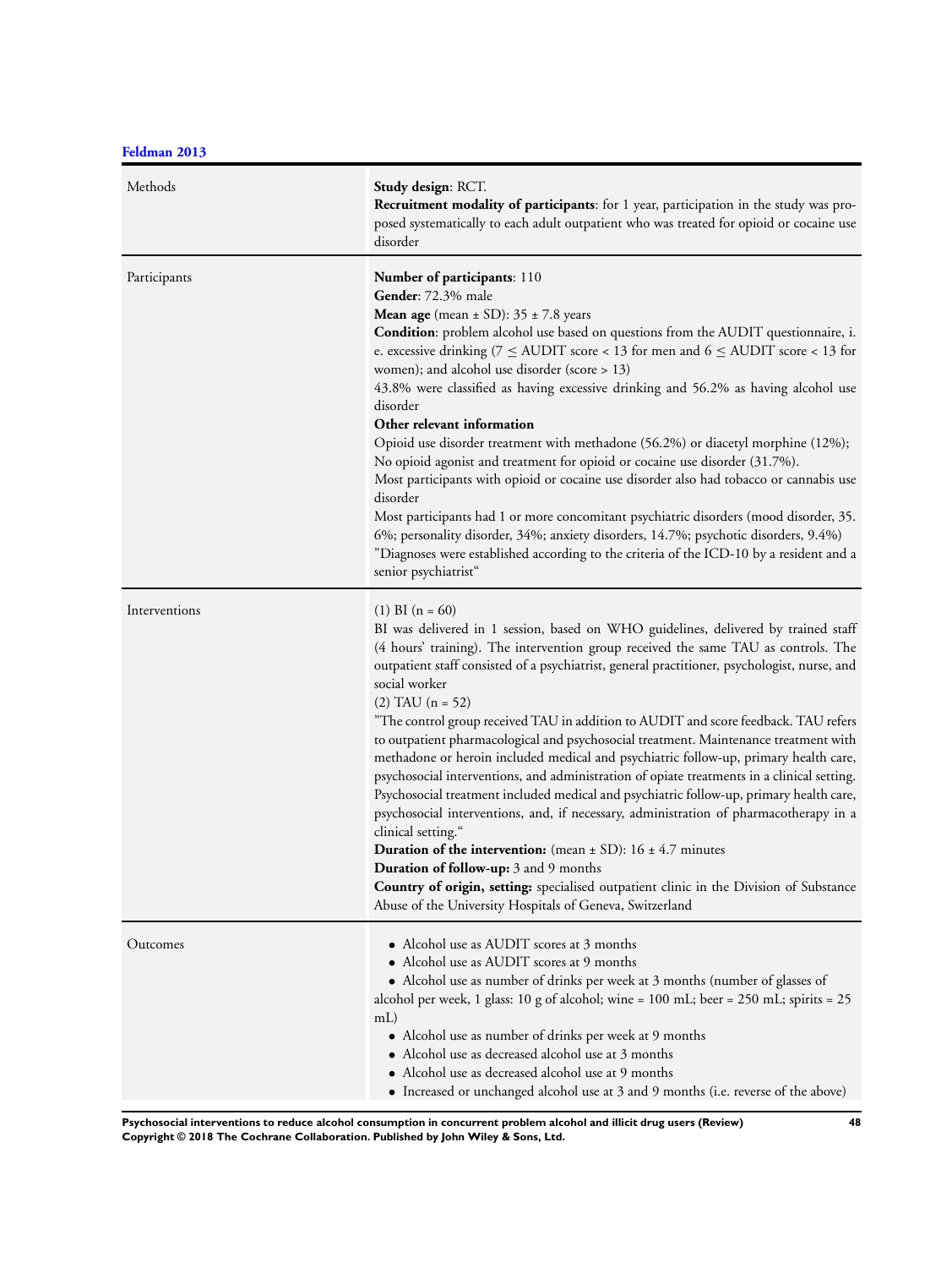**Feldman 2013**

| | |
|---|---|
| Methods | **Study design**: RCT.<br>**Recruitment modality of participants**: for 1 year, participation in the study was proposed systematically to each adult outpatient who was treated for opioid or cocaine use disorder |
| Participants | **Number of participants**: 110<br>**Gender**: 72.3% male<br>**Mean age** (mean ± SD): 35 ± 7.8 years<br>**Condition**: problem alcohol use based on questions from the AUDIT questionnaire, i.e. excessive drinking (7 ≤ AUDIT score < 13 for men and 6 ≤ AUDIT score < 13 for women); and alcohol use disorder (score > 13)<br>43.8% were classified as having excessive drinking and 56.2% as having alcohol use disorder<br>**Other relevant information**<br>Opioid use disorder treatment with methadone (56.2%) or diacetyl morphine (12%); No opioid agonist and treatment for opioid or cocaine use disorder (31.7%).<br>Most participants with opioid or cocaine use disorder also had tobacco or cannabis use disorder<br>Most participants had 1 or more concomitant psychiatric disorders (mood disorder, 35.6%; personality disorder, 34%; anxiety disorders, 14.7%; psychotic disorders, 9.4%)<br>"Diagnoses were established according to the criteria of the ICD-10 by a resident and a senior psychiatrist" |
| Interventions | (1) BI (n = 60)<br>BI was delivered in 1 session, based on WHO guidelines, delivered by trained staff (4 hours' training). The intervention group received the same TAU as controls. The outpatient staff consisted of a psychiatrist, general practitioner, psychologist, nurse, and social worker<br>(2) TAU (n = 52)<br>"The control group received TAU in addition to AUDIT and score feedback. TAU refers to outpatient pharmacological and psychosocial treatment. Maintenance treatment with methadone or heroin included medical and psychiatric follow-up, primary health care, psychosocial interventions, and administration of opiate treatments in a clinical setting. Psychosocial treatment included medical and psychiatric follow-up, primary health care, psychosocial interventions, and, if necessary, administration of pharmacotherapy in a clinical setting."<br>**Duration of the intervention:** (mean ± SD): 16 ± 4.7 minutes<br>**Duration of follow-up:** 3 and 9 months<br>**Country of origin, setting:** specialised outpatient clinic in the Division of Substance Abuse of the University Hospitals of Geneva, Switzerland |
| Outcomes | • Alcohol use as AUDIT scores at 3 months<br>• Alcohol use as AUDIT scores at 9 months<br>• Alcohol use as number of drinks per week at 3 months (number of glasses of alcohol per week, 1 glass: 10 g of alcohol; wine = 100 mL; beer = 250 mL; spirits = 25 mL)<br>• Alcohol use as number of drinks per week at 9 months<br>• Alcohol use as decreased alcohol use at 3 months<br>• Alcohol use as decreased alcohol use at 9 months<br>• Increased or unchanged alcohol use at 3 and 9 months (i.e. reverse of the above) |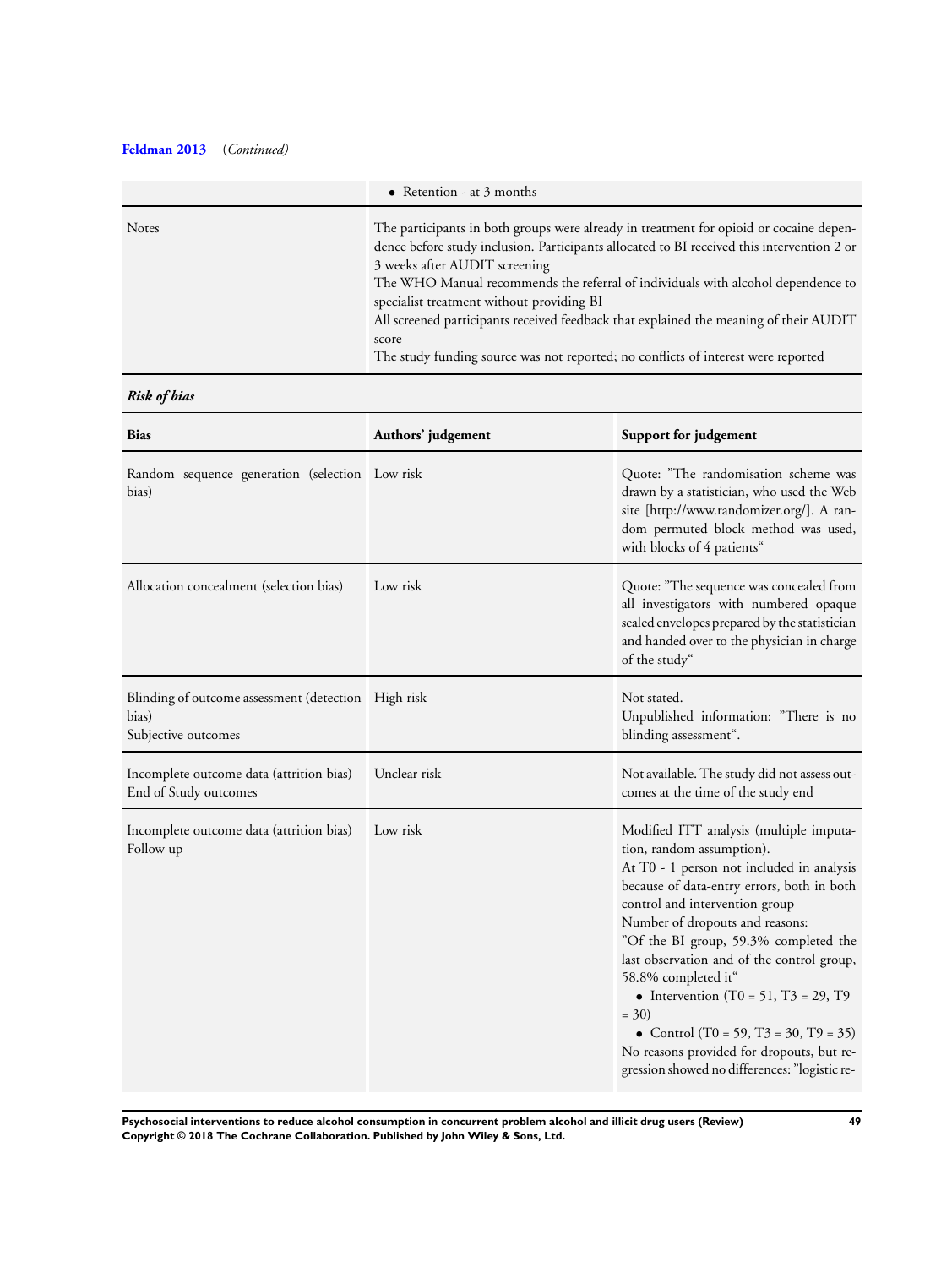**Feldman 2013** (*Continued*)

| | |
|---|---|
| | • Retention - at 3 months |
| Notes | The participants in both groups were already in treatment for opioid or cocaine dependence before study inclusion. Participants allocated to BI received this intervention 2 or 3 weeks after AUDIT screening<br>The WHO Manual recommends the referral of individuals with alcohol dependence to specialist treatment without providing BI<br>All screened participants received feedback that explained the meaning of their AUDIT score<br>The study funding source was not reported; no conflicts of interest were reported |

***Risk of bias***

| Bias | Authors' judgement | Support for judgement |
|---|---|---|
| Random sequence generation (selection bias) | Low risk | Quote: "The randomisation scheme was drawn by a statistician, who used the Web site [http://www.randomizer.org/]. A random permuted block method was used, with blocks of 4 patients" |
| Allocation concealment (selection bias) | Low risk | Quote: "The sequence was concealed from all investigators with numbered opaque sealed envelopes prepared by the statistician and handed over to the physician in charge of the study" |
| Blinding of outcome assessment (detection bias)<br>Subjective outcomes | High risk | Not stated.<br>Unpublished information: "There is no blinding assessment". |
| Incomplete outcome data (attrition bias)<br>End of Study outcomes | Unclear risk | Not available. The study did not assess outcomes at the time of the study end |
| Incomplete outcome data (attrition bias)<br>Follow up | Low risk | Modified ITT analysis (multiple imputation, random assumption).<br>At T0 - 1 person not included in analysis because of data-entry errors, both in both control and intervention group<br>Number of dropouts and reasons:<br>"Of the BI group, 59.3% completed the last observation and of the control group, 58.8% completed it"<br>• Intervention (T0 = 51, T3 = 29, T9 = 30)<br>• Control (T0 = 59, T3 = 30, T9 = 35)<br>No reasons provided for dropouts, but regression showed no differences: "logistic re- |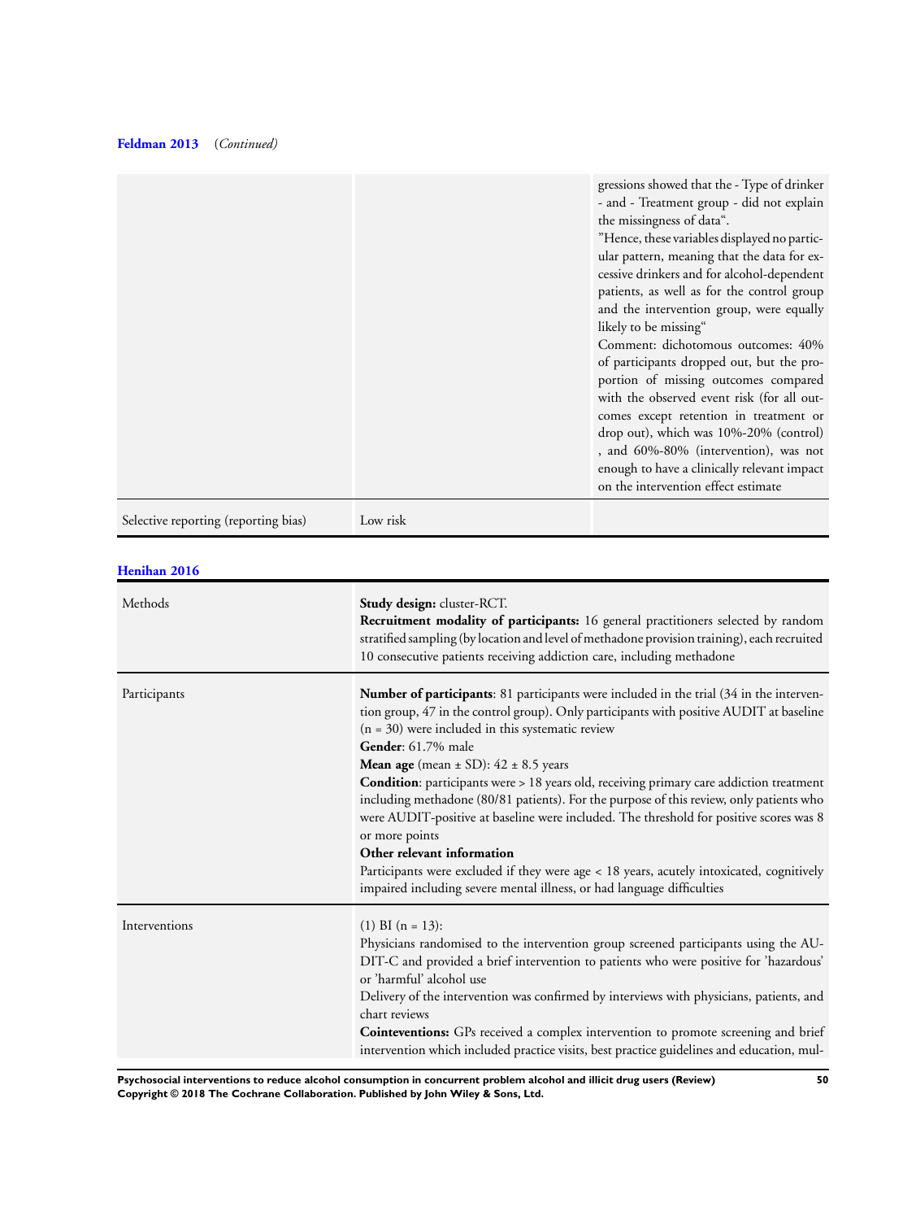**Feldman 2013** (*Continued*)

| | | |
|---|---|---|
| | | gressions showed that the - Type of drinker - and - Treatment group - did not explain the missingness of data“. ”Hence, these variables displayed no particular pattern, meaning that the data for excessive drinkers and for alcohol-dependent patients, as well as for the control group and the intervention group, were equally likely to be missing“ Comment: dichotomous outcomes: 40% of participants dropped out, but the proportion of missing outcomes compared with the observed event risk (for all outcomes except retention in treatment or drop out), which was 10%-20% (control) , and 60%-80% (intervention), was not enough to have a clinically relevant impact on the intervention effect estimate |
| Selective reporting (reporting bias) | Low risk | |

**Henihan 2016**

| | |
|---|---|
| Methods | **Study design:** cluster-RCT. **Recruitment modality of participants:** 16 general practitioners selected by random stratified sampling (by location and level of methadone provision training), each recruited 10 consecutive patients receiving addiction care, including methadone |
| Participants | **Number of participants**: 81 participants were included in the trial (34 in the intervention group, 47 in the control group). Only participants with positive AUDIT at baseline (n = 30) were included in this systematic review<br>**Gender**: 61.7% male<br>**Mean age** (mean ± SD): 42 ± 8.5 years<br>**Condition**: participants were > 18 years old, receiving primary care addiction treatment including methadone (80/81 patients). For the purpose of this review, only patients who were AUDIT-positive at baseline were included. The threshold for positive scores was 8 or more points<br>**Other relevant information**<br>Participants were excluded if they were age < 18 years, acutely intoxicated, cognitively impaired including severe mental illness, or had language difficulties |
| Interventions | (1) BI (n = 13):<br>Physicians randomised to the intervention group screened participants using the AUDIT-C and provided a brief intervention to patients who were positive for 'hazardous' or 'harmful' alcohol use<br>Delivery of the intervention was confirmed by interviews with physicians, patients, and chart reviews<br>**Cointeventions:** GPs received a complex intervention to promote screening and brief intervention which included practice visits, best practice guidelines and education, mul- |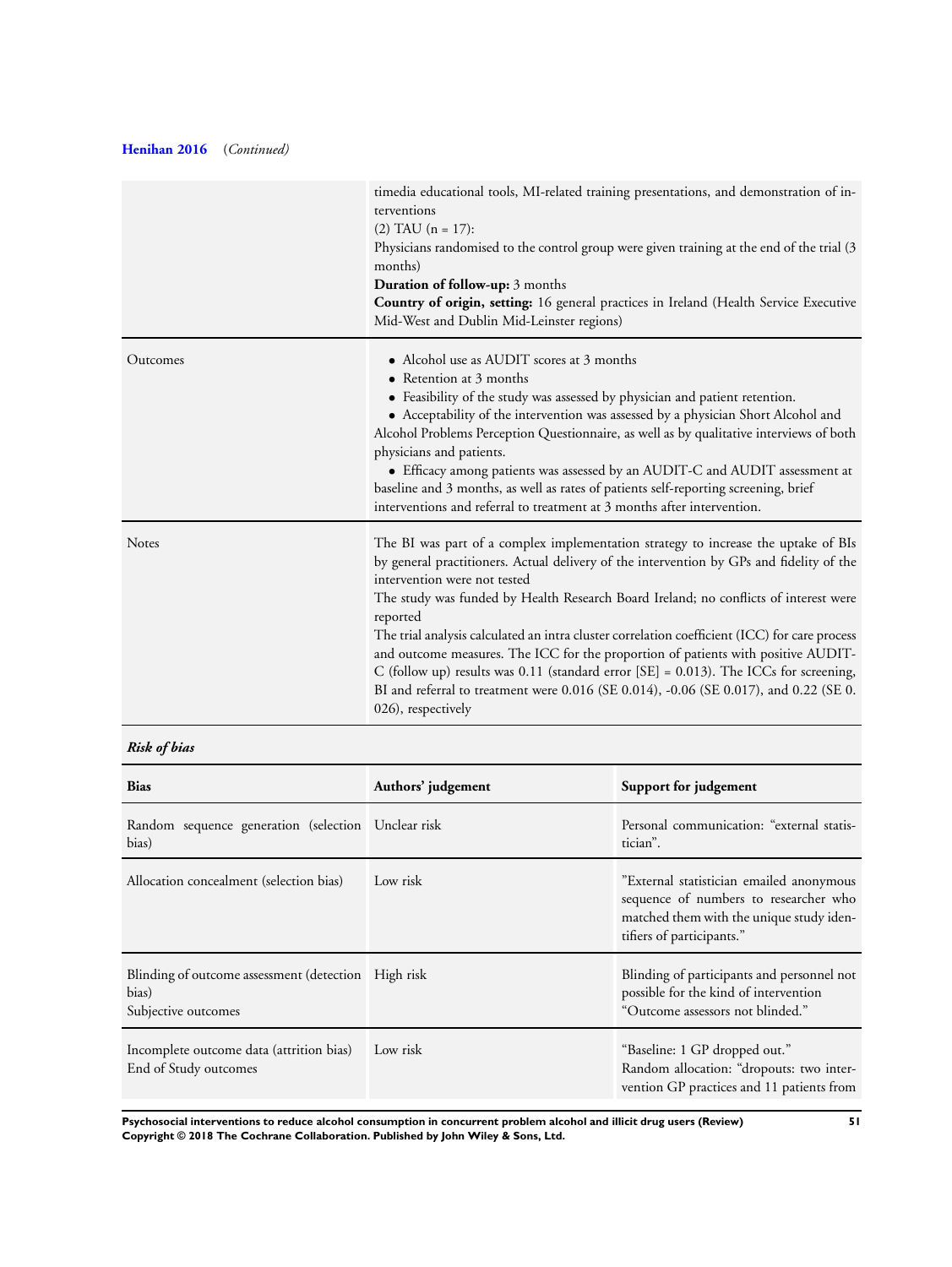**Henihan 2016** (*Continued*)

| | |
|---|---|
| | timedia educational tools, MI-related training presentations, and demonstration of interventions<br>(2) TAU (n = 17):<br>Physicians randomised to the control group were given training at the end of the trial (3 months)<br>**Duration of follow-up:** 3 months<br>**Country of origin, setting:** 16 general practices in Ireland (Health Service Executive Mid-West and Dublin Mid-Leinster regions) |
| Outcomes | • Alcohol use as AUDIT scores at 3 months<br>• Retention at 3 months<br>• Feasibility of the study was assessed by physician and patient retention.<br>• Acceptability of the intervention was assessed by a physician Short Alcohol and Alcohol Problems Perception Questionnaire, as well as by qualitative interviews of both physicians and patients.<br>• Efficacy among patients was assessed by an AUDIT-C and AUDIT assessment at baseline and 3 months, as well as rates of patients self-reporting screening, brief interventions and referral to treatment at 3 months after intervention. |
| Notes | The BI was part of a complex implementation strategy to increase the uptake of BIs by general practitioners. Actual delivery of the intervention by GPs and fidelity of the intervention were not tested<br>The study was funded by Health Research Board Ireland; no conflicts of interest were reported<br>The trial analysis calculated an intra cluster correlation coefficient (ICC) for care process and outcome measures. The ICC for the proportion of patients with positive AUDIT-C (follow up) results was 0.11 (standard error [SE] = 0.013). The ICCs for screening, BI and referral to treatment were 0.016 (SE 0.014), -0.06 (SE 0.017), and 0.22 (SE 0. 026), respectively |

***Risk of bias***

| Bias | Authors' judgement | Support for judgement |
|---|---|---|
| Random sequence generation (selection bias) | Unclear risk | Personal communication: "external statistician". |
| Allocation concealment (selection bias) | Low risk | "External statistician emailed anonymous sequence of numbers to researcher who matched them with the unique study identifiers of participants." |
| Blinding of outcome assessment (detection bias)<br>Subjective outcomes | High risk | Blinding of participants and personnel not possible for the kind of intervention<br>"Outcome assessors not blinded." |
| Incomplete outcome data (attrition bias)<br>End of Study outcomes | Low risk | "Baseline: 1 GP dropped out."<br>Random allocation: "dropouts: two intervention GP practices and 11 patients from |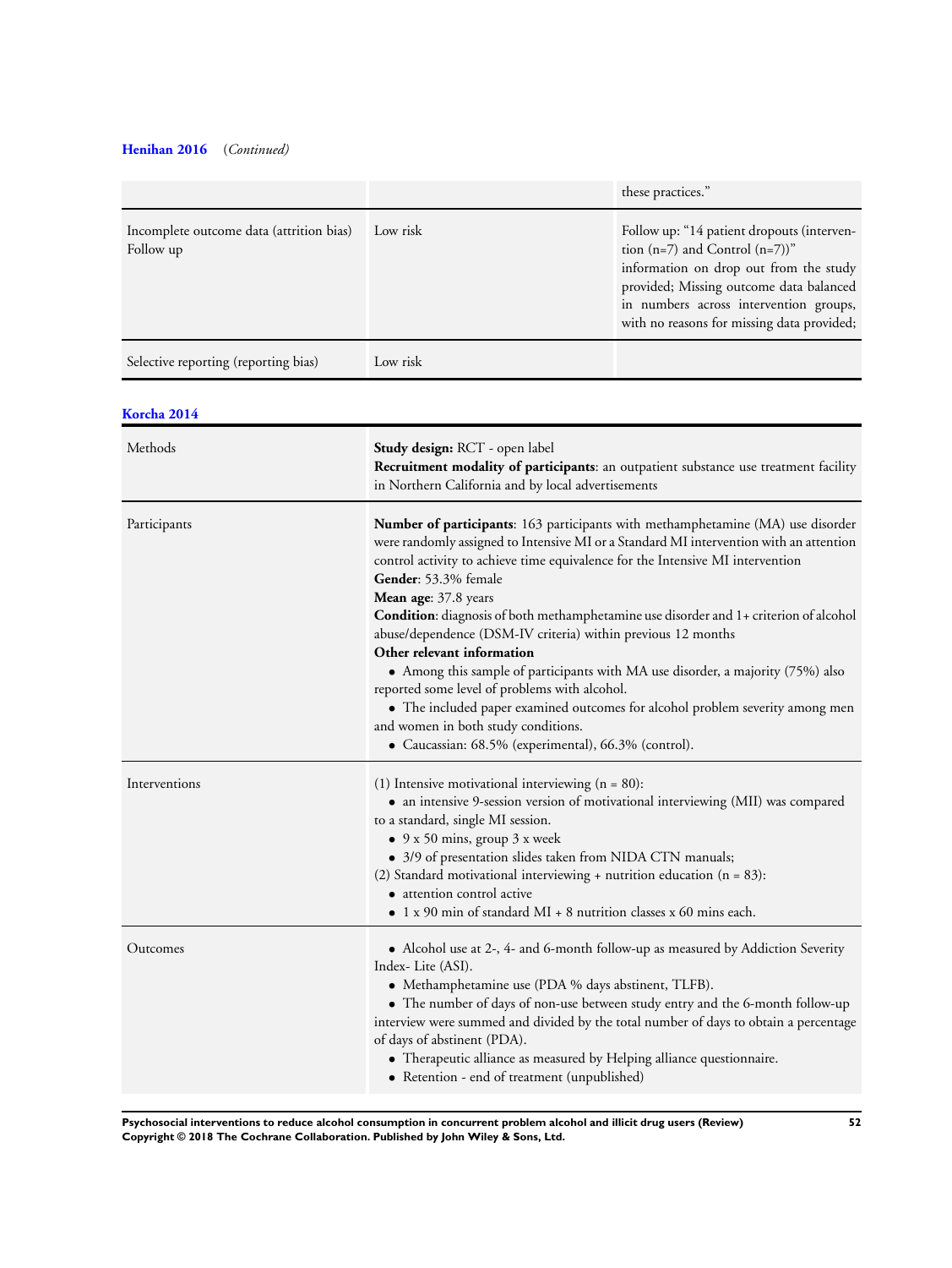**Henihan 2016** (*Continued*)

| | | |
|---|---|---|
| | | these practices." |
| Incomplete outcome data (attrition bias) Follow up | Low risk | Follow up: "14 patient dropouts (intervention (n=7) and Control (n=7))" information on drop out from the study provided; Missing outcome data balanced in numbers across intervention groups, with no reasons for missing data provided; |
| Selective reporting (reporting bias) | Low risk | |

**Korcha 2014**

| | |
|---|---|
| Methods | **Study design:** RCT - open label<br>**Recruitment modality of participants**: an outpatient substance use treatment facility in Northern California and by local advertisements |
| Participants | **Number of participants**: 163 participants with methamphetamine (MA) use disorder were randomly assigned to Intensive MI or a Standard MI intervention with an attention control activity to achieve time equivalence for the Intensive MI intervention<br>**Gender**: 53.3% female<br>**Mean age**: 37.8 years<br>**Condition**: diagnosis of both methamphetamine use disorder and 1+ criterion of alcohol abuse/dependence (DSM-IV criteria) within previous 12 months<br>**Other relevant information**<br>• Among this sample of participants with MA use disorder, a majority (75%) also reported some level of problems with alcohol.<br>• The included paper examined outcomes for alcohol problem severity among men and women in both study conditions.<br>• Caucassian: 68.5% (experimental), 66.3% (control). |
| Interventions | (1) Intensive motivational interviewing (n = 80):<br>• an intensive 9-session version of motivational interviewing (MII) was compared to a standard, single MI session.<br>• 9 x 50 mins, group 3 x week<br>• 3/9 of presentation slides taken from NIDA CTN manuals;<br>(2) Standard motivational interviewing + nutrition education (n = 83):<br>• attention control active<br>• 1 x 90 min of standard MI + 8 nutrition classes x 60 mins each. |
| Outcomes | • Alcohol use at 2-, 4- and 6-month follow-up as measured by Addiction Severity Index- Lite (ASI).<br>• Methamphetamine use (PDA % days abstinent, TLFB).<br>• The number of days of non-use between study entry and the 6-month follow-up interview were summed and divided by the total number of days to obtain a percentage of days of abstinent (PDA).<br>• Therapeutic alliance as measured by Helping alliance questionnaire.<br>• Retention - end of treatment (unpublished) |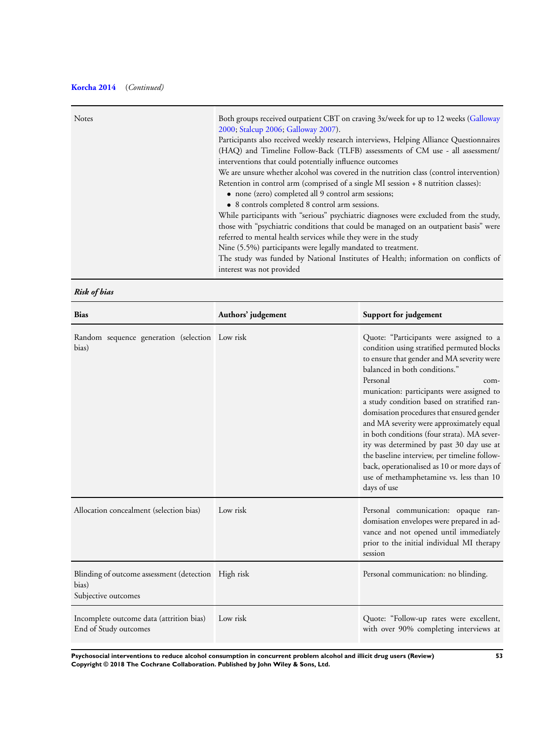**Korcha 2014** (*Continued*)

| | |
|---|---|
| Notes | Both groups received outpatient CBT on craving 3x/week for up to 12 weeks (Galloway 2000; Stalcup 2006; Galloway 2007).<br>Participants also received weekly research interviews, Helping Alliance Questionnaires (HAQ) and Timeline Follow-Back (TLFB) assessments of CM use - all assessment/interventions that could potentially influence outcomes<br>We are unsure whether alcohol was covered in the nutrition class (control intervention)<br>Retention in control arm (comprised of a single MI session + 8 nutrition classes):<br>• none (zero) completed all 9 control arm sessions;<br>• 8 controls completed 8 control arm sessions.<br>While participants with "serious" psychiatric diagnoses were excluded from the study, those with "psychiatric conditions that could be managed on an outpatient basis" were referred to mental health services while they were in the study<br>Nine (5.5%) participants were legally mandated to treatment.<br>The study was funded by National Institutes of Health; information on conflicts of interest was not provided |

***Risk of bias***

| Bias | Authors' judgement | Support for judgement |
|---|---|---|
| Random sequence generation (selection bias) | Low risk | Quote: "Participants were assigned to a condition using stratified permuted blocks to ensure that gender and MA severity were balanced in both conditions."<br>Personal communication: participants were assigned to a study condition based on stratified randomisation procedures that ensured gender and MA severity were approximately equal in both conditions (four strata). MA severity was determined by past 30 day use at the baseline interview, per timeline follow-back, operationalised as 10 or more days of use of methamphetamine vs. less than 10 days of use |
| Allocation concealment (selection bias) | Low risk | Personal communication: opaque randomisation envelopes were prepared in advance and not opened until immediately prior to the initial individual MI therapy session |
| Blinding of outcome assessment (detection bias)<br>Subjective outcomes | High risk | Personal communication: no blinding. |
| Incomplete outcome data (attrition bias)<br>End of Study outcomes | Low risk | Quote: "Follow-up rates were excellent, with over 90% completing interviews at |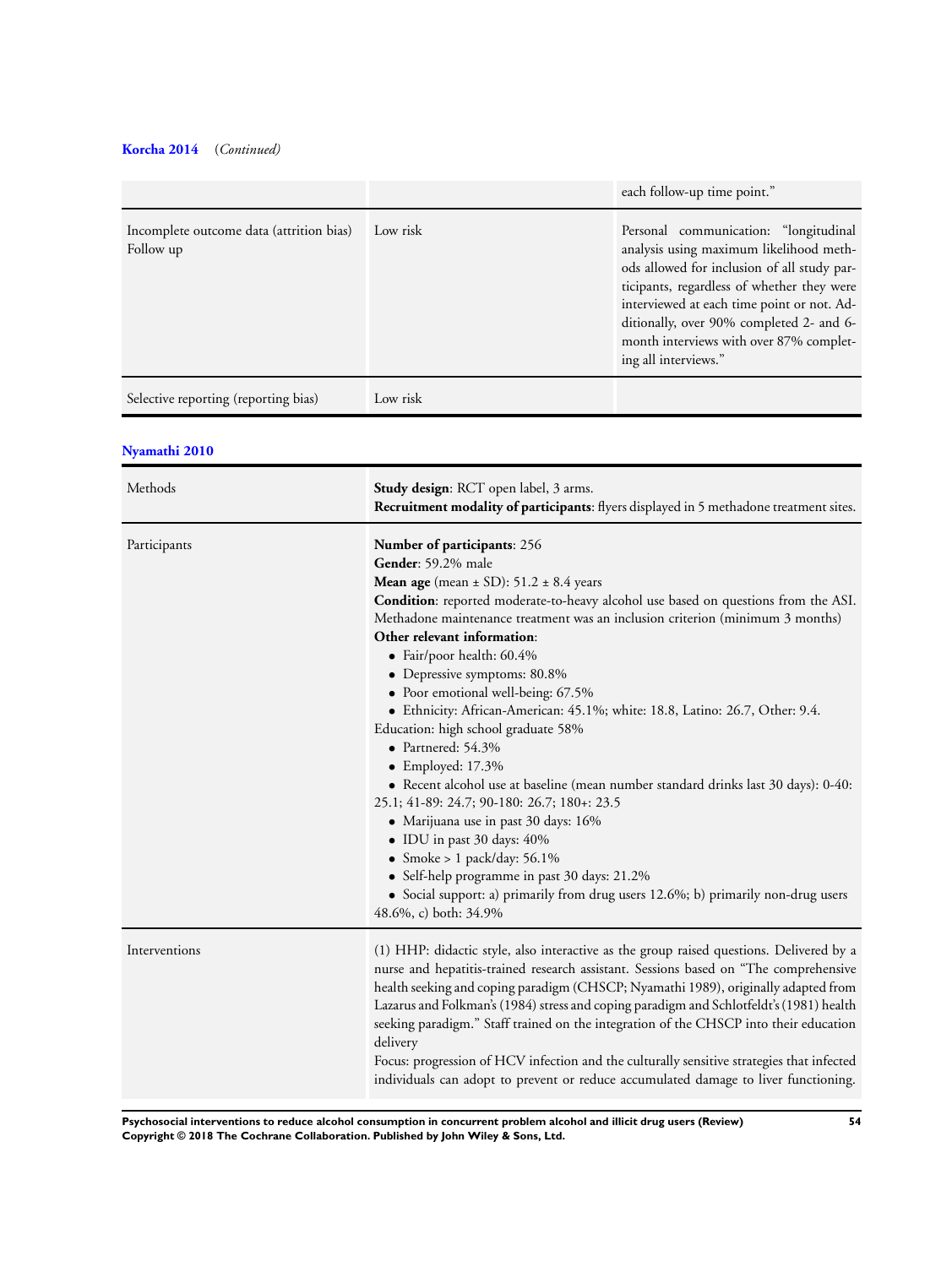**Korcha 2014** (*Continued*)

| | | |
|---|---|---|
| | | each follow-up time point.” |
| Incomplete outcome data (attrition bias) Follow up | Low risk | Personal communication: “longitudinal analysis using maximum likelihood methods allowed for inclusion of all study participants, regardless of whether they were interviewed at each time point or not. Additionally, over 90% completed 2- and 6-month interviews with over 87% completing all interviews.” |
| Selective reporting (reporting bias) | Low risk | |

**Nyamathi 2010**

| | |
|---|---|
| Methods | **Study design**: RCT open label, 3 arms.<br>**Recruitment modality of participants**: flyers displayed in 5 methadone treatment sites. |
| Participants | **Number of participants**: 256<br>**Gender**: 59.2% male<br>**Mean age** (mean ± SD): 51.2 ± 8.4 years<br>**Condition**: reported moderate-to-heavy alcohol use based on questions from the ASI. Methadone maintenance treatment was an inclusion criterion (minimum 3 months)<br>**Other relevant information**:<br>• Fair/poor health: 60.4%<br>• Depressive symptoms: 80.8%<br>• Poor emotional well-being: 67.5%<br>• Ethnicity: African-American: 45.1%; white: 18.8, Latino: 26.7, Other: 9.4.<br>Education: high school graduate 58%<br>• Partnered: 54.3%<br>• Employed: 17.3%<br>• Recent alcohol use at baseline (mean number standard drinks last 30 days): 0-40: 25.1; 41-89: 24.7; 90-180: 26.7; 180+: 23.5<br>• Marijuana use in past 30 days: 16%<br>• IDU in past 30 days: 40%<br>• Smoke > 1 pack/day: 56.1%<br>• Self-help programme in past 30 days: 21.2%<br>• Social support: a) primarily from drug users 12.6%; b) primarily non-drug users 48.6%, c) both: 34.9% |
| Interventions | (1) HHP: didactic style, also interactive as the group raised questions. Delivered by a nurse and hepatitis-trained research assistant. Sessions based on “The comprehensive health seeking and coping paradigm (CHSCP; Nyamathi 1989), originally adapted from Lazarus and Folkman’s (1984) stress and coping paradigm and Schlotfeldt’s (1981) health seeking paradigm.” Staff trained on the integration of the CHSCP into their education delivery<br>Focus: progression of HCV infection and the culturally sensitive strategies that infected individuals can adopt to prevent or reduce accumulated damage to liver functioning. |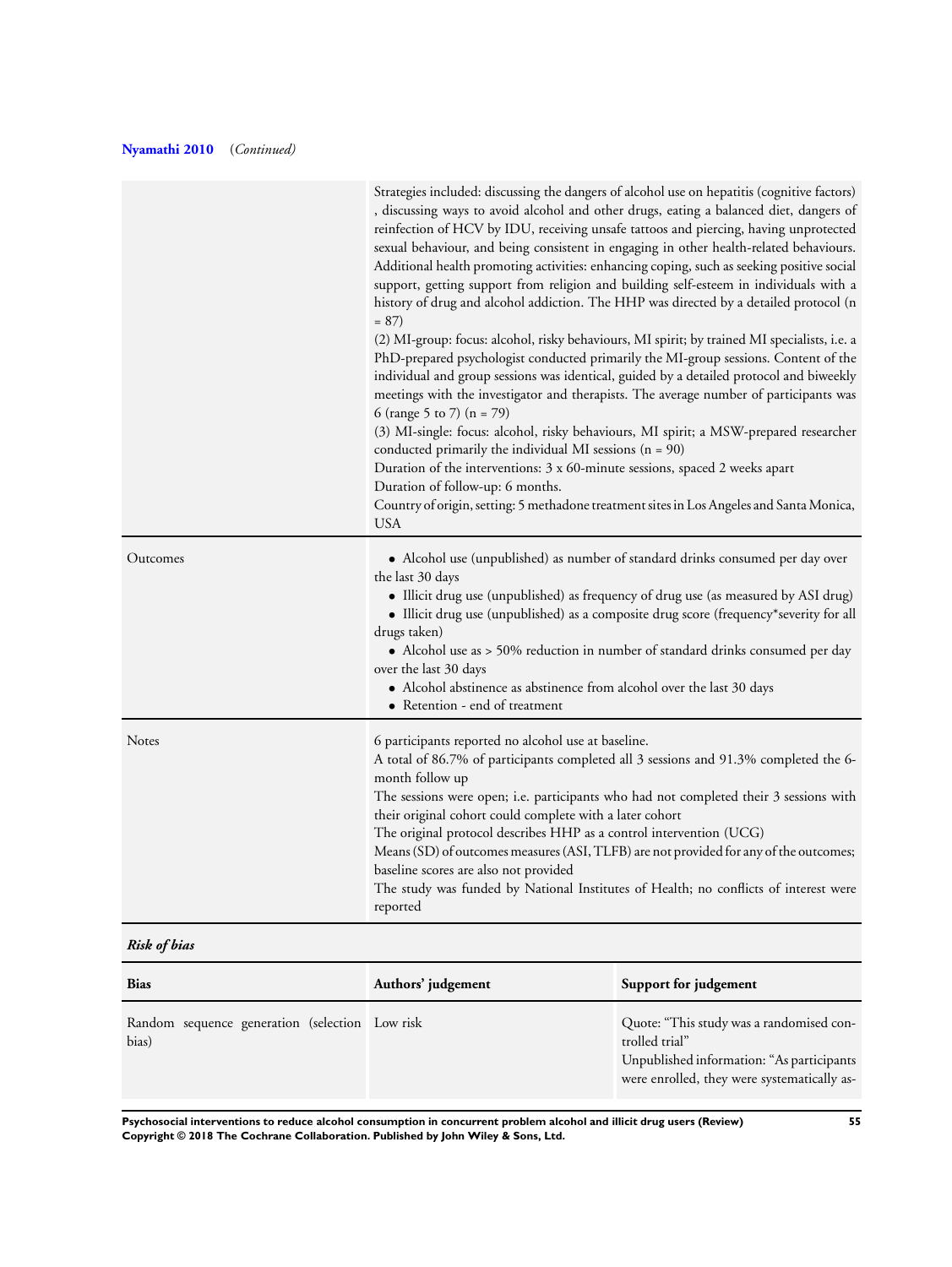**Nyamathi 2010** (*Continued*)

| | |
|---|---|
| | Strategies included: discussing the dangers of alcohol use on hepatitis (cognitive factors) , discussing ways to avoid alcohol and other drugs, eating a balanced diet, dangers of reinfection of HCV by IDU, receiving unsafe tattoos and piercing, having unprotected sexual behaviour, and being consistent in engaging in other health-related behaviours. Additional health promoting activities: enhancing coping, such as seeking positive social support, getting support from religion and building self-esteem in individuals with a history of drug and alcohol addiction. The HHP was directed by a detailed protocol (n = 87)<br>(2) MI-group: focus: alcohol, risky behaviours, MI spirit; by trained MI specialists, i.e. a PhD-prepared psychologist conducted primarily the MI-group sessions. Content of the individual and group sessions was identical, guided by a detailed protocol and biweekly meetings with the investigator and therapists. The average number of participants was 6 (range 5 to 7) (n = 79)<br>(3) MI-single: focus: alcohol, risky behaviours, MI spirit; a MSW-prepared researcher conducted primarily the individual MI sessions (n = 90)<br>Duration of the interventions: 3 x 60-minute sessions, spaced 2 weeks apart<br>Duration of follow-up: 6 months.<br>Country of origin, setting: 5 methadone treatment sites in Los Angeles and Santa Monica, USA |
| Outcomes | • Alcohol use (unpublished) as number of standard drinks consumed per day over the last 30 days<br>• Illicit drug use (unpublished) as frequency of drug use (as measured by ASI drug)<br>• Illicit drug use (unpublished) as a composite drug score (frequency*severity for all drugs taken)<br>• Alcohol use as > 50% reduction in number of standard drinks consumed per day over the last 30 days<br>• Alcohol abstinence as abstinence from alcohol over the last 30 days<br>• Retention - end of treatment |
| Notes | 6 participants reported no alcohol use at baseline.<br>A total of 86.7% of participants completed all 3 sessions and 91.3% completed the 6-month follow up<br>The sessions were open; i.e. participants who had not completed their 3 sessions with their original cohort could complete with a later cohort<br>The original protocol describes HHP as a control intervention (UCG)<br>Means (SD) of outcomes measures (ASI, TLFB) are not provided for any of the outcomes; baseline scores are also not provided<br>The study was funded by National Institutes of Health; no conflicts of interest were reported |

***Risk of bias***

| Bias | Authors' judgement | Support for judgement |
|---|---|---|
| Random sequence generation (selection bias) | Low risk | Quote: "This study was a randomised controlled trial"<br>Unpublished information: "As participants were enrolled, they were systematically as- |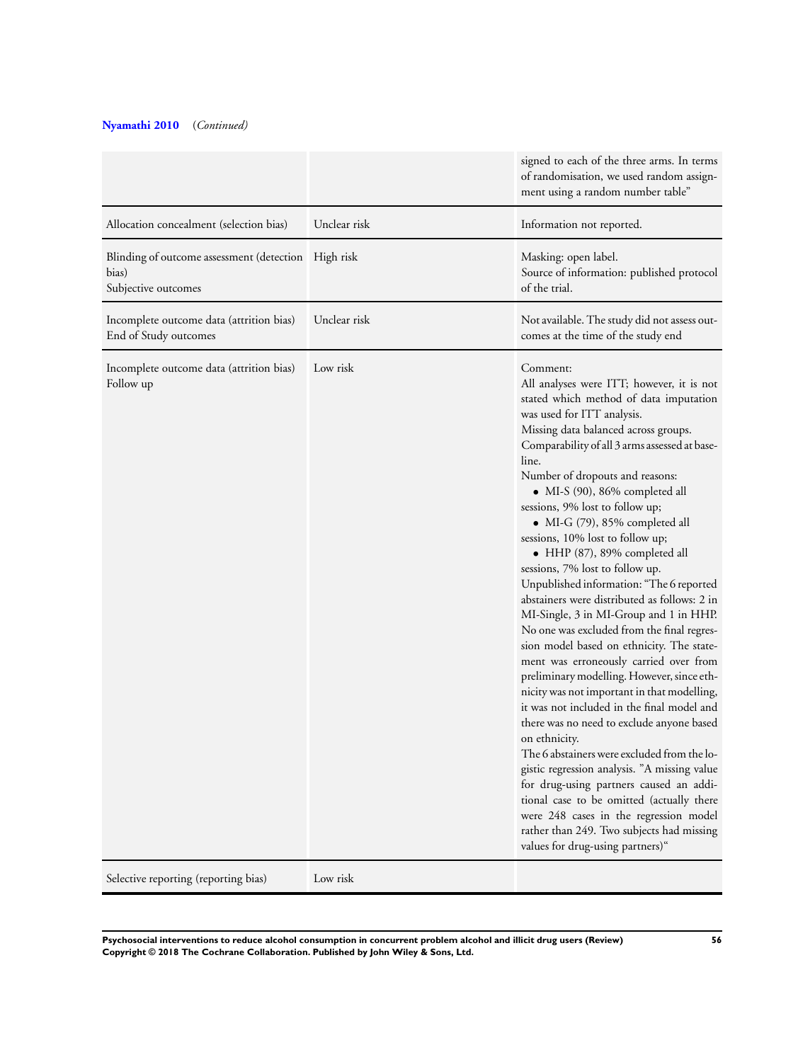**Nyamathi 2010** (*Continued*)

| | | |
|---|---|---|
| | | signed to each of the three arms. In terms of randomisation, we used random assignment using a random number table" |
| Allocation concealment (selection bias) | Unclear risk | Information not reported. |
| Blinding of outcome assessment (detection bias)<br>Subjective outcomes | High risk | Masking: open label.<br>Source of information: published protocol of the trial. |
| Incomplete outcome data (attrition bias)<br>End of Study outcomes | Unclear risk | Not available. The study did not assess outcomes at the time of the study end |
| Incomplete outcome data (attrition bias)<br>Follow up | Low risk | Comment:<br>All analyses were ITT; however, it is not stated which method of data imputation was used for ITT analysis.<br>Missing data balanced across groups.<br>Comparability of all 3 arms assessed at baseline.<br>Number of dropouts and reasons:<br>• MI-S (90), 86% completed all sessions, 9% lost to follow up;<br>• MI-G (79), 85% completed all sessions, 10% lost to follow up;<br>• HHP (87), 89% completed all sessions, 7% lost to follow up.<br>Unpublished information: "The 6 reported abstainers were distributed as follows: 2 in MI-Single, 3 in MI-Group and 1 in HHP. No one was excluded from the final regression model based on ethnicity. The statement was erroneously carried over from preliminary modelling. However, since ethnicity was not important in that modelling, it was not included in the final model and there was no need to exclude anyone based on ethnicity.<br>The 6 abstainers were excluded from the logistic regression analysis. "A missing value for drug-using partners caused an additional case to be omitted (actually there were 248 cases in the regression model rather than 249. Two subjects had missing values for drug-using partners)" |
| Selective reporting (reporting bias) | Low risk | |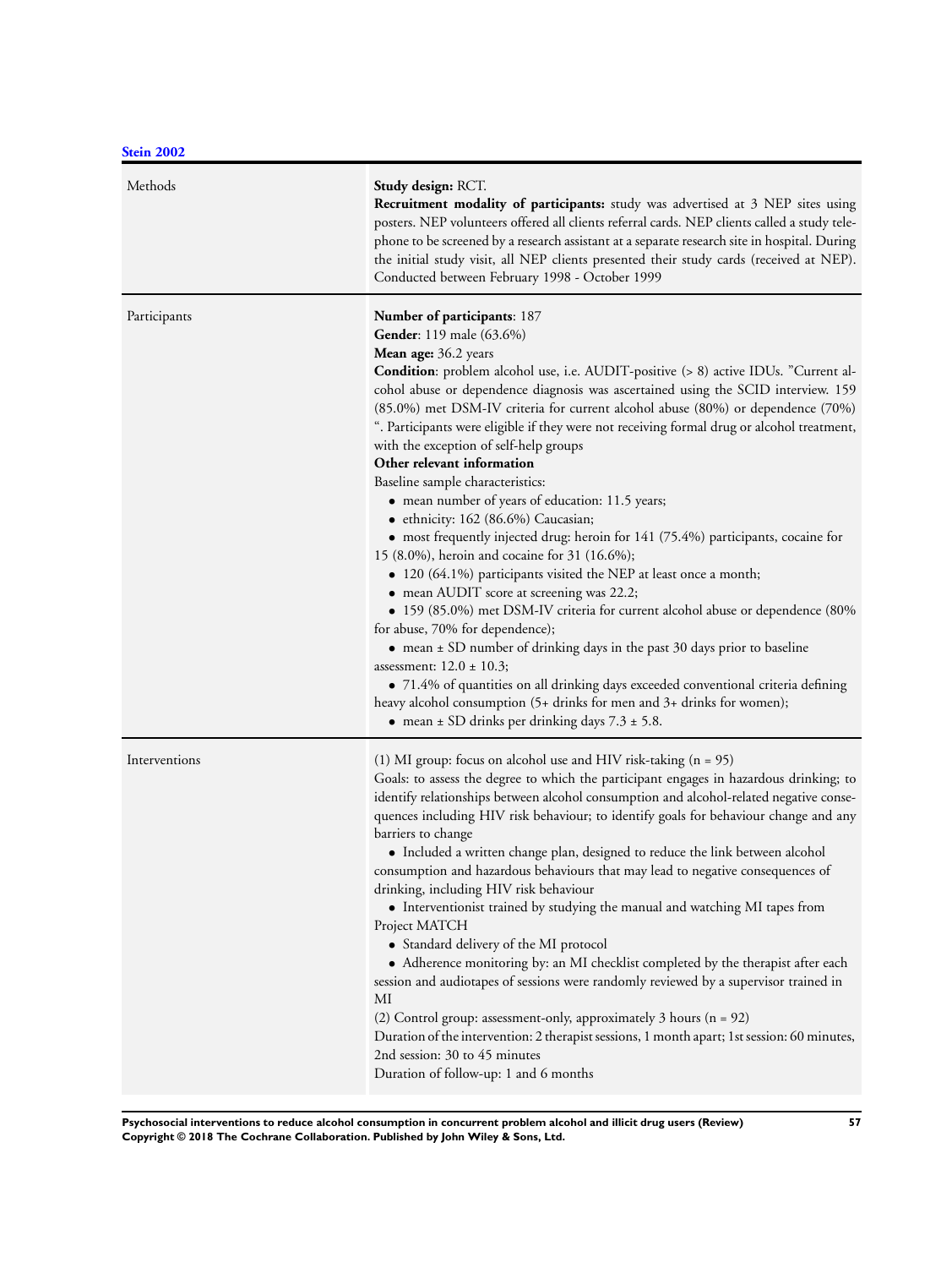**Stein 2002**

| | |
|---|---|
| Methods | **Study design:** RCT.<br>**Recruitment modality of participants:** study was advertised at 3 NEP sites using posters. NEP volunteers offered all clients referral cards. NEP clients called a study telephone to be screened by a research assistant at a separate research site in hospital. During the initial study visit, all NEP clients presented their study cards (received at NEP). Conducted between February 1998 - October 1999 |
| Participants | **Number of participants**: 187<br>**Gender**: 119 male (63.6%)<br>**Mean age:** 36.2 years<br>**Condition**: problem alcohol use, i.e. AUDIT-positive (> 8) active IDUs. "Current alcohol abuse or dependence diagnosis was ascertained using the SCID interview. 159 (85.0%) met DSM-IV criteria for current alcohol abuse (80%) or dependence (70%) ". Participants were eligible if they were not receiving formal drug or alcohol treatment, with the exception of self-help groups<br>**Other relevant information**<br>Baseline sample characteristics:<br>• mean number of years of education: 11.5 years;<br>• ethnicity: 162 (86.6%) Caucasian;<br>• most frequently injected drug: heroin for 141 (75.4%) participants, cocaine for 15 (8.0%), heroin and cocaine for 31 (16.6%);<br>• 120 (64.1%) participants visited the NEP at least once a month;<br>• mean AUDIT score at screening was 22.2;<br>• 159 (85.0%) met DSM-IV criteria for current alcohol abuse or dependence (80% for abuse, 70% for dependence);<br>• mean ± SD number of drinking days in the past 30 days prior to baseline assessment: 12.0 ± 10.3;<br>• 71.4% of quantities on all drinking days exceeded conventional criteria defining heavy alcohol consumption (5+ drinks for men and 3+ drinks for women);<br>• mean ± SD drinks per drinking days 7.3 ± 5.8. |
| Interventions | (1) MI group: focus on alcohol use and HIV risk-taking (n = 95)<br>Goals: to assess the degree to which the participant engages in hazardous drinking; to identify relationships between alcohol consumption and alcohol-related negative consequences including HIV risk behaviour; to identify goals for behaviour change and any barriers to change<br>• Included a written change plan, designed to reduce the link between alcohol consumption and hazardous behaviours that may lead to negative consequences of drinking, including HIV risk behaviour<br>• Interventionist trained by studying the manual and watching MI tapes from Project MATCH<br>• Standard delivery of the MI protocol<br>• Adherence monitoring by: an MI checklist completed by the therapist after each session and audiotapes of sessions were randomly reviewed by a supervisor trained in MI<br>(2) Control group: assessment-only, approximately 3 hours (n = 92)<br>Duration of the intervention: 2 therapist sessions, 1 month apart; 1st session: 60 minutes, 2nd session: 30 to 45 minutes<br>Duration of follow-up: 1 and 6 months |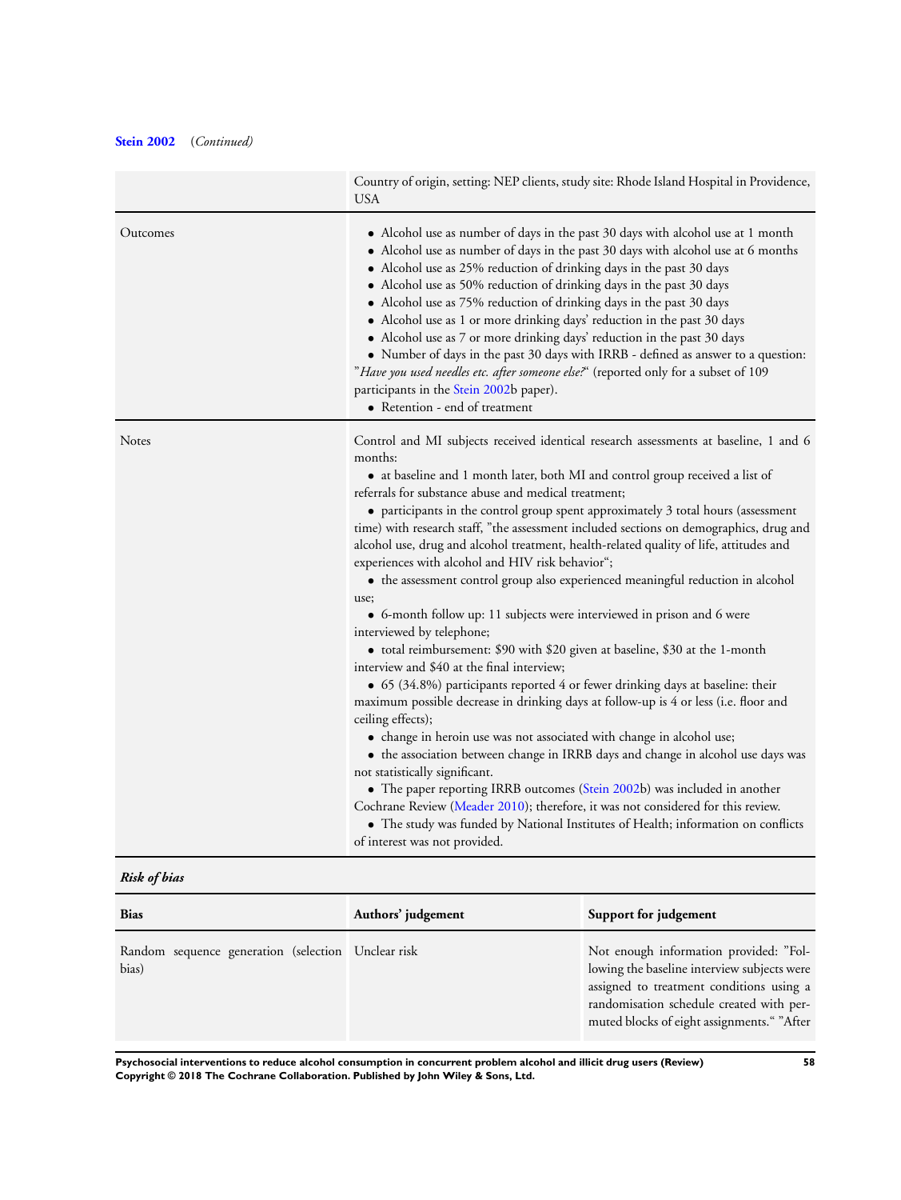**Stein 2002** *(Continued)*

| | |
|---|---|
| | Country of origin, setting: NEP clients, study site: Rhode Island Hospital in Providence, USA |
| Outcomes | • Alcohol use as number of days in the past 30 days with alcohol use at 1 month<br>• Alcohol use as number of days in the past 30 days with alcohol use at 6 months<br>• Alcohol use as 25% reduction of drinking days in the past 30 days<br>• Alcohol use as 50% reduction of drinking days in the past 30 days<br>• Alcohol use as 75% reduction of drinking days in the past 30 days<br>• Alcohol use as 1 or more drinking days' reduction in the past 30 days<br>• Alcohol use as 7 or more drinking days' reduction in the past 30 days<br>• Number of days in the past 30 days with IRRB - defined as answer to a question: "*Have you used needles etc. after someone else?*" (reported only for a subset of 109 participants in the Stein 2002b paper).<br>• Retention - end of treatment |
| Notes | Control and MI subjects received identical research assessments at baseline, 1 and 6 months:<br>• at baseline and 1 month later, both MI and control group received a list of referrals for substance abuse and medical treatment;<br>• participants in the control group spent approximately 3 total hours (assessment time) with research staff, "the assessment included sections on demographics, drug and alcohol use, drug and alcohol treatment, health-related quality of life, attitudes and experiences with alcohol and HIV risk behavior";<br>• the assessment control group also experienced meaningful reduction in alcohol use;<br>• 6-month follow up: 11 subjects were interviewed in prison and 6 were interviewed by telephone;<br>• total reimbursement: $90 with $20 given at baseline, $30 at the 1-month interview and $40 at the final interview;<br>• 65 (34.8%) participants reported 4 or fewer drinking days at baseline: their maximum possible decrease in drinking days at follow-up is 4 or less (i.e. floor and ceiling effects);<br>• change in heroin use was not associated with change in alcohol use;<br>• the association between change in IRRB days and change in alcohol use days was not statistically significant.<br>• The paper reporting IRRB outcomes (Stein 2002b) was included in another Cochrane Review (Meader 2010); therefore, it was not considered for this review.<br>• The study was funded by National Institutes of Health; information on conflicts of interest was not provided. |

***Risk of bias***

| Bias | Authors' judgement | Support for judgement |
|---|---|---|
| Random sequence generation (selection bias) | Unclear risk | Not enough information provided: "Following the baseline interview subjects were assigned to treatment conditions using a randomisation schedule created with permuted blocks of eight assignments." "After |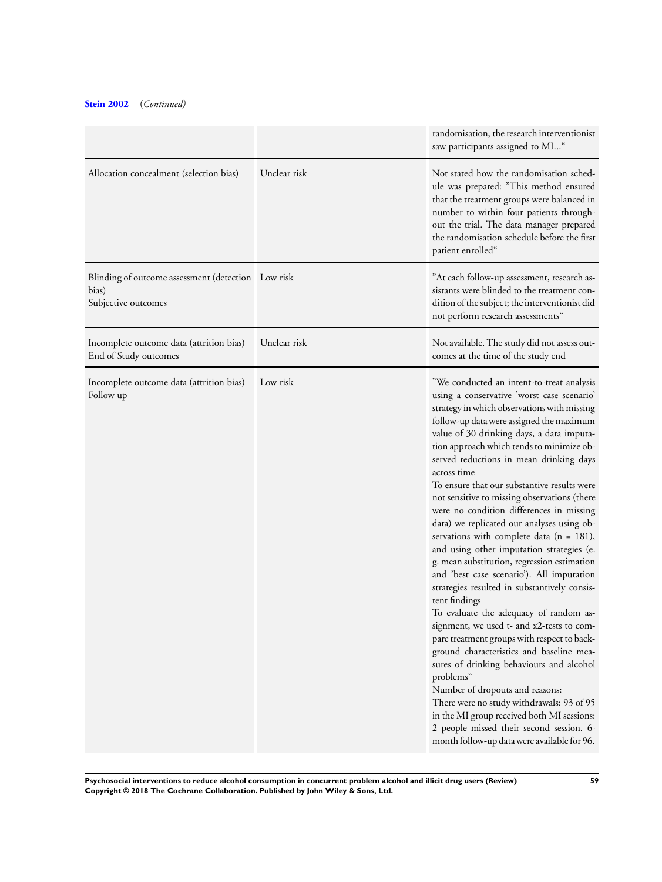**Stein 2002** (*Continued*)

| | | |
|---|---|---|
| | | randomisation, the research interventionist saw participants assigned to MI..." |
| Allocation concealment (selection bias) | Unclear risk | Not stated how the randomisation schedule was prepared: "This method ensured that the treatment groups were balanced in number to within four patients throughout the trial. The data manager prepared the randomisation schedule before the first patient enrolled" |
| Blinding of outcome assessment (detection bias)<br>Subjective outcomes | Low risk | "At each follow-up assessment, research assistants were blinded to the treatment condition of the subject; the interventionist did not perform research assessments" |
| Incomplete outcome data (attrition bias)<br>End of Study outcomes | Unclear risk | Not available. The study did not assess outcomes at the time of the study end |
| Incomplete outcome data (attrition bias)<br>Follow up | Low risk | "We conducted an intent-to-treat analysis using a conservative 'worst case scenario' strategy in which observations with missing follow-up data were assigned the maximum value of 30 drinking days, a data imputation approach which tends to minimize observed reductions in mean drinking days across time<br>To ensure that our substantive results were not sensitive to missing observations (there were no condition differences in missing data) we replicated our analyses using observations with complete data (n = 181), and using other imputation strategies (e.g. mean substitution, regression estimation and 'best case scenario'). All imputation strategies resulted in substantively consistent findings<br>To evaluate the adequacy of random assignment, we used t- and $x^2$-tests to compare treatment groups with respect to background characteristics and baseline measures of drinking behaviours and alcohol problems"<br>Number of dropouts and reasons:<br>There were no study withdrawals: 93 of 95 in the MI group received both MI sessions: 2 people missed their second session. 6-month follow-up data were available for 96. |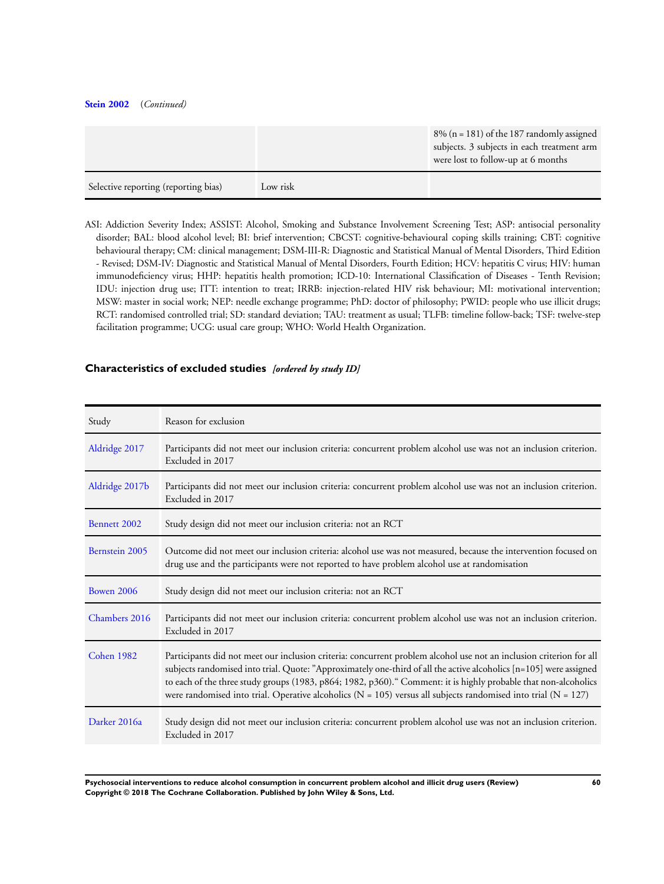**Stein 2002** *(Continued)*

| | | |
|---|---|---|
| | | 8% (n = 181) of the 187 randomly assigned subjects. 3 subjects in each treatment arm were lost to follow-up at 6 months |
| Selective reporting (reporting bias) | Low risk | |

ASI: Addiction Severity Index; ASSIST: Alcohol, Smoking and Substance Involvement Screening Test; ASP: antisocial personality disorder; BAL: blood alcohol level; BI: brief intervention; CBCST: cognitive-behavioural coping skills training; CBT: cognitive behavioural therapy; CM: clinical management; DSM-III-R: Diagnostic and Statistical Manual of Mental Disorders, Third Edition - Revised; DSM-IV: Diagnostic and Statistical Manual of Mental Disorders, Fourth Edition; HCV: hepatitis C virus; HIV: human immunodeficiency virus; HHP: hepatitis health promotion; ICD-10: International Classification of Diseases - Tenth Revision; IDU: injection drug use; ITT: intention to treat; IRRB: injection-related HIV risk behaviour; MI: motivational intervention; MSW: master in social work; NEP: needle exchange programme; PhD: doctor of philosophy; PWID: people who use illicit drugs; RCT: randomised controlled trial; SD: standard deviation; TAU: treatment as usual; TLFB: timeline follow-back; TSF: twelve-step facilitation programme; UCG: usual care group; WHO: World Health Organization.

## Characteristics of excluded studies *[ordered by study ID]*

| Study | Reason for exclusion |
|---|---|
| Aldridge 2017 | Participants did not meet our inclusion criteria: concurrent problem alcohol use was not an inclusion criterion. Excluded in 2017 |
| Aldridge 2017b | Participants did not meet our inclusion criteria: concurrent problem alcohol use was not an inclusion criterion. Excluded in 2017 |
| Bennett 2002 | Study design did not meet our inclusion criteria: not an RCT |
| Bernstein 2005 | Outcome did not meet our inclusion criteria: alcohol use was not measured, because the intervention focused on drug use and the participants were not reported to have problem alcohol use at randomisation |
| Bowen 2006 | Study design did not meet our inclusion criteria: not an RCT |
| Chambers 2016 | Participants did not meet our inclusion criteria: concurrent problem alcohol use was not an inclusion criterion. Excluded in 2017 |
| Cohen 1982 | Participants did not meet our inclusion criteria: concurrent problem alcohol use not an inclusion criterion for all subjects randomised into trial. Quote: "Approximately one-third of all the active alcoholics [n=105] were assigned to each of the three study groups (1983, p864; 1982, p360)." Comment: it is highly probable that non-alcoholics were randomised into trial. Operative alcoholics (N = 105) versus all subjects randomised into trial (N = 127) |
| Darker 2016a | Study design did not meet our inclusion criteria: concurrent problem alcohol use was not an inclusion criterion. Excluded in 2017 |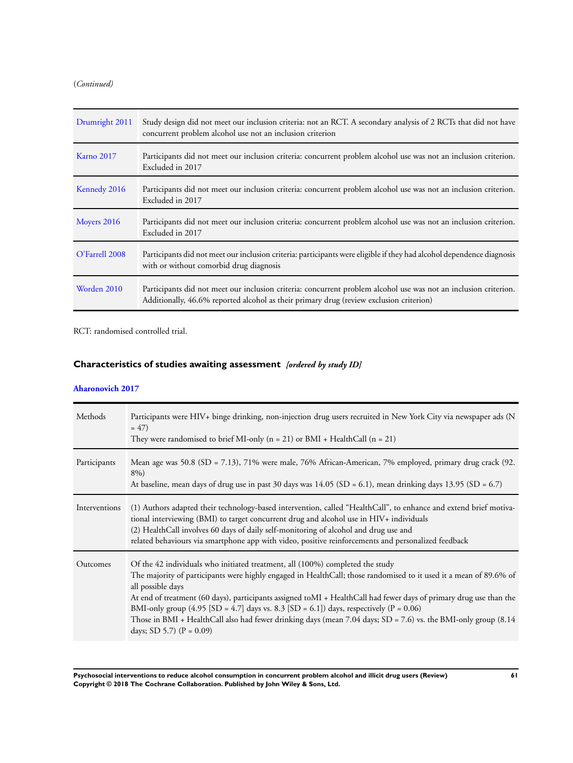(*Continued*)

| | |
|---|---|
| Drumright 2011 | Study design did not meet our inclusion criteria: not an RCT. A secondary analysis of 2 RCTs that did not have concurrent problem alcohol use not an inclusion criterion |
| Karno 2017 | Participants did not meet our inclusion criteria: concurrent problem alcohol use was not an inclusion criterion. Excluded in 2017 |
| Kennedy 2016 | Participants did not meet our inclusion criteria: concurrent problem alcohol use was not an inclusion criterion. Excluded in 2017 |
| Moyers 2016 | Participants did not meet our inclusion criteria: concurrent problem alcohol use was not an inclusion criterion. Excluded in 2017 |
| O'Farrell 2008 | Participants did not meet our inclusion criteria: participants were eligible if they had alcohol dependence diagnosis with or without comorbid drug diagnosis |
| Worden 2010 | Participants did not meet our inclusion criteria: concurrent problem alcohol use was not an inclusion criterion. Additionally, 46.6% reported alcohol as their primary drug (review exclusion criterion) |

RCT: randomised controlled trial.

## Characteristics of studies awaiting assessment *[ordered by study ID]*

### Aharonovich 2017

| | |
|---|---|
| Methods | Participants were HIV+ binge drinking, non-injection drug users recruited in New York City via newspaper ads (N = 47)<br>They were randomised to brief MI-only (n = 21) or BMI + HealthCall (n = 21) |
| Participants | Mean age was 50.8 (SD = 7.13), 71% were male, 76% African-American, 7% employed, primary drug crack (92.8%)<br>At baseline, mean days of drug use in past 30 days was 14.05 (SD = 6.1), mean drinking days 13.95 (SD = 6.7) |
| Interventions | (1) Authors adapted their technology-based intervention, called "HealthCall", to enhance and extend brief motivational interviewing (BMI) to target concurrent drug and alcohol use in HIV+ individuals<br>(2) HealthCall involves 60 days of daily self-monitoring of alcohol and drug use and related behaviours via smartphone app with video, positive reinforcements and personalized feedback |
| Outcomes | Of the 42 individuals who initiated treatment, all (100%) completed the study<br>The majority of participants were highly engaged in HealthCall; those randomised to it used it a mean of 89.6% of all possible days<br>At end of treatment (60 days), participants assigned toMI + HealthCall had fewer days of primary drug use than the BMI-only group (4.95 [SD = 4.7] days vs. 8.3 [SD = 6.1]) days, respectively (P = 0.06)<br>Those in BMI + HealthCall also had fewer drinking days (mean 7.04 days; SD = 7.6) vs. the BMI-only group (8.14 days; SD 5.7) (P = 0.09) |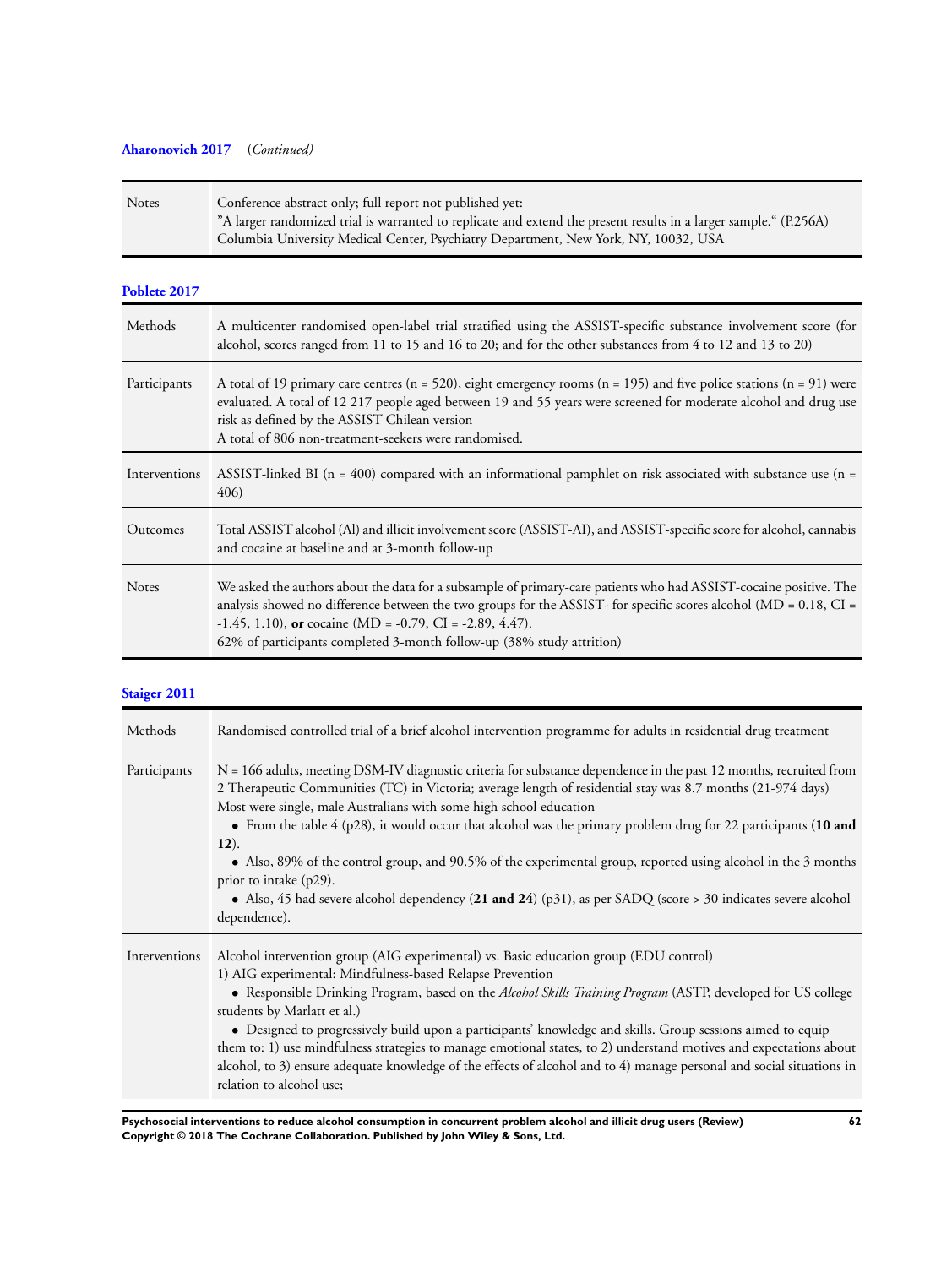**Aharonovich 2017** *(Continued)*

| | |
|---|---|
| Notes | Conference abstract only; full report not published yet:<br>"A larger randomized trial is warranted to replicate and extend the present results in a larger sample." (P.256A)<br>Columbia University Medical Center, Psychiatry Department, New York, NY, 10032, USA |

**Poblete 2017**

| | |
|---|---|
| Methods | A multicenter randomised open-label trial stratified using the ASSIST-specific substance involvement score (for alcohol, scores ranged from 11 to 15 and 16 to 20; and for the other substances from 4 to 12 and 13 to 20) |
| Participants | A total of 19 primary care centres (n = 520), eight emergency rooms (n = 195) and five police stations (n = 91) were evaluated. A total of 12 217 people aged between 19 and 55 years were screened for moderate alcohol and drug use risk as defined by the ASSIST Chilean version<br>A total of 806 non-treatment-seekers were randomised. |
| Interventions | ASSIST-linked BI (n = 400) compared with an informational pamphlet on risk associated with substance use (n = 406) |
| Outcomes | Total ASSIST alcohol (Al) and illicit involvement score (ASSIST-AI), and ASSIST-specific score for alcohol, cannabis and cocaine at baseline and at 3-month follow-up |
| Notes | We asked the authors about the data for a subsample of primary-care patients who had ASSIST-cocaine positive. The analysis showed no difference between the two groups for the ASSIST- for specific scores alcohol (MD = 0.18, CI = -1.45, 1.10), **or** cocaine (MD = -0.79, CI = -2.89, 4.47).<br>62% of participants completed 3-month follow-up (38% study attrition) |

**Staiger 2011**

| | |
|---|---|
| Methods | Randomised controlled trial of a brief alcohol intervention programme for adults in residential drug treatment |
| Participants | N = 166 adults, meeting DSM-IV diagnostic criteria for substance dependence in the past 12 months, recruited from 2 Therapeutic Communities (TC) in Victoria; average length of residential stay was 8.7 months (21-974 days)<br>Most were single, male Australians with some high school education<br>• From the table 4 (p28), it would occur that alcohol was the primary problem drug for 22 participants (**10 and 12**).<br>• Also, 89% of the control group, and 90.5% of the experimental group, reported using alcohol in the 3 months prior to intake (p29).<br>• Also, 45 had severe alcohol dependency (**21 and 24**) (p31), as per SADQ (score > 30 indicates severe alcohol dependence). |
| Interventions | Alcohol intervention group (AIG experimental) vs. Basic education group (EDU control)<br>1) AIG experimental: Mindfulness-based Relapse Prevention<br>• Responsible Drinking Program, based on the *Alcohol Skills Training Program* (ASTP, developed for US college students by Marlatt et al.)<br>• Designed to progressively build upon a participants' knowledge and skills. Group sessions aimed to equip them to: 1) use mindfulness strategies to manage emotional states, to 2) understand motives and expectations about alcohol, to 3) ensure adequate knowledge of the effects of alcohol and to 4) manage personal and social situations in relation to alcohol use; |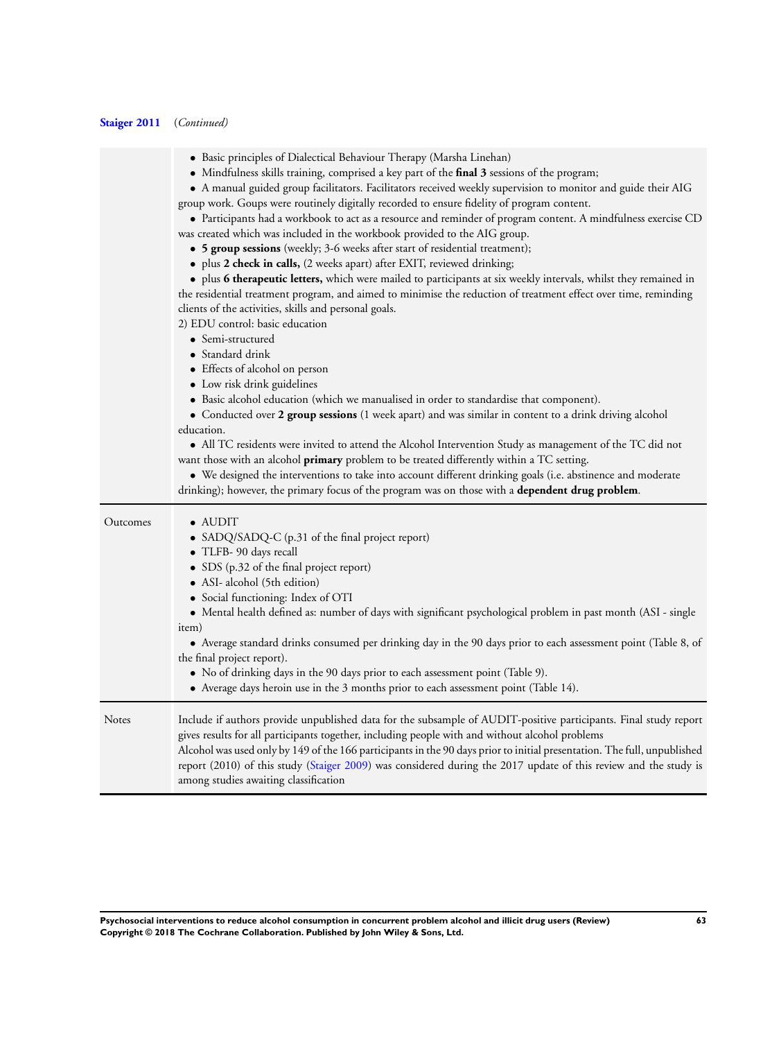**Staiger 2011** (*Continued*)

| | |
|---|---|
| | • Basic principles of Dialectical Behaviour Therapy (Marsha Linehan)<br>• Mindfulness skills training, comprised a key part of the **final 3** sessions of the program;<br>• A manual guided group facilitators. Facilitators received weekly supervision to monitor and guide their AIG group work. Goups were routinely digitally recorded to ensure fidelity of program content.<br>• Participants had a workbook to act as a resource and reminder of program content. A mindfulness exercise CD was created which was included in the workbook provided to the AIG group.<br>• **5 group sessions** (weekly; 3-6 weeks after start of residential treatment);<br>• plus **2 check in calls,** (2 weeks apart) after EXIT, reviewed drinking;<br>• plus **6 therapeutic letters,** which were mailed to participants at six weekly intervals, whilst they remained in the residential treatment program, and aimed to minimise the reduction of treatment effect over time, reminding clients of the activities, skills and personal goals.<br>2) EDU control: basic education<br>• Semi-structured<br>• Standard drink<br>• Effects of alcohol on person<br>• Low risk drink guidelines<br>• Basic alcohol education (which we manualised in order to standardise that component).<br>• Conducted over **2 group sessions** (1 week apart) and was similar in content to a drink driving alcohol education.<br>• All TC residents were invited to attend the Alcohol Intervention Study as management of the TC did not want those with an alcohol **primary** problem to be treated differently within a TC setting.<br>• We designed the interventions to take into account different drinking goals (i.e. abstinence and moderate drinking); however, the primary focus of the program was on those with a **dependent drug problem**. |
| Outcomes | • AUDIT<br>• SADQ/SADQ-C (p.31 of the final project report)<br>• TLFB- 90 days recall<br>• SDS (p.32 of the final project report)<br>• ASI- alcohol (5th edition)<br>• Social functioning: Index of OTI<br>• Mental health defined as: number of days with significant psychological problem in past month (ASI - single item)<br>• Average standard drinks consumed per drinking day in the 90 days prior to each assessment point (Table 8, of the final project report).<br>• No of drinking days in the 90 days prior to each assessment point (Table 9).<br>• Average days heroin use in the 3 months prior to each assessment point (Table 14). |
| Notes | Include if authors provide unpublished data for the subsample of AUDIT-positive participants. Final study report gives results for all participants together, including people with and without alcohol problems<br>Alcohol was used only by 149 of the 166 participants in the 90 days prior to initial presentation. The full, unpublished report (2010) of this study (Staiger 2009) was considered during the 2017 update of this review and the study is among studies awaiting classification |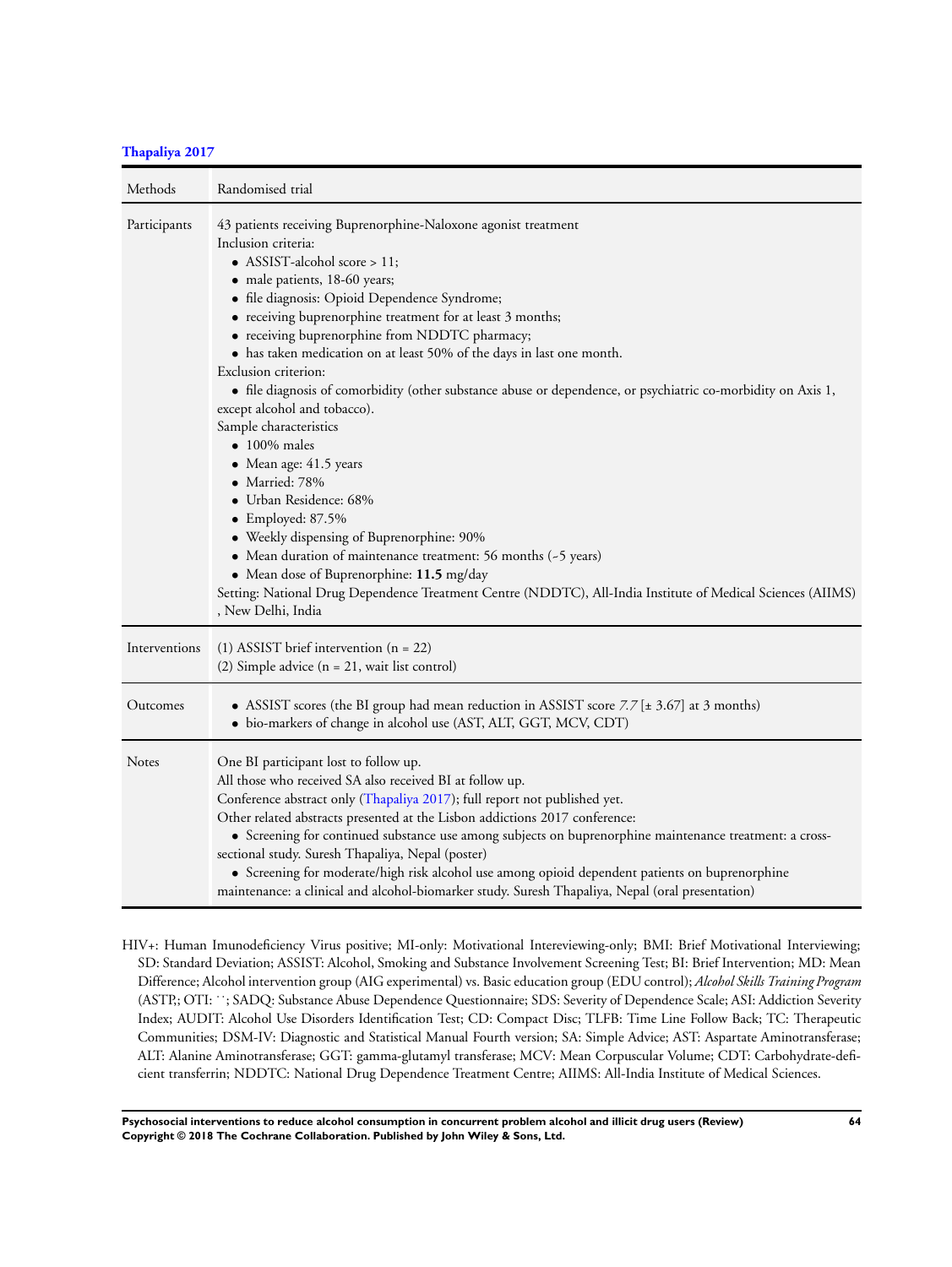**Thapaliya 2017**

| Methods | Randomised trial |
|---|---|
| Participants | 43 patients receiving Buprenorphine-Naloxone agonist treatment<br>Inclusion criteria:<br>• ASSIST-alcohol score > 11;<br>• male patients, 18-60 years;<br>• file diagnosis: Opioid Dependence Syndrome;<br>• receiving buprenorphine treatment for at least 3 months;<br>• receiving buprenorphine from NDDTC pharmacy;<br>• has taken medication on at least 50% of the days in last one month.<br>Exclusion criterion:<br>• file diagnosis of comorbidity (other substance abuse or dependence, or psychiatric co-morbidity on Axis 1, except alcohol and tobacco).<br>Sample characteristics<br>• 100% males<br>• Mean age: 41.5 years<br>• Married: 78%<br>• Urban Residence: 68%<br>• Employed: 87.5%<br>• Weekly dispensing of Buprenorphine: 90%<br>• Mean duration of maintenance treatment: 56 months (~5 years)<br>• Mean dose of Buprenorphine: **11.5** mg/day<br>Setting: National Drug Dependence Treatment Centre (NDDTC), All-India Institute of Medical Sciences (AIIMS), New Delhi, India |
| Interventions | (1) ASSIST brief intervention (n = 22)<br>(2) Simple advice (n = 21, wait list control) |
| Outcomes | • ASSIST scores (the BI group had mean reduction in ASSIST score *7.7* [± 3.67] at 3 months)<br>• bio-markers of change in alcohol use (AST, ALT, GGT, MCV, CDT) |
| Notes | One BI participant lost to follow up.<br>All those who received SA also received BI at follow up.<br>Conference abstract only (Thapaliya 2017); full report not published yet.<br>Other related abstracts presented at the Lisbon addictions 2017 conference:<br>• Screening for continued substance use among subjects on buprenorphine maintenance treatment: a cross-sectional study. Suresh Thapaliya, Nepal (poster)<br>• Screening for moderate/high risk alcohol use among opioid dependent patients on buprenorphine maintenance: a clinical and alcohol-biomarker study. Suresh Thapaliya, Nepal (oral presentation) |

HIV+: Human Imunodeficiency Virus positive; MI-only: Motivational Intereviewing-only; BMI: Brief Motivational Interviewing; SD: Standard Deviation; ASSIST: Alcohol, Smoking and Substance Involvement Screening Test; BI: Brief Intervention; MD: Mean Difference; Alcohol intervention group (AIG experimental) vs. Basic education group (EDU control); *Alcohol Skills Training Program* (ASTP,; OTI: ¨; SADQ: Substance Abuse Dependence Questionnaire; SDS: Severity of Dependence Scale; ASI: Addiction Severity Index; AUDIT: Alcohol Use Disorders Identification Test; CD: Compact Disc; TLFB: Time Line Follow Back; TC: Therapeutic Communities; DSM-IV: Diagnostic and Statistical Manual Fourth version; SA: Simple Advice; AST: Aspartate Aminotransferase; ALT: Alanine Aminotransferase; GGT: gamma-glutamyl transferase; MCV: Mean Corpuscular Volume; CDT: Carbohydrate-deficient transferrin; NDDTC: National Drug Dependence Treatment Centre; AIIMS: All-India Institute of Medical Sciences.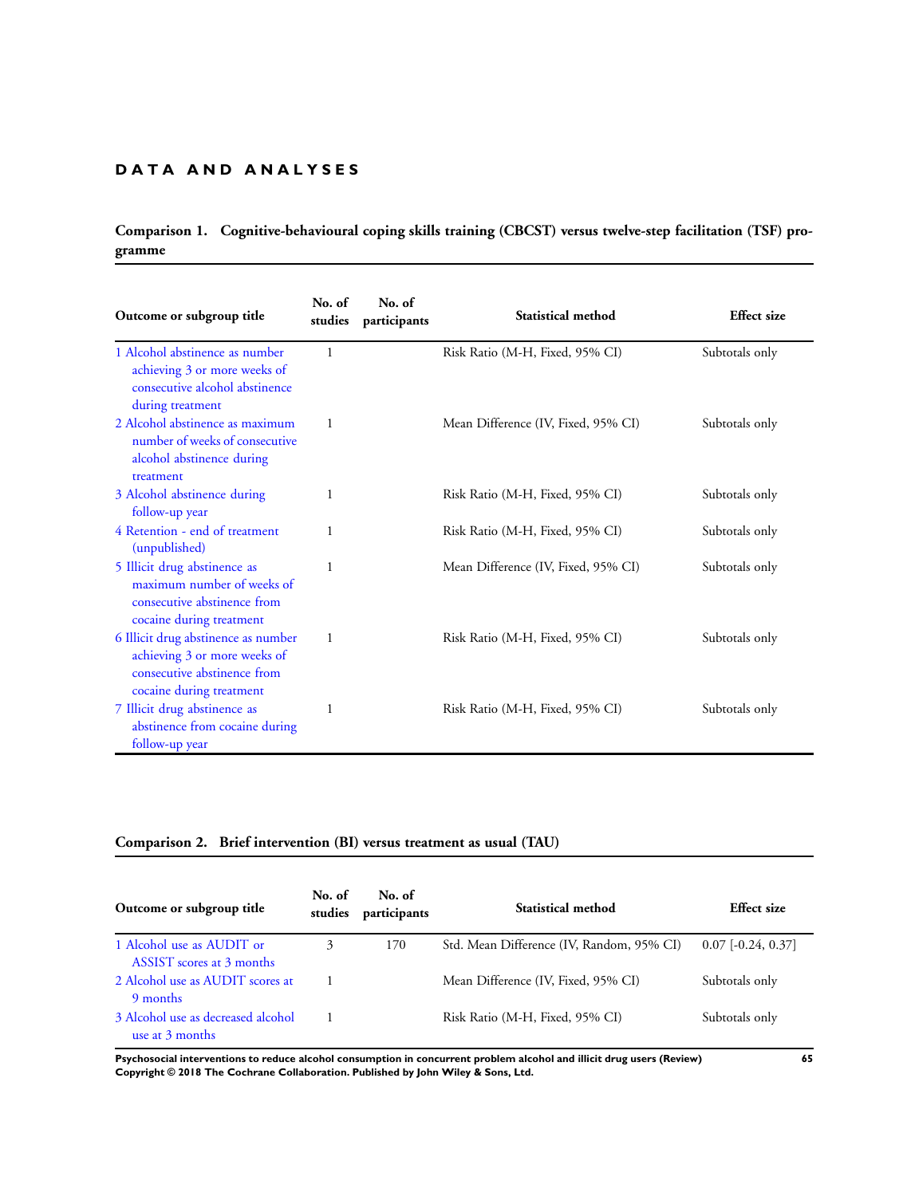# DATA AND ANALYSES

### Comparison 1. Cognitive-behavioural coping skills training (CBCST) versus twelve-step facilitation (TSF) programme

| Outcome or subgroup title | No. of studies | No. of participants | Statistical method | Effect size |
|---|---|---|---|---|
| 1 Alcohol abstinence as number achieving 3 or more weeks of consecutive alcohol abstinence during treatment | 1 | | Risk Ratio (M-H, Fixed, 95% CI) | Subtotals only |
| 2 Alcohol abstinence as maximum number of weeks of consecutive alcohol abstinence during treatment | 1 | | Mean Difference (IV, Fixed, 95% CI) | Subtotals only |
| 3 Alcohol abstinence during follow-up year | 1 | | Risk Ratio (M-H, Fixed, 95% CI) | Subtotals only |
| 4 Retention - end of treatment (unpublished) | 1 | | Risk Ratio (M-H, Fixed, 95% CI) | Subtotals only |
| 5 Illicit drug abstinence as maximum number of weeks of consecutive abstinence from cocaine during treatment | 1 | | Mean Difference (IV, Fixed, 95% CI) | Subtotals only |
| 6 Illicit drug abstinence as number achieving 3 or more weeks of consecutive abstinence from cocaine during treatment | 1 | | Risk Ratio (M-H, Fixed, 95% CI) | Subtotals only |
| 7 Illicit drug abstinence as abstinence from cocaine during follow-up year | 1 | | Risk Ratio (M-H, Fixed, 95% CI) | Subtotals only |

### Comparison 2. Brief intervention (BI) versus treatment as usual (TAU)

| Outcome or subgroup title | No. of studies | No. of participants | Statistical method | Effect size |
|---|---|---|---|---|
| 1 Alcohol use as AUDIT or ASSIST scores at 3 months | 3 | 170 | Std. Mean Difference (IV, Random, 95% CI) | 0.07 [-0.24, 0.37] |
| 2 Alcohol use as AUDIT scores at 9 months | 1 | | Mean Difference (IV, Fixed, 95% CI) | Subtotals only |
| 3 Alcohol use as decreased alcohol use at 3 months | 1 | | Risk Ratio (M-H, Fixed, 95% CI) | Subtotals only |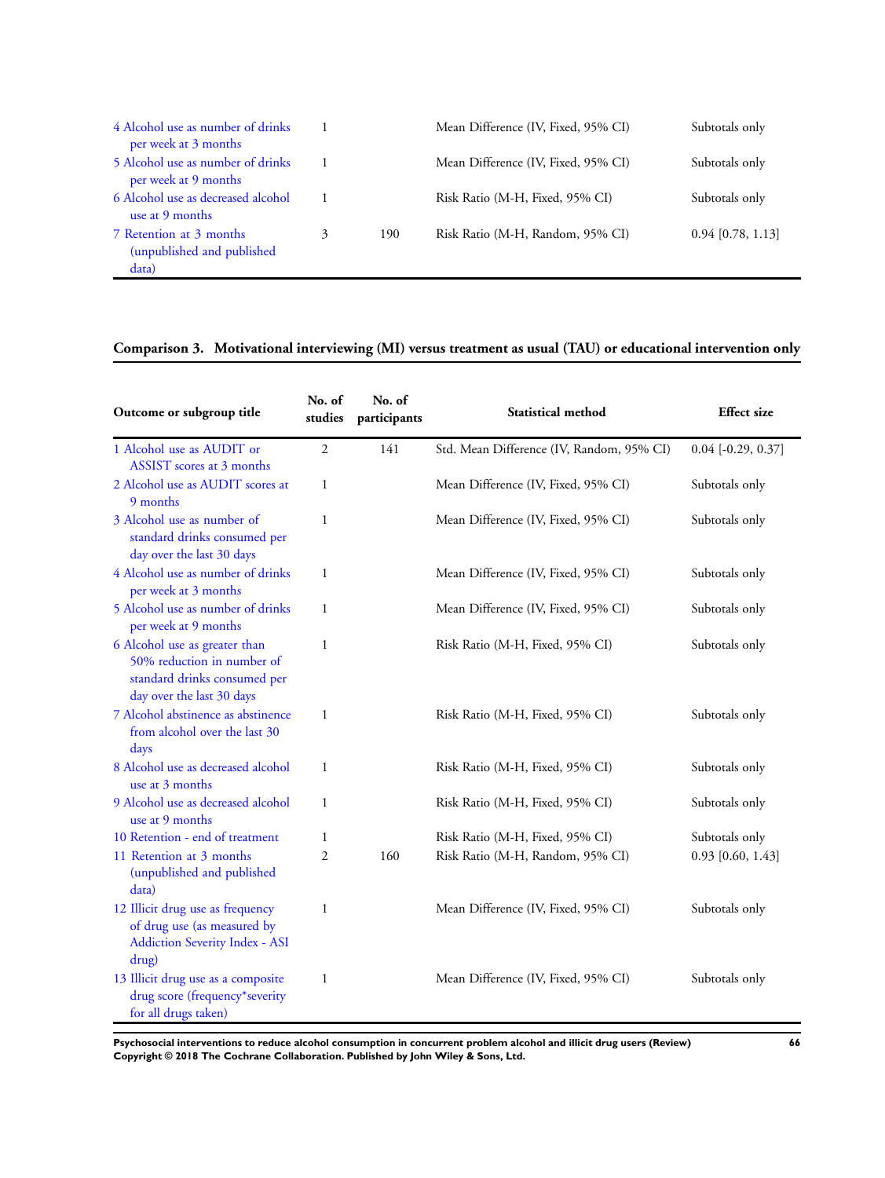| | | | | |
|---|---|---|---|---|
| 4 Alcohol use as number of drinks per week at 3 months | 1 | | Mean Difference (IV, Fixed, 95% CI) | Subtotals only |
| 5 Alcohol use as number of drinks per week at 9 months | 1 | | Mean Difference (IV, Fixed, 95% CI) | Subtotals only |
| 6 Alcohol use as decreased alcohol use at 9 months | 1 | | Risk Ratio (M-H, Fixed, 95% CI) | Subtotals only |
| 7 Retention at 3 months (unpublished and published data) | 3 | 190 | Risk Ratio (M-H, Random, 95% CI) | 0.94 [0.78, 1.13] |

**Comparison 3. Motivational interviewing (MI) versus treatment as usual (TAU) or educational intervention only**

| Outcome or subgroup title | No. of studies | No. of participants | Statistical method | Effect size |
|---|---|---|---|---|
| 1 Alcohol use as AUDIT or ASSIST scores at 3 months | 2 | 141 | Std. Mean Difference (IV, Random, 95% CI) | 0.04 [-0.29, 0.37] |
| 2 Alcohol use as AUDIT scores at 9 months | 1 | | Mean Difference (IV, Fixed, 95% CI) | Subtotals only |
| 3 Alcohol use as number of standard drinks consumed per day over the last 30 days | 1 | | Mean Difference (IV, Fixed, 95% CI) | Subtotals only |
| 4 Alcohol use as number of drinks per week at 3 months | 1 | | Mean Difference (IV, Fixed, 95% CI) | Subtotals only |
| 5 Alcohol use as number of drinks per week at 9 months | 1 | | Mean Difference (IV, Fixed, 95% CI) | Subtotals only |
| 6 Alcohol use as greater than 50% reduction in number of standard drinks consumed per day over the last 30 days | 1 | | Risk Ratio (M-H, Fixed, 95% CI) | Subtotals only |
| 7 Alcohol abstinence as abstinence from alcohol over the last 30 days | 1 | | Risk Ratio (M-H, Fixed, 95% CI) | Subtotals only |
| 8 Alcohol use as decreased alcohol use at 3 months | 1 | | Risk Ratio (M-H, Fixed, 95% CI) | Subtotals only |
| 9 Alcohol use as decreased alcohol use at 9 months | 1 | | Risk Ratio (M-H, Fixed, 95% CI) | Subtotals only |
| 10 Retention - end of treatment | 1 | | Risk Ratio (M-H, Fixed, 95% CI) | Subtotals only |
| 11 Retention at 3 months (unpublished and published data) | 2 | 160 | Risk Ratio (M-H, Random, 95% CI) | 0.93 [0.60, 1.43] |
| 12 Illicit drug use as frequency of drug use (as measured by Addiction Severity Index - ASI drug) | 1 | | Mean Difference (IV, Fixed, 95% CI) | Subtotals only |
| 13 Illicit drug use as a composite drug score (frequency*severity for all drugs taken) | 1 | | Mean Difference (IV, Fixed, 95% CI) | Subtotals only |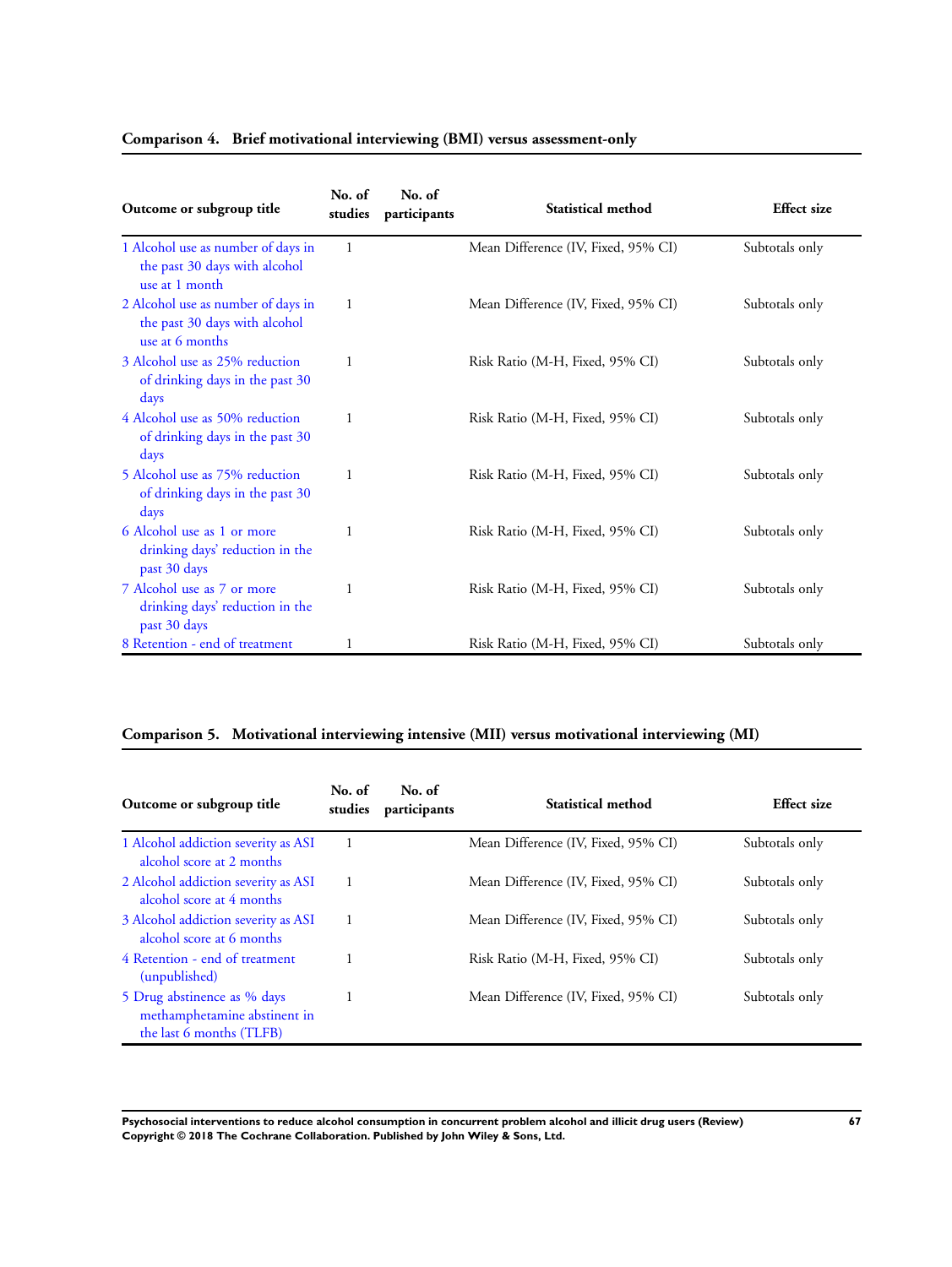### Comparison 4. Brief motivational interviewing (BMI) versus assessment-only

| Outcome or subgroup title | No. of studies | No. of participants | Statistical method | Effect size |
|---|---|---|---|---|
| 1 Alcohol use as number of days in the past 30 days with alcohol use at 1 month | 1 | | Mean Difference (IV, Fixed, 95% CI) | Subtotals only |
| 2 Alcohol use as number of days in the past 30 days with alcohol use at 6 months | 1 | | Mean Difference (IV, Fixed, 95% CI) | Subtotals only |
| 3 Alcohol use as 25% reduction of drinking days in the past 30 days | 1 | | Risk Ratio (M-H, Fixed, 95% CI) | Subtotals only |
| 4 Alcohol use as 50% reduction of drinking days in the past 30 days | 1 | | Risk Ratio (M-H, Fixed, 95% CI) | Subtotals only |
| 5 Alcohol use as 75% reduction of drinking days in the past 30 days | 1 | | Risk Ratio (M-H, Fixed, 95% CI) | Subtotals only |
| 6 Alcohol use as 1 or more drinking days' reduction in the past 30 days | 1 | | Risk Ratio (M-H, Fixed, 95% CI) | Subtotals only |
| 7 Alcohol use as 7 or more drinking days' reduction in the past 30 days | 1 | | Risk Ratio (M-H, Fixed, 95% CI) | Subtotals only |
| 8 Retention - end of treatment | 1 | | Risk Ratio (M-H, Fixed, 95% CI) | Subtotals only |

### Comparison 5. Motivational interviewing intensive (MII) versus motivational interviewing (MI)

| Outcome or subgroup title | No. of studies | No. of participants | Statistical method | Effect size |
|---|---|---|---|---|
| 1 Alcohol addiction severity as ASI alcohol score at 2 months | 1 | | Mean Difference (IV, Fixed, 95% CI) | Subtotals only |
| 2 Alcohol addiction severity as ASI alcohol score at 4 months | 1 | | Mean Difference (IV, Fixed, 95% CI) | Subtotals only |
| 3 Alcohol addiction severity as ASI alcohol score at 6 months | 1 | | Mean Difference (IV, Fixed, 95% CI) | Subtotals only |
| 4 Retention - end of treatment (unpublished) | 1 | | Risk Ratio (M-H, Fixed, 95% CI) | Subtotals only |
| 5 Drug abstinence as % days methamphetamine abstinent in the last 6 months (TLFB) | 1 | | Mean Difference (IV, Fixed, 95% CI) | Subtotals only |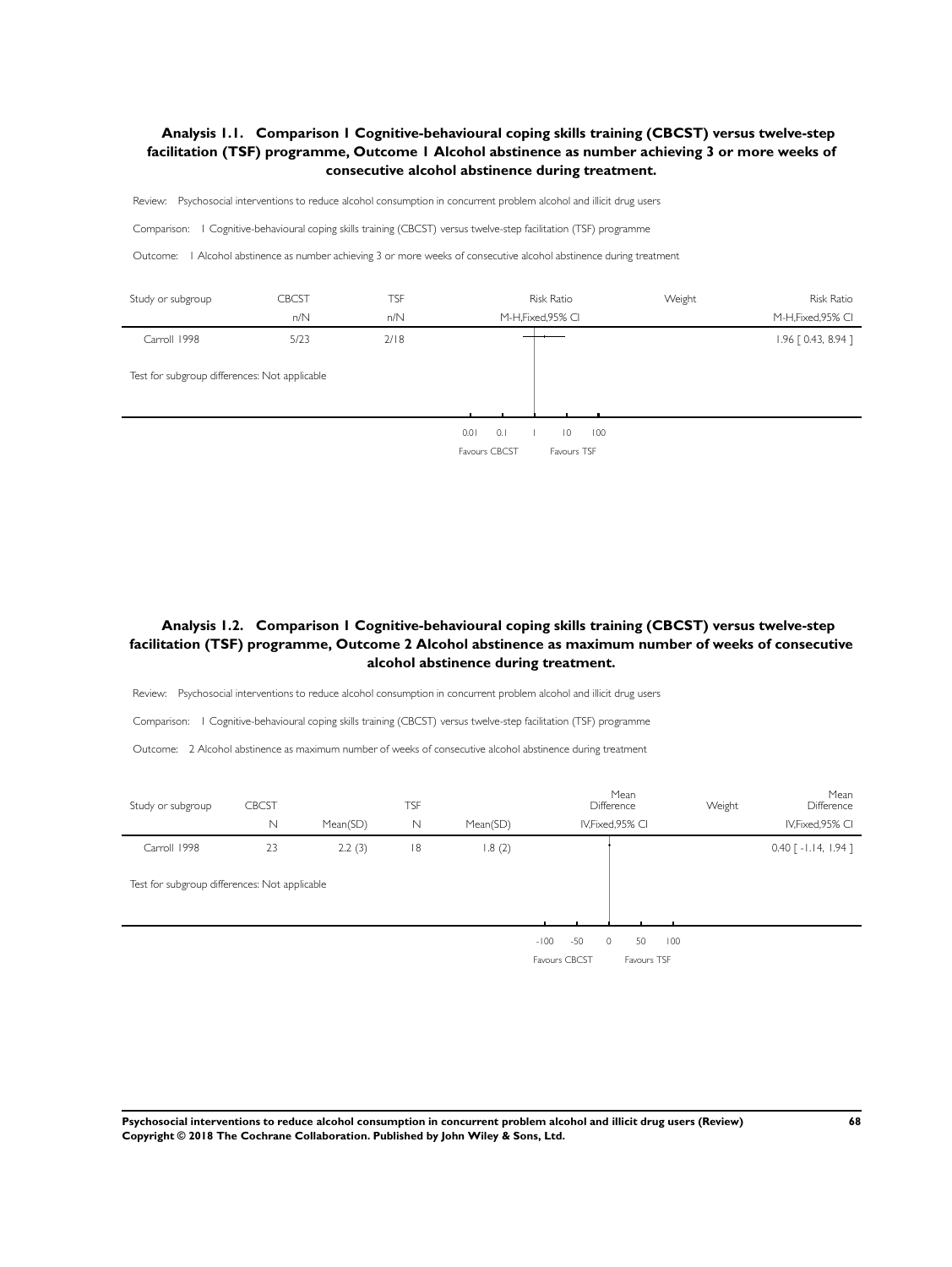### Analysis 1.1. Comparison 1 Cognitive-behavioural coping skills training (CBCST) versus twelve-step facilitation (TSF) programme, Outcome 1 Alcohol abstinence as number achieving 3 or more weeks of consecutive alcohol abstinence during treatment.

Review: Psychosocial interventions to reduce alcohol consumption in concurrent problem alcohol and illicit drug users

Comparison: 1 Cognitive-behavioural coping skills training (CBCST) versus twelve-step facilitation (TSF) programme

Outcome: 1 Alcohol abstinence as number achieving 3 or more weeks of consecutive alcohol abstinence during treatment

| Study or subgroup | CBCST n/N | TSF n/N | Risk Ratio M-H,Fixed,95% CI | Weight | Risk Ratio M-H,Fixed,95% CI |
|---|---|---|---|---|---|
| Carroll 1998 | 5/23 | 2/18 | | | 1.96 [ 0.43, 8.94 ] |
| Test for subgroup differences: Not applicable | | | | | |

0.01 0.1 1 10 100

Favours CBCST Favours TSF

### Analysis 1.2. Comparison 1 Cognitive-behavioural coping skills training (CBCST) versus twelve-step facilitation (TSF) programme, Outcome 2 Alcohol abstinence as maximum number of weeks of consecutive alcohol abstinence during treatment.

Review: Psychosocial interventions to reduce alcohol consumption in concurrent problem alcohol and illicit drug users

Comparison: 1 Cognitive-behavioural coping skills training (CBCST) versus twelve-step facilitation (TSF) programme

Outcome: 2 Alcohol abstinence as maximum number of weeks of consecutive alcohol abstinence during treatment

| Study or subgroup | CBCST N | CBCST Mean(SD) | TSF N | TSF Mean(SD) | Mean Difference IV,Fixed,95% CI | Weight | Mean Difference IV,Fixed,95% CI |
|---|---|---|---|---|---|---|---|
| Carroll 1998 | 23 | 2.2 (3) | 18 | 1.8 (2) | | | 0.40 [ -1.14, 1.94 ] |
| Test for subgroup differences: Not applicable | | | | | | | |

-100 -50 0 50 100

Favours CBCST Favours TSF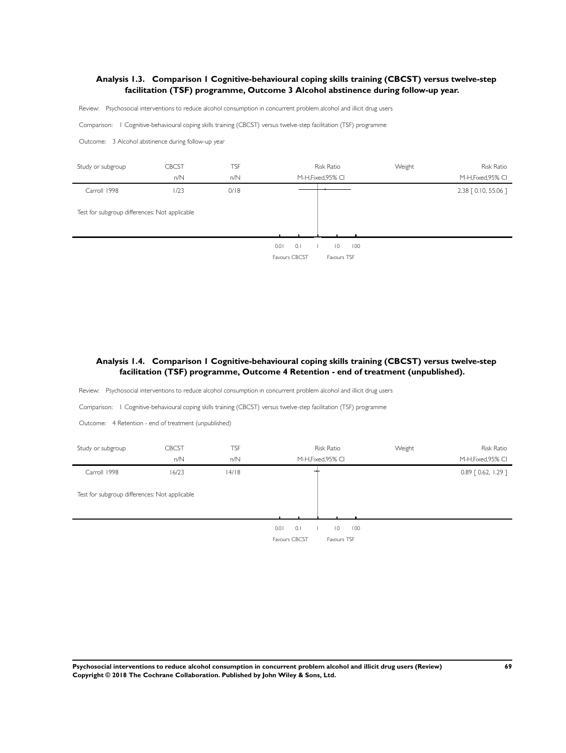### Analysis 1.3. Comparison 1 Cognitive-behavioural coping skills training (CBCST) versus twelve-step facilitation (TSF) programme, Outcome 3 Alcohol abstinence during follow-up year.

Review: Psychosocial interventions to reduce alcohol consumption in concurrent problem alcohol and illicit drug users

Comparison: 1 Cognitive-behavioural coping skills training (CBCST) versus twelve-step facilitation (TSF) programme

Outcome: 3 Alcohol abstinence during follow-up year

| Study or subgroup | CBCST | TSF | Risk Ratio | Weight | Risk Ratio |
|---|---|---|---|---|---|
| | n/N | n/N | M-H,Fixed,95% CI | | M-H,Fixed,95% CI |
| Carroll 1998 | 1/23 | 0/18 | | | 2.38 [ 0.10, 55.06 ] |
| Test for subgroup differences: Not applicable | | | | | |

0.01 0.1 1 10 100

Favours CBCST Favours TSF

### Analysis 1.4. Comparison 1 Cognitive-behavioural coping skills training (CBCST) versus twelve-step facilitation (TSF) programme, Outcome 4 Retention - end of treatment (unpublished).

Review: Psychosocial interventions to reduce alcohol consumption in concurrent problem alcohol and illicit drug users

Comparison: 1 Cognitive-behavioural coping skills training (CBCST) versus twelve-step facilitation (TSF) programme

Outcome: 4 Retention - end of treatment (unpublished)

| Study or subgroup | CBCST | TSF | Risk Ratio | Weight | Risk Ratio |
|---|---|---|---|---|---|
| | n/N | n/N | M-H,Fixed,95% CI | | M-H,Fixed,95% CI |
| Carroll 1998 | 16/23 | 14/18 | | | 0.89 [ 0.62, 1.29 ] |
| Test for subgroup differences: Not applicable | | | | | |

0.01 0.1 1 10 100

Favours CBCST Favours TSF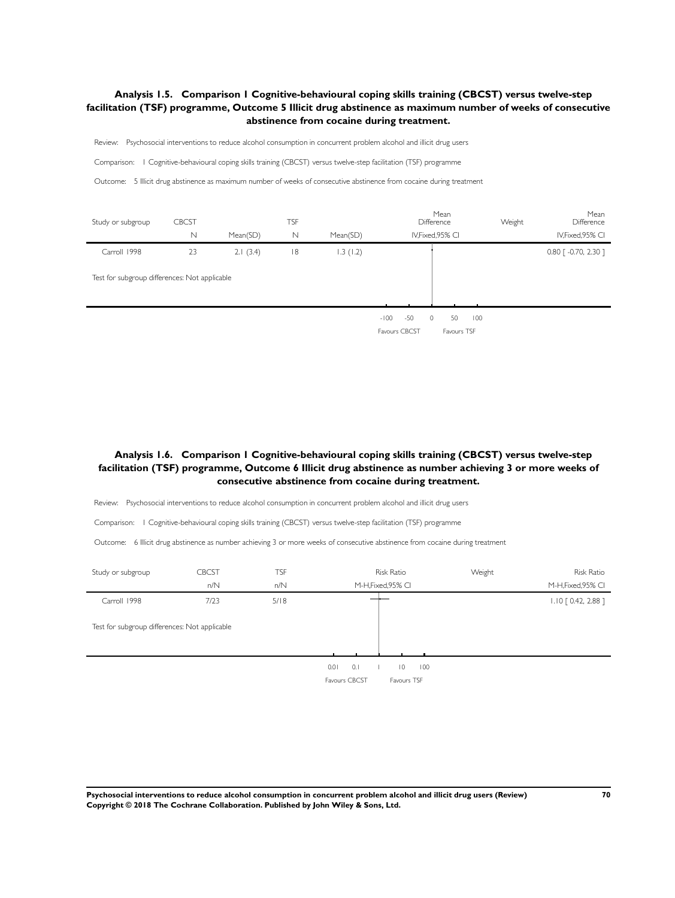### Analysis 1.5. Comparison 1 Cognitive-behavioural coping skills training (CBCST) versus twelve-step facilitation (TSF) programme, Outcome 5 Illicit drug abstinence as maximum number of weeks of consecutive abstinence from cocaine during treatment.

Review: Psychosocial interventions to reduce alcohol consumption in concurrent problem alcohol and illicit drug users

Comparison: 1 Cognitive-behavioural coping skills training (CBCST) versus twelve-step facilitation (TSF) programme

Outcome: 5 Illicit drug abstinence as maximum number of weeks of consecutive abstinence from cocaine during treatment

| Study or subgroup | CBCST | | TSF | | Mean Difference | Weight | Mean Difference |
|---|---|---|---|---|---|---|---|
| | N | Mean(SD) | N | Mean(SD) | IV,Fixed,95% CI | | IV,Fixed,95% CI |
| Carroll 1998 | 23 | 2.1 (3.4) | 18 | 1.3 (1.2) | | | 0.80 [ -0.70, 2.30 ] |
| Test for subgroup differences: Not applicable | | | | | | | |

-100 -50 0 50 100

Favours CBCST Favours TSF

### Analysis 1.6. Comparison 1 Cognitive-behavioural coping skills training (CBCST) versus twelve-step facilitation (TSF) programme, Outcome 6 Illicit drug abstinence as number achieving 3 or more weeks of consecutive abstinence from cocaine during treatment.

Review: Psychosocial interventions to reduce alcohol consumption in concurrent problem alcohol and illicit drug users

Comparison: 1 Cognitive-behavioural coping skills training (CBCST) versus twelve-step facilitation (TSF) programme

Outcome: 6 Illicit drug abstinence as number achieving 3 or more weeks of consecutive abstinence from cocaine during treatment

| Study or subgroup | CBCST | TSF | Risk Ratio | Weight | Risk Ratio |
|---|---|---|---|---|---|
| | n/N | n/N | M-H,Fixed,95% CI | | M-H,Fixed,95% CI |
| Carroll 1998 | 7/23 | 5/18 | | | 1.10 [ 0.42, 2.88 ] |
| Test for subgroup differences: Not applicable | | | | | |

0.01 0.1 1 10 100

Favours CBCST Favours TSF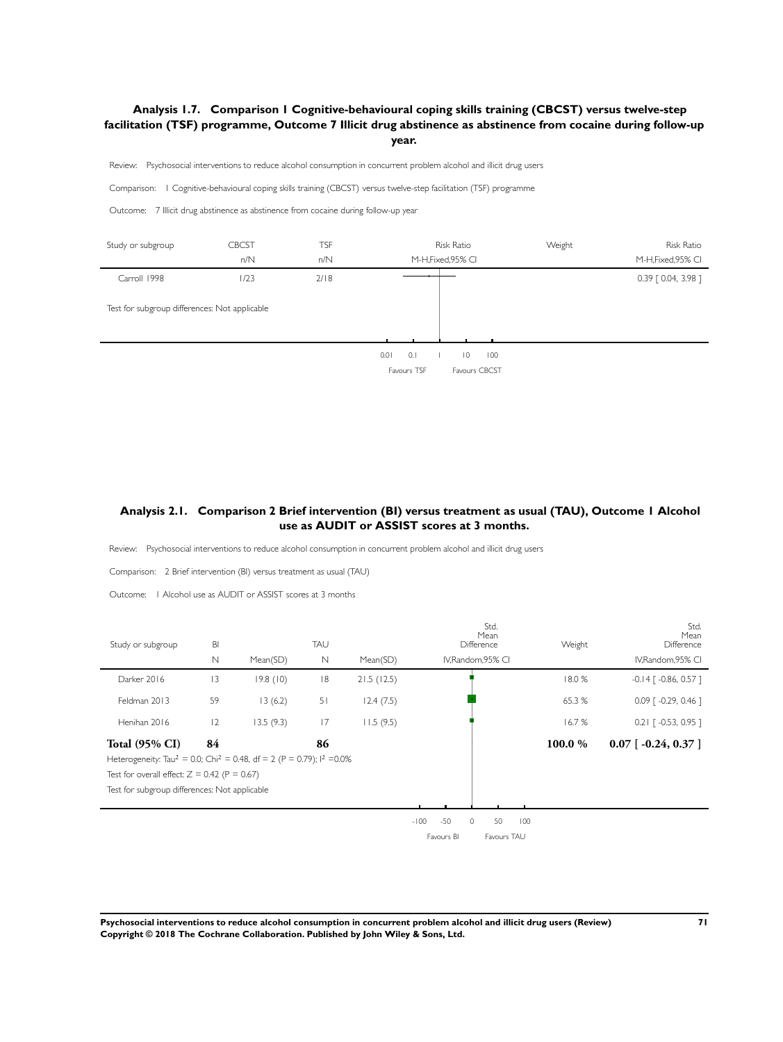### Analysis 1.7. Comparison 1 Cognitive-behavioural coping skills training (CBCST) versus twelve-step facilitation (TSF) programme, Outcome 7 Illicit drug abstinence as abstinence from cocaine during follow-up year.

Review: Psychosocial interventions to reduce alcohol consumption in concurrent problem alcohol and illicit drug users

Comparison: 1 Cognitive-behavioural coping skills training (CBCST) versus twelve-step facilitation (TSF) programme

Outcome: 7 Illicit drug abstinence as abstinence from cocaine during follow-up year

| Study or subgroup | CBCST n/N | TSF n/N | Risk Ratio M-H,Fixed,95% CI | Weight | Risk Ratio M-H,Fixed,95% CI |
|---|---|---|---|---|---|
| Carroll 1998 | 1/23 | 2/18 | | | 0.39 [ 0.04, 3.98 ] |

Test for subgroup differences: Not applicable

0.01 0.1 1 10 100

Favours TSF Favours CBCST

### Analysis 2.1. Comparison 2 Brief intervention (BI) versus treatment as usual (TAU), Outcome 1 Alcohol use as AUDIT or ASSIST scores at 3 months.

Review: Psychosocial interventions to reduce alcohol consumption in concurrent problem alcohol and illicit drug users

Comparison: 2 Brief intervention (BI) versus treatment as usual (TAU)

Outcome: 1 Alcohol use as AUDIT or ASSIST scores at 3 months

| Study or subgroup | BI N | BI Mean(SD) | TAU N | TAU Mean(SD) | Std. Mean Difference IV,Random,95% CI | Weight | Std. Mean Difference IV,Random,95% CI |
|---|---|---|---|---|---|---|---|
| Darker 2016 | 13 | 19.8 (10) | 18 | 21.5 (12.5) | | 18.0 % | -0.14 [ -0.86, 0.57 ] |
| Feldman 2013 | 59 | 13 (6.2) | 51 | 12.4 (7.5) | | 65.3 % | 0.09 [ -0.29, 0.46 ] |
| Henihan 2016 | 12 | 13.5 (9.3) | 17 | 11.5 (9.5) | | 16.7 % | 0.21 [ -0.53, 0.95 ] |
| **Total (95% CI)** | **84** | | **86** | | | **100.0 %** | **0.07 [ -0.24, 0.37 ]** |

Heterogeneity: $Tau^2 = 0.0$; $Chi^2 = 0.48$, $df = 2$ ($P = 0.79$); $I^2 = 0.0\%$

Test for overall effect: $Z = 0.42$ ($P = 0.67$)

Test for subgroup differences: Not applicable

-100 -50 0 50 100

Favours BI Favours TAU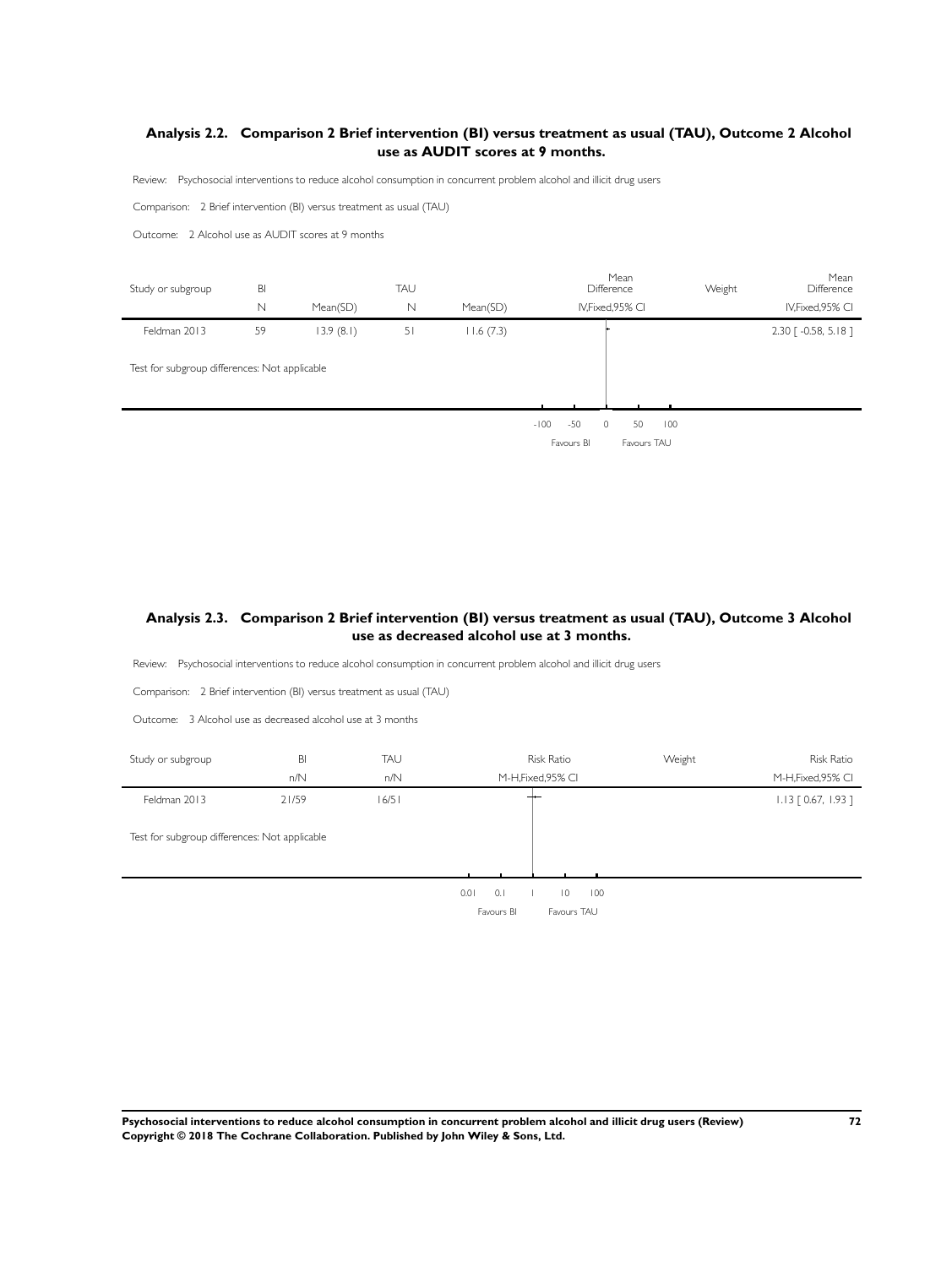### Analysis 2.2. Comparison 2 Brief intervention (BI) versus treatment as usual (TAU), Outcome 2 Alcohol use as AUDIT scores at 9 months.

Review: Psychosocial interventions to reduce alcohol consumption in concurrent problem alcohol and illicit drug users

Comparison: 2 Brief intervention (BI) versus treatment as usual (TAU)

Outcome: 2 Alcohol use as AUDIT scores at 9 months

| Study or subgroup | BI | | TAU | | Mean Difference | Weight | Mean Difference |
|---|---|---|---|---|---|---|---|
| | N | Mean(SD) | N | Mean(SD) | IV,Fixed,95% CI | | IV,Fixed,95% CI |
| Feldman 2013 | 59 | 13.9 (8.1) | 51 | 11.6 (7.3) | | | 2.30 [ -0.58, 5.18 ] |
| Test for subgroup differences: Not applicable | | | | | | | |

-100 -50 0 50 100

Favours BI Favours TAU

### Analysis 2.3. Comparison 2 Brief intervention (BI) versus treatment as usual (TAU), Outcome 3 Alcohol use as decreased alcohol use at 3 months.

Review: Psychosocial interventions to reduce alcohol consumption in concurrent problem alcohol and illicit drug users

Comparison: 2 Brief intervention (BI) versus treatment as usual (TAU)

Outcome: 3 Alcohol use as decreased alcohol use at 3 months

| Study or subgroup | BI | TAU | Risk Ratio | Weight | Risk Ratio |
|---|---|---|---|---|---|
| | n/N | n/N | M-H,Fixed,95% CI | | M-H,Fixed,95% CI |
| Feldman 2013 | 21/59 | 16/51 | | | 1.13 [ 0.67, 1.93 ] |
| Test for subgroup differences: Not applicable | | | | | |

0.01 0.1 1 10 100

Favours BI Favours TAU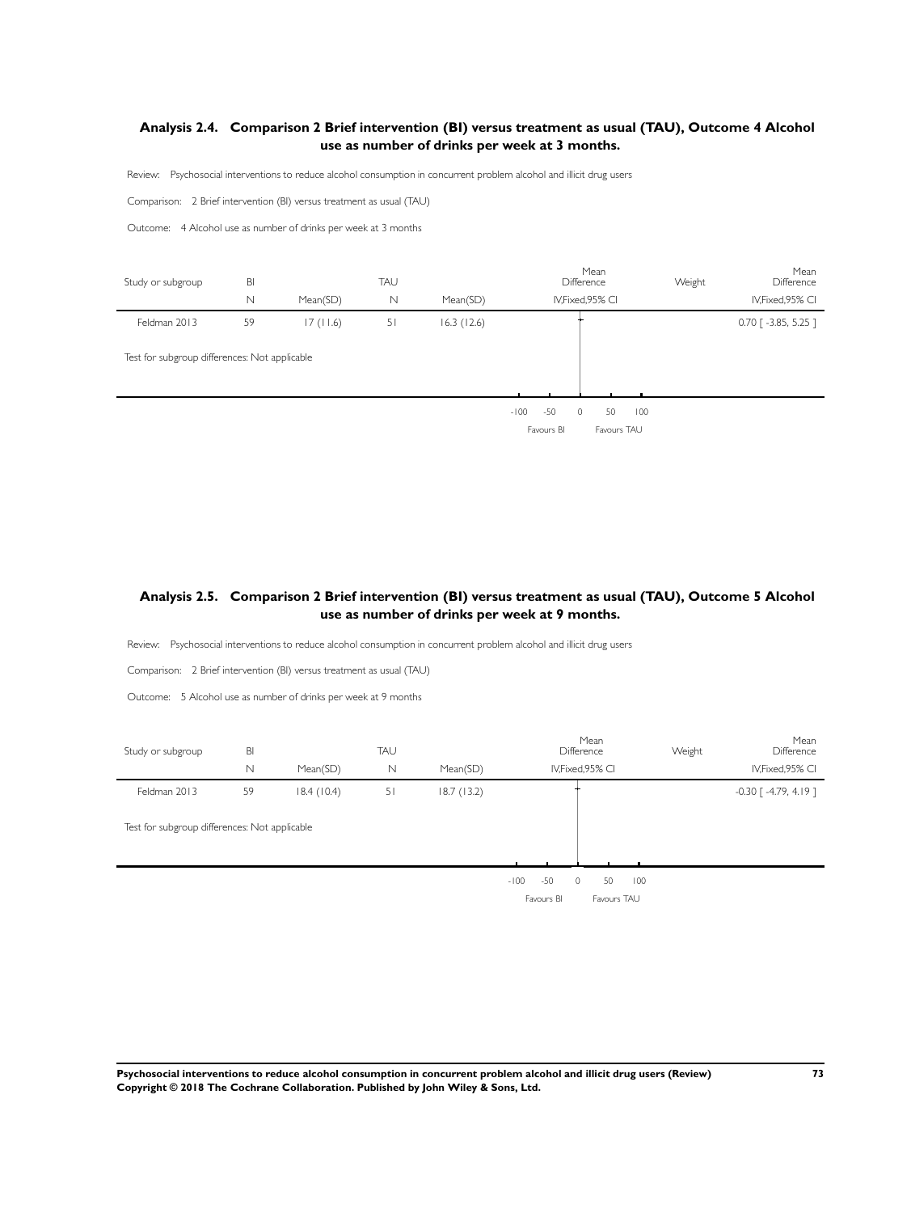### Analysis 2.4. Comparison 2 Brief intervention (BI) versus treatment as usual (TAU), Outcome 4 Alcohol use as number of drinks per week at 3 months.

Review: Psychosocial interventions to reduce alcohol consumption in concurrent problem alcohol and illicit drug users

Comparison: 2 Brief intervention (BI) versus treatment as usual (TAU)

Outcome: 4 Alcohol use as number of drinks per week at 3 months

| Study or subgroup | BI | | TAU | | Mean Difference | Weight | Mean Difference |
|---|---|---|---|---|---|---|---|
| | N | Mean(SD) | N | Mean(SD) | IV,Fixed,95% CI | | IV,Fixed,95% CI |
| Feldman 2013 | 59 | 17 (11.6) | 51 | 16.3 (12.6) | | | 0.70 [ -3.85, 5.25 ] |
| Test for subgroup differences: Not applicable | | | | | | | |

-100 -50 0 50 100

Favours BI Favours TAU

### Analysis 2.5. Comparison 2 Brief intervention (BI) versus treatment as usual (TAU), Outcome 5 Alcohol use as number of drinks per week at 9 months.

Review: Psychosocial interventions to reduce alcohol consumption in concurrent problem alcohol and illicit drug users

Comparison: 2 Brief intervention (BI) versus treatment as usual (TAU)

Outcome: 5 Alcohol use as number of drinks per week at 9 months

| Study or subgroup | BI | | TAU | | Mean Difference | Weight | Mean Difference |
|---|---|---|---|---|---|---|---|
| | N | Mean(SD) | N | Mean(SD) | IV,Fixed,95% CI | | IV,Fixed,95% CI |
| Feldman 2013 | 59 | 18.4 (10.4) | 51 | 18.7 (13.2) | | | -0.30 [ -4.79, 4.19 ] |
| Test for subgroup differences: Not applicable | | | | | | | |

-100 -50 0 50 100

Favours BI Favours TAU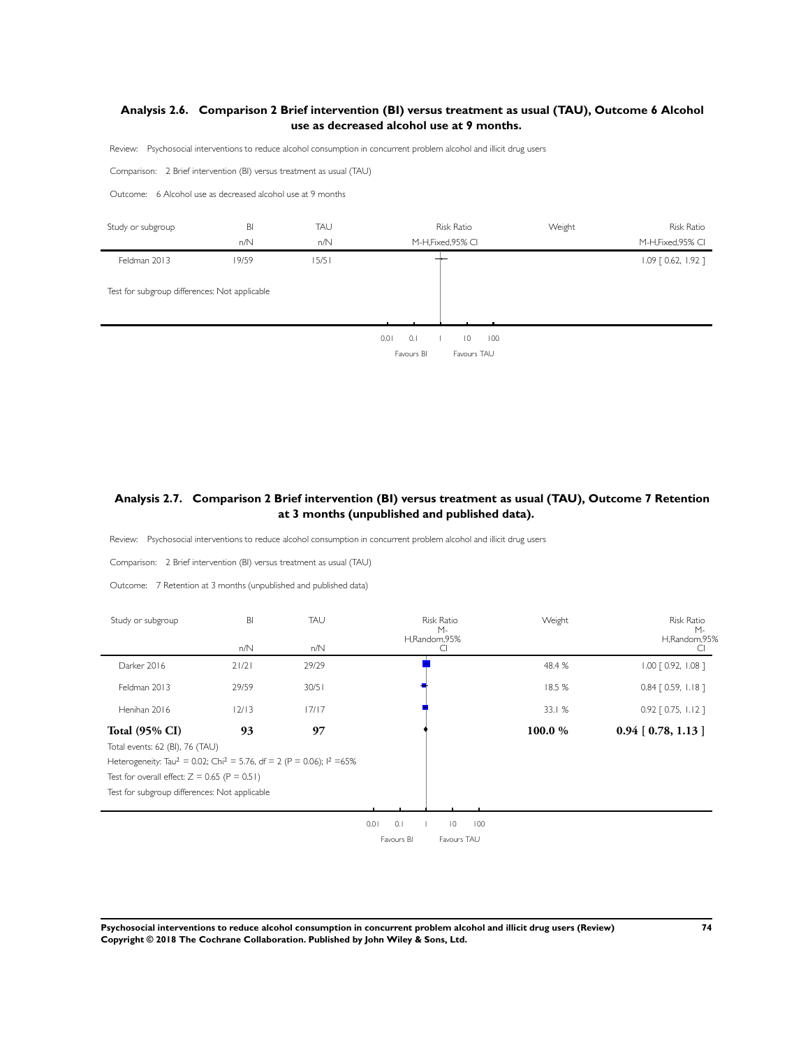### Analysis 2.6. Comparison 2 Brief intervention (BI) versus treatment as usual (TAU), Outcome 6 Alcohol use as decreased alcohol use at 9 months.

Review: Psychosocial interventions to reduce alcohol consumption in concurrent problem alcohol and illicit drug users

Comparison: 2 Brief intervention (BI) versus treatment as usual (TAU)

Outcome: 6 Alcohol use as decreased alcohol use at 9 months

| Study or subgroup | BI n/N | TAU n/N | Risk Ratio M-H,Fixed,95% CI | Weight | Risk Ratio M-H,Fixed,95% CI |
|---|---|---|---|---|---|
| Feldman 2013 | 19/59 | 15/51 | | | 1.09 [ 0.62, 1.92 ] |

Test for subgroup differences: Not applicable

0.01 0.1 1 10 100

Favours BI Favours TAU

### Analysis 2.7. Comparison 2 Brief intervention (BI) versus treatment as usual (TAU), Outcome 7 Retention at 3 months (unpublished and published data).

Review: Psychosocial interventions to reduce alcohol consumption in concurrent problem alcohol and illicit drug users

Comparison: 2 Brief intervention (BI) versus treatment as usual (TAU)

Outcome: 7 Retention at 3 months (unpublished and published data)

| Study or subgroup | BI n/N | TAU n/N | Risk Ratio M-H,Random,95% CI | Weight | Risk Ratio M-H,Random,95% CI |
|---|---|---|---|---|---|
| Darker 2016 | 21/21 | 29/29 | | 48.4 % | 1.00 [ 0.92, 1.08 ] |
| Feldman 2013 | 29/59 | 30/51 | | 18.5 % | 0.84 [ 0.59, 1.18 ] |
| Henihan 2016 | 12/13 | 17/17 | | 33.1 % | 0.92 [ 0.75, 1.12 ] |
| **Total (95% CI)** | **93** | **97** | | **100.0 %** | **0.94 [ 0.78, 1.13 ]** |

Total events: 62 (BI), 76 (TAU)

Heterogeneity: $Tau^2 = 0.02$; $Chi^2 = 5.76$, df = 2 (P = 0.06); $I^2$ =65%

Test for overall effect: Z = 0.65 (P = 0.51)

Test for subgroup differences: Not applicable

0.01 0.1 1 10 100

Favours BI Favours TAU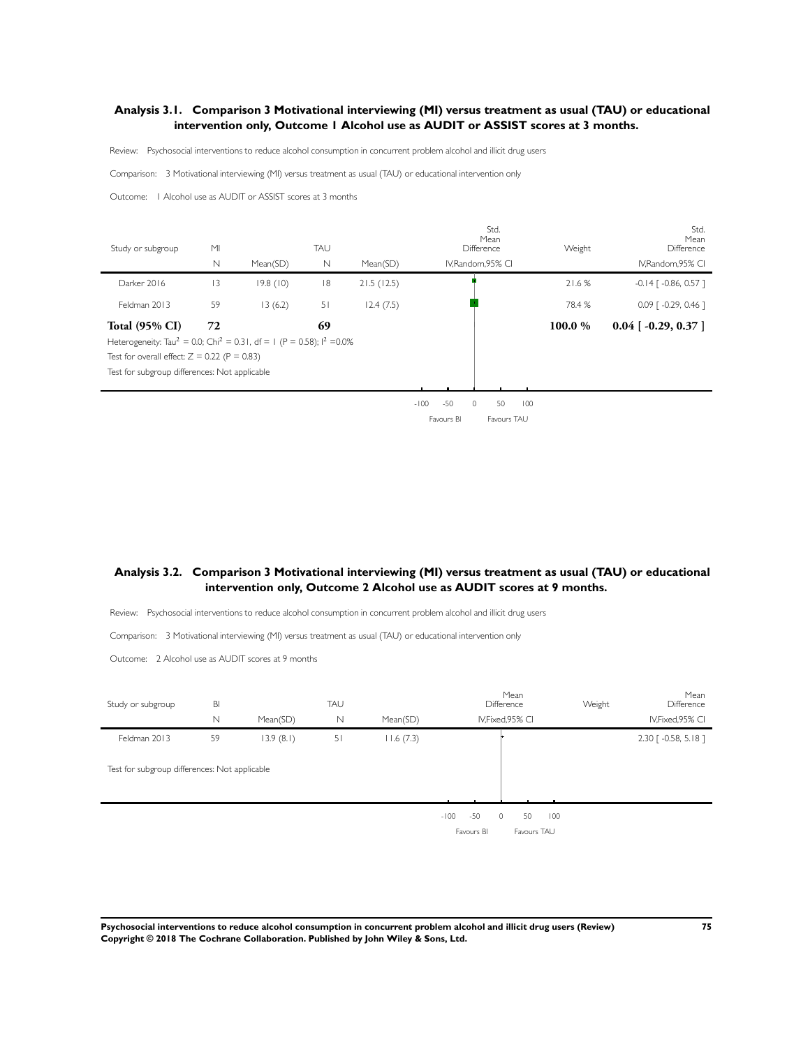### Analysis 3.1. Comparison 3 Motivational interviewing (MI) versus treatment as usual (TAU) or educational intervention only, Outcome 1 Alcohol use as AUDIT or ASSIST scores at 3 months.

Review: Psychosocial interventions to reduce alcohol consumption in concurrent problem alcohol and illicit drug users

Comparison: 3 Motivational interviewing (MI) versus treatment as usual (TAU) or educational intervention only

Outcome: 1 Alcohol use as AUDIT or ASSIST scores at 3 months

| Study or subgroup | MI N | MI Mean(SD) | TAU N | TAU Mean(SD) | Std. Mean Difference IV,Random,95% CI | Weight | Std. Mean Difference IV,Random,95% CI |
|---|---|---|---|---|---|---|---|
| Darker 2016 | 13 | 19.8 (10) | 18 | 21.5 (12.5) | | 21.6 % | -0.14 [ -0.86, 0.57 ] |
| Feldman 2013 | 59 | 13 (6.2) | 51 | 12.4 (7.5) | | 78.4 % | 0.09 [ -0.29, 0.46 ] |
| **Total (95% CI)** | **72** | | **69** | | | **100.0 %** | **0.04 [ -0.29, 0.37 ]** |

Heterogeneity: $Tau^2 = 0.0$; $Chi^2 = 0.31$, df = 1 (P = 0.58); $I^2 = 0.0\%$

Test for overall effect: Z = 0.22 (P = 0.83)

Test for subgroup differences: Not applicable

-100 -50 0 50 100

Favours BI Favours TAU

### Analysis 3.2. Comparison 3 Motivational interviewing (MI) versus treatment as usual (TAU) or educational intervention only, Outcome 2 Alcohol use as AUDIT scores at 9 months.

Review: Psychosocial interventions to reduce alcohol consumption in concurrent problem alcohol and illicit drug users

Comparison: 3 Motivational interviewing (MI) versus treatment as usual (TAU) or educational intervention only

Outcome: 2 Alcohol use as AUDIT scores at 9 months

| Study or subgroup | BI N | BI Mean(SD) | TAU N | TAU Mean(SD) | Mean Difference IV,Fixed,95% CI | Weight | Mean Difference IV,Fixed,95% CI |
|---|---|---|---|---|---|---|---|
| Feldman 2013 | 59 | 13.9 (8.1) | 51 | 11.6 (7.3) | | | 2.30 [ -0.58, 5.18 ] |

Test for subgroup differences: Not applicable

-100 -50 0 50 100

Favours BI Favours TAU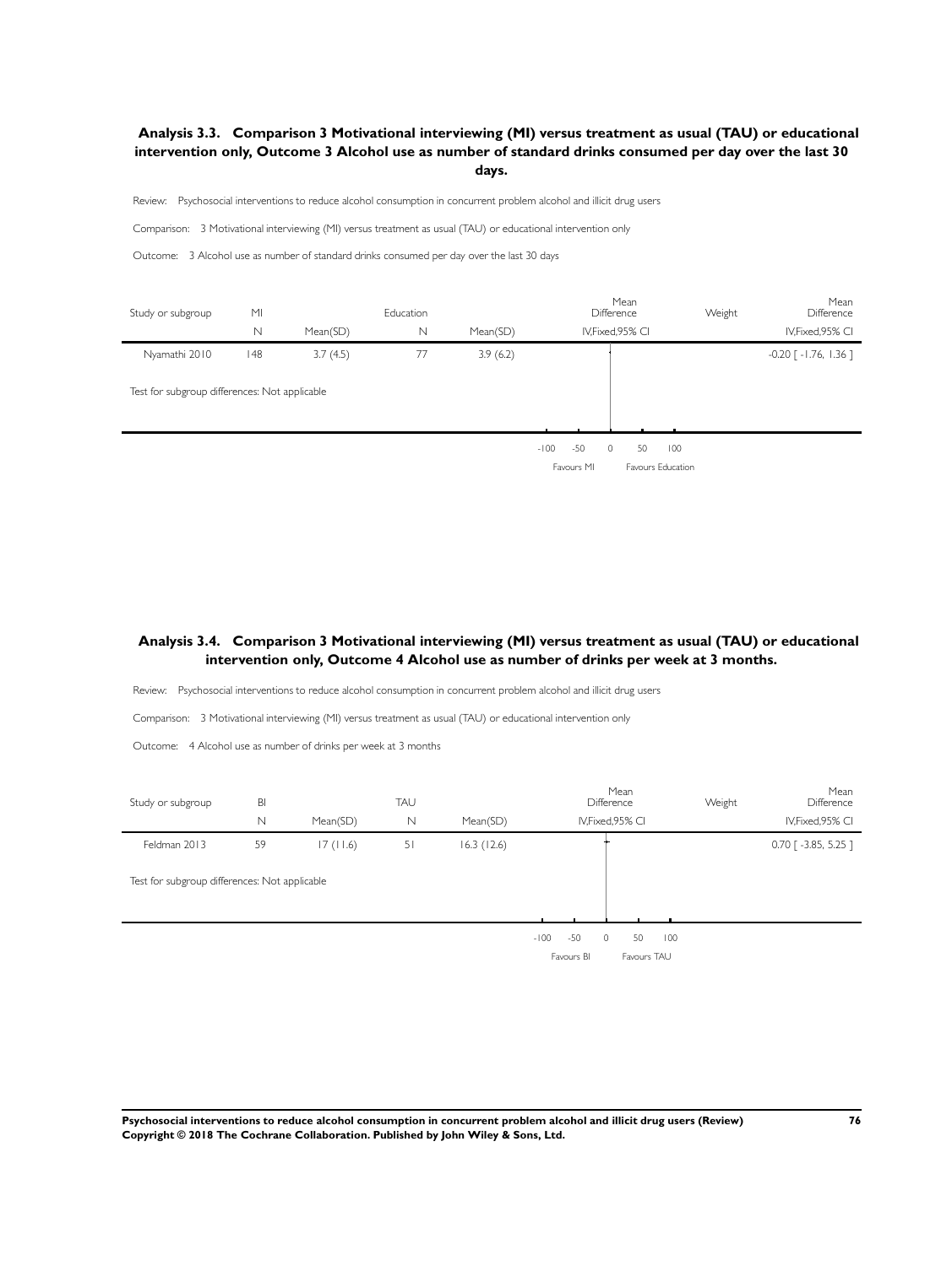### Analysis 3.3. Comparison 3 Motivational interviewing (MI) versus treatment as usual (TAU) or educational intervention only, Outcome 3 Alcohol use as number of standard drinks consumed per day over the last 30 days.

Review: Psychosocial interventions to reduce alcohol consumption in concurrent problem alcohol and illicit drug users

Comparison: 3 Motivational interviewing (MI) versus treatment as usual (TAU) or educational intervention only

Outcome: 3 Alcohol use as number of standard drinks consumed per day over the last 30 days

| Study or subgroup | MI | | Education | | Mean Difference | Weight | Mean Difference |
|---|---|---|---|---|---|---|---|
| | N | Mean(SD) | N | Mean(SD) | IV,Fixed,95% CI | | IV,Fixed,95% CI |
| Nyamathi 2010 | 148 | 3.7 (4.5) | 77 | 3.9 (6.2) | | | -0.20 [ -1.76, 1.36 ] |
| Test for subgroup differences: Not applicable | | | | | | | |

-100 -50 0 50 100

Favours MI Favours Education

### Analysis 3.4. Comparison 3 Motivational interviewing (MI) versus treatment as usual (TAU) or educational intervention only, Outcome 4 Alcohol use as number of drinks per week at 3 months.

Review: Psychosocial interventions to reduce alcohol consumption in concurrent problem alcohol and illicit drug users

Comparison: 3 Motivational interviewing (MI) versus treatment as usual (TAU) or educational intervention only

Outcome: 4 Alcohol use as number of drinks per week at 3 months

| Study or subgroup | BI | | TAU | | Mean Difference | Weight | Mean Difference |
|---|---|---|---|---|---|---|---|
| | N | Mean(SD) | N | Mean(SD) | IV,Fixed,95% CI | | IV,Fixed,95% CI |
| Feldman 2013 | 59 | 17 (11.6) | 51 | 16.3 (12.6) | | | 0.70 [ -3.85, 5.25 ] |
| Test for subgroup differences: Not applicable | | | | | | | |

-100 -50 0 50 100

Favours BI Favours TAU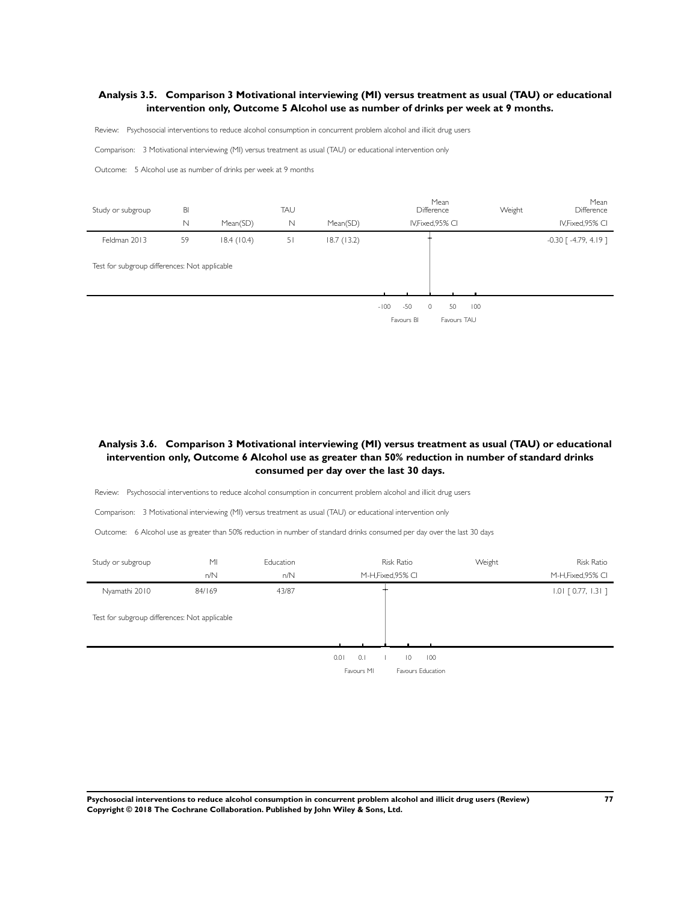### Analysis 3.5. Comparison 3 Motivational interviewing (MI) versus treatment as usual (TAU) or educational intervention only, Outcome 5 Alcohol use as number of drinks per week at 9 months.

Review: Psychosocial interventions to reduce alcohol consumption in concurrent problem alcohol and illicit drug users

Comparison: 3 Motivational interviewing (MI) versus treatment as usual (TAU) or educational intervention only

Outcome: 5 Alcohol use as number of drinks per week at 9 months

| Study or subgroup | BI | | TAU | | Mean Difference | Weight | Mean Difference |
|---|---|---|---|---|---|---|---|
| | N | Mean(SD) | N | Mean(SD) | IV,Fixed,95% CI | | IV,Fixed,95% CI |
| Feldman 2013 | 59 | 18.4 (10.4) | 51 | 18.7 (13.2) | | | -0.30 [ -4.79, 4.19 ] |

Test for subgroup differences: Not applicable

-100 -50 0 50 100

Favours BI Favours TAU

### Analysis 3.6. Comparison 3 Motivational interviewing (MI) versus treatment as usual (TAU) or educational intervention only, Outcome 6 Alcohol use as greater than 50% reduction in number of standard drinks consumed per day over the last 30 days.

Review: Psychosocial interventions to reduce alcohol consumption in concurrent problem alcohol and illicit drug users

Comparison: 3 Motivational interviewing (MI) versus treatment as usual (TAU) or educational intervention only

Outcome: 6 Alcohol use as greater than 50% reduction in number of standard drinks consumed per day over the last 30 days

| Study or subgroup | MI | Education | Risk Ratio | Weight | Risk Ratio |
|---|---|---|---|---|---|
| | n/N | n/N | M-H,Fixed,95% CI | | M-H,Fixed,95% CI |
| Nyamathi 2010 | 84/169 | 43/87 | | | 1.01 [ 0.77, 1.31 ] |

Test for subgroup differences: Not applicable

0.01 0.1 1 10 100

Favours MI Favours Education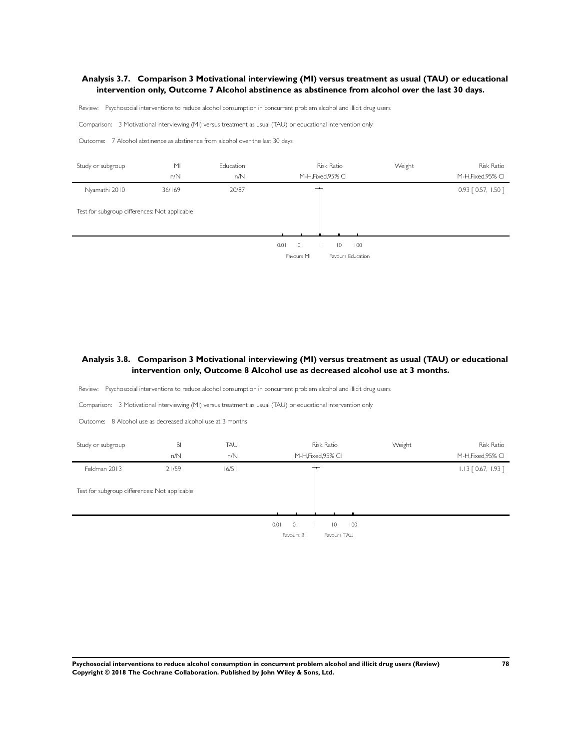### Analysis 3.7. Comparison 3 Motivational interviewing (MI) versus treatment as usual (TAU) or educational intervention only, Outcome 7 Alcohol abstinence as abstinence from alcohol over the last 30 days.

Review: Psychosocial interventions to reduce alcohol consumption in concurrent problem alcohol and illicit drug users

Comparison: 3 Motivational interviewing (MI) versus treatment as usual (TAU) or educational intervention only

Outcome: 7 Alcohol abstinence as abstinence from alcohol over the last 30 days

| Study or subgroup | MI n/N | Education n/N | Risk Ratio M-H,Fixed,95% CI | Weight | Risk Ratio M-H,Fixed,95% CI |
|---|---|---|---|---|---|
| Nyamathi 2010 | 36/169 | 20/87 | | | 0.93 [ 0.57, 1.50 ] |
| Test for subgroup differences: Not applicable | | | | | |

0.01 0.1 1 10 100

Favours MI Favours Education

### Analysis 3.8. Comparison 3 Motivational interviewing (MI) versus treatment as usual (TAU) or educational intervention only, Outcome 8 Alcohol use as decreased alcohol use at 3 months.

Review: Psychosocial interventions to reduce alcohol consumption in concurrent problem alcohol and illicit drug users

Comparison: 3 Motivational interviewing (MI) versus treatment as usual (TAU) or educational intervention only

Outcome: 8 Alcohol use as decreased alcohol use at 3 months

| Study or subgroup | BI n/N | TAU n/N | Risk Ratio M-H,Fixed,95% CI | Weight | Risk Ratio M-H,Fixed,95% CI |
|---|---|---|---|---|---|
| Feldman 2013 | 21/59 | 16/51 | | | 1.13 [ 0.67, 1.93 ] |
| Test for subgroup differences: Not applicable | | | | | |

0.01 0.1 1 10 100

Favours BI Favours TAU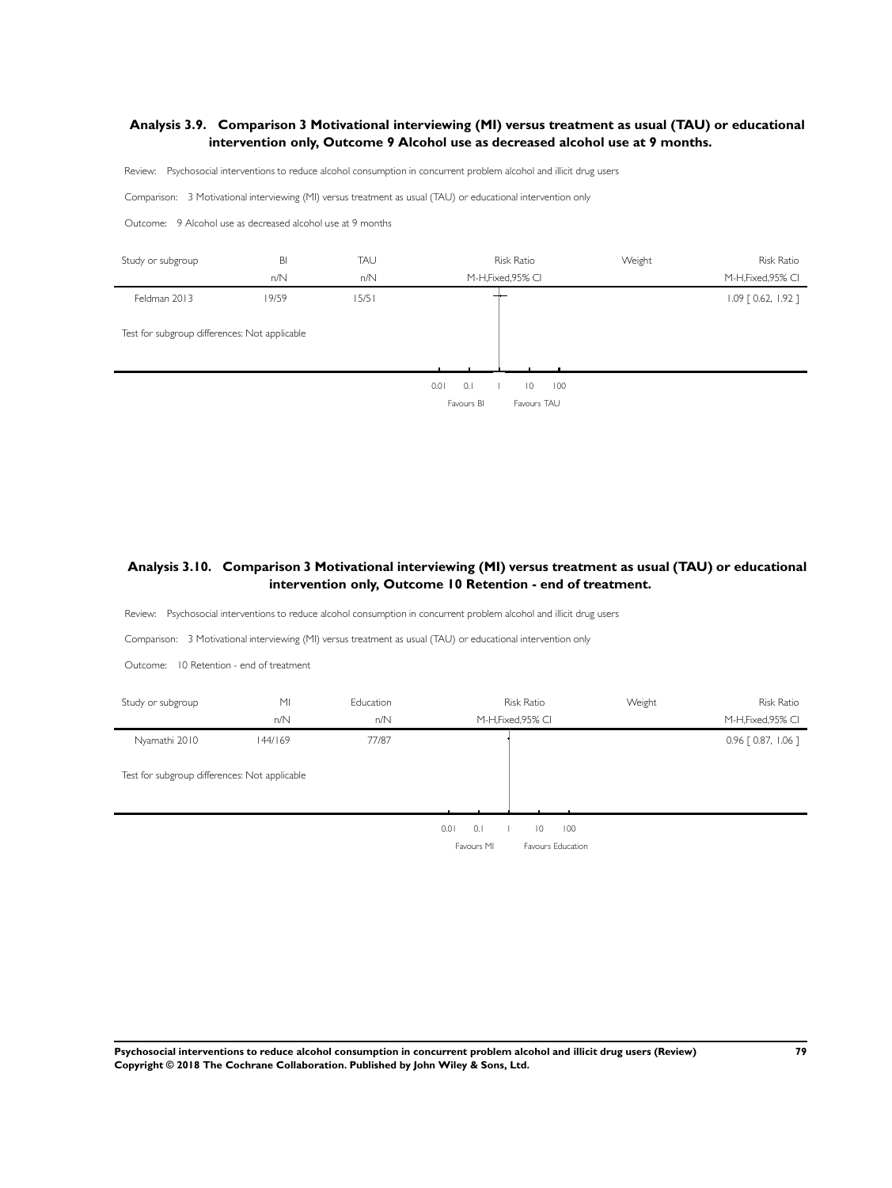## Analysis 3.9. Comparison 3 Motivational interviewing (MI) versus treatment as usual (TAU) or educational intervention only, Outcome 9 Alcohol use as decreased alcohol use at 9 months.

Review: Psychosocial interventions to reduce alcohol consumption in concurrent problem alcohol and illicit drug users

Comparison: 3 Motivational interviewing (MI) versus treatment as usual (TAU) or educational intervention only

Outcome: 9 Alcohol use as decreased alcohol use at 9 months

| Study or subgroup | BI n/N | TAU n/N | Risk Ratio M-H,Fixed,95% CI | Weight | Risk Ratio M-H,Fixed,95% CI |
|---|---|---|---|---|---|
| Feldman 2013 | 19/59 | 15/51 | | | 1.09 [ 0.62, 1.92 ] |

Test for subgroup differences: Not applicable

0.01 0.1 1 10 100

Favours BI Favours TAU

## Analysis 3.10. Comparison 3 Motivational interviewing (MI) versus treatment as usual (TAU) or educational intervention only, Outcome 10 Retention - end of treatment.

Review: Psychosocial interventions to reduce alcohol consumption in concurrent problem alcohol and illicit drug users

Comparison: 3 Motivational interviewing (MI) versus treatment as usual (TAU) or educational intervention only

Outcome: 10 Retention - end of treatment

| Study or subgroup | MI n/N | Education n/N | Risk Ratio M-H,Fixed,95% CI | Weight | Risk Ratio M-H,Fixed,95% CI |
|---|---|---|---|---|---|
| Nyamathi 2010 | 144/169 | 77/87 | | | 0.96 [ 0.87, 1.06 ] |

Test for subgroup differences: Not applicable

0.01 0.1 1 10 100

Favours MI Favours Education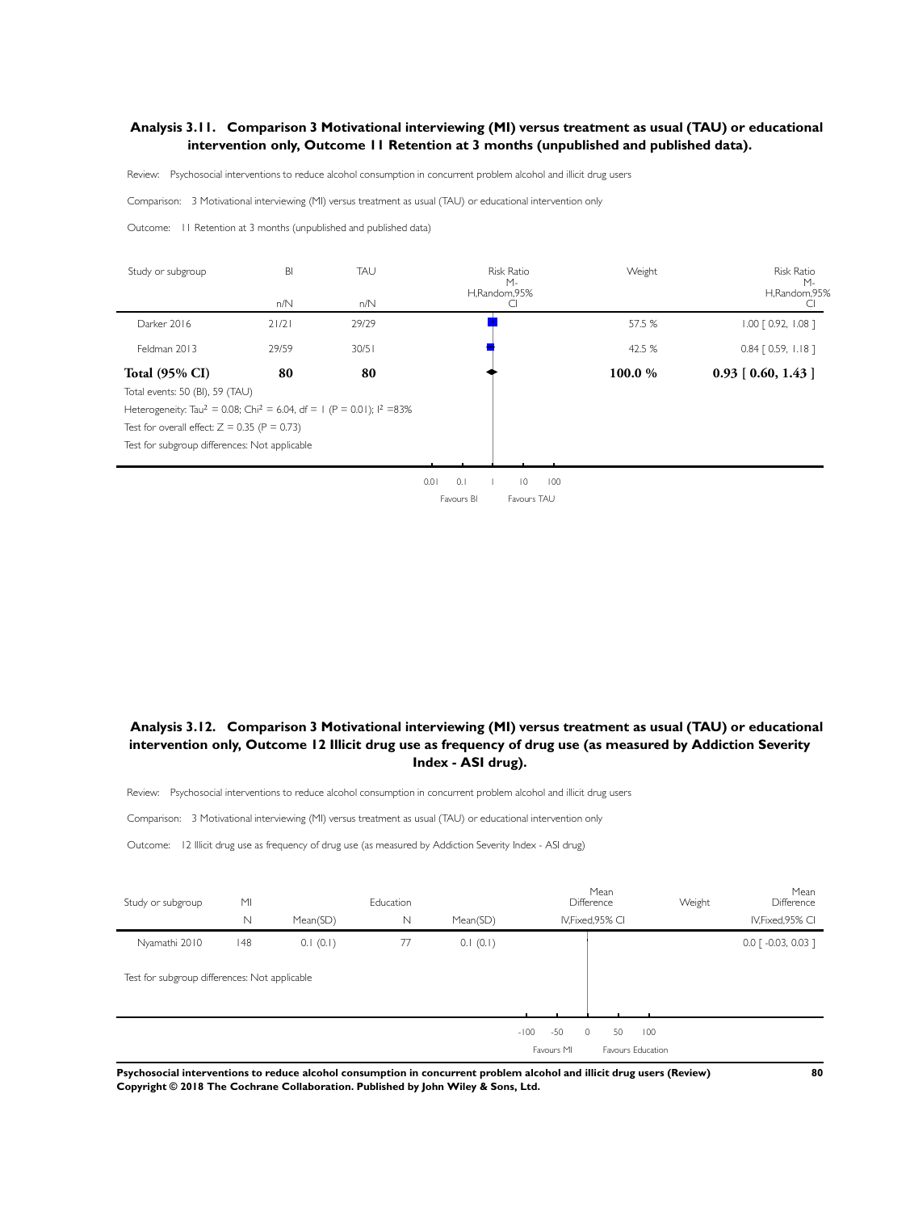## Analysis 3.11. Comparison 3 Motivational interviewing (MI) versus treatment as usual (TAU) or educational intervention only, Outcome 11 Retention at 3 months (unpublished and published data).

Review: Psychosocial interventions to reduce alcohol consumption in concurrent problem alcohol and illicit drug users

Comparison: 3 Motivational interviewing (MI) versus treatment as usual (TAU) or educational intervention only

Outcome: 11 Retention at 3 months (unpublished and published data)

| Study or subgroup | BI n/N | TAU n/N | Risk Ratio M-H,Random,95% CI | Weight | Risk Ratio M-H,Random,95% CI |
|---|---|---|---|---|---|
| Darker 2016 | 21/21 | 29/29 | | 57.5 % | 1.00 [ 0.92, 1.08 ] |
| Feldman 2013 | 29/59 | 30/51 | | 42.5 % | 0.84 [ 0.59, 1.18 ] |
| **Total (95% CI)** | **80** | **80** | | **100.0 %** | **0.93 [ 0.60, 1.43 ]** |

Total events: 50 (BI), 59 (TAU)

Heterogeneity: $Tau^2 = 0.08$; $Chi^2 = 6.04$, df = 1 (P = 0.01); $I^2$ =83%

Test for overall effect: Z = 0.35 (P = 0.73)

Test for subgroup differences: Not applicable

0.01 0.1 1 10 100

Favours BI Favours TAU

## Analysis 3.12. Comparison 3 Motivational interviewing (MI) versus treatment as usual (TAU) or educational intervention only, Outcome 12 Illicit drug use as frequency of drug use (as measured by Addiction Severity Index - ASI drug).

Review: Psychosocial interventions to reduce alcohol consumption in concurrent problem alcohol and illicit drug users

Comparison: 3 Motivational interviewing (MI) versus treatment as usual (TAU) or educational intervention only

Outcome: 12 Illicit drug use as frequency of drug use (as measured by Addiction Severity Index - ASI drug)

| Study or subgroup | MI N | MI Mean(SD) | Education N | Education Mean(SD) | Mean Difference IV,Fixed,95% CI | Weight | Mean Difference IV,Fixed,95% CI |
|---|---|---|---|---|---|---|---|
| Nyamathi 2010 | 148 | 0.1 (0.1) | 77 | 0.1 (0.1) | | | 0.0 [ -0.03, 0.03 ] |

Test for subgroup differences: Not applicable

-100 -50 0 50 100

Favours MI Favours Education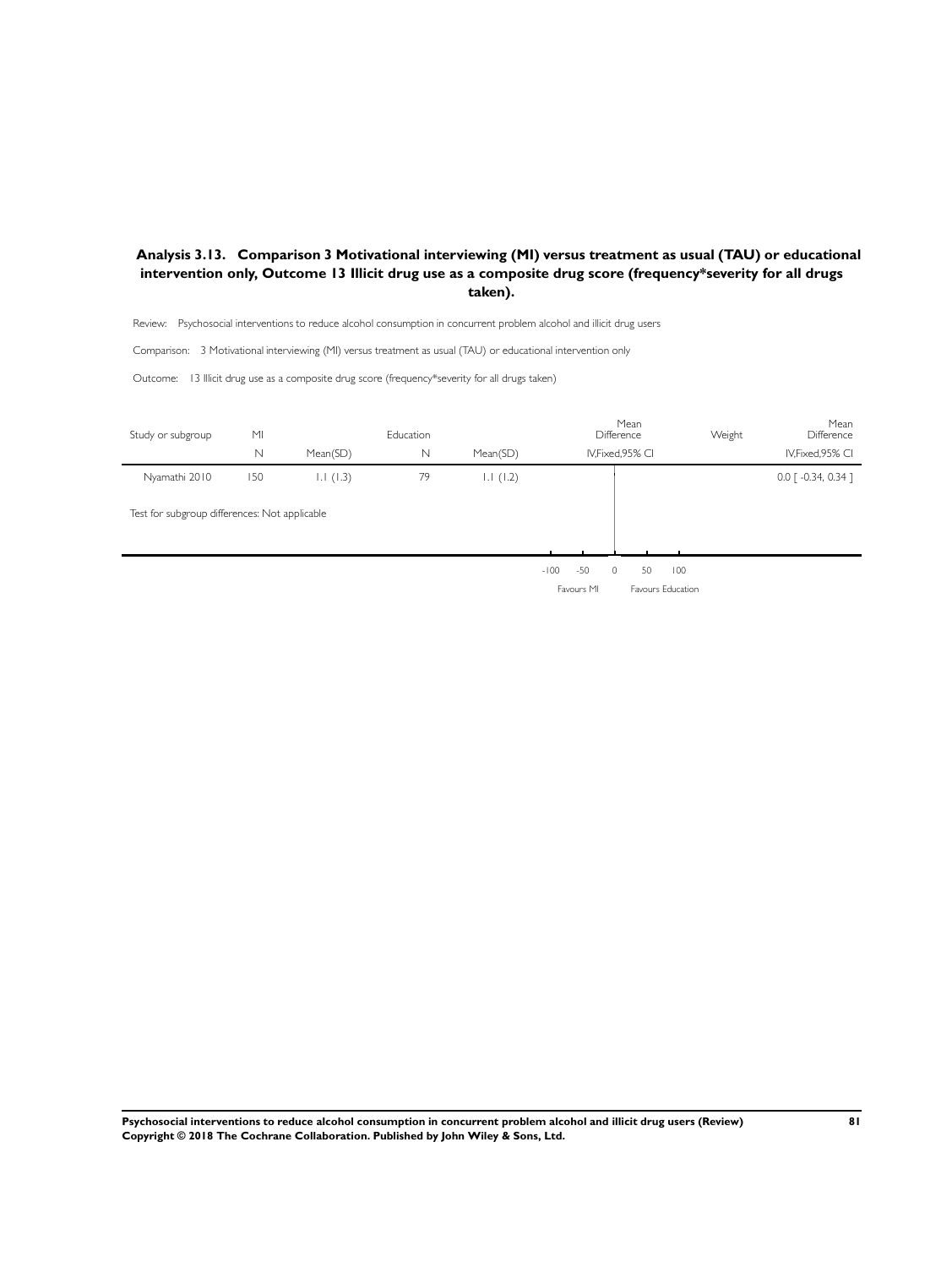### Analysis 3.13. Comparison 3 Motivational interviewing (MI) versus treatment as usual (TAU) or educational intervention only, Outcome 13 Illicit drug use as a composite drug score (frequency*severity for all drugs taken).

Review: Psychosocial interventions to reduce alcohol consumption in concurrent problem alcohol and illicit drug users

Comparison: 3 Motivational interviewing (MI) versus treatment as usual (TAU) or educational intervention only

Outcome: 13 Illicit drug use as a composite drug score (frequency*severity for all drugs taken)

| Study or subgroup | MI | | Education | | Mean Difference | Weight | Mean Difference |
|---|---|---|---|---|---|---|---|
| | N | Mean(SD) | N | Mean(SD) | IV,Fixed,95% CI | | IV,Fixed,95% CI |
| Nyamathi 2010 | 150 | 1.1 (1.3) | 79 | 1.1 (1.2) | | | 0.0 [ -0.34, 0.34 ] |

Test for subgroup differences: Not applicable

-100 -50 0 50 100

Favours MI Favours Education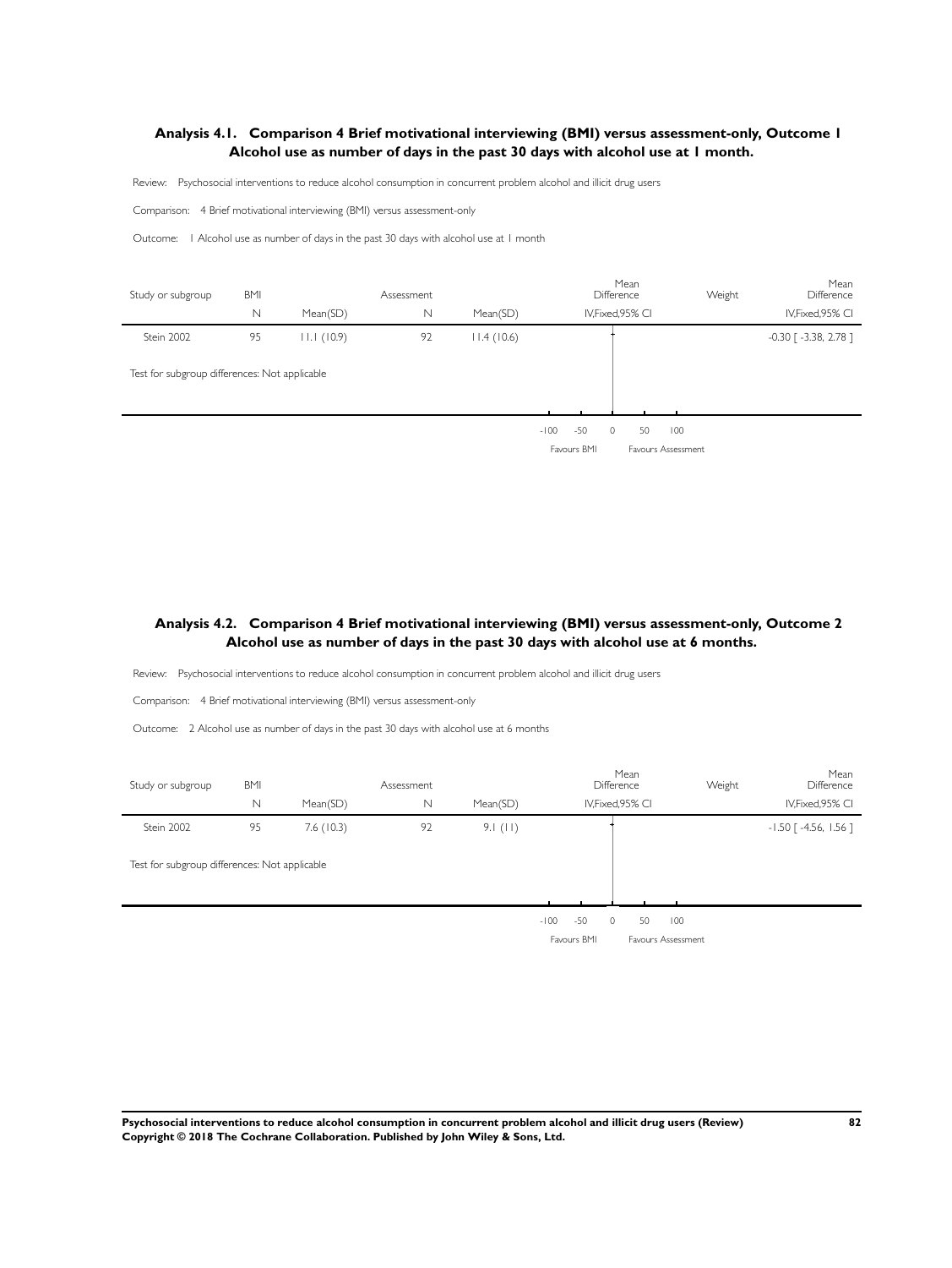## Analysis 4.1. Comparison 4 Brief motivational interviewing (BMI) versus assessment-only, Outcome 1 Alcohol use as number of days in the past 30 days with alcohol use at 1 month.

Review: Psychosocial interventions to reduce alcohol consumption in concurrent problem alcohol and illicit drug users

Comparison: 4 Brief motivational interviewing (BMI) versus assessment-only

Outcome: 1 Alcohol use as number of days in the past 30 days with alcohol use at 1 month

| Study or subgroup | BMI N | BMI Mean(SD) | Assessment N | Assessment Mean(SD) | Mean Difference IV,Fixed,95% CI | Weight | Mean Difference IV,Fixed,95% CI |
|---|---|---|---|---|---|---|---|
| Stein 2002 | 95 | 11.1 (10.9) | 92 | 11.4 (10.6) | | | -0.30 [ -3.38, 2.78 ] |
| Test for subgroup differences: Not applicable | | | | | | | |

-100 -50 0 50 100

Favours BMI Favours Assessment

## Analysis 4.2. Comparison 4 Brief motivational interviewing (BMI) versus assessment-only, Outcome 2 Alcohol use as number of days in the past 30 days with alcohol use at 6 months.

Review: Psychosocial interventions to reduce alcohol consumption in concurrent problem alcohol and illicit drug users

Comparison: 4 Brief motivational interviewing (BMI) versus assessment-only

Outcome: 2 Alcohol use as number of days in the past 30 days with alcohol use at 6 months

| Study or subgroup | BMI N | BMI Mean(SD) | Assessment N | Assessment Mean(SD) | Mean Difference IV,Fixed,95% CI | Weight | Mean Difference IV,Fixed,95% CI |
|---|---|---|---|---|---|---|---|
| Stein 2002 | 95 | 7.6 (10.3) | 92 | 9.1 (11) | | | -1.50 [ -4.56, 1.56 ] |
| Test for subgroup differences: Not applicable | | | | | | | |

-100 -50 0 50 100

Favours BMI Favours Assessment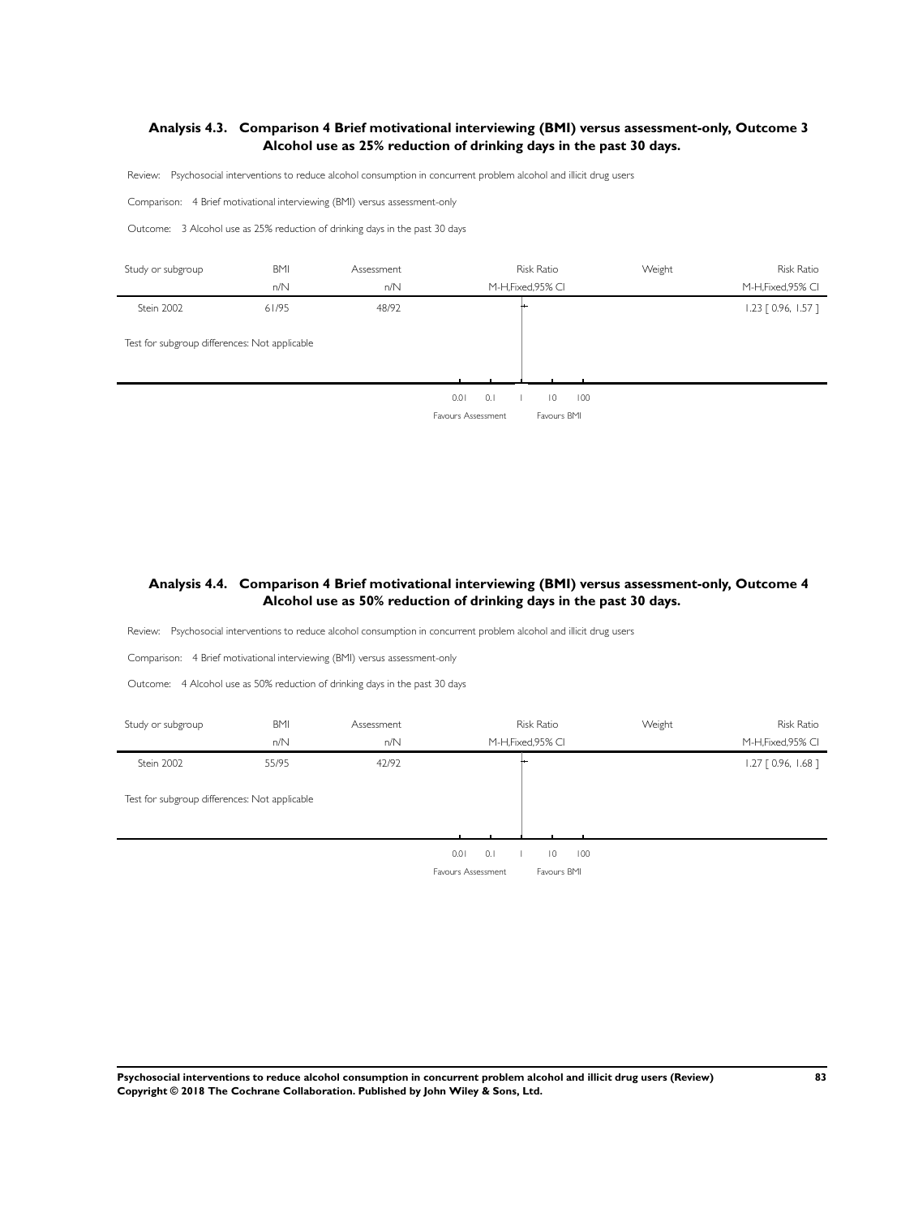### Analysis 4.3. Comparison 4 Brief motivational interviewing (BMI) versus assessment-only, Outcome 3 Alcohol use as 25% reduction of drinking days in the past 30 days.

Review: Psychosocial interventions to reduce alcohol consumption in concurrent problem alcohol and illicit drug users

Comparison: 4 Brief motivational interviewing (BMI) versus assessment-only

Outcome: 3 Alcohol use as 25% reduction of drinking days in the past 30 days

| Study or subgroup | BMI n/N | Assessment n/N | Risk Ratio M-H,Fixed,95% CI | Weight | Risk Ratio M-H,Fixed,95% CI |
|---|---|---|---|---|---|
| Stein 2002 | 61/95 | 48/92 | | | 1.23 [ 0.96, 1.57 ] |
| Test for subgroup differences: Not applicable | | | | | |

0.01 0.1 1 10 100

Favours Assessment Favours BMI

### Analysis 4.4. Comparison 4 Brief motivational interviewing (BMI) versus assessment-only, Outcome 4 Alcohol use as 50% reduction of drinking days in the past 30 days.

Review: Psychosocial interventions to reduce alcohol consumption in concurrent problem alcohol and illicit drug users

Comparison: 4 Brief motivational interviewing (BMI) versus assessment-only

Outcome: 4 Alcohol use as 50% reduction of drinking days in the past 30 days

| Study or subgroup | BMI n/N | Assessment n/N | Risk Ratio M-H,Fixed,95% CI | Weight | Risk Ratio M-H,Fixed,95% CI |
|---|---|---|---|---|---|
| Stein 2002 | 55/95 | 42/92 | | | 1.27 [ 0.96, 1.68 ] |
| Test for subgroup differences: Not applicable | | | | | |

0.01 0.1 1 10 100

Favours Assessment Favours BMI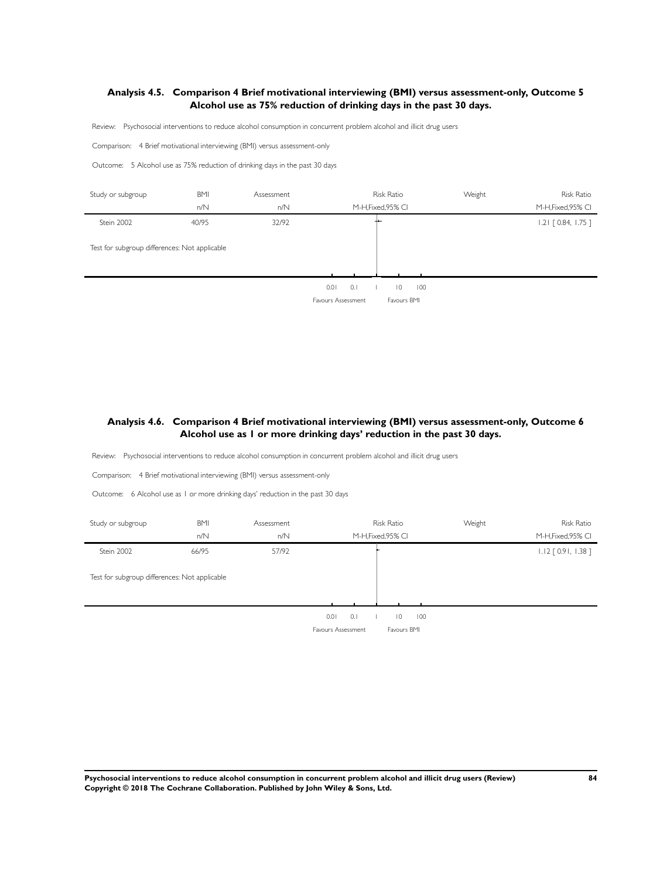### Analysis 4.5. Comparison 4 Brief motivational interviewing (BMI) versus assessment-only, Outcome 5 Alcohol use as 75% reduction of drinking days in the past 30 days.

Review: Psychosocial interventions to reduce alcohol consumption in concurrent problem alcohol and illicit drug users

Comparison: 4 Brief motivational interviewing (BMI) versus assessment-only

Outcome: 5 Alcohol use as 75% reduction of drinking days in the past 30 days

| Study or subgroup | BMI n/N | Assessment n/N | Risk Ratio M-H,Fixed,95% CI | Weight | Risk Ratio M-H,Fixed,95% CI |
|---|---|---|---|---|---|
| Stein 2002 | 40/95 | 32/92 | | | 1.21 [ 0.84, 1.75 ] |
| Test for subgroup differences: Not applicable | | | | | |

0.01 0.1 1 10 100

Favours Assessment Favours BMI

### Analysis 4.6. Comparison 4 Brief motivational interviewing (BMI) versus assessment-only, Outcome 6 Alcohol use as 1 or more drinking days' reduction in the past 30 days.

Review: Psychosocial interventions to reduce alcohol consumption in concurrent problem alcohol and illicit drug users

Comparison: 4 Brief motivational interviewing (BMI) versus assessment-only

Outcome: 6 Alcohol use as 1 or more drinking days' reduction in the past 30 days

| Study or subgroup | BMI n/N | Assessment n/N | Risk Ratio M-H,Fixed,95% CI | Weight | Risk Ratio M-H,Fixed,95% CI |
|---|---|---|---|---|---|
| Stein 2002 | 66/95 | 57/92 | | | 1.12 [ 0.91, 1.38 ] |
| Test for subgroup differences: Not applicable | | | | | |

0.01 0.1 1 10 100

Favours Assessment Favours BMI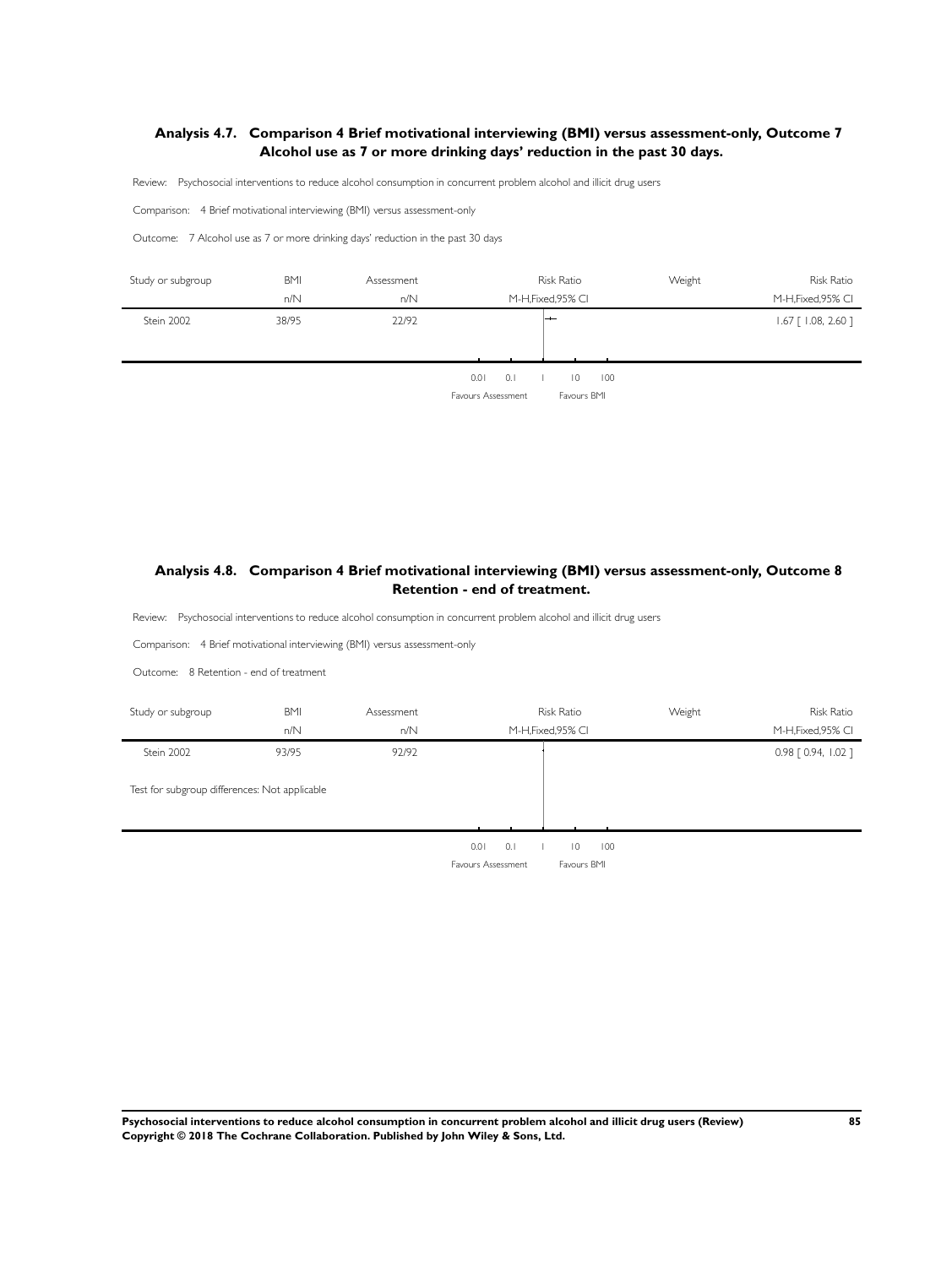### Analysis 4.7. Comparison 4 Brief motivational interviewing (BMI) versus assessment-only, Outcome 7 Alcohol use as 7 or more drinking days' reduction in the past 30 days.

Review: Psychosocial interventions to reduce alcohol consumption in concurrent problem alcohol and illicit drug users

Comparison: 4 Brief motivational interviewing (BMI) versus assessment-only

Outcome: 7 Alcohol use as 7 or more drinking days' reduction in the past 30 days

| Study or subgroup | BMI | Assessment | Risk Ratio | Weight | Risk Ratio |
|---|---|---|---|---|---|
| | n/N | n/N | M-H,Fixed,95% CI | | M-H,Fixed,95% CI |
| Stein 2002 | 38/95 | 22/92 | | | 1.67 [ 1.08, 2.60 ] |

0.01 0.1 1 10 100

Favours Assessment Favours BMI

### Analysis 4.8. Comparison 4 Brief motivational interviewing (BMI) versus assessment-only, Outcome 8 Retention - end of treatment.

Review: Psychosocial interventions to reduce alcohol consumption in concurrent problem alcohol and illicit drug users

Comparison: 4 Brief motivational interviewing (BMI) versus assessment-only

Outcome: 8 Retention - end of treatment

| Study or subgroup | BMI | Assessment | Risk Ratio | Weight | Risk Ratio |
|---|---|---|---|---|---|
| | n/N | n/N | M-H,Fixed,95% CI | | M-H,Fixed,95% CI |
| Stein 2002 | 93/95 | 92/92 | | | 0.98 [ 0.94, 1.02 ] |
| Test for subgroup differences: Not applicable | | | | | |

0.01 0.1 1 10 100

Favours Assessment Favours BMI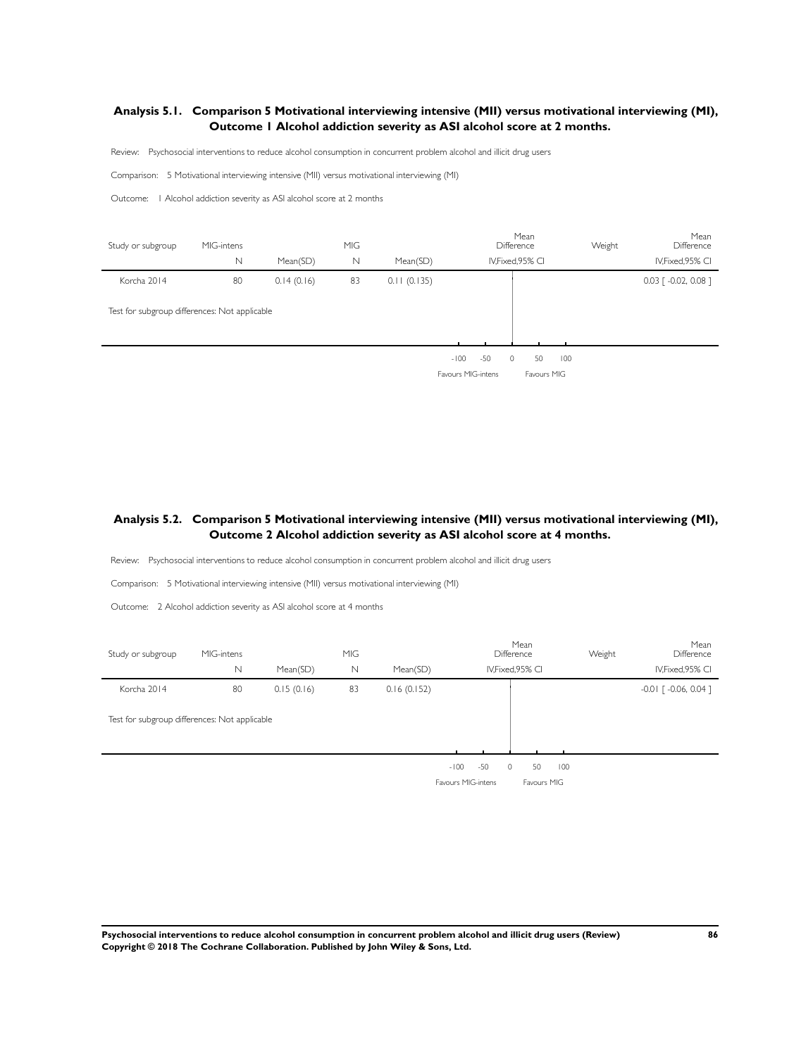## Analysis 5.1. Comparison 5 Motivational interviewing intensive (MII) versus motivational interviewing (MI), Outcome 1 Alcohol addiction severity as ASI alcohol score at 2 months.

Review: Psychosocial interventions to reduce alcohol consumption in concurrent problem alcohol and illicit drug users

Comparison: 5 Motivational interviewing intensive (MII) versus motivational interviewing (MI)

Outcome: 1 Alcohol addiction severity as ASI alcohol score at 2 months

| Study or subgroup | MIG-intens | | MIG | | Mean Difference | Weight | Mean Difference |
|---|---|---|---|---|---|---|---|
| | N | Mean(SD) | N | Mean(SD) | IV,Fixed,95% CI | | IV,Fixed,95% CI |
| Korcha 2014 | 80 | 0.14 (0.16) | 83 | 0.11 (0.135) | | | 0.03 [ -0.02, 0.08 ] |
| Test for subgroup differences: Not applicable | | | | | | | |

-100 -50 0 50 100

Favours MIG-intens Favours MIG

## Analysis 5.2. Comparison 5 Motivational interviewing intensive (MII) versus motivational interviewing (MI), Outcome 2 Alcohol addiction severity as ASI alcohol score at 4 months.

Review: Psychosocial interventions to reduce alcohol consumption in concurrent problem alcohol and illicit drug users

Comparison: 5 Motivational interviewing intensive (MII) versus motivational interviewing (MI)

Outcome: 2 Alcohol addiction severity as ASI alcohol score at 4 months

| Study or subgroup | MIG-intens | | MIG | | Mean Difference | Weight | Mean Difference |
|---|---|---|---|---|---|---|---|
| | N | Mean(SD) | N | Mean(SD) | IV,Fixed,95% CI | | IV,Fixed,95% CI |
| Korcha 2014 | 80 | 0.15 (0.16) | 83 | 0.16 (0.152) | | | -0.01 [ -0.06, 0.04 ] |
| Test for subgroup differences: Not applicable | | | | | | | |

-100 -50 0 50 100

Favours MIG-intens Favours MIG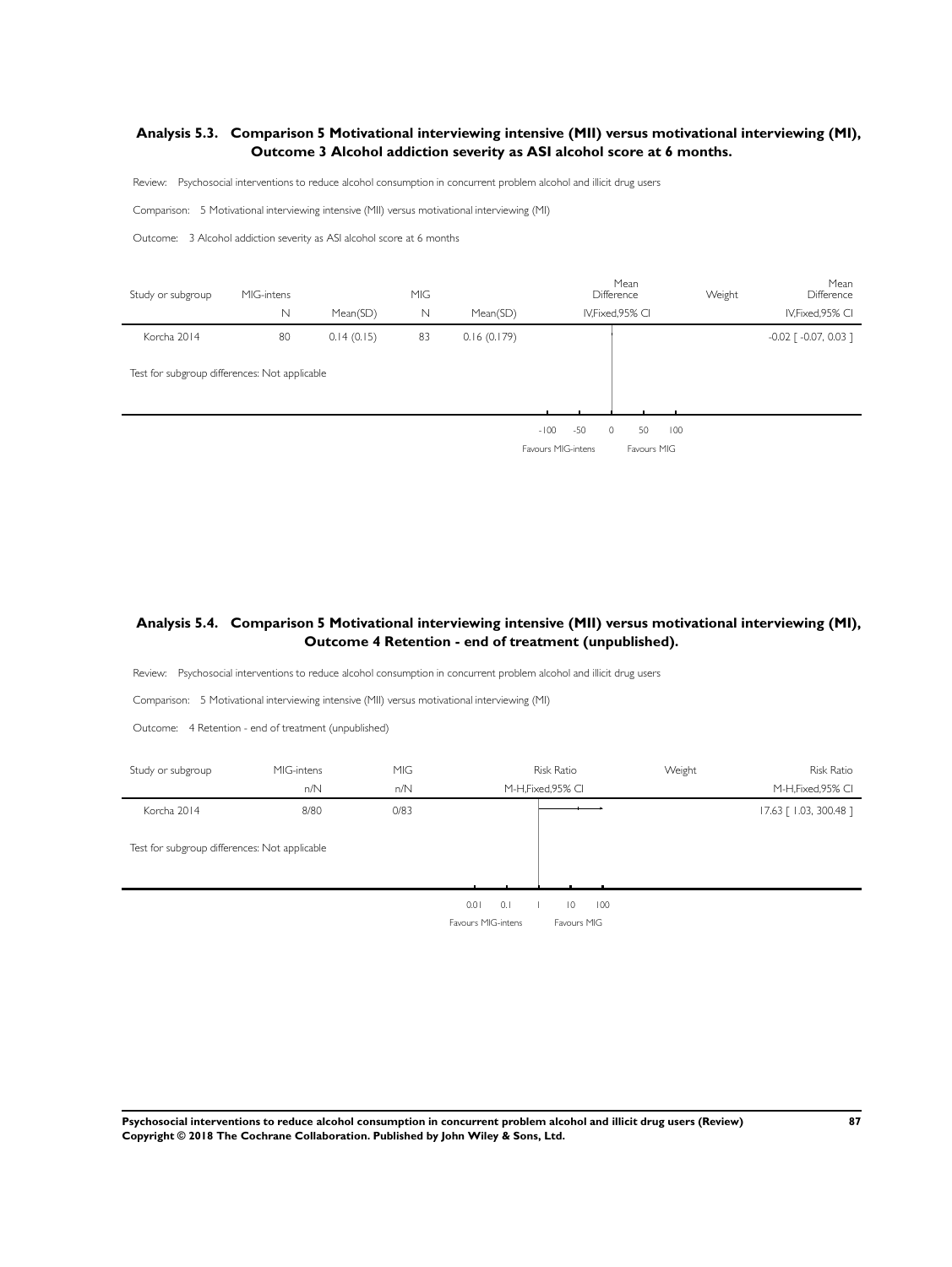## Analysis 5.3. Comparison 5 Motivational interviewing intensive (MII) versus motivational interviewing (MI), Outcome 3 Alcohol addiction severity as ASI alcohol score at 6 months.

Review: Psychosocial interventions to reduce alcohol consumption in concurrent problem alcohol and illicit drug users

Comparison: 5 Motivational interviewing intensive (MII) versus motivational interviewing (MI)

Outcome: 3 Alcohol addiction severity as ASI alcohol score at 6 months

| Study or subgroup | MIG-intens | | MIG | | Mean Difference | Weight | Mean Difference |
|---|---|---|---|---|---|---|---|
| | N | Mean(SD) | N | Mean(SD) | IV,Fixed,95% CI | | IV,Fixed,95% CI |
| Korcha 2014 | 80 | 0.14 (0.15) | 83 | 0.16 (0.179) | | | -0.02 [ -0.07, 0.03 ] |
| Test for subgroup differences: Not applicable | | | | | | | |

-100 -50 0 50 100

Favours MIG-intens Favours MIG

## Analysis 5.4. Comparison 5 Motivational interviewing intensive (MII) versus motivational interviewing (MI), Outcome 4 Retention - end of treatment (unpublished).

Review: Psychosocial interventions to reduce alcohol consumption in concurrent problem alcohol and illicit drug users

Comparison: 5 Motivational interviewing intensive (MII) versus motivational interviewing (MI)

Outcome: 4 Retention - end of treatment (unpublished)

| Study or subgroup | MIG-intens | MIG | Risk Ratio | Weight | Risk Ratio |
|---|---|---|---|---|---|
| | n/N | n/N | M-H,Fixed,95% CI | | M-H,Fixed,95% CI |
| Korcha 2014 | 8/80 | 0/83 | | | 17.63 [ 1.03, 300.48 ] |
| Test for subgroup differences: Not applicable | | | | | |

0.01 0.1 1 10 100

Favours MIG-intens Favours MIG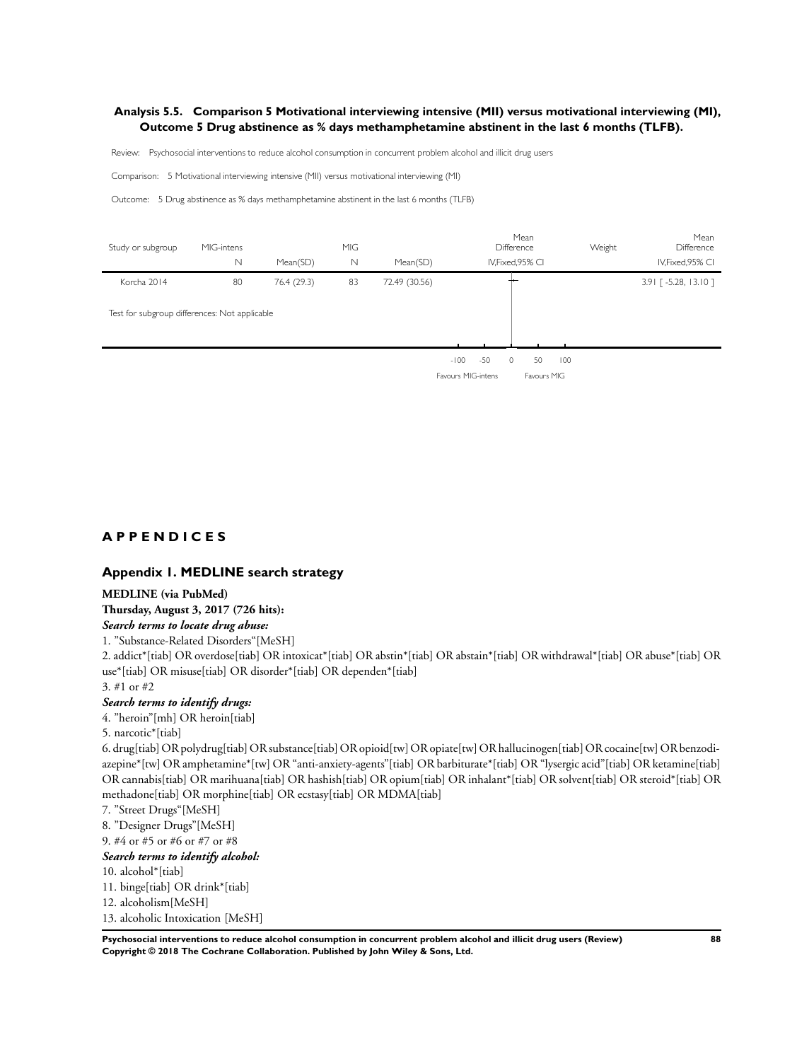### Analysis 5.5. Comparison 5 Motivational interviewing intensive (MII) versus motivational interviewing (MI), Outcome 5 Drug abstinence as % days methamphetamine abstinent in the last 6 months (TLFB).

Review: Psychosocial interventions to reduce alcohol consumption in concurrent problem alcohol and illicit drug users

Comparison: 5 Motivational interviewing intensive (MII) versus motivational interviewing (MI)

Outcome: 5 Drug abstinence as % days methamphetamine abstinent in the last 6 months (TLFB)

| Study or subgroup | MIG-intens N | Mean(SD) | MIG N | Mean(SD) | Mean Difference IV,Fixed,95% CI | Weight | Mean Difference IV,Fixed,95% CI |
|---|---|---|---|---|---|---|---|
| Korcha 2014 | 80 | 76.4 (29.3) | 83 | 72.49 (30.56) | | | 3.91 [ -5.28, 13.10 ] |
| Test for subgroup differences: Not applicable | | | | | | | |

-100 -50 0 50 100

Favours MIG-intens Favours MIG

## APPENDICES

### Appendix 1. MEDLINE search strategy

**MEDLINE (via PubMed)**

**Thursday, August 3, 2017 (726 hits):**

***Search terms to locate drug abuse:***

1. "Substance-Related Disorders"[MeSH]
2. addict*[tiab] OR overdose[tiab] OR intoxicat*[tiab] OR abstin*[tiab] OR abstain*[tiab] OR withdrawal*[tiab] OR abuse*[tiab] OR use*[tiab] OR misuse[tiab] OR disorder*[tiab] OR dependen*[tiab]
3. #1 or #2

***Search terms to identify drugs:***

4. "heroin"[mh] OR heroin[tiab]
5. narcotic*[tiab]
6. drug[tiab] OR polydrug[tiab] OR substance[tiab] OR opioid[tw] OR opiate[tw] OR hallucinogen[tiab] OR cocaine[tw] OR benzodiazepine*[tw] OR amphetamine*[tw] OR "anti-anxiety-agents"[tiab] OR barbiturate*[tiab] OR "lysergic acid"[tiab] OR ketamine[tiab] OR cannabis[tiab] OR marihuana[tiab] OR hashish[tiab] OR opium[tiab] OR inhalant*[tiab] OR solvent[tiab] OR steroid*[tiab] OR methadone[tiab] OR morphine[tiab] OR ecstasy[tiab] OR MDMA[tiab]
7. "Street Drugs"[MeSH]
8. "Designer Drugs"[MeSH]
9. #4 or #5 or #6 or #7 or #8

***Search terms to identify alcohol:***

10. alcohol*[tiab]
11. binge[tiab] OR drink*[tiab]
12. alcoholism[MeSH]
13. alcoholic Intoxication [MeSH]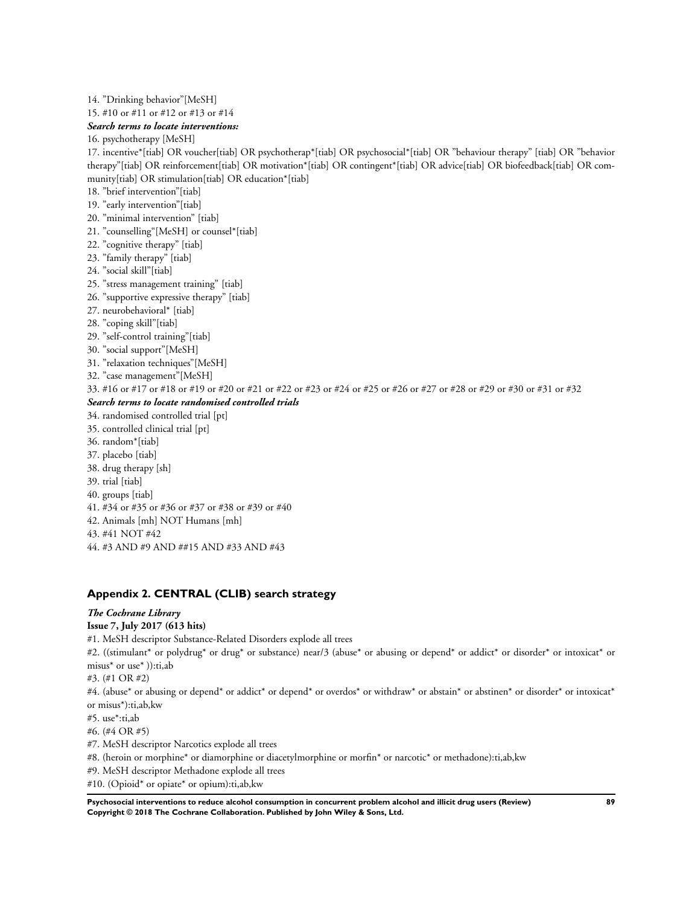14. ”Drinking behavior”[MeSH]

15. #10 or #11 or #12 or #13 or #14

***Search terms to locate interventions:***

16. psychotherapy [MeSH]

17. incentive*[tiab] OR voucher[tiab] OR psychotherap*[tiab] OR psychosocial*[tiab] OR ”behaviour therapy” [tiab] OR ”behavior therapy”[tiab] OR reinforcement[tiab] OR motivation*[tiab] OR contingent*[tiab] OR advice[tiab] OR biofeedback[tiab] OR community[tiab] OR stimulation[tiab] OR education*[tiab]

18. ”brief intervention”[tiab]

19. ”early intervention”[tiab]

20. ”minimal intervention” [tiab]

21. ”counselling“[MeSH] or counsel*[tiab]

22. ”cognitive therapy” [tiab]

23. ”family therapy” [tiab]

24. ”social skill”[tiab]

25. ”stress management training” [tiab]

26. ”supportive expressive therapy” [tiab]

27. neurobehavioral* [tiab]

28. ”coping skill”[tiab]

29. ”self-control training”[tiab]

30. ”social support”[MeSH]

31. ”relaxation techniques”[MeSH]

32. ”case management”[MeSH]

33. #16 or #17 or #18 or #19 or #20 or #21 or #22 or #23 or #24 or #25 or #26 or #27 or #28 or #29 or #30 or #31 or #32

***Search terms to locate randomised controlled trials***

34. randomised controlled trial [pt]

35. controlled clinical trial [pt]

36. random*[tiab]

37. placebo [tiab]

38. drug therapy [sh]

39. trial [tiab]

40. groups [tiab]

41. #34 or #35 or #36 or #37 or #38 or #39 or #40

42. Animals [mh] NOT Humans [mh]

43. #41 NOT #42

44. #3 AND #9 AND ##15 AND #33 AND #43

## Appendix 2. CENTRAL (CLIB) search strategy

***The Cochrane Library***

**Issue 7, July 2017 (613 hits)**

#1. MeSH descriptor Substance-Related Disorders explode all trees

#2. ((stimulant* or polydrug* or drug* or substance) near/3 (abuse* or abusing or depend* or addict* or disorder* or intoxicat* or misus* or use* )):ti,ab

#3. (#1 OR #2)

#4. (abuse* or abusing or depend* or addict* or depend* or overdos* or withdraw* or abstain* or abstinen* or disorder* or intoxicat* or misus*):ti,ab,kw

#5. use*:ti,ab

#6. (#4 OR #5)

#7. MeSH descriptor Narcotics explode all trees

#8. (heroin or morphine* or diamorphine or diacetylmorphine or morfin* or narcotic* or methadone):ti,ab,kw

#9. MeSH descriptor Methadone explode all trees

#10. (Opioid* or opiate* or opium):ti,ab,kw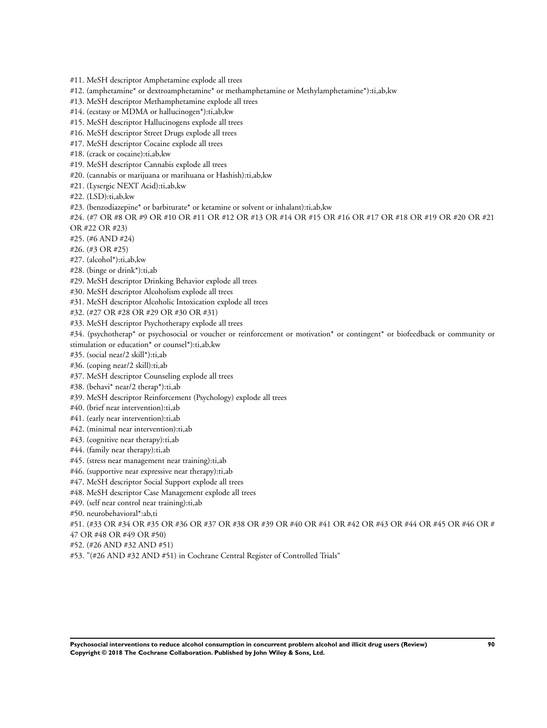#11. MeSH descriptor Amphetamine explode all trees
#12. (amphetamine* or dextroamphetamine* or methamphetamine or Methylamphetamine*):ti,ab,kw
#13. MeSH descriptor Methamphetamine explode all trees
#14. (ecstasy or MDMA or hallucinogen*):ti,ab,kw
#15. MeSH descriptor Hallucinogens explode all trees
#16. MeSH descriptor Street Drugs explode all trees
#17. MeSH descriptor Cocaine explode all trees
#18. (crack or cocaine):ti,ab,kw
#19. MeSH descriptor Cannabis explode all trees
#20. (cannabis or marijuana or marihuana or Hashish):ti,ab,kw
#21. (Lysergic NEXT Acid):ti,ab,kw
#22. (LSD):ti,ab,kw
#23. (benzodiazepine* or barbiturate* or ketamine or solvent or inhalant):ti,ab,kw
#24. (#7 OR #8 OR #9 OR #10 OR #11 OR #12 OR #13 OR #14 OR #15 OR #16 OR #17 OR #18 OR #19 OR #20 OR #21 OR #22 OR #23)
#25. (#6 AND #24)
#26. (#3 OR #25)
#27. (alcohol*):ti,ab,kw
#28. (binge or drink*):ti,ab
#29. MeSH descriptor Drinking Behavior explode all trees
#30. MeSH descriptor Alcoholism explode all trees
#31. MeSH descriptor Alcoholic Intoxication explode all trees
#32. (#27 OR #28 OR #29 OR #30 OR #31)
#33. MeSH descriptor Psychotherapy explode all trees
#34. (psychotherap* or psychosocial or voucher or reinforcement or motivation* or contingent* or biofeedback or community or stimulation or education* or counsel*):ti,ab,kw
#35. (social near/2 skill*):ti,ab
#36. (coping near/2 skill):ti,ab
#37. MeSH descriptor Counseling explode all trees
#38. (behavi* near/2 therap*):ti,ab
#39. MeSH descriptor Reinforcement (Psychology) explode all trees
#40. (brief near intervention):ti,ab
#41. (early near intervention):ti,ab
#42. (minimal near intervention):ti,ab
#43. (cognitive near therapy):ti,ab
#44. (family near therapy):ti,ab
#45. (stress near management near training):ti,ab
#46. (supportive near expressive near therapy):ti,ab
#47. MeSH descriptor Social Support explode all trees
#48. MeSH descriptor Case Management explode all trees
#49. (self near control near training):ti,ab
#50. neurobehavioral*:ab,ti
#51. (#33 OR #34 OR #35 OR #36 OR #37 OR #38 OR #39 OR #40 OR #41 OR #42 OR #43 OR #44 OR #45 OR #46 OR #47 OR #48 OR #49 OR #50)
#52. (#26 AND #32 AND #51)
#53. "(#26 AND #32 AND #51) in Cochrane Central Register of Controlled Trials"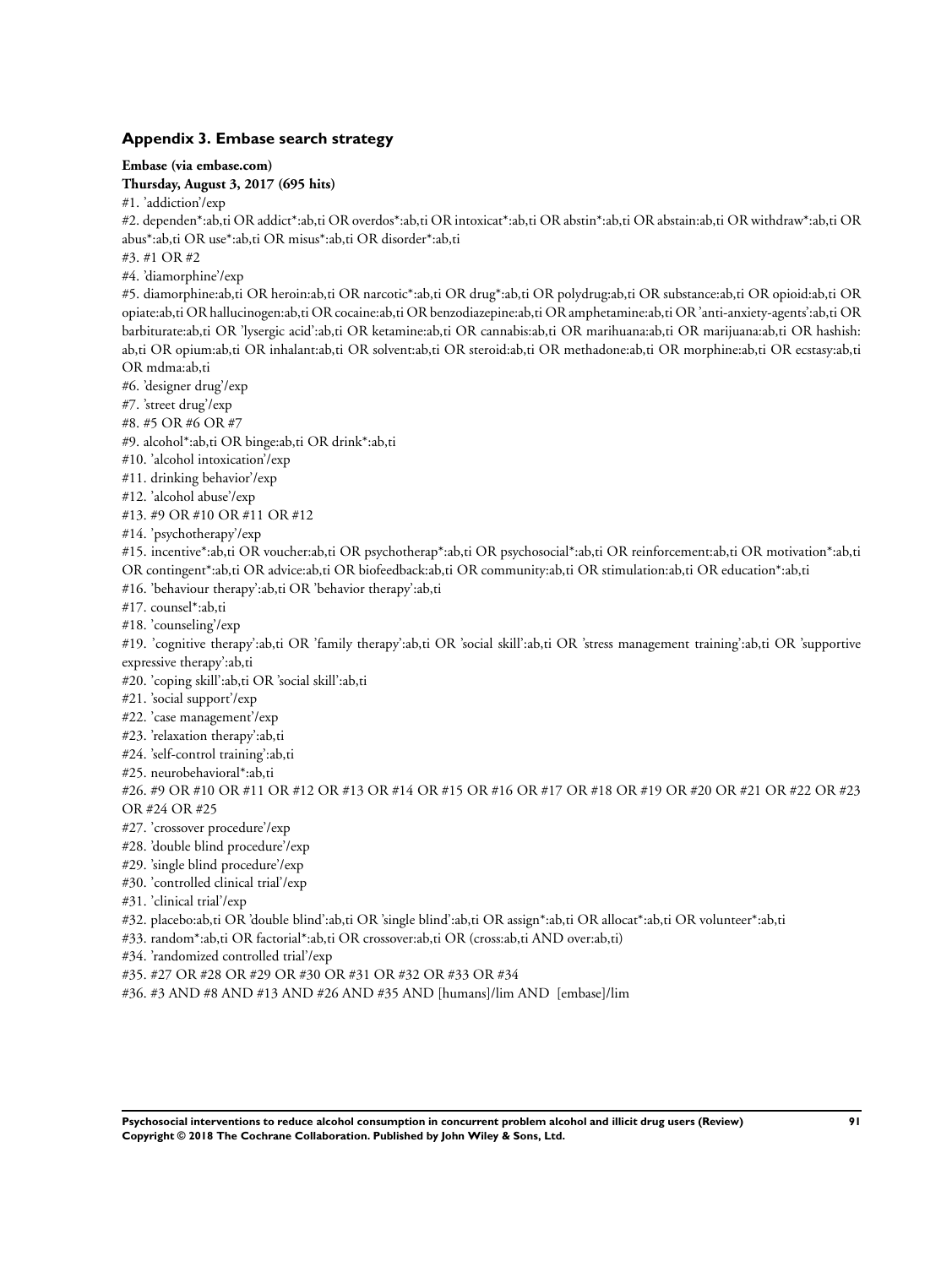## Appendix 3. Embase search strategy

**Embase (via embase.com)**

**Thursday, August 3, 2017 (695 hits)**

#1. 'addiction'/exp

#2. dependen*:ab,ti OR addict*:ab,ti OR overdos*:ab,ti OR intoxicat*:ab,ti OR abstin*:ab,ti OR abstain:ab,ti OR withdraw*:ab,ti OR abus*:ab,ti OR use*:ab,ti OR misus*:ab,ti OR disorder*:ab,ti

#3. #1 OR #2

#4. 'diamorphine'/exp

#5. diamorphine:ab,ti OR heroin:ab,ti OR narcotic*:ab,ti OR drug*:ab,ti OR polydrug:ab,ti OR substance:ab,ti OR opioid:ab,ti OR opiate:ab,ti OR hallucinogen:ab,ti OR cocaine:ab,ti OR benzodiazepine:ab,ti OR amphetamine:ab,ti OR 'anti-anxiety-agents':ab,ti OR barbiturate:ab,ti OR 'lysergic acid':ab,ti OR ketamine:ab,ti OR cannabis:ab,ti OR marihuana:ab,ti OR marijuana:ab,ti OR hashish:ab,ti OR opium:ab,ti OR inhalant:ab,ti OR solvent:ab,ti OR steroid:ab,ti OR methadone:ab,ti OR morphine:ab,ti OR ecstasy:ab,ti OR mdma:ab,ti

#6. 'designer drug'/exp

#7. 'street drug'/exp

#8. #5 OR #6 OR #7

#9. alcohol*:ab,ti OR binge:ab,ti OR drink*:ab,ti

#10. 'alcohol intoxication'/exp

#11. drinking behavior'/exp

#12. 'alcohol abuse'/exp

#13. #9 OR #10 OR #11 OR #12

#14. 'psychotherapy'/exp

#15. incentive*:ab,ti OR voucher:ab,ti OR psychotherap*:ab,ti OR psychosocial*:ab,ti OR reinforcement:ab,ti OR motivation*:ab,ti OR contingent*:ab,ti OR advice:ab,ti OR biofeedback:ab,ti OR community:ab,ti OR stimulation:ab,ti OR education*:ab,ti

#16. 'behaviour therapy':ab,ti OR 'behavior therapy':ab,ti

#17. counsel*:ab,ti

#18. 'counseling'/exp

#19. 'cognitive therapy':ab,ti OR 'family therapy':ab,ti OR 'social skill':ab,ti OR 'stress management training':ab,ti OR 'supportive expressive therapy':ab,ti

#20. 'coping skill':ab,ti OR 'social skill':ab,ti

#21. 'social support'/exp

#22. 'case management'/exp

#23. 'relaxation therapy':ab,ti

#24. 'self-control training':ab,ti

#25. neurobehavioral*:ab,ti

#26. #9 OR #10 OR #11 OR #12 OR #13 OR #14 OR #15 OR #16 OR #17 OR #18 OR #19 OR #20 OR #21 OR #22 OR #23 OR #24 OR #25

#27. 'crossover procedure'/exp

#28. 'double blind procedure'/exp

#29. 'single blind procedure'/exp

#30. 'controlled clinical trial'/exp

#31. 'clinical trial'/exp

#32. placebo:ab,ti OR 'double blind':ab,ti OR 'single blind':ab,ti OR assign*:ab,ti OR allocat*:ab,ti OR volunteer*:ab,ti

#33. random*:ab,ti OR factorial*:ab,ti OR crossover:ab,ti OR (cross:ab,ti AND over:ab,ti)

#34. 'randomized controlled trial'/exp

#35. #27 OR #28 OR #29 OR #30 OR #31 OR #32 OR #33 OR #34

#36. #3 AND #8 AND #13 AND #26 AND #35 AND [humans]/lim AND [embase]/lim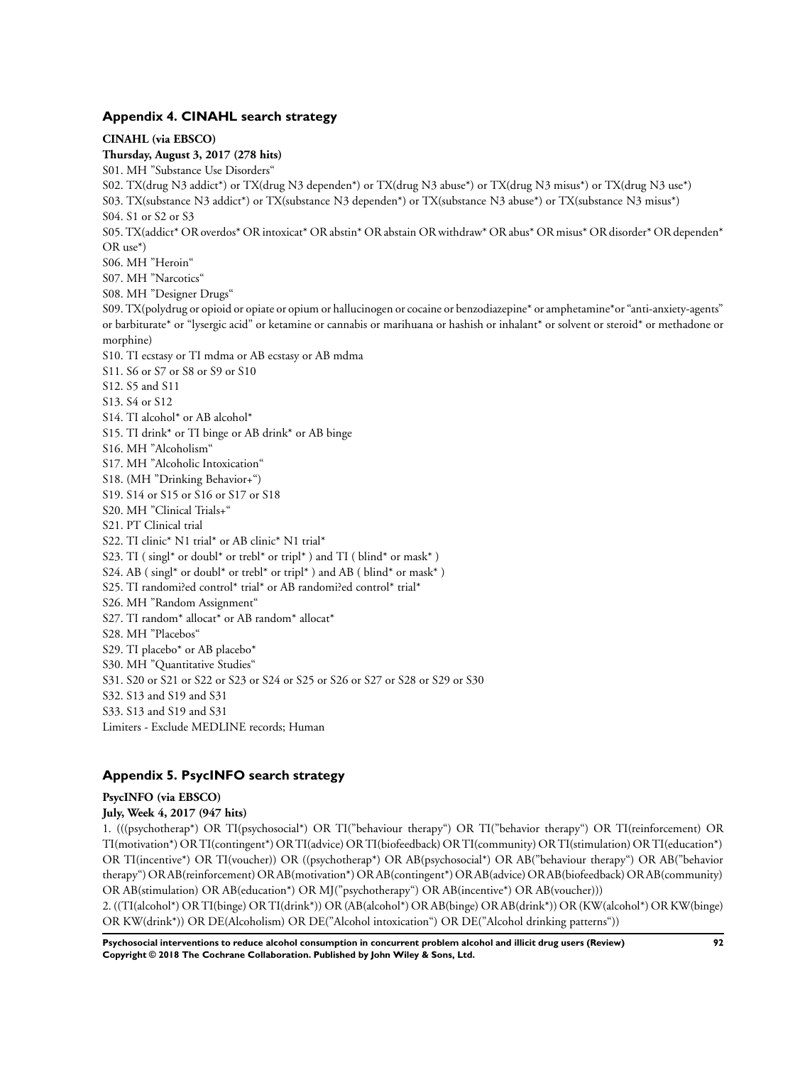## Appendix 4. CINAHL search strategy

**CINAHL (via EBSCO)**

**Thursday, August 3, 2017 (278 hits)**

S01. MH "Substance Use Disorders"

S02. TX(drug N3 addict*) or TX(drug N3 dependen*) or TX(drug N3 abuse*) or TX(drug N3 misus*) or TX(drug N3 use*)

S03. TX(substance N3 addict*) or TX(substance N3 dependen*) or TX(substance N3 abuse*) or TX(substance N3 misus*)

S04. S1 or S2 or S3

S05. TX(addict* OR overdos* OR intoxicat* OR abstin* OR abstain OR withdraw* OR abus* OR misus* OR disorder* OR dependen* OR use*)

S06. MH "Heroin"

S07. MH "Narcotics"

S08. MH "Designer Drugs"

S09. TX(polydrug or opioid or opiate or opium or hallucinogen or cocaine or benzodiazepine* or amphetamine*or "anti-anxiety-agents" or barbiturate* or "lysergic acid" or ketamine or cannabis or marihuana or hashish or inhalant* or solvent or steroid* or methadone or morphine)

S10. TI ecstasy or TI mdma or AB ecstasy or AB mdma

S11. S6 or S7 or S8 or S9 or S10

S12. S5 and S11

S13. S4 or S12

S14. TI alcohol* or AB alcohol*

S15. TI drink* or TI binge or AB drink* or AB binge

S16. MH "Alcoholism"

S17. MH "Alcoholic Intoxication"

S18. (MH "Drinking Behavior+")

S19. S14 or S15 or S16 or S17 or S18

S20. MH "Clinical Trials+"

S21. PT Clinical trial

S22. TI clinic* N1 trial* or AB clinic* N1 trial*

S23. TI ( singl* or doubl* or trebl* or tripl* ) and TI ( blind* or mask* )

S24. AB ( singl* or doubl* or trebl* or tripl* ) and AB ( blind* or mask* )

S25. TI randomi?ed control* trial* or AB randomi?ed control* trial*

S26. MH "Random Assignment"

S27. TI random* allocat* or AB random* allocat*

S28. MH "Placebos"

S29. TI placebo* or AB placebo*

S30. MH "Quantitative Studies"

S31. S20 or S21 or S22 or S23 or S24 or S25 or S26 or S27 or S28 or S29 or S30

S32. S13 and S19 and S31

S33. S13 and S19 and S31

Limiters - Exclude MEDLINE records; Human

## Appendix 5. PsycINFO search strategy

**PsycINFO (via EBSCO)**

**July, Week 4, 2017 (947 hits)**

1. (((psychotherap*) OR TI(psychosocial*) OR TI("behaviour therapy") OR TI("behavior therapy") OR TI(reinforcement) OR TI(motivation*) OR TI(contingent*) OR TI(advice) OR TI(biofeedback) OR TI(community) OR TI(stimulation) OR TI(education*) OR TI(incentive*) OR TI(voucher)) OR ((psychotherap*) OR AB(psychosocial*) OR AB("behaviour therapy") OR AB("behavior therapy") OR AB(reinforcement) OR AB(motivation*) OR AB(contingent*) OR AB(advice) OR AB(biofeedback) OR AB(community) OR AB(stimulation) OR AB(education*) OR MJ("psychotherapy") OR AB(incentive*) OR AB(voucher)))

2. ((TI(alcohol*) OR TI(binge) OR TI(drink*)) OR (AB(alcohol*) OR AB(binge) OR AB(drink*)) OR (KW(alcohol*) OR KW(binge) OR KW(drink*)) OR DE(Alcoholism) OR DE("Alcohol intoxication") OR DE("Alcohol drinking patterns"))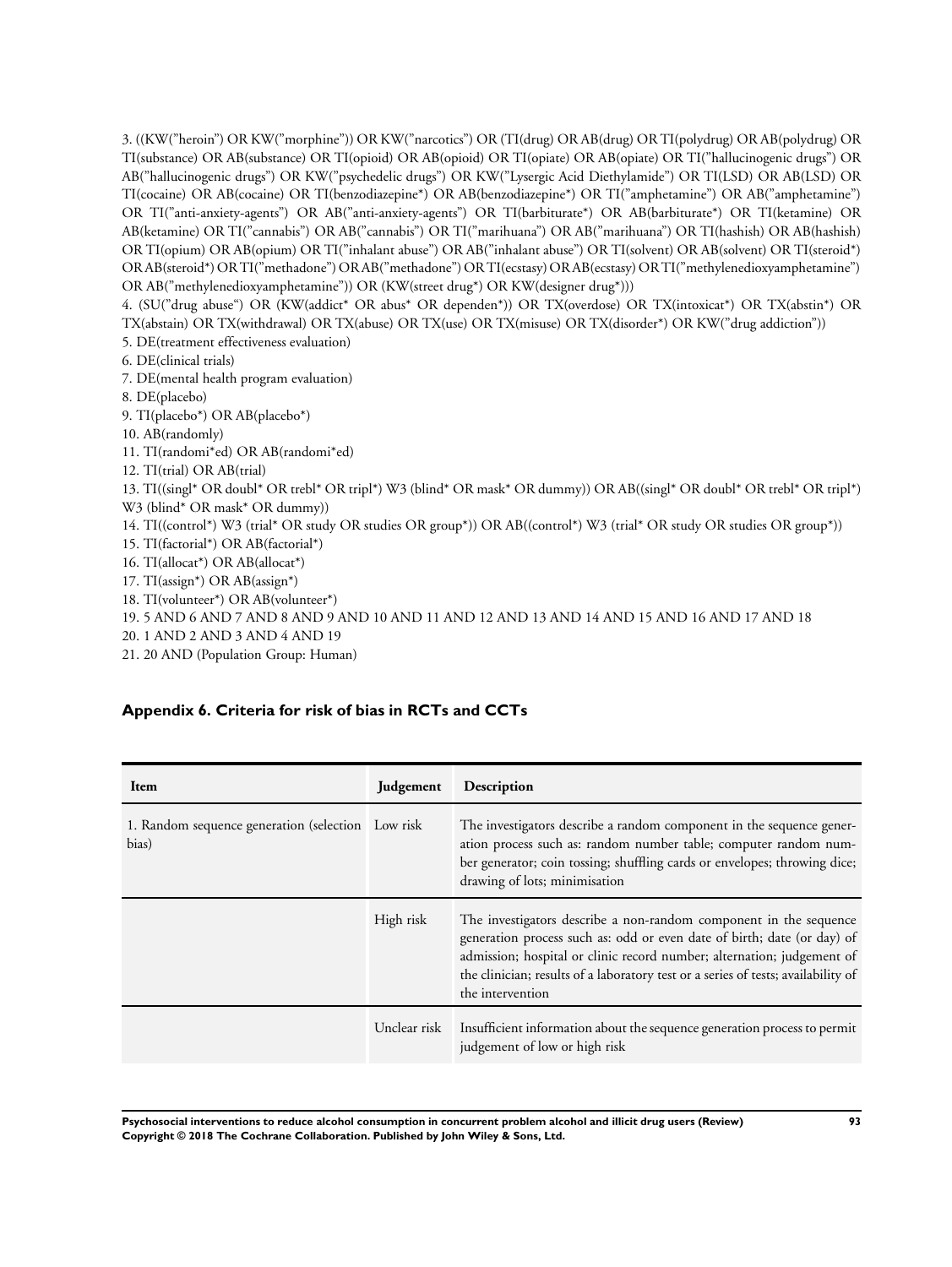3. ((KW(”heroin”) OR KW(”morphine”)) OR KW(”narcotics”) OR (TI(drug) OR AB(drug) OR TI(polydrug) OR AB(polydrug) OR TI(substance) OR AB(substance) OR TI(opioid) OR AB(opioid) OR TI(opiate) OR AB(opiate) OR TI(”hallucinogenic drugs”) OR AB(”hallucinogenic drugs”) OR KW(”psychedelic drugs”) OR KW(”Lysergic Acid Diethylamide”) OR TI(LSD) OR AB(LSD) OR TI(cocaine) OR AB(cocaine) OR TI(benzodiazepine*) OR AB(benzodiazepine*) OR TI(”amphetamine”) OR AB(”amphetamine”) OR TI(”anti-anxiety-agents”) OR AB(”anti-anxiety-agents”) OR TI(barbiturate*) OR AB(barbiturate*) OR TI(ketamine) OR AB(ketamine) OR TI(”cannabis”) OR AB(”cannabis”) OR TI(”marihuana”) OR AB(”marihuana”) OR TI(hashish) OR AB(hashish) OR TI(opium) OR AB(opium) OR TI(”inhalant abuse”) OR AB(”inhalant abuse”) OR TI(solvent) OR AB(solvent) OR TI(steroid*) OR AB(steroid*) OR TI(”methadone”) OR AB(”methadone”) OR TI(ecstasy) OR AB(ecstasy) OR TI(”methylenedioxyamphetamine”) OR AB(”methylenedioxyamphetamine”)) OR (KW(street drug*) OR KW(designer drug*)))

4. (SU(”drug abuse“) OR (KW(addict* OR abus* OR dependen*)) OR TX(overdose) OR TX(intoxicat*) OR TX(abstin*) OR TX(abstain) OR TX(withdrawal) OR TX(abuse) OR TX(use) OR TX(misuse) OR TX(disorder*) OR KW(”drug addiction”))

5. DE(treatment effectiveness evaluation)

6. DE(clinical trials)

7. DE(mental health program evaluation)

8. DE(placebo)

9. TI(placebo*) OR AB(placebo*)

10. AB(randomly)

11. TI(randomi*ed) OR AB(randomi*ed)

12. TI(trial) OR AB(trial)

13. TI((singl* OR doubl* OR trebl* OR tripl*) W3 (blind* OR mask* OR dummy)) OR AB((singl* OR doubl* OR trebl* OR tripl*) W3 (blind* OR mask* OR dummy))

14. TI((control*) W3 (trial* OR study OR studies OR group*)) OR AB((control*) W3 (trial* OR study OR studies OR group*))

15. TI(factorial*) OR AB(factorial*)

16. TI(allocat*) OR AB(allocat*)

17. TI(assign*) OR AB(assign*)

18. TI(volunteer*) OR AB(volunteer*)

19. 5 AND 6 AND 7 AND 8 AND 9 AND 10 AND 11 AND 12 AND 13 AND 14 AND 15 AND 16 AND 17 AND 18

20. 1 AND 2 AND 3 AND 4 AND 19

21. 20 AND (Population Group: Human)

## Appendix 6. Criteria for risk of bias in RCTs and CCTs

| Item | Judgement | Description |
|---|---|---|
| 1. Random sequence generation (selection bias) | Low risk | The investigators describe a random component in the sequence generation process such as: random number table; computer random number generator; coin tossing; shuffling cards or envelopes; throwing dice; drawing of lots; minimisation |
| | High risk | The investigators describe a non-random component in the sequence generation process such as: odd or even date of birth; date (or day) of admission; hospital or clinic record number; alternation; judgement of the clinician; results of a laboratory test or a series of tests; availability of the intervention |
| | Unclear risk | Insufficient information about the sequence generation process to permit judgement of low or high risk |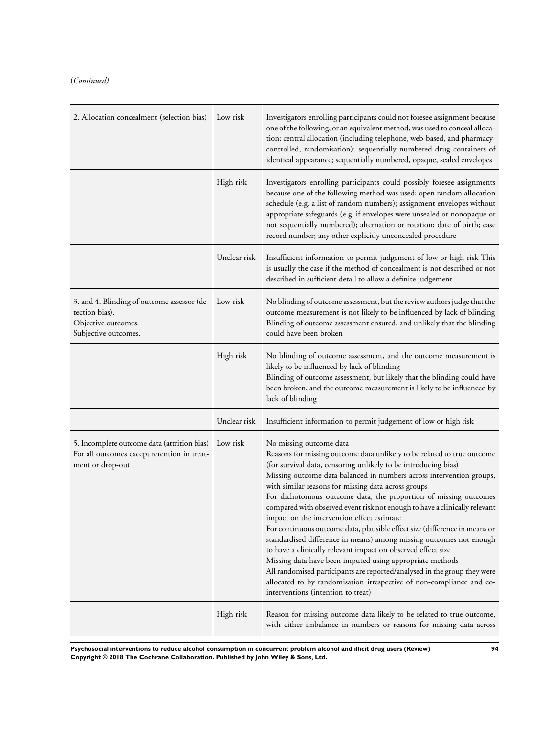(*Continued*)

| | | |
|---|---|---|
| 2. Allocation concealment (selection bias) | Low risk | Investigators enrolling participants could not foresee assignment because one of the following, or an equivalent method, was used to conceal allocation: central allocation (including telephone, web-based, and pharmacy-controlled, randomisation); sequentially numbered drug containers of identical appearance; sequentially numbered, opaque, sealed envelopes |
| | High risk | Investigators enrolling participants could possibly foresee assignments because one of the following method was used: open random allocation schedule (e.g. a list of random numbers); assignment envelopes without appropriate safeguards (e.g. if envelopes were unsealed or nonopaque or not sequentially numbered); alternation or rotation; date of birth; case record number; any other explicitly unconcealed procedure |
| | Unclear risk | Insufficient information to permit judgement of low or high risk This is usually the case if the method of concealment is not described or not described in sufficient detail to allow a definite judgement |
| 3. and 4. Blinding of outcome assessor (detection bias).<br>Objective outcomes.<br>Subjective outcomes. | Low risk | No blinding of outcome assessment, but the review authors judge that the outcome measurement is not likely to be influenced by lack of blinding<br>Blinding of outcome assessment ensured, and unlikely that the blinding could have been broken |
| | High risk | No blinding of outcome assessment, and the outcome measurement is likely to be influenced by lack of blinding<br>Blinding of outcome assessment, but likely that the blinding could have been broken, and the outcome measurement is likely to be influenced by lack of blinding |
| | Unclear risk | Insufficient information to permit judgement of low or high risk |
| 5. Incomplete outcome data (attrition bias)<br>For all outcomes except retention in treatment or drop-out | Low risk | No missing outcome data<br>Reasons for missing outcome data unlikely to be related to true outcome (for survival data, censoring unlikely to be introducing bias)<br>Missing outcome data balanced in numbers across intervention groups, with similar reasons for missing data across groups<br>For dichotomous outcome data, the proportion of missing outcomes compared with observed event risk not enough to have a clinically relevant impact on the intervention effect estimate<br>For continuous outcome data, plausible effect size (difference in means or standardised difference in means) among missing outcomes not enough to have a clinically relevant impact on observed effect size<br>Missing data have been imputed using appropriate methods<br>All randomised participants are reported/analysed in the group they were allocated to by randomisation irrespective of non-compliance and co-interventions (intention to treat) |
| | High risk | Reason for missing outcome data likely to be related to true outcome, with either imbalance in numbers or reasons for missing data across |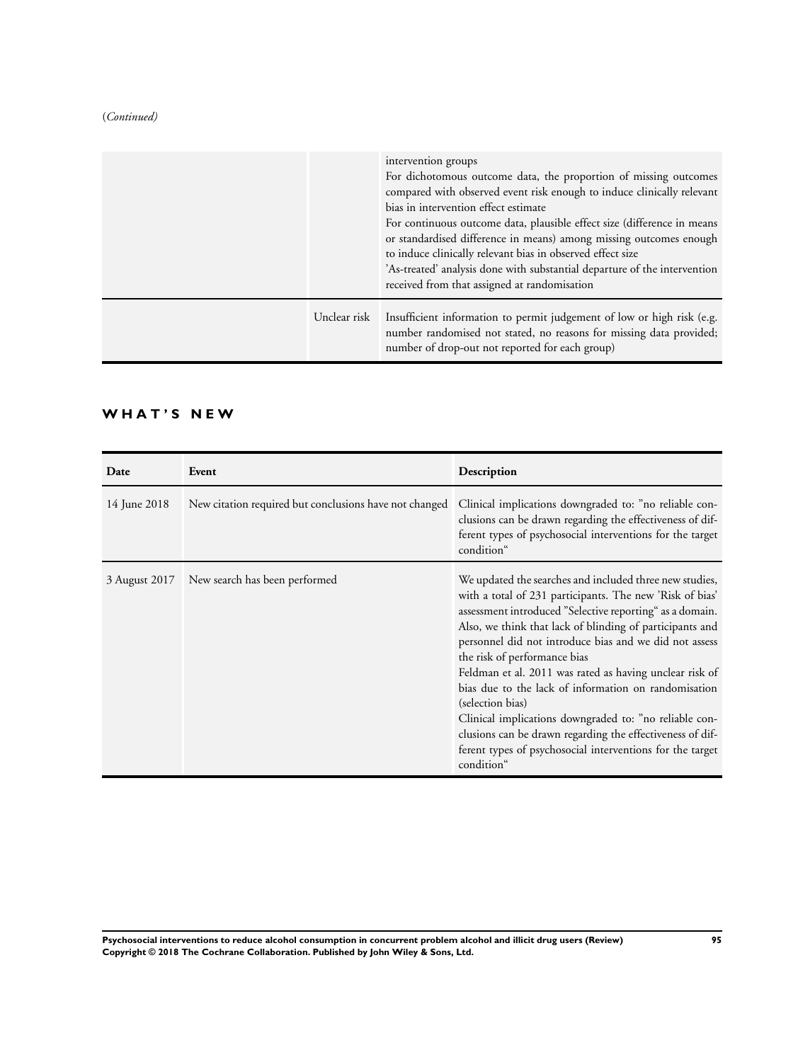(*Continued*)

| | | |
|---|---|---|
| | | intervention groups<br>For dichotomous outcome data, the proportion of missing outcomes compared with observed event risk enough to induce clinically relevant bias in intervention effect estimate<br>For continuous outcome data, plausible effect size (difference in means or standardised difference in means) among missing outcomes enough to induce clinically relevant bias in observed effect size<br>'As-treated' analysis done with substantial departure of the intervention received from that assigned at randomisation |
| | Unclear risk | Insufficient information to permit judgement of low or high risk (e.g. number randomised not stated, no reasons for missing data provided; number of drop-out not reported for each group) |

## WHAT'S NEW

| Date | Event | Description |
|---|---|---|
| 14 June 2018 | New citation required but conclusions have not changed | Clinical implications downgraded to: "no reliable conclusions can be drawn regarding the effectiveness of different types of psychosocial interventions for the target condition" |
| 3 August 2017 | New search has been performed | We updated the searches and included three new studies, with a total of 231 participants. The new 'Risk of bias' assessment introduced "Selective reporting" as a domain. Also, we think that lack of blinding of participants and personnel did not introduce bias and we did not assess the risk of performance bias<br>Feldman et al. 2011 was rated as having unclear risk of bias due to the lack of information on randomisation (selection bias)<br>Clinical implications downgraded to: "no reliable conclusions can be drawn regarding the effectiveness of different types of psychosocial interventions for the target condition" |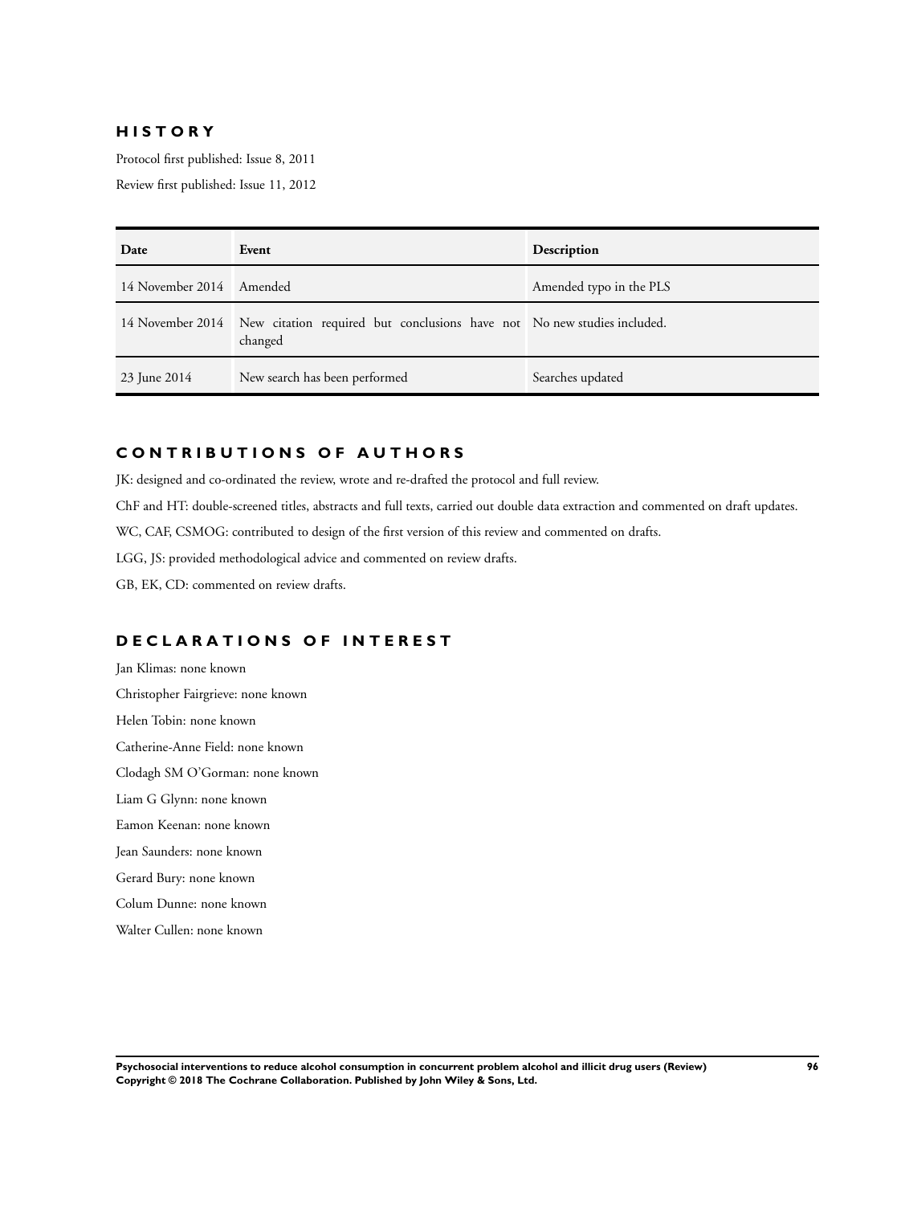## HISTORY

Protocol first published: Issue 8, 2011

Review first published: Issue 11, 2012

| Date | Event | Description |
|---|---|---|
| 14 November 2014 | Amended | Amended typo in the PLS |
| 14 November 2014 | New citation required but conclusions have not changed | No new studies included. |
| 23 June 2014 | New search has been performed | Searches updated |

## CONTRIBUTIONS OF AUTHORS

JK: designed and co-ordinated the review, wrote and re-drafted the protocol and full review.

ChF and HT: double-screened titles, abstracts and full texts, carried out double data extraction and commented on draft updates.

WC, CAF, CSMOG: contributed to design of the first version of this review and commented on drafts.

LGG, JS: provided methodological advice and commented on review drafts.

GB, EK, CD: commented on review drafts.

## DECLARATIONS OF INTEREST

Jan Klimas: none known

Christopher Fairgrieve: none known

Helen Tobin: none known

Catherine-Anne Field: none known

Clodagh SM O'Gorman: none known

Liam G Glynn: none known

Eamon Keenan: none known

Jean Saunders: none known

Gerard Bury: none known

Colum Dunne: none known

Walter Cullen: none known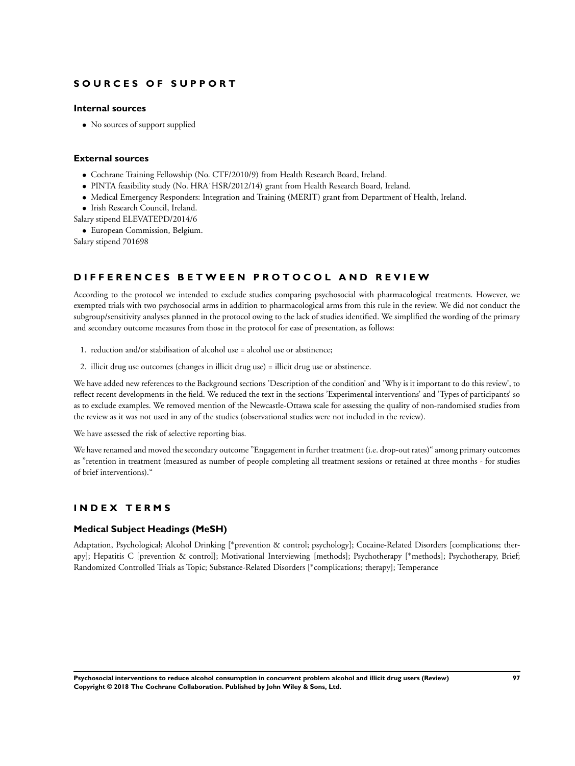## SOURCES OF SUPPORT

### Internal sources

- No sources of support supplied

### External sources

- Cochrane Training Fellowship (No. CTF/2010/9) from Health Research Board, Ireland.
- PINTA feasibility study (No. HRA˙HSR/2012/14) grant from Health Research Board, Ireland.
- Medical Emergency Responders: Integration and Training (MERIT) grant from Department of Health, Ireland.
- Irish Research Council, Ireland.

Salary stipend ELEVATEPD/2014/6

- European Commission, Belgium.

Salary stipend 701698

## DIFFERENCES BETWEEN PROTOCOL AND REVIEW

According to the protocol we intended to exclude studies comparing psychosocial with pharmacological treatments. However, we exempted trials with two psychosocial arms in addition to pharmacological arms from this rule in the review. We did not conduct the subgroup/sensitivity analyses planned in the protocol owing to the lack of studies identified. We simplified the wording of the primary and secondary outcome measures from those in the protocol for ease of presentation, as follows:

1. reduction and/or stabilisation of alcohol use = alcohol use or abstinence;
2. illicit drug use outcomes (changes in illicit drug use) = illicit drug use or abstinence.

We have added new references to the Background sections 'Description of the condition' and 'Why is it important to do this review', to reflect recent developments in the field. We reduced the text in the sections 'Experimental interventions' and 'Types of participants' so as to exclude examples. We removed mention of the Newcastle-Ottawa scale for assessing the quality of non-randomised studies from the review as it was not used in any of the studies (observational studies were not included in the review).

We have assessed the risk of selective reporting bias.

We have renamed and moved the secondary outcome "Engagement in further treatment (i.e. drop-out rates)" among primary outcomes as "retention in treatment (measured as number of people completing all treatment sessions or retained at three months - for studies of brief interventions)."

## INDEX TERMS

### Medical Subject Headings (MeSH)

Adaptation, Psychological; Alcohol Drinking [*prevention & control; psychology]; Cocaine-Related Disorders [complications; therapy]; Hepatitis C [prevention & control]; Motivational Interviewing [methods]; Psychotherapy [*methods]; Psychotherapy, Brief; Randomized Controlled Trials as Topic; Substance-Related Disorders [*complications; therapy]; Temperance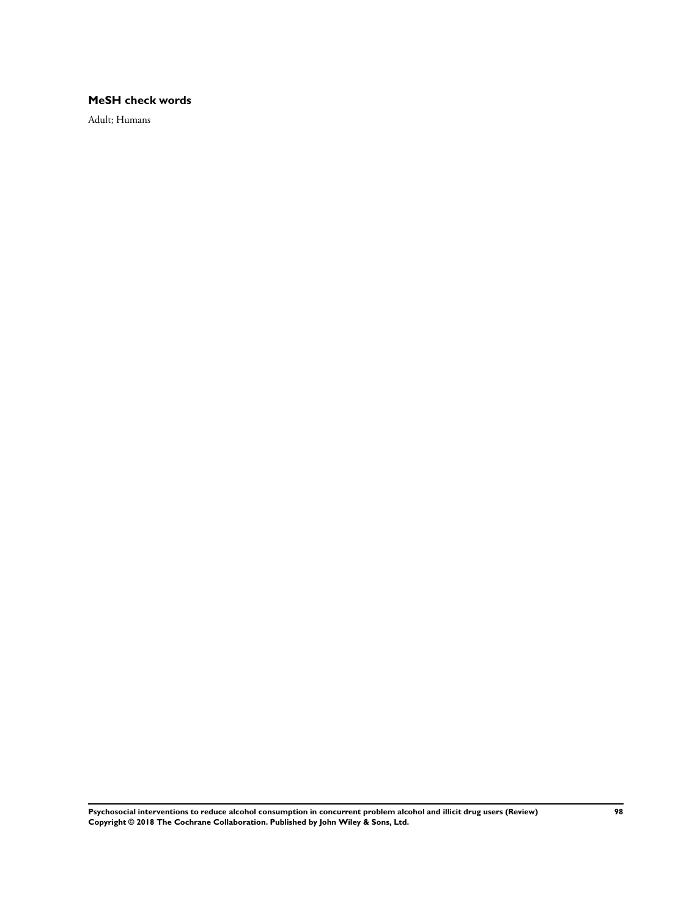### MeSH check words

Adult; Humans